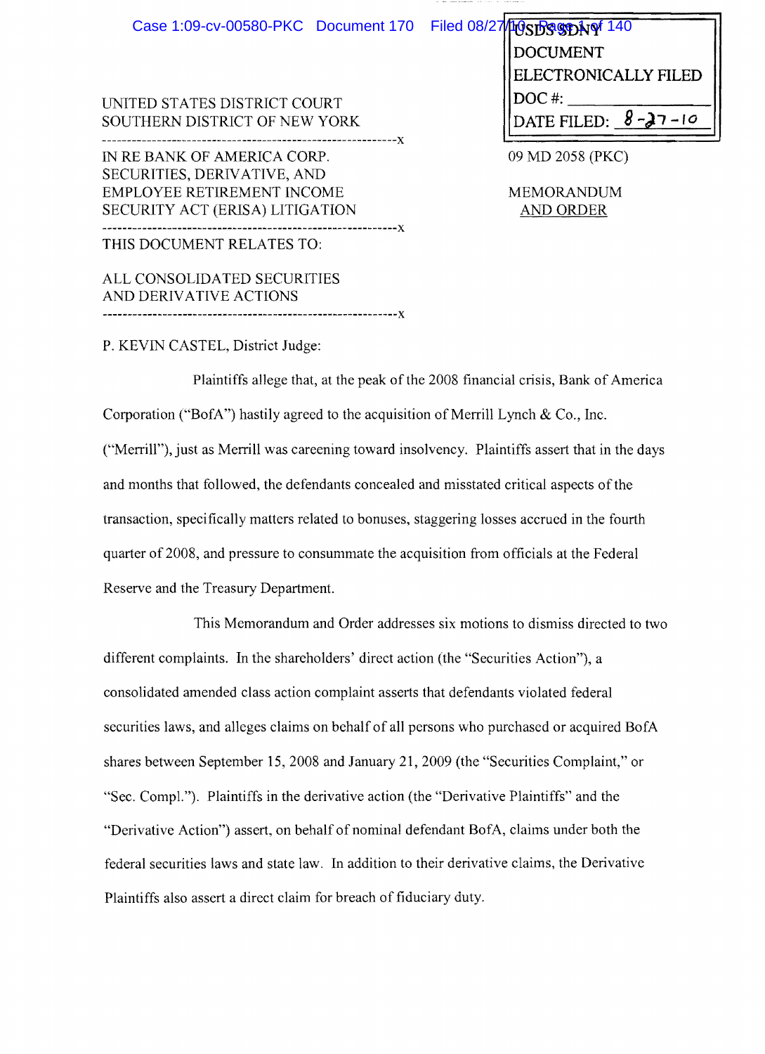UNITED STATES DISTRICT COURT
SOUTHERN DISTRICT OF NEW YORK

USDS SDNY
DOCUMENT
ELECTRONICALLY FILED
DOC #: \_\_\_\_\_\_\_\_
DATE FILED: 8-27-10

---

IN RE BANK OF AMERICA CORP. SECURITIES, DERIVATIVE, AND EMPLOYEE RETIREMENT INCOME SECURITY ACT (ERISA) LITIGATION

09 MD 2058 (PKC)

MEMORANDUM AND ORDER

---

THIS DOCUMENT RELATES TO:

ALL CONSOLIDATED SECURITIES AND DERIVATIVE ACTIONS

---

P. KEVIN CASTEL, District Judge:

Plaintiffs allege that, at the peak of the 2008 financial crisis, Bank of America Corporation ("BofA") hastily agreed to the acquisition of Merrill Lynch & Co., Inc. ("Merrill"), just as Merrill was careening toward insolvency. Plaintiffs assert that in the days and months that followed, the defendants concealed and misstated critical aspects of the transaction, specifically matters related to bonuses, staggering losses accrued in the fourth quarter of 2008, and pressure to consummate the acquisition from officials at the Federal Reserve and the Treasury Department.

This Memorandum and Order addresses six motions to dismiss directed to two different complaints. In the shareholders' direct action (the "Securities Action"), a consolidated amended class action complaint asserts that defendants violated federal securities laws, and alleges claims on behalf of all persons who purchased or acquired BofA shares between September 15, 2008 and January 21, 2009 (the "Securities Complaint," or "Sec. Compl."). Plaintiffs in the derivative action (the "Derivative Plaintiffs" and the "Derivative Action") assert, on behalf of nominal defendant BofA, claims under both the federal securities laws and state law. In addition to their derivative claims, the Derivative Plaintiffs also assert a direct claim for breach of fiduciary duty.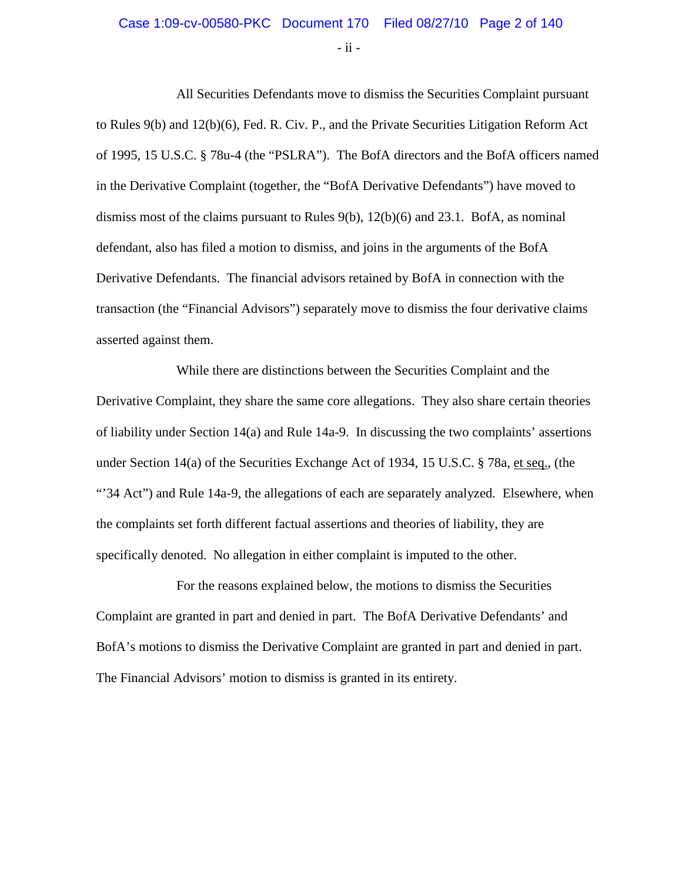All Securities Defendants move to dismiss the Securities Complaint pursuant to Rules 9(b) and 12(b)(6), Fed. R. Civ. P., and the Private Securities Litigation Reform Act of 1995, 15 U.S.C. § 78u-4 (the "PSLRA"). The BofA directors and the BofA officers named in the Derivative Complaint (together, the "BofA Derivative Defendants") have moved to dismiss most of the claims pursuant to Rules 9(b), 12(b)(6) and 23.1. BofA, as nominal defendant, also has filed a motion to dismiss, and joins in the arguments of the BofA Derivative Defendants. The financial advisors retained by BofA in connection with the transaction (the "Financial Advisors") separately move to dismiss the four derivative claims asserted against them.

While there are distinctions between the Securities Complaint and the Derivative Complaint, they share the same core allegations. They also share certain theories of liability under Section 14(a) and Rule 14a-9. In discussing the two complaints' assertions under Section 14(a) of the Securities Exchange Act of 1934, 15 U.S.C. § 78a, et seq., (the "'34 Act") and Rule 14a-9, the allegations of each are separately analyzed. Elsewhere, when the complaints set forth different factual assertions and theories of liability, they are specifically denoted. No allegation in either complaint is imputed to the other.

For the reasons explained below, the motions to dismiss the Securities Complaint are granted in part and denied in part. The BofA Derivative Defendants' and BofA's motions to dismiss the Derivative Complaint are granted in part and denied in part. The Financial Advisors' motion to dismiss is granted in its entirety.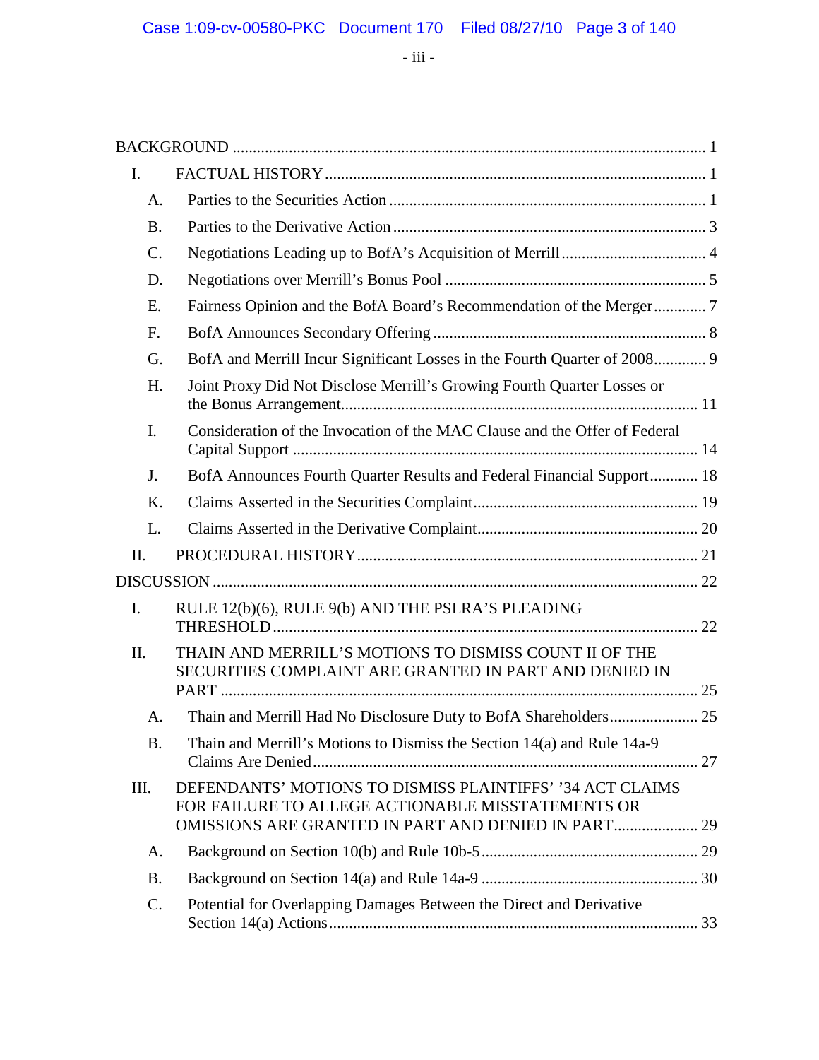BACKGROUND ..................................................................................................................... 1

I. FACTUAL HISTORY ............................................................................................... 1

A. Parties to the Securities Action ............................................................................... 1

B. Parties to the Derivative Action .............................................................................. 3

C. Negotiations Leading up to BofA's Acquisition of Merrill .................................... 4

D. Negotiations over Merrill's Bonus Pool ................................................................. 5

E. Fairness Opinion and the BofA Board's Recommendation of the Merger ............. 7

F. BofA Announces Secondary Offering .................................................................... 8

G. BofA and Merrill Incur Significant Losses in the Fourth Quarter of 2008............. 9

H. Joint Proxy Did Not Disclose Merrill's Growing Fourth Quarter Losses or the Bonus Arrangement......................................................................................... 11

I. Consideration of the Invocation of the MAC Clause and the Offer of Federal Capital Support ..................................................................................................... 14

J. BofA Announces Fourth Quarter Results and Federal Financial Support............ 18

K. Claims Asserted in the Securities Complaint........................................................ 19

L. Claims Asserted in the Derivative Complaint....................................................... 20

II. PROCEDURAL HISTORY.................................................................................... 21

DISCUSSION ....................................................................................................................... 22

I. RULE 12(b)(6), RULE 9(b) AND THE PSLRA'S PLEADING THRESHOLD......................................................................................................... 22

II. THAIN AND MERRILL'S MOTIONS TO DISMISS COUNT II OF THE SECURITIES COMPLAINT ARE GRANTED IN PART AND DENIED IN PART ..................................................................................................................... 25

A. Thain and Merrill Had No Disclosure Duty to BofA Shareholders...................... 25

B. Thain and Merrill's Motions to Dismiss the Section 14(a) and Rule 14a-9 Claims Are Denied............................................................................................... 27

III. DEFENDANTS' MOTIONS TO DISMISS PLAINTIFFS' '34 ACT CLAIMS FOR FAILURE TO ALLEGE ACTIONABLE MISSTATEMENTS OR OMISSIONS ARE GRANTED IN PART AND DENIED IN PART..................... 29

A. Background on Section 10(b) and Rule 10b-5...................................................... 29

B. Background on Section 14(a) and Rule 14a-9 ...................................................... 30

C. Potential for Overlapping Damages Between the Direct and Derivative Section 14(a) Actions........................................................................................... 33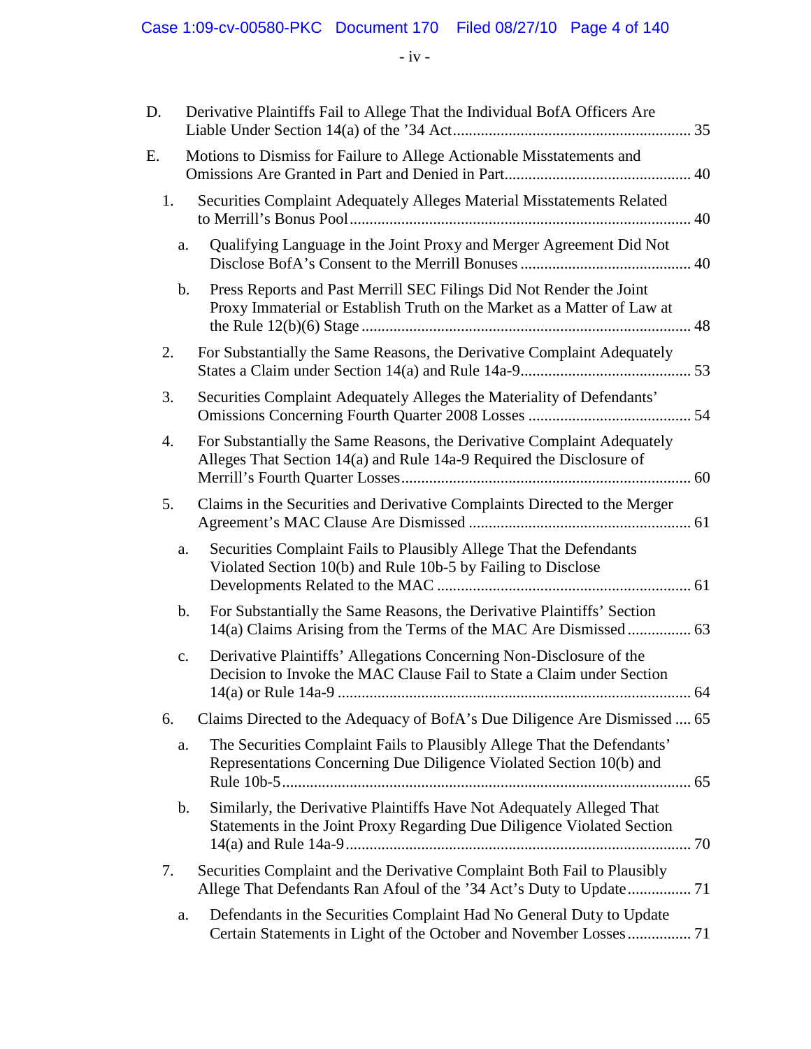D. Derivative Plaintiffs Fail to Allege That the Individual BofA Officers Are Liable Under Section 14(a) of the '34 Act .......... 35

E. Motions to Dismiss for Failure to Allege Actionable Misstatements and Omissions Are Granted in Part and Denied in Part .......... 40

  1. Securities Complaint Adequately Alleges Material Misstatements Related to Merrill's Bonus Pool .......... 40

    a. Qualifying Language in the Joint Proxy and Merger Agreement Did Not Disclose BofA's Consent to the Merrill Bonuses .......... 40

    b. Press Reports and Past Merrill SEC Filings Did Not Render the Joint Proxy Immaterial or Establish Truth on the Market as a Matter of Law at the Rule 12(b)(6) Stage .......... 48

  2. For Substantially the Same Reasons, the Derivative Complaint Adequately States a Claim under Section 14(a) and Rule 14a-9 .......... 53

  3. Securities Complaint Adequately Alleges the Materiality of Defendants' Omissions Concerning Fourth Quarter 2008 Losses .......... 54

  4. For Substantially the Same Reasons, the Derivative Complaint Adequately Alleges That Section 14(a) and Rule 14a-9 Required the Disclosure of Merrill's Fourth Quarter Losses .......... 60

  5. Claims in the Securities and Derivative Complaints Directed to the Merger Agreement's MAC Clause Are Dismissed .......... 61

    a. Securities Complaint Fails to Plausibly Allege That the Defendants Violated Section 10(b) and Rule 10b-5 by Failing to Disclose Developments Related to the MAC .......... 61

    b. For Substantially the Same Reasons, the Derivative Plaintiffs' Section 14(a) Claims Arising from the Terms of the MAC Are Dismissed .......... 63

    c. Derivative Plaintiffs' Allegations Concerning Non-Disclosure of the Decision to Invoke the MAC Clause Fail to State a Claim under Section 14(a) or Rule 14a-9 .......... 64

  6. Claims Directed to the Adequacy of BofA's Due Diligence Are Dismissed .......... 65

    a. The Securities Complaint Fails to Plausibly Allege That the Defendants' Representations Concerning Due Diligence Violated Section 10(b) and Rule 10b-5 .......... 65

    b. Similarly, the Derivative Plaintiffs Have Not Adequately Alleged That Statements in the Joint Proxy Regarding Due Diligence Violated Section 14(a) and Rule 14a-9 .......... 70

  7. Securities Complaint and the Derivative Complaint Both Fail to Plausibly Allege That Defendants Ran Afoul of the '34 Act's Duty to Update .......... 71

    a. Defendants in the Securities Complaint Had No General Duty to Update Certain Statements in Light of the October and November Losses .......... 71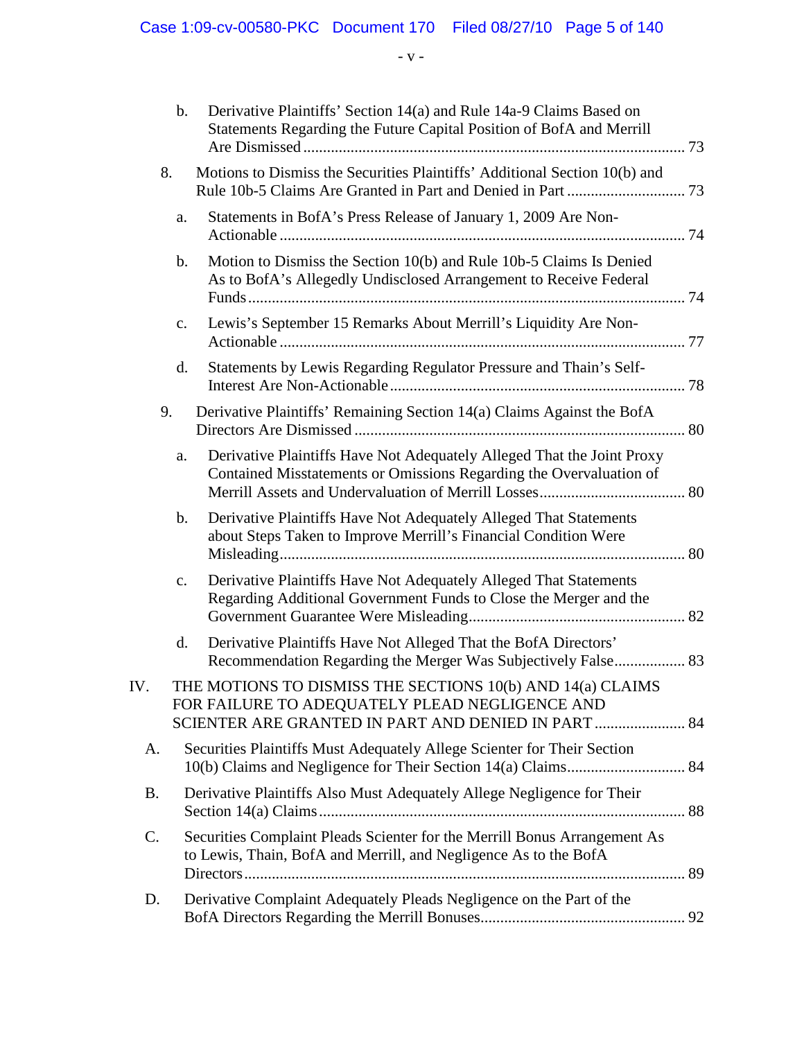b. Derivative Plaintiffs' Section 14(a) and Rule 14a-9 Claims Based on Statements Regarding the Future Capital Position of BofA and Merrill Are Dismissed ........ 73

8. Motions to Dismiss the Securities Plaintiffs' Additional Section 10(b) and Rule 10b-5 Claims Are Granted in Part and Denied in Part ........ 73

a. Statements in BofA's Press Release of January 1, 2009 Are Non-Actionable ........ 74

b. Motion to Dismiss the Section 10(b) and Rule 10b-5 Claims Is Denied As to BofA's Allegedly Undisclosed Arrangement to Receive Federal Funds ........ 74

c. Lewis's September 15 Remarks About Merrill's Liquidity Are Non-Actionable ........ 77

d. Statements by Lewis Regarding Regulator Pressure and Thain's Self-Interest Are Non-Actionable ........ 78

9. Derivative Plaintiffs' Remaining Section 14(a) Claims Against the BofA Directors Are Dismissed ........ 80

a. Derivative Plaintiffs Have Not Adequately Alleged That the Joint Proxy Contained Misstatements or Omissions Regarding the Overvaluation of Merrill Assets and Undervaluation of Merrill Losses ........ 80

b. Derivative Plaintiffs Have Not Adequately Alleged That Statements about Steps Taken to Improve Merrill's Financial Condition Were Misleading ........ 80

c. Derivative Plaintiffs Have Not Adequately Alleged That Statements Regarding Additional Government Funds to Close the Merger and the Government Guarantee Were Misleading ........ 82

d. Derivative Plaintiffs Have Not Alleged That the BofA Directors' Recommendation Regarding the Merger Was Subjectively False ........ 83

IV. THE MOTIONS TO DISMISS THE SECTIONS 10(b) AND 14(a) CLAIMS FOR FAILURE TO ADEQUATELY PLEAD NEGLIGENCE AND SCIENTER ARE GRANTED IN PART AND DENIED IN PART ........ 84

A. Securities Plaintiffs Must Adequately Allege Scienter for Their Section 10(b) Claims and Negligence for Their Section 14(a) Claims ........ 84

B. Derivative Plaintiffs Also Must Adequately Allege Negligence for Their Section 14(a) Claims ........ 88

C. Securities Complaint Pleads Scienter for the Merrill Bonus Arrangement As to Lewis, Thain, BofA and Merrill, and Negligence As to the BofA Directors ........ 89

D. Derivative Complaint Adequately Pleads Negligence on the Part of the BofA Directors Regarding the Merrill Bonuses ........ 92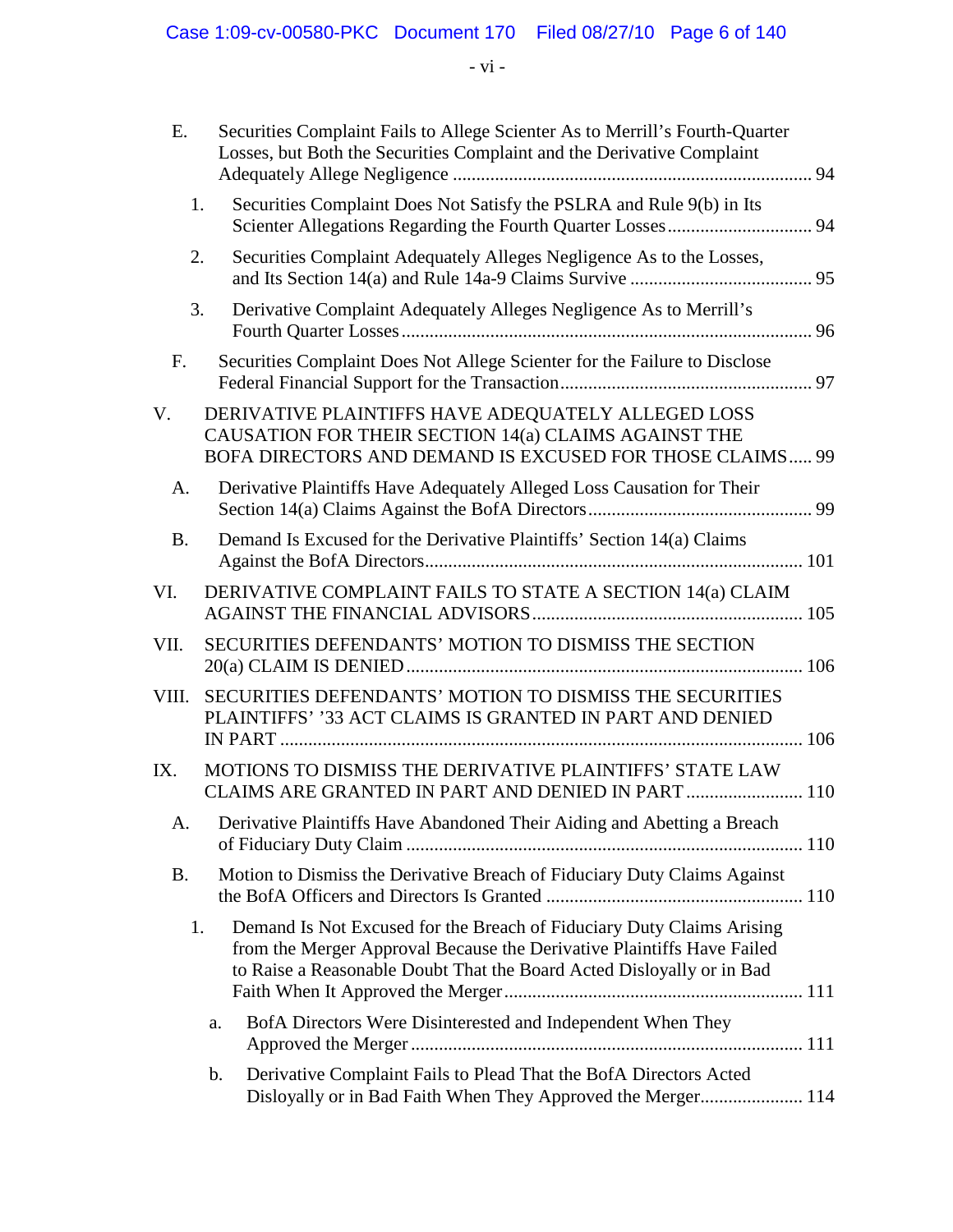E. Securities Complaint Fails to Allege Scienter As to Merrill's Fourth-Quarter Losses, but Both the Securities Complaint and the Derivative Complaint Adequately Allege Negligence ........ 94

  1. Securities Complaint Does Not Satisfy the PSLRA and Rule 9(b) in Its Scienter Allegations Regarding the Fourth Quarter Losses ........ 94

  2. Securities Complaint Adequately Alleges Negligence As to the Losses, and Its Section 14(a) and Rule 14a-9 Claims Survive ........ 95

  3. Derivative Complaint Adequately Alleges Negligence As to Merrill's Fourth Quarter Losses ........ 96

F. Securities Complaint Does Not Allege Scienter for the Failure to Disclose Federal Financial Support for the Transaction ........ 97

V. DERIVATIVE PLAINTIFFS HAVE ADEQUATELY ALLEGED LOSS CAUSATION FOR THEIR SECTION 14(a) CLAIMS AGAINST THE BOFA DIRECTORS AND DEMAND IS EXCUSED FOR THOSE CLAIMS ..... 99

A. Derivative Plaintiffs Have Adequately Alleged Loss Causation for Their Section 14(a) Claims Against the BofA Directors ........ 99

B. Demand Is Excused for the Derivative Plaintiffs' Section 14(a) Claims Against the BofA Directors ........ 101

VI. DERIVATIVE COMPLAINT FAILS TO STATE A SECTION 14(a) CLAIM AGAINST THE FINANCIAL ADVISORS ........ 105

VII. SECURITIES DEFENDANTS' MOTION TO DISMISS THE SECTION 20(a) CLAIM IS DENIED ........ 106

VIII. SECURITIES DEFENDANTS' MOTION TO DISMISS THE SECURITIES PLAINTIFFS' '33 ACT CLAIMS IS GRANTED IN PART AND DENIED IN PART ........ 106

IX. MOTIONS TO DISMISS THE DERIVATIVE PLAINTIFFS' STATE LAW CLAIMS ARE GRANTED IN PART AND DENIED IN PART ........ 110

A. Derivative Plaintiffs Have Abandoned Their Aiding and Abetting a Breach of Fiduciary Duty Claim ........ 110

B. Motion to Dismiss the Derivative Breach of Fiduciary Duty Claims Against the BofA Officers and Directors Is Granted ........ 110

  1. Demand Is Not Excused for the Breach of Fiduciary Duty Claims Arising from the Merger Approval Because the Derivative Plaintiffs Have Failed to Raise a Reasonable Doubt That the Board Acted Disloyally or in Bad Faith When It Approved the Merger ........ 111

    a. BofA Directors Were Disinterested and Independent When They Approved the Merger ........ 111

    b. Derivative Complaint Fails to Plead That the BofA Directors Acted Disloyally or in Bad Faith When They Approved the Merger ........ 114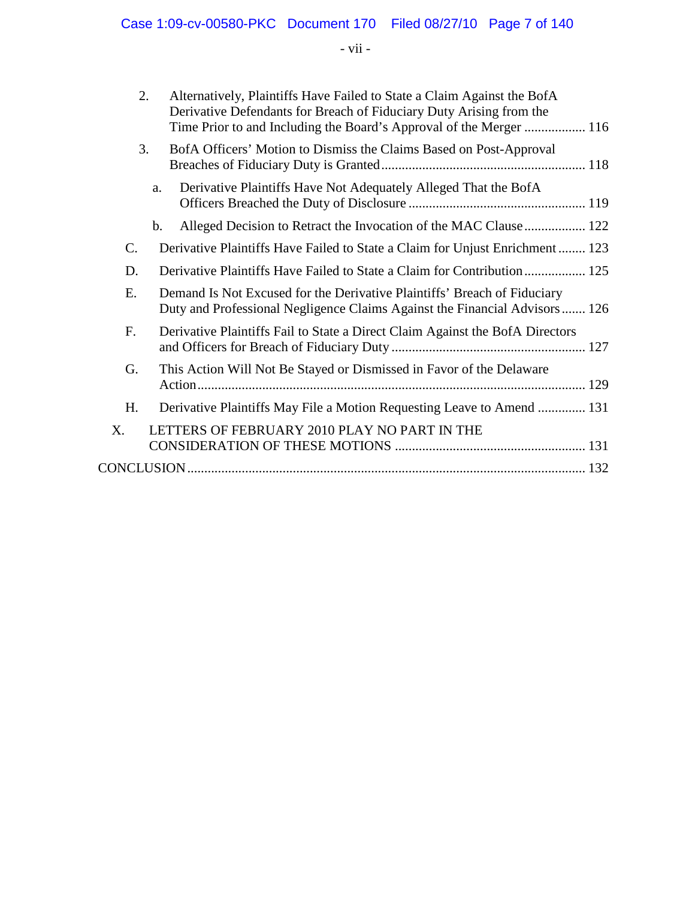2. Alternatively, Plaintiffs Have Failed to State a Claim Against the BofA Derivative Defendants for Breach of Fiduciary Duty Arising from the Time Prior to and Including the Board's Approval of the Merger .................. 116

3. BofA Officers' Motion to Dismiss the Claims Based on Post-Approval Breaches of Fiduciary Duty is Granted ............................................................ 118

   a. Derivative Plaintiffs Have Not Adequately Alleged That the BofA Officers Breached the Duty of Disclosure .................................................... 119

   b. Alleged Decision to Retract the Invocation of the MAC Clause .................. 122

C. Derivative Plaintiffs Have Failed to State a Claim for Unjust Enrichment ........ 123

D. Derivative Plaintiffs Have Failed to State a Claim for Contribution .................. 125

E. Demand Is Not Excused for the Derivative Plaintiffs' Breach of Fiduciary Duty and Professional Negligence Claims Against the Financial Advisors ....... 126

F. Derivative Plaintiffs Fail to State a Direct Claim Against the BofA Directors and Officers for Breach of Fiduciary Duty ......................................................... 127

G. This Action Will Not Be Stayed or Dismissed in Favor of the Delaware Action ................................................................................................................. 129

H. Derivative Plaintiffs May File a Motion Requesting Leave to Amend .............. 131

X. LETTERS OF FEBRUARY 2010 PLAY NO PART IN THE CONSIDERATION OF THESE MOTIONS ....................................................... 131

CONCLUSION .................................................................................................................... 132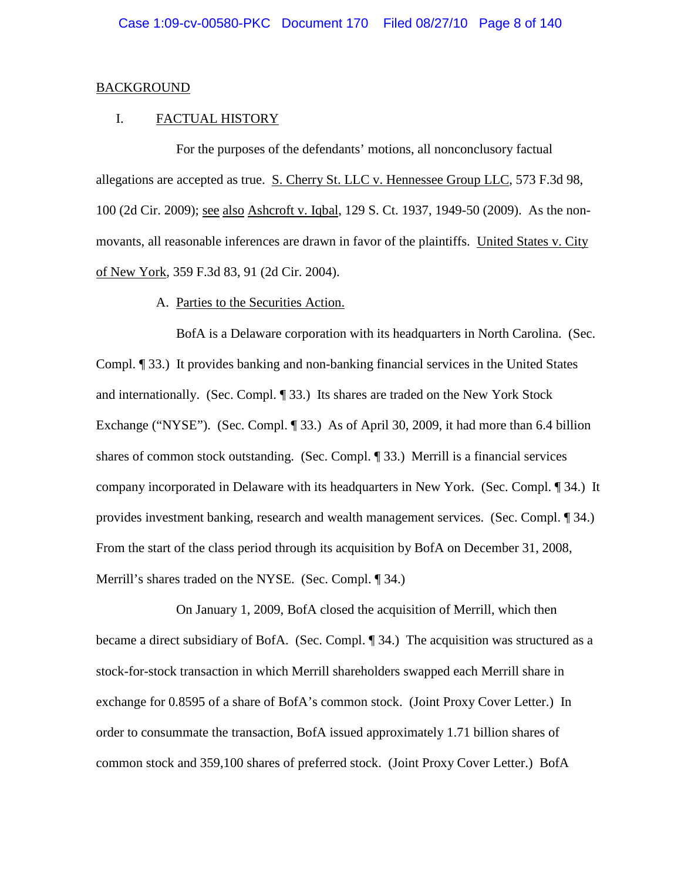## BACKGROUND

### I. FACTUAL HISTORY

For the purposes of the defendants' motions, all nonconclusory factual allegations are accepted as true. S. Cherry St. LLC v. Hennessee Group LLC, 573 F.3d 98, 100 (2d Cir. 2009); see also Ashcroft v. Iqbal, 129 S. Ct. 1937, 1949-50 (2009). As the non-movants, all reasonable inferences are drawn in favor of the plaintiffs. United States v. City of New York, 359 F.3d 83, 91 (2d Cir. 2004).

#### A. Parties to the Securities Action.

BofA is a Delaware corporation with its headquarters in North Carolina. (Sec. Compl. ¶ 33.) It provides banking and non-banking financial services in the United States and internationally. (Sec. Compl. ¶ 33.) Its shares are traded on the New York Stock Exchange ("NYSE"). (Sec. Compl. ¶ 33.) As of April 30, 2009, it had more than 6.4 billion shares of common stock outstanding. (Sec. Compl. ¶ 33.) Merrill is a financial services company incorporated in Delaware with its headquarters in New York. (Sec. Compl. ¶ 34.) It provides investment banking, research and wealth management services. (Sec. Compl. ¶ 34.) From the start of the class period through its acquisition by BofA on December 31, 2008, Merrill's shares traded on the NYSE. (Sec. Compl. ¶ 34.)

On January 1, 2009, BofA closed the acquisition of Merrill, which then became a direct subsidiary of BofA. (Sec. Compl. ¶ 34.) The acquisition was structured as a stock-for-stock transaction in which Merrill shareholders swapped each Merrill share in exchange for 0.8595 of a share of BofA's common stock. (Joint Proxy Cover Letter.) In order to consummate the transaction, BofA issued approximately 1.71 billion shares of common stock and 359,100 shares of preferred stock. (Joint Proxy Cover Letter.) BofA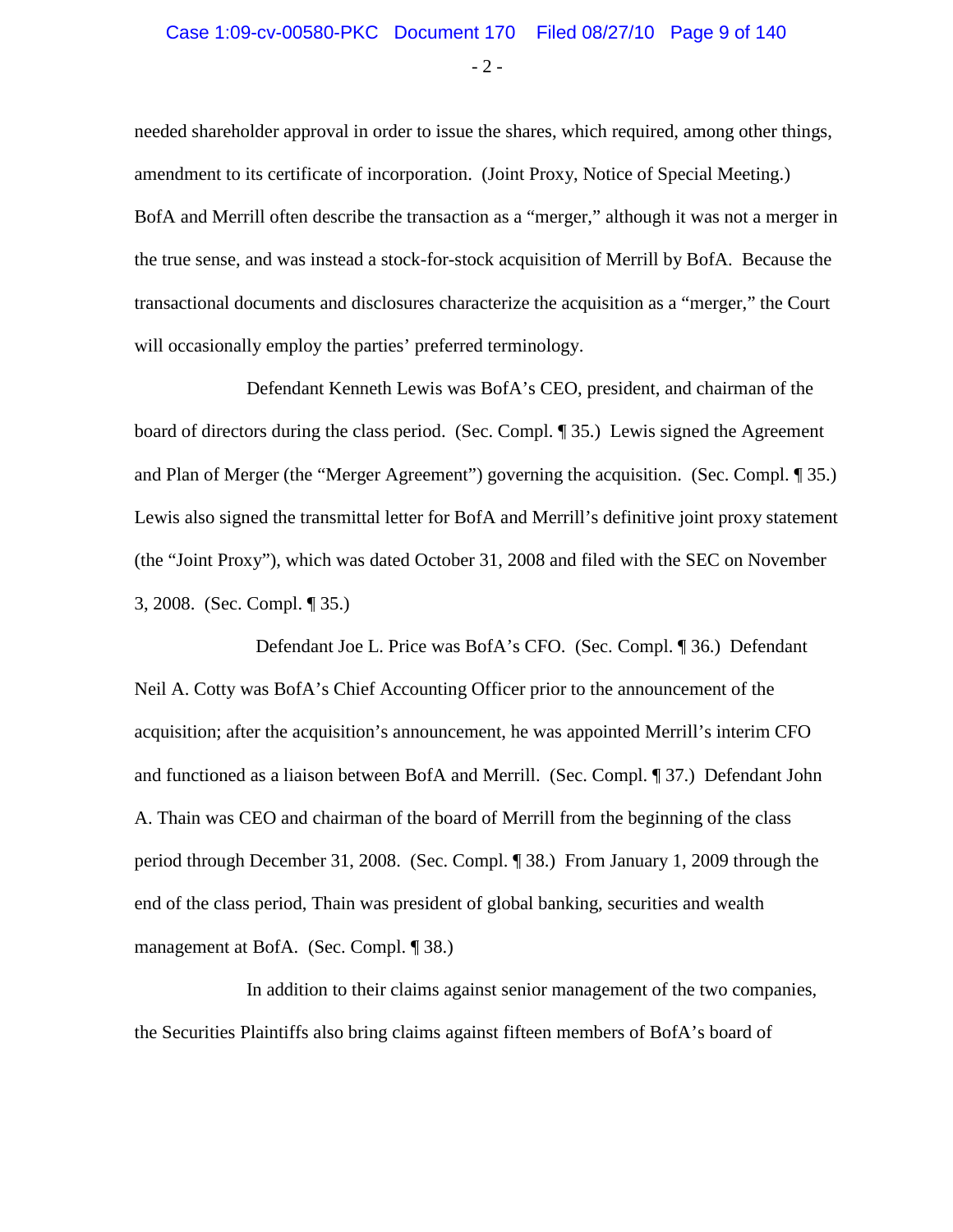needed shareholder approval in order to issue the shares, which required, among other things, amendment to its certificate of incorporation. (Joint Proxy, Notice of Special Meeting.) BofA and Merrill often describe the transaction as a "merger," although it was not a merger in the true sense, and was instead a stock-for-stock acquisition of Merrill by BofA. Because the transactional documents and disclosures characterize the acquisition as a "merger," the Court will occasionally employ the parties' preferred terminology.

Defendant Kenneth Lewis was BofA's CEO, president, and chairman of the board of directors during the class period. (Sec. Compl. ¶ 35.) Lewis signed the Agreement and Plan of Merger (the "Merger Agreement") governing the acquisition. (Sec. Compl. ¶ 35.) Lewis also signed the transmittal letter for BofA and Merrill's definitive joint proxy statement (the "Joint Proxy"), which was dated October 31, 2008 and filed with the SEC on November 3, 2008. (Sec. Compl. ¶ 35.)

Defendant Joe L. Price was BofA's CFO. (Sec. Compl. ¶ 36.) Defendant Neil A. Cotty was BofA's Chief Accounting Officer prior to the announcement of the acquisition; after the acquisition's announcement, he was appointed Merrill's interim CFO and functioned as a liaison between BofA and Merrill. (Sec. Compl. ¶ 37.) Defendant John A. Thain was CEO and chairman of the board of Merrill from the beginning of the class period through December 31, 2008. (Sec. Compl. ¶ 38.) From January 1, 2009 through the end of the class period, Thain was president of global banking, securities and wealth management at BofA. (Sec. Compl. ¶ 38.)

In addition to their claims against senior management of the two companies, the Securities Plaintiffs also bring claims against fifteen members of BofA's board of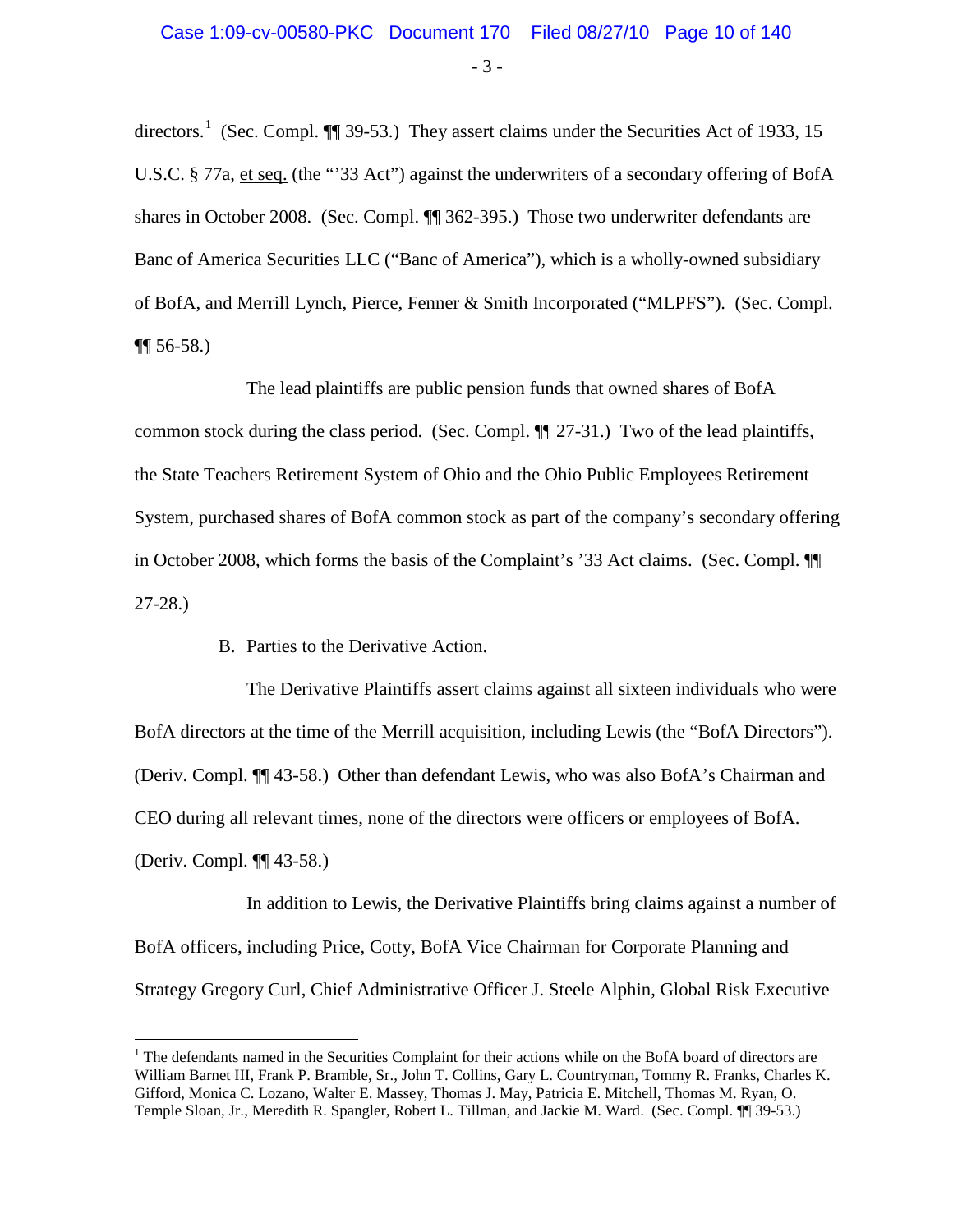directors.[1] (Sec. Compl. ¶¶ 39-53.) They assert claims under the Securities Act of 1933, 15 U.S.C. § 77a, et seq. (the "'33 Act") against the underwriters of a secondary offering of BofA shares in October 2008. (Sec. Compl. ¶¶ 362-395.) Those two underwriter defendants are Banc of America Securities LLC ("Banc of America"), which is a wholly-owned subsidiary of BofA, and Merrill Lynch, Pierce, Fenner & Smith Incorporated ("MLPFS"). (Sec. Compl. ¶¶ 56-58.)

The lead plaintiffs are public pension funds that owned shares of BofA common stock during the class period. (Sec. Compl. ¶¶ 27-31.) Two of the lead plaintiffs, the State Teachers Retirement System of Ohio and the Ohio Public Employees Retirement System, purchased shares of BofA common stock as part of the company's secondary offering in October 2008, which forms the basis of the Complaint's '33 Act claims. (Sec. Compl. ¶¶ 27-28.)

B. Parties to the Derivative Action.

The Derivative Plaintiffs assert claims against all sixteen individuals who were BofA directors at the time of the Merrill acquisition, including Lewis (the "BofA Directors"). (Deriv. Compl. ¶¶ 43-58.) Other than defendant Lewis, who was also BofA's Chairman and CEO during all relevant times, none of the directors were officers or employees of BofA. (Deriv. Compl. ¶¶ 43-58.)

In addition to Lewis, the Derivative Plaintiffs bring claims against a number of BofA officers, including Price, Cotty, BofA Vice Chairman for Corporate Planning and Strategy Gregory Curl, Chief Administrative Officer J. Steele Alphin, Global Risk Executive

---

[1] The defendants named in the Securities Complaint for their actions while on the BofA board of directors are William Barnet III, Frank P. Bramble, Sr., John T. Collins, Gary L. Countryman, Tommy R. Franks, Charles K. Gifford, Monica C. Lozano, Walter E. Massey, Thomas J. May, Patricia E. Mitchell, Thomas M. Ryan, O. Temple Sloan, Jr., Meredith R. Spangler, Robert L. Tillman, and Jackie M. Ward. (Sec. Compl. ¶¶ 39-53.)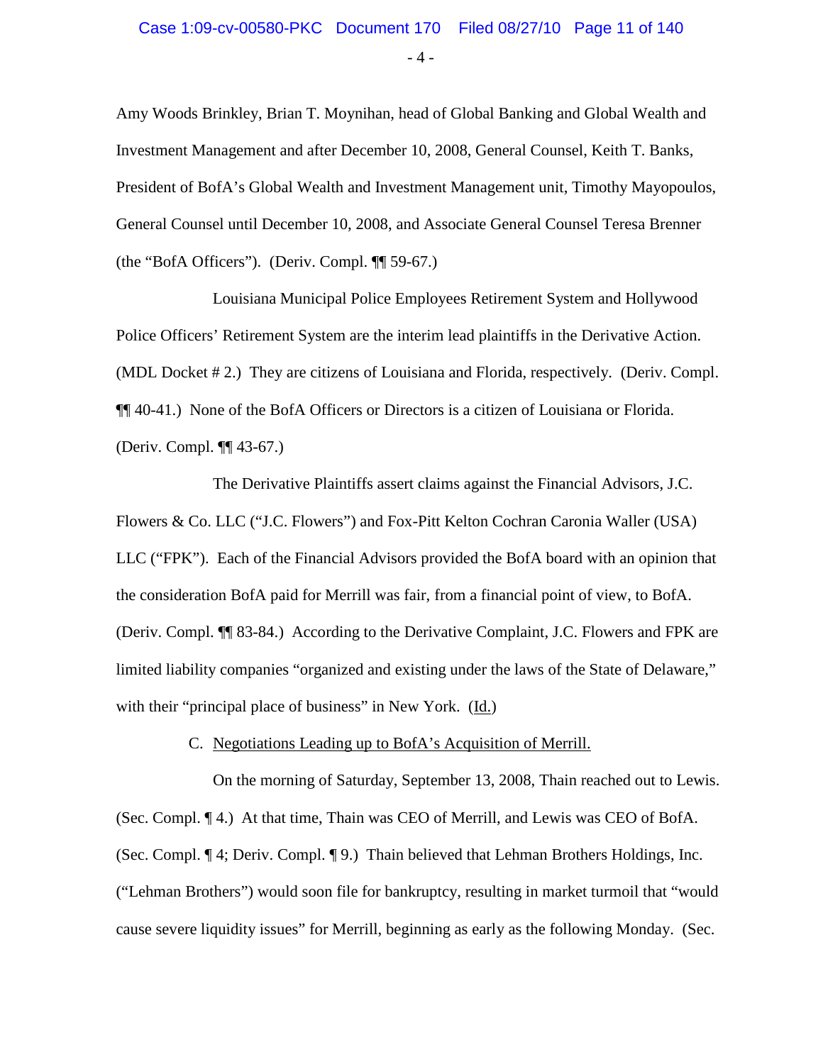Amy Woods Brinkley, Brian T. Moynihan, head of Global Banking and Global Wealth and Investment Management and after December 10, 2008, General Counsel, Keith T. Banks, President of BofA's Global Wealth and Investment Management unit, Timothy Mayopoulos, General Counsel until December 10, 2008, and Associate General Counsel Teresa Brenner (the "BofA Officers"). (Deriv. Compl. ¶¶ 59-67.)

Louisiana Municipal Police Employees Retirement System and Hollywood Police Officers' Retirement System are the interim lead plaintiffs in the Derivative Action. (MDL Docket # 2.) They are citizens of Louisiana and Florida, respectively. (Deriv. Compl. ¶¶ 40-41.) None of the BofA Officers or Directors is a citizen of Louisiana or Florida. (Deriv. Compl. ¶¶ 43-67.)

The Derivative Plaintiffs assert claims against the Financial Advisors, J.C. Flowers & Co. LLC ("J.C. Flowers") and Fox-Pitt Kelton Cochran Caronia Waller (USA) LLC ("FPK"). Each of the Financial Advisors provided the BofA board with an opinion that the consideration BofA paid for Merrill was fair, from a financial point of view, to BofA. (Deriv. Compl. ¶¶ 83-84.) According to the Derivative Complaint, J.C. Flowers and FPK are limited liability companies "organized and existing under the laws of the State of Delaware," with their "principal place of business" in New York. (Id.)

C. Negotiations Leading up to BofA's Acquisition of Merrill.

On the morning of Saturday, September 13, 2008, Thain reached out to Lewis. (Sec. Compl. ¶ 4.) At that time, Thain was CEO of Merrill, and Lewis was CEO of BofA. (Sec. Compl. ¶ 4; Deriv. Compl. ¶ 9.) Thain believed that Lehman Brothers Holdings, Inc. ("Lehman Brothers") would soon file for bankruptcy, resulting in market turmoil that "would cause severe liquidity issues" for Merrill, beginning as early as the following Monday. (Sec.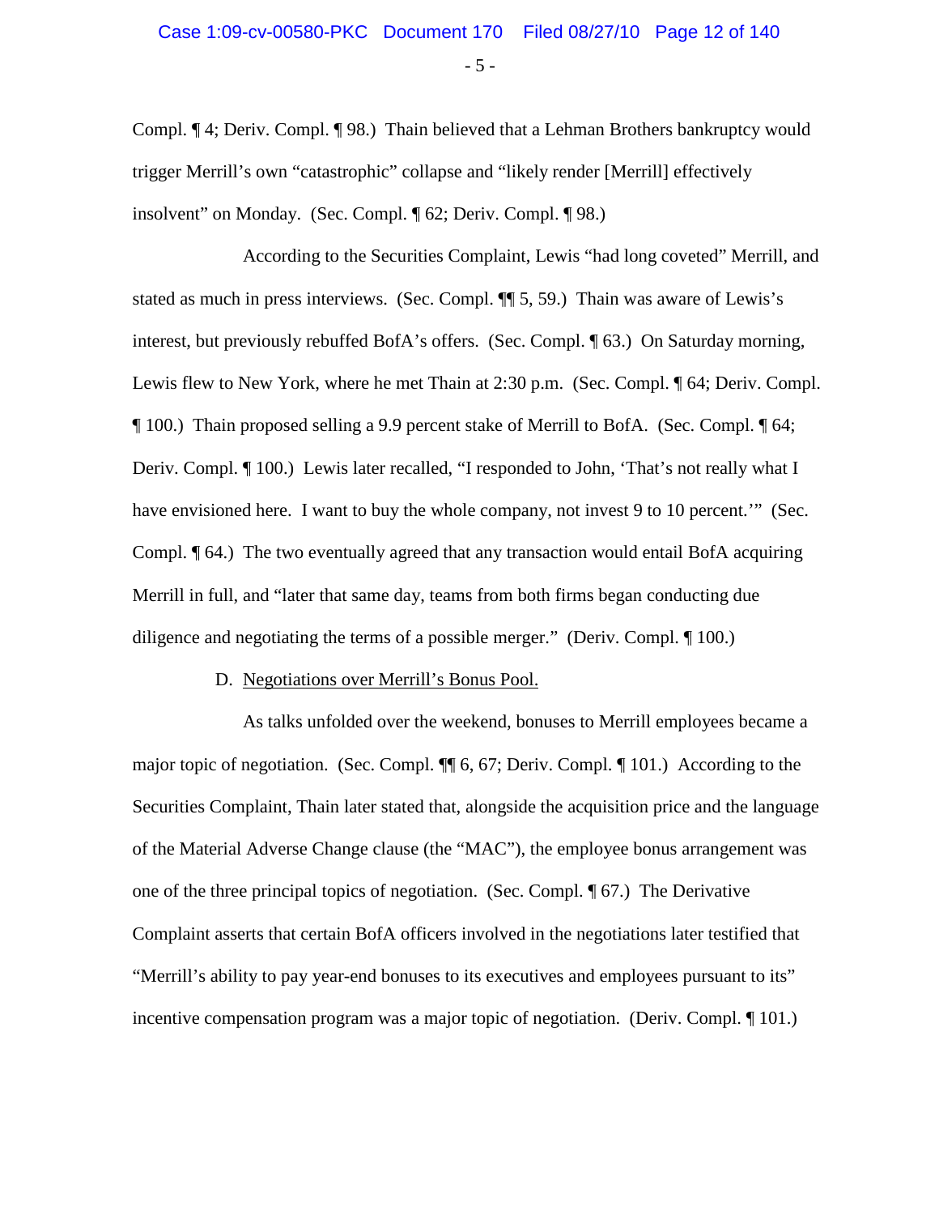Compl. ¶ 4; Deriv. Compl. ¶ 98.) Thain believed that a Lehman Brothers bankruptcy would trigger Merrill's own "catastrophic" collapse and "likely render [Merrill] effectively insolvent" on Monday. (Sec. Compl. ¶ 62; Deriv. Compl. ¶ 98.)

According to the Securities Complaint, Lewis "had long coveted" Merrill, and stated as much in press interviews. (Sec. Compl. ¶¶ 5, 59.) Thain was aware of Lewis's interest, but previously rebuffed BofA's offers. (Sec. Compl. ¶ 63.) On Saturday morning, Lewis flew to New York, where he met Thain at 2:30 p.m. (Sec. Compl. ¶ 64; Deriv. Compl. ¶ 100.) Thain proposed selling a 9.9 percent stake of Merrill to BofA. (Sec. Compl. ¶ 64; Deriv. Compl. ¶ 100.) Lewis later recalled, "I responded to John, 'That's not really what I have envisioned here. I want to buy the whole company, not invest 9 to 10 percent.'" (Sec. Compl. ¶ 64.) The two eventually agreed that any transaction would entail BofA acquiring Merrill in full, and "later that same day, teams from both firms began conducting due diligence and negotiating the terms of a possible merger." (Deriv. Compl. ¶ 100.)

D. Negotiations over Merrill's Bonus Pool.

As talks unfolded over the weekend, bonuses to Merrill employees became a major topic of negotiation. (Sec. Compl. ¶¶ 6, 67; Deriv. Compl. ¶ 101.) According to the Securities Complaint, Thain later stated that, alongside the acquisition price and the language of the Material Adverse Change clause (the "MAC"), the employee bonus arrangement was one of the three principal topics of negotiation. (Sec. Compl. ¶ 67.) The Derivative Complaint asserts that certain BofA officers involved in the negotiations later testified that "Merrill's ability to pay year-end bonuses to its executives and employees pursuant to its" incentive compensation program was a major topic of negotiation. (Deriv. Compl. ¶ 101.)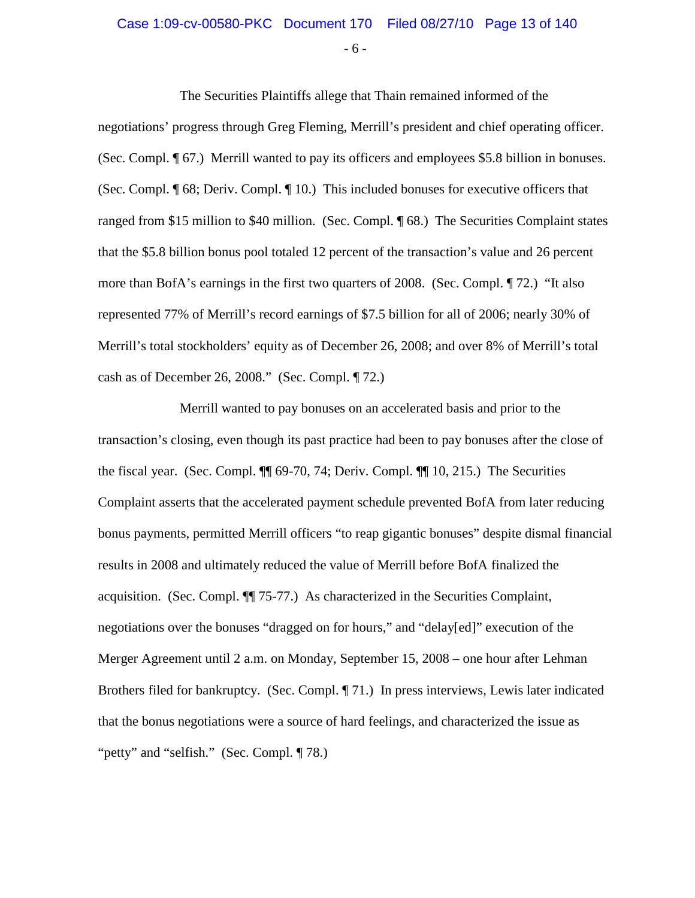The Securities Plaintiffs allege that Thain remained informed of the negotiations' progress through Greg Fleming, Merrill's president and chief operating officer. (Sec. Compl. ¶ 67.) Merrill wanted to pay its officers and employees $5.8 billion in bonuses. (Sec. Compl. ¶ 68; Deriv. Compl. ¶ 10.) This included bonuses for executive officers that ranged from $15 million to $40 million. (Sec. Compl. ¶ 68.) The Securities Complaint states that the $5.8 billion bonus pool totaled 12 percent of the transaction's value and 26 percent more than BofA's earnings in the first two quarters of 2008. (Sec. Compl. ¶ 72.) "It also represented 77% of Merrill's record earnings of $7.5 billion for all of 2006; nearly 30% of Merrill's total stockholders' equity as of December 26, 2008; and over 8% of Merrill's total cash as of December 26, 2008." (Sec. Compl. ¶ 72.)

Merrill wanted to pay bonuses on an accelerated basis and prior to the transaction's closing, even though its past practice had been to pay bonuses after the close of the fiscal year. (Sec. Compl. ¶¶ 69-70, 74; Deriv. Compl. ¶¶ 10, 215.) The Securities Complaint asserts that the accelerated payment schedule prevented BofA from later reducing bonus payments, permitted Merrill officers "to reap gigantic bonuses" despite dismal financial results in 2008 and ultimately reduced the value of Merrill before BofA finalized the acquisition. (Sec. Compl. ¶¶ 75-77.) As characterized in the Securities Complaint, negotiations over the bonuses "dragged on for hours," and "delay[ed]" execution of the Merger Agreement until 2 a.m. on Monday, September 15, 2008 – one hour after Lehman Brothers filed for bankruptcy. (Sec. Compl. ¶ 71.) In press interviews, Lewis later indicated that the bonus negotiations were a source of hard feelings, and characterized the issue as "petty" and "selfish." (Sec. Compl. ¶ 78.)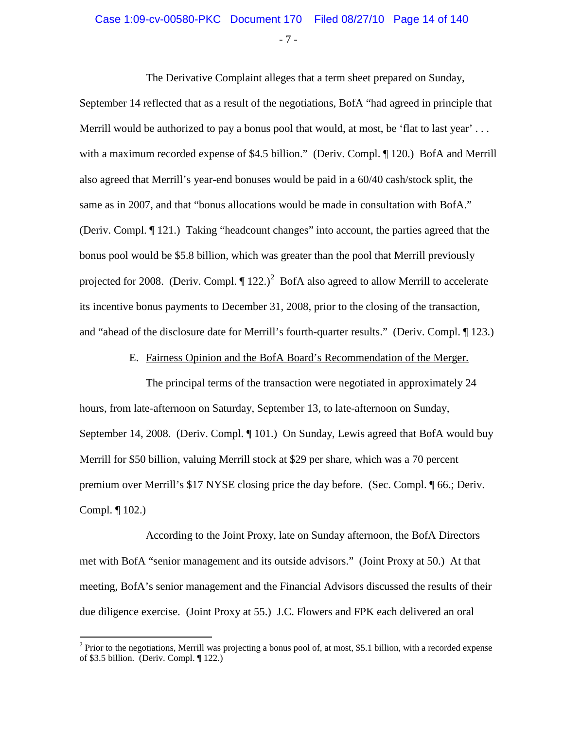The Derivative Complaint alleges that a term sheet prepared on Sunday, September 14 reflected that as a result of the negotiations, BofA "had agreed in principle that Merrill would be authorized to pay a bonus pool that would, at most, be 'flat to last year' . . . with a maximum recorded expense of $4.5 billion." (Deriv. Compl. ¶ 120.) BofA and Merrill also agreed that Merrill's year-end bonuses would be paid in a 60/40 cash/stock split, the same as in 2007, and that "bonus allocations would be made in consultation with BofA." (Deriv. Compl. ¶ 121.) Taking "headcount changes" into account, the parties agreed that the bonus pool would be $5.8 billion, which was greater than the pool that Merrill previously projected for 2008. (Deriv. Compl. ¶ 122.)[2] BofA also agreed to allow Merrill to accelerate its incentive bonus payments to December 31, 2008, prior to the closing of the transaction, and "ahead of the disclosure date for Merrill's fourth-quarter results." (Deriv. Compl. ¶ 123.)

E. Fairness Opinion and the BofA Board's Recommendation of the Merger.

The principal terms of the transaction were negotiated in approximately 24 hours, from late-afternoon on Saturday, September 13, to late-afternoon on Sunday, September 14, 2008. (Deriv. Compl. ¶ 101.) On Sunday, Lewis agreed that BofA would buy Merrill for $50 billion, valuing Merrill stock at $29 per share, which was a 70 percent premium over Merrill's $17 NYSE closing price the day before. (Sec. Compl. ¶ 66.; Deriv. Compl. ¶ 102.)

According to the Joint Proxy, late on Sunday afternoon, the BofA Directors met with BofA "senior management and its outside advisors." (Joint Proxy at 50.) At that meeting, BofA's senior management and the Financial Advisors discussed the results of their due diligence exercise. (Joint Proxy at 55.) J.C. Flowers and FPK each delivered an oral

---

[2] Prior to the negotiations, Merrill was projecting a bonus pool of, at most, $5.1 billion, with a recorded expense of $3.5 billion. (Deriv. Compl. ¶ 122.)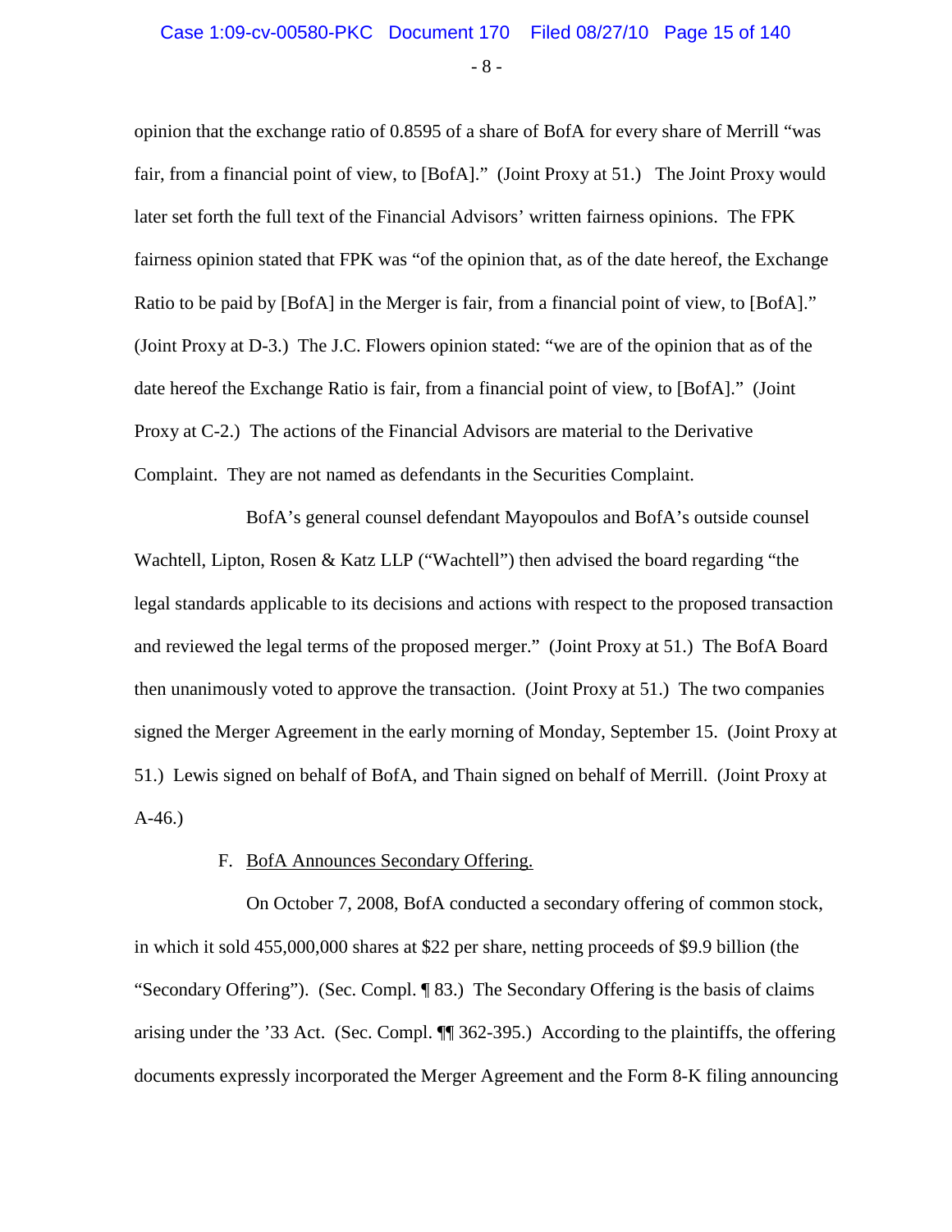opinion that the exchange ratio of 0.8595 of a share of BofA for every share of Merrill "was fair, from a financial point of view, to [BofA]." (Joint Proxy at 51.) The Joint Proxy would later set forth the full text of the Financial Advisors' written fairness opinions. The FPK fairness opinion stated that FPK was "of the opinion that, as of the date hereof, the Exchange Ratio to be paid by [BofA] in the Merger is fair, from a financial point of view, to [BofA]." (Joint Proxy at D-3.) The J.C. Flowers opinion stated: "we are of the opinion that as of the date hereof the Exchange Ratio is fair, from a financial point of view, to [BofA]." (Joint Proxy at C-2.) The actions of the Financial Advisors are material to the Derivative Complaint. They are not named as defendants in the Securities Complaint.

BofA's general counsel defendant Mayopoulos and BofA's outside counsel Wachtell, Lipton, Rosen & Katz LLP ("Wachtell") then advised the board regarding "the legal standards applicable to its decisions and actions with respect to the proposed transaction and reviewed the legal terms of the proposed merger." (Joint Proxy at 51.) The BofA Board then unanimously voted to approve the transaction. (Joint Proxy at 51.) The two companies signed the Merger Agreement in the early morning of Monday, September 15. (Joint Proxy at 51.) Lewis signed on behalf of BofA, and Thain signed on behalf of Merrill. (Joint Proxy at A-46.)

F. <u>BofA Announces Secondary Offering.</u>

On October 7, 2008, BofA conducted a secondary offering of common stock, in which it sold 455,000,000 shares at $22 per share, netting proceeds of $9.9 billion (the "Secondary Offering"). (Sec. Compl. ¶ 83.) The Secondary Offering is the basis of claims arising under the '33 Act. (Sec. Compl. ¶¶ 362-395.) According to the plaintiffs, the offering documents expressly incorporated the Merger Agreement and the Form 8-K filing announcing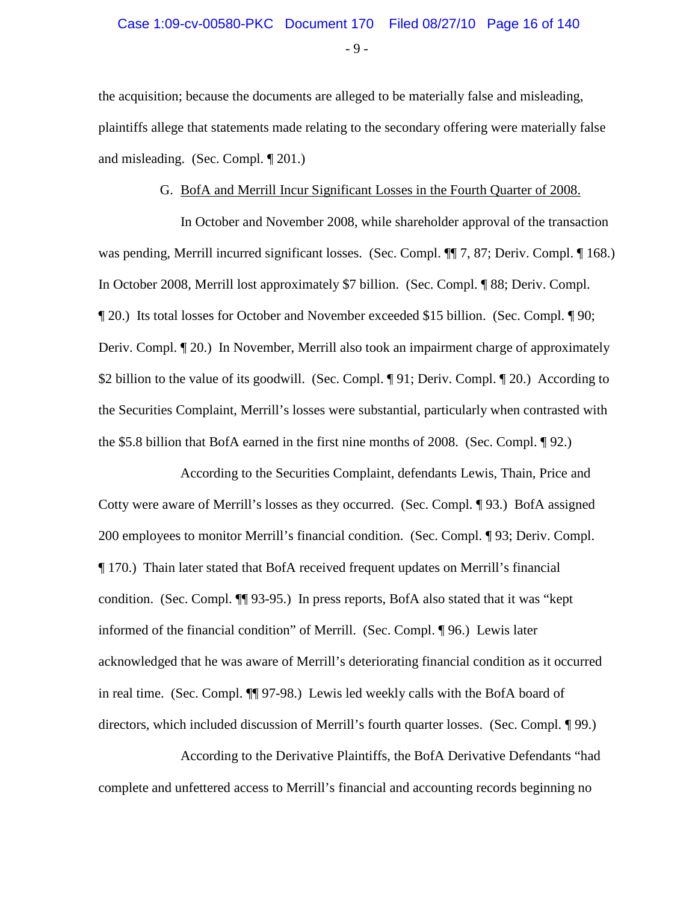the acquisition; because the documents are alleged to be materially false and misleading, plaintiffs allege that statements made relating to the secondary offering were materially false and misleading. (Sec. Compl. ¶ 201.)

### G. BofA and Merrill Incur Significant Losses in the Fourth Quarter of 2008.

In October and November 2008, while shareholder approval of the transaction was pending, Merrill incurred significant losses. (Sec. Compl. ¶¶ 7, 87; Deriv. Compl. ¶ 168.) In October 2008, Merrill lost approximately $7 billion. (Sec. Compl. ¶ 88; Deriv. Compl. ¶ 20.) Its total losses for October and November exceeded $15 billion. (Sec. Compl. ¶ 90; Deriv. Compl. ¶ 20.) In November, Merrill also took an impairment charge of approximately $2 billion to the value of its goodwill. (Sec. Compl. ¶ 91; Deriv. Compl. ¶ 20.) According to the Securities Complaint, Merrill's losses were substantial, particularly when contrasted with the $5.8 billion that BofA earned in the first nine months of 2008. (Sec. Compl. ¶ 92.)

According to the Securities Complaint, defendants Lewis, Thain, Price and Cotty were aware of Merrill's losses as they occurred. (Sec. Compl. ¶ 93.) BofA assigned 200 employees to monitor Merrill's financial condition. (Sec. Compl. ¶ 93; Deriv. Compl. ¶ 170.) Thain later stated that BofA received frequent updates on Merrill's financial condition. (Sec. Compl. ¶¶ 93-95.) In press reports, BofA also stated that it was "kept informed of the financial condition" of Merrill. (Sec. Compl. ¶ 96.) Lewis later acknowledged that he was aware of Merrill's deteriorating financial condition as it occurred in real time. (Sec. Compl. ¶¶ 97-98.) Lewis led weekly calls with the BofA board of directors, which included discussion of Merrill's fourth quarter losses. (Sec. Compl. ¶ 99.)

According to the Derivative Plaintiffs, the BofA Derivative Defendants "had complete and unfettered access to Merrill's financial and accounting records beginning no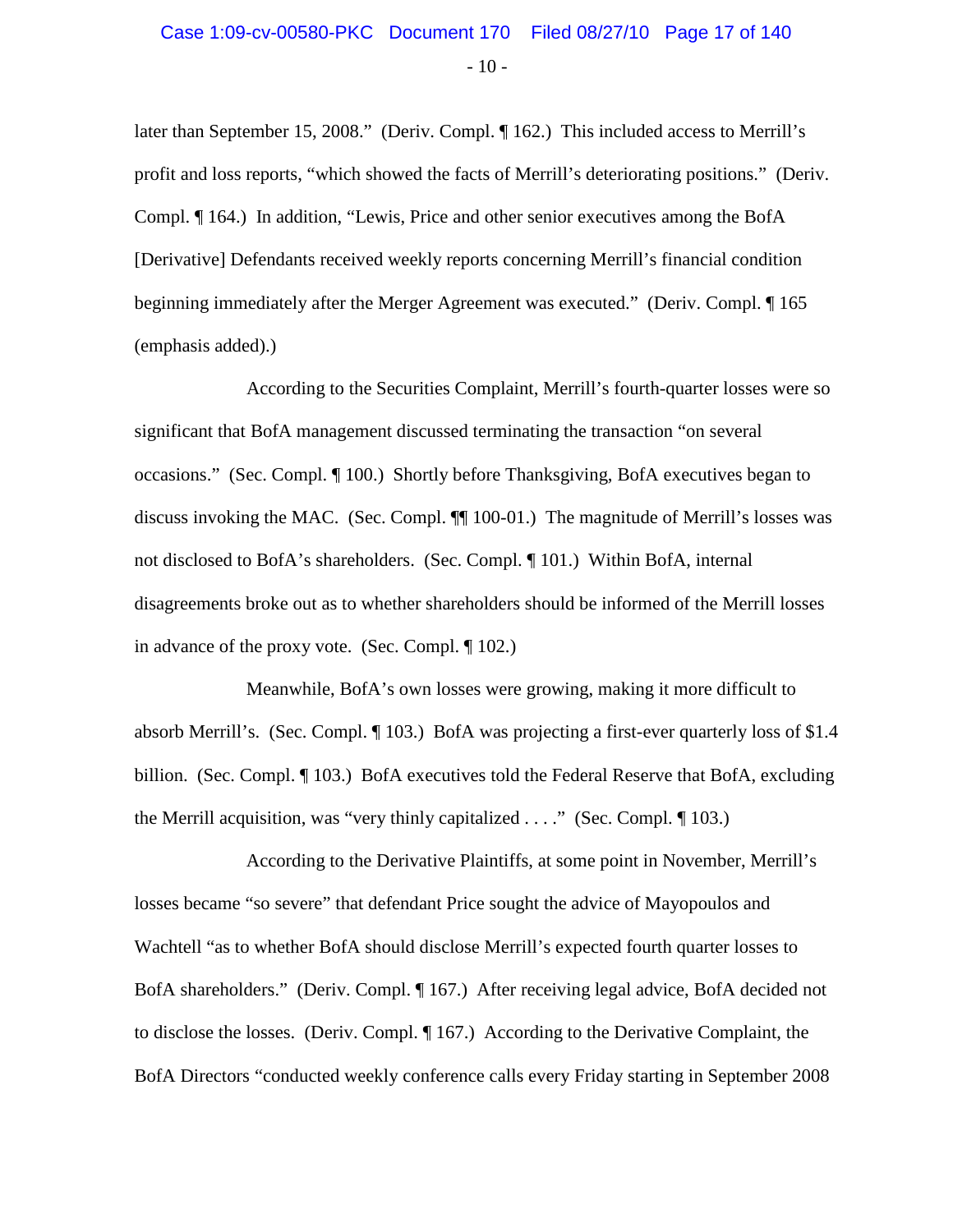later than September 15, 2008." (Deriv. Compl. ¶ 162.) This included access to Merrill's profit and loss reports, "which showed the facts of Merrill's deteriorating positions." (Deriv. Compl. ¶ 164.) In addition, "Lewis, Price and other senior executives among the BofA [Derivative] Defendants received weekly reports concerning Merrill's financial condition beginning immediately after the Merger Agreement was executed." (Deriv. Compl. ¶ 165 (emphasis added).)

According to the Securities Complaint, Merrill's fourth-quarter losses were so significant that BofA management discussed terminating the transaction "on several occasions." (Sec. Compl. ¶ 100.) Shortly before Thanksgiving, BofA executives began to discuss invoking the MAC. (Sec. Compl. ¶¶ 100-01.) The magnitude of Merrill's losses was not disclosed to BofA's shareholders. (Sec. Compl. ¶ 101.) Within BofA, internal disagreements broke out as to whether shareholders should be informed of the Merrill losses in advance of the proxy vote. (Sec. Compl. ¶ 102.)

Meanwhile, BofA's own losses were growing, making it more difficult to absorb Merrill's. (Sec. Compl. ¶ 103.) BofA was projecting a first-ever quarterly loss of $1.4 billion. (Sec. Compl. ¶ 103.) BofA executives told the Federal Reserve that BofA, excluding the Merrill acquisition, was "very thinly capitalized . . . ." (Sec. Compl. ¶ 103.)

According to the Derivative Plaintiffs, at some point in November, Merrill's losses became "so severe" that defendant Price sought the advice of Mayopoulos and Wachtell "as to whether BofA should disclose Merrill's expected fourth quarter losses to BofA shareholders." (Deriv. Compl. ¶ 167.) After receiving legal advice, BofA decided not to disclose the losses. (Deriv. Compl. ¶ 167.) According to the Derivative Complaint, the BofA Directors "conducted weekly conference calls every Friday starting in September 2008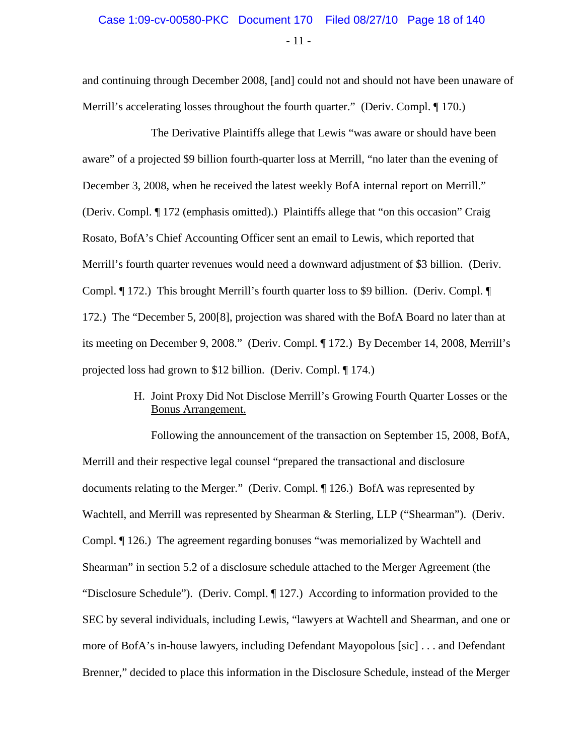and continuing through December 2008, [and] could not and should not have been unaware of Merrill's accelerating losses throughout the fourth quarter." (Deriv. Compl. ¶ 170.)

The Derivative Plaintiffs allege that Lewis "was aware or should have been aware" of a projected $9 billion fourth-quarter loss at Merrill, "no later than the evening of December 3, 2008, when he received the latest weekly BofA internal report on Merrill." (Deriv. Compl. ¶ 172 (emphasis omitted).) Plaintiffs allege that "on this occasion" Craig Rosato, BofA's Chief Accounting Officer sent an email to Lewis, which reported that Merrill's fourth quarter revenues would need a downward adjustment of $3 billion. (Deriv. Compl. ¶ 172.) This brought Merrill's fourth quarter loss to $9 billion. (Deriv. Compl. ¶ 172.) The "December 5, 200[8], projection was shared with the BofA Board no later than at its meeting on December 9, 2008." (Deriv. Compl. ¶ 172.) By December 14, 2008, Merrill's projected loss had grown to $12 billion. (Deriv. Compl. ¶ 174.)

H. Joint Proxy Did Not Disclose Merrill's Growing Fourth Quarter Losses or the Bonus Arrangement.

Following the announcement of the transaction on September 15, 2008, BofA, Merrill and their respective legal counsel "prepared the transactional and disclosure documents relating to the Merger." (Deriv. Compl. ¶ 126.) BofA was represented by Wachtell, and Merrill was represented by Shearman & Sterling, LLP ("Shearman"). (Deriv. Compl. ¶ 126.) The agreement regarding bonuses "was memorialized by Wachtell and Shearman" in section 5.2 of a disclosure schedule attached to the Merger Agreement (the "Disclosure Schedule"). (Deriv. Compl. ¶ 127.) According to information provided to the SEC by several individuals, including Lewis, "lawyers at Wachtell and Shearman, and one or more of BofA's in-house lawyers, including Defendant Mayopolous [sic] . . . and Defendant Brenner," decided to place this information in the Disclosure Schedule, instead of the Merger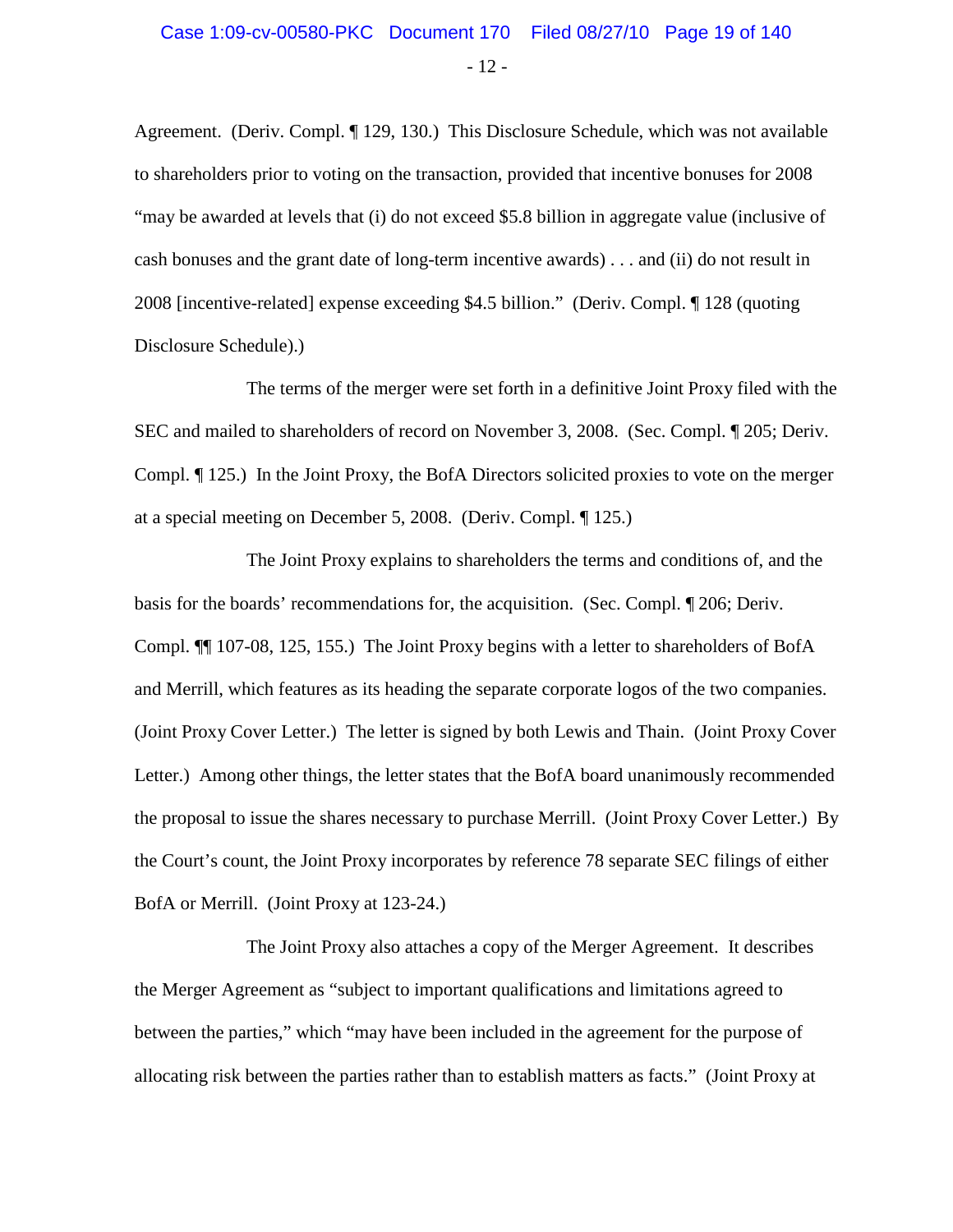Agreement. (Deriv. Compl. ¶ 129, 130.) This Disclosure Schedule, which was not available to shareholders prior to voting on the transaction, provided that incentive bonuses for 2008 "may be awarded at levels that (i) do not exceed $5.8 billion in aggregate value (inclusive of cash bonuses and the grant date of long-term incentive awards) . . . and (ii) do not result in 2008 [incentive-related] expense exceeding $4.5 billion." (Deriv. Compl. ¶ 128 (quoting Disclosure Schedule).)

The terms of the merger were set forth in a definitive Joint Proxy filed with the SEC and mailed to shareholders of record on November 3, 2008. (Sec. Compl. ¶ 205; Deriv. Compl. ¶ 125.) In the Joint Proxy, the BofA Directors solicited proxies to vote on the merger at a special meeting on December 5, 2008. (Deriv. Compl. ¶ 125.)

The Joint Proxy explains to shareholders the terms and conditions of, and the basis for the boards' recommendations for, the acquisition. (Sec. Compl. ¶ 206; Deriv. Compl. ¶¶ 107-08, 125, 155.) The Joint Proxy begins with a letter to shareholders of BofA and Merrill, which features as its heading the separate corporate logos of the two companies. (Joint Proxy Cover Letter.) The letter is signed by both Lewis and Thain. (Joint Proxy Cover Letter.) Among other things, the letter states that the BofA board unanimously recommended the proposal to issue the shares necessary to purchase Merrill. (Joint Proxy Cover Letter.) By the Court's count, the Joint Proxy incorporates by reference 78 separate SEC filings of either BofA or Merrill. (Joint Proxy at 123-24.)

The Joint Proxy also attaches a copy of the Merger Agreement. It describes the Merger Agreement as "subject to important qualifications and limitations agreed to between the parties," which "may have been included in the agreement for the purpose of allocating risk between the parties rather than to establish matters as facts." (Joint Proxy at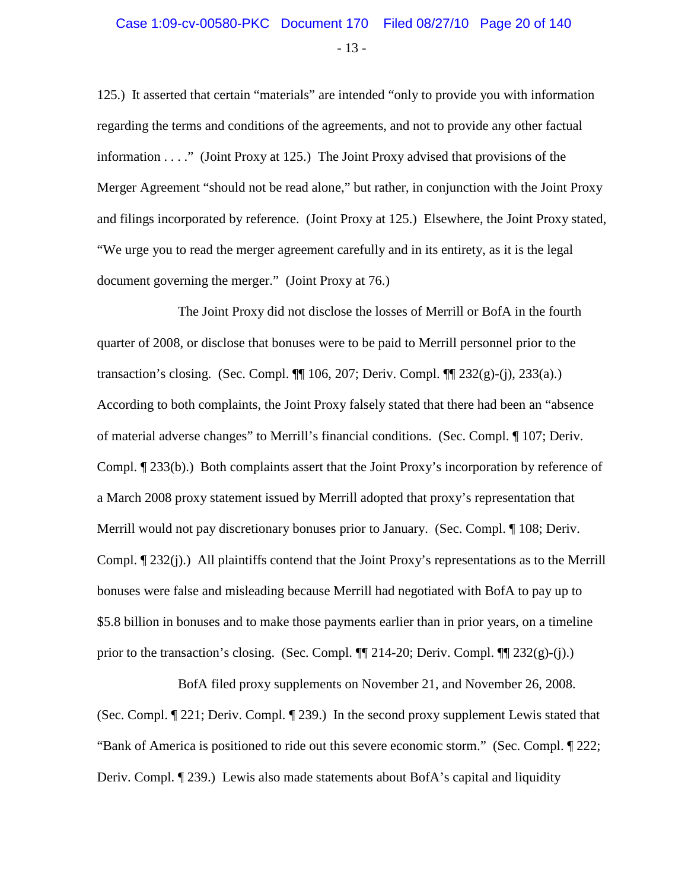125.) It asserted that certain "materials" are intended "only to provide you with information regarding the terms and conditions of the agreements, and not to provide any other factual information . . . ." (Joint Proxy at 125.) The Joint Proxy advised that provisions of the Merger Agreement "should not be read alone," but rather, in conjunction with the Joint Proxy and filings incorporated by reference. (Joint Proxy at 125.) Elsewhere, the Joint Proxy stated, "We urge you to read the merger agreement carefully and in its entirety, as it is the legal document governing the merger." (Joint Proxy at 76.)

The Joint Proxy did not disclose the losses of Merrill or BofA in the fourth quarter of 2008, or disclose that bonuses were to be paid to Merrill personnel prior to the transaction's closing. (Sec. Compl. ¶¶ 106, 207; Deriv. Compl. ¶¶ 232(g)-(j), 233(a).) According to both complaints, the Joint Proxy falsely stated that there had been an "absence of material adverse changes" to Merrill's financial conditions. (Sec. Compl. ¶ 107; Deriv. Compl. ¶ 233(b).) Both complaints assert that the Joint Proxy's incorporation by reference of a March 2008 proxy statement issued by Merrill adopted that proxy's representation that Merrill would not pay discretionary bonuses prior to January. (Sec. Compl. ¶ 108; Deriv. Compl. ¶ 232(j).) All plaintiffs contend that the Joint Proxy's representations as to the Merrill bonuses were false and misleading because Merrill had negotiated with BofA to pay up to $5.8 billion in bonuses and to make those payments earlier than in prior years, on a timeline prior to the transaction's closing. (Sec. Compl. ¶¶ 214-20; Deriv. Compl. ¶¶ 232(g)-(j).)

BofA filed proxy supplements on November 21, and November 26, 2008. (Sec. Compl. ¶ 221; Deriv. Compl. ¶ 239.) In the second proxy supplement Lewis stated that "Bank of America is positioned to ride out this severe economic storm." (Sec. Compl. ¶ 222; Deriv. Compl. ¶ 239.) Lewis also made statements about BofA's capital and liquidity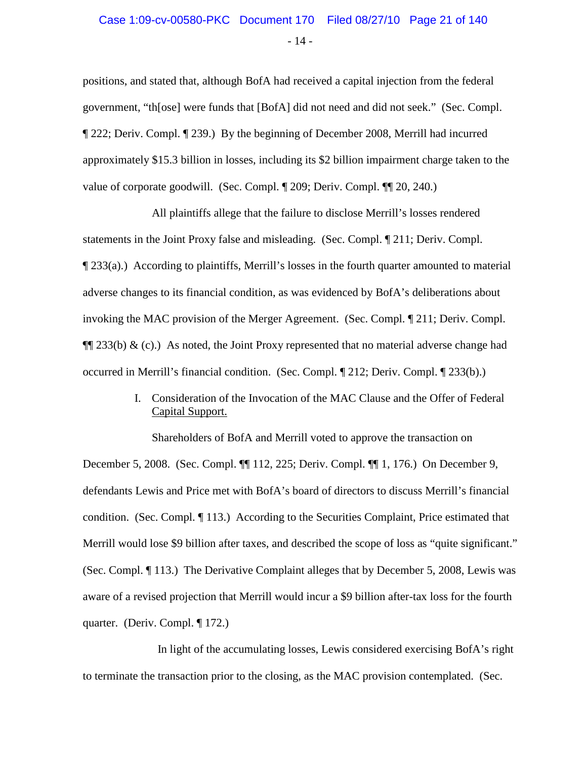positions, and stated that, although BofA had received a capital injection from the federal government, "th[ose] were funds that [BofA] did not need and did not seek." (Sec. Compl. ¶ 222; Deriv. Compl. ¶ 239.) By the beginning of December 2008, Merrill had incurred approximately $15.3 billion in losses, including its $2 billion impairment charge taken to the value of corporate goodwill. (Sec. Compl. ¶ 209; Deriv. Compl. ¶¶ 20, 240.)

All plaintiffs allege that the failure to disclose Merrill's losses rendered statements in the Joint Proxy false and misleading. (Sec. Compl. ¶ 211; Deriv. Compl. ¶ 233(a).) According to plaintiffs, Merrill's losses in the fourth quarter amounted to material adverse changes to its financial condition, as was evidenced by BofA's deliberations about invoking the MAC provision of the Merger Agreement. (Sec. Compl. ¶ 211; Deriv. Compl. ¶¶ 233(b) & (c).) As noted, the Joint Proxy represented that no material adverse change had occurred in Merrill's financial condition. (Sec. Compl. ¶ 212; Deriv. Compl. ¶ 233(b).)

### I. Consideration of the Invocation of the MAC Clause and the Offer of Federal Capital Support.

Shareholders of BofA and Merrill voted to approve the transaction on December 5, 2008. (Sec. Compl. ¶¶ 112, 225; Deriv. Compl. ¶¶ 1, 176.) On December 9, defendants Lewis and Price met with BofA's board of directors to discuss Merrill's financial condition. (Sec. Compl. ¶ 113.) According to the Securities Complaint, Price estimated that Merrill would lose $9 billion after taxes, and described the scope of loss as "quite significant." (Sec. Compl. ¶ 113.) The Derivative Complaint alleges that by December 5, 2008, Lewis was aware of a revised projection that Merrill would incur a $9 billion after-tax loss for the fourth quarter. (Deriv. Compl. ¶ 172.)

In light of the accumulating losses, Lewis considered exercising BofA's right to terminate the transaction prior to the closing, as the MAC provision contemplated. (Sec.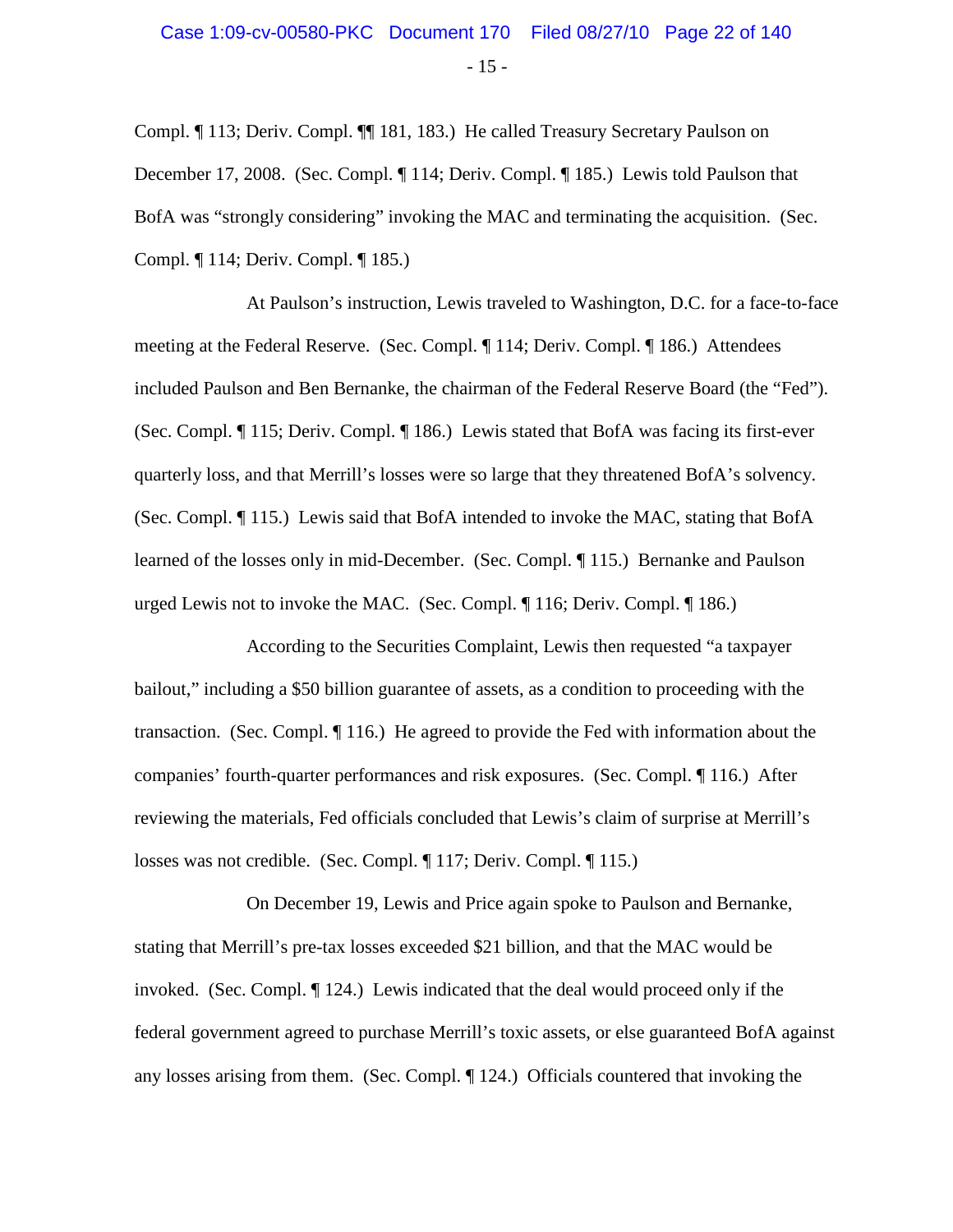Compl. ¶ 113; Deriv. Compl. ¶¶ 181, 183.) He called Treasury Secretary Paulson on December 17, 2008. (Sec. Compl. ¶ 114; Deriv. Compl. ¶ 185.) Lewis told Paulson that BofA was "strongly considering" invoking the MAC and terminating the acquisition. (Sec. Compl. ¶ 114; Deriv. Compl. ¶ 185.)

At Paulson's instruction, Lewis traveled to Washington, D.C. for a face-to-face meeting at the Federal Reserve. (Sec. Compl. ¶ 114; Deriv. Compl. ¶ 186.) Attendees included Paulson and Ben Bernanke, the chairman of the Federal Reserve Board (the "Fed"). (Sec. Compl. ¶ 115; Deriv. Compl. ¶ 186.) Lewis stated that BofA was facing its first-ever quarterly loss, and that Merrill's losses were so large that they threatened BofA's solvency. (Sec. Compl. ¶ 115.) Lewis said that BofA intended to invoke the MAC, stating that BofA learned of the losses only in mid-December. (Sec. Compl. ¶ 115.) Bernanke and Paulson urged Lewis not to invoke the MAC. (Sec. Compl. ¶ 116; Deriv. Compl. ¶ 186.)

According to the Securities Complaint, Lewis then requested "a taxpayer bailout," including a $50 billion guarantee of assets, as a condition to proceeding with the transaction. (Sec. Compl. ¶ 116.) He agreed to provide the Fed with information about the companies' fourth-quarter performances and risk exposures. (Sec. Compl. ¶ 116.) After reviewing the materials, Fed officials concluded that Lewis's claim of surprise at Merrill's losses was not credible. (Sec. Compl. ¶ 117; Deriv. Compl. ¶ 115.)

On December 19, Lewis and Price again spoke to Paulson and Bernanke, stating that Merrill's pre-tax losses exceeded $21 billion, and that the MAC would be invoked. (Sec. Compl. ¶ 124.) Lewis indicated that the deal would proceed only if the federal government agreed to purchase Merrill's toxic assets, or else guaranteed BofA against any losses arising from them. (Sec. Compl. ¶ 124.) Officials countered that invoking the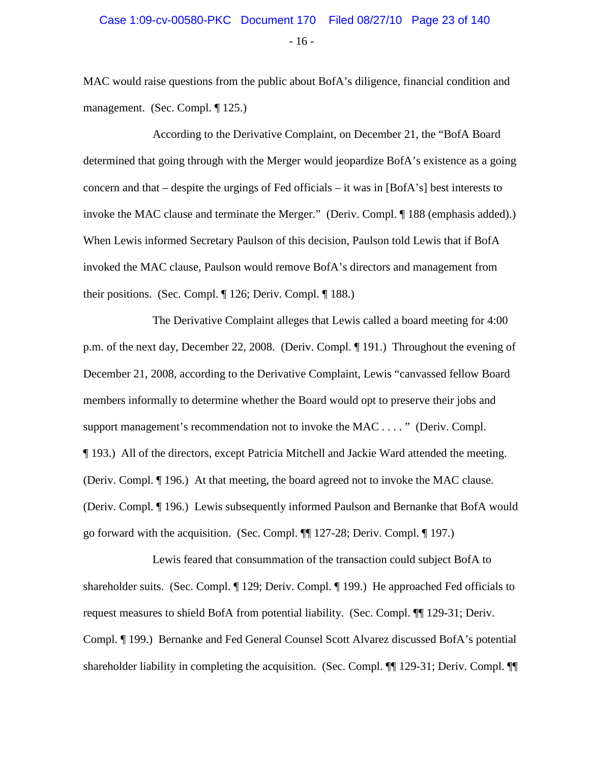MAC would raise questions from the public about BofA's diligence, financial condition and management. (Sec. Compl. ¶ 125.)

According to the Derivative Complaint, on December 21, the "BofA Board determined that going through with the Merger would jeopardize BofA's existence as a going concern and that – despite the urgings of Fed officials – it was in [BofA's] best interests to invoke the MAC clause and terminate the Merger." (Deriv. Compl. ¶ 188 (emphasis added).) When Lewis informed Secretary Paulson of this decision, Paulson told Lewis that if BofA invoked the MAC clause, Paulson would remove BofA's directors and management from their positions. (Sec. Compl. ¶ 126; Deriv. Compl. ¶ 188.)

The Derivative Complaint alleges that Lewis called a board meeting for 4:00 p.m. of the next day, December 22, 2008. (Deriv. Compl. ¶ 191.) Throughout the evening of December 21, 2008, according to the Derivative Complaint, Lewis "canvassed fellow Board members informally to determine whether the Board would opt to preserve their jobs and support management's recommendation not to invoke the MAC . . . . " (Deriv. Compl. ¶ 193.) All of the directors, except Patricia Mitchell and Jackie Ward attended the meeting. (Deriv. Compl. ¶ 196.) At that meeting, the board agreed not to invoke the MAC clause. (Deriv. Compl. ¶ 196.) Lewis subsequently informed Paulson and Bernanke that BofA would go forward with the acquisition. (Sec. Compl. ¶¶ 127-28; Deriv. Compl. ¶ 197.)

Lewis feared that consummation of the transaction could subject BofA to shareholder suits. (Sec. Compl. ¶ 129; Deriv. Compl. ¶ 199.) He approached Fed officials to request measures to shield BofA from potential liability. (Sec. Compl. ¶¶ 129-31; Deriv. Compl. ¶ 199.) Bernanke and Fed General Counsel Scott Alvarez discussed BofA's potential shareholder liability in completing the acquisition. (Sec. Compl. ¶¶ 129-31; Deriv. Compl. ¶¶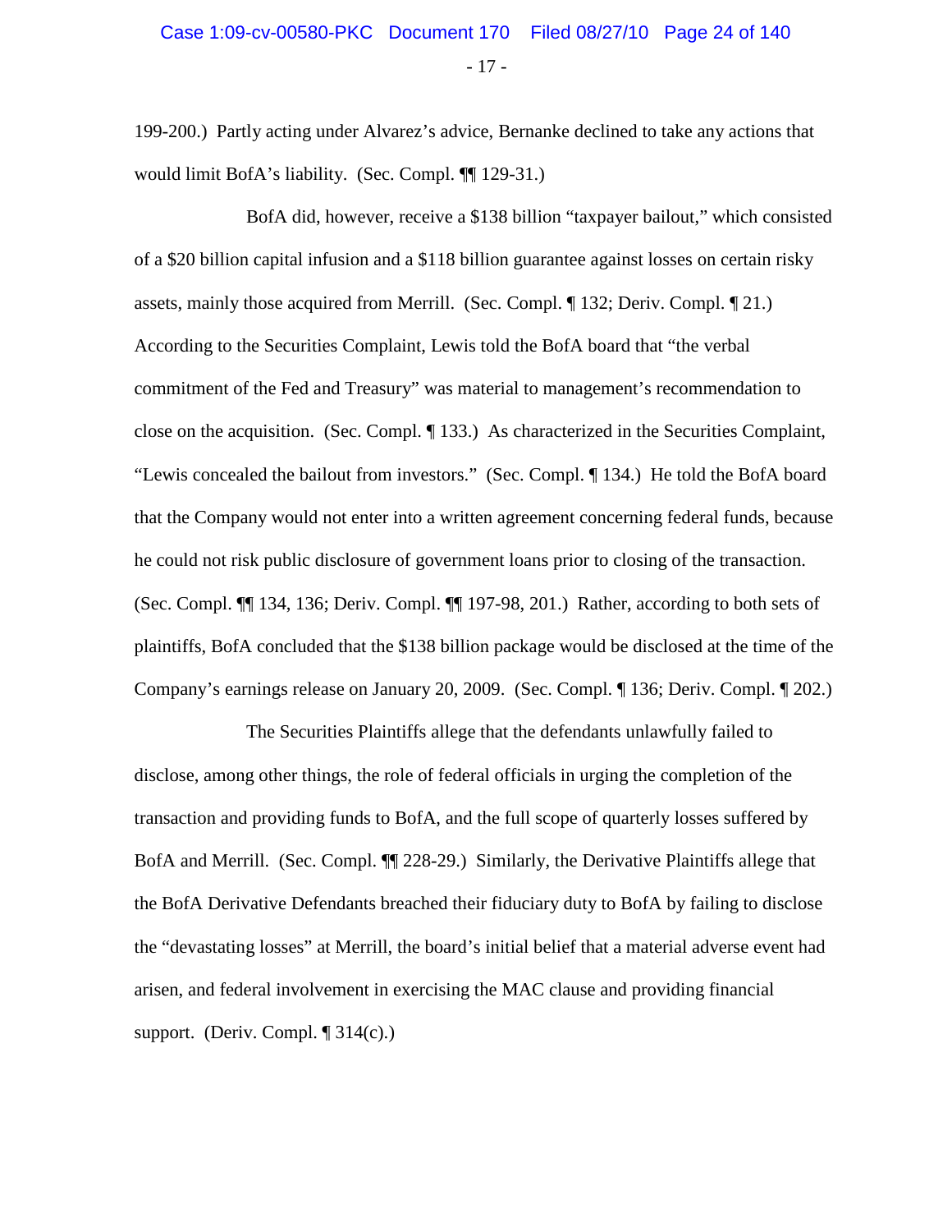199-200.) Partly acting under Alvarez's advice, Bernanke declined to take any actions that would limit BofA's liability. (Sec. Compl. ¶¶ 129-31.)

BofA did, however, receive a $138 billion "taxpayer bailout," which consisted of a $20 billion capital infusion and a $118 billion guarantee against losses on certain risky assets, mainly those acquired from Merrill. (Sec. Compl. ¶ 132; Deriv. Compl. ¶ 21.) According to the Securities Complaint, Lewis told the BofA board that "the verbal commitment of the Fed and Treasury" was material to management's recommendation to close on the acquisition. (Sec. Compl. ¶ 133.) As characterized in the Securities Complaint, "Lewis concealed the bailout from investors." (Sec. Compl. ¶ 134.) He told the BofA board that the Company would not enter into a written agreement concerning federal funds, because he could not risk public disclosure of government loans prior to closing of the transaction. (Sec. Compl. ¶¶ 134, 136; Deriv. Compl. ¶¶ 197-98, 201.) Rather, according to both sets of plaintiffs, BofA concluded that the $138 billion package would be disclosed at the time of the Company's earnings release on January 20, 2009. (Sec. Compl. ¶ 136; Deriv. Compl. ¶ 202.)

The Securities Plaintiffs allege that the defendants unlawfully failed to disclose, among other things, the role of federal officials in urging the completion of the transaction and providing funds to BofA, and the full scope of quarterly losses suffered by BofA and Merrill. (Sec. Compl. ¶¶ 228-29.) Similarly, the Derivative Plaintiffs allege that the BofA Derivative Defendants breached their fiduciary duty to BofA by failing to disclose the "devastating losses" at Merrill, the board's initial belief that a material adverse event had arisen, and federal involvement in exercising the MAC clause and providing financial support. (Deriv. Compl. ¶ 314(c).)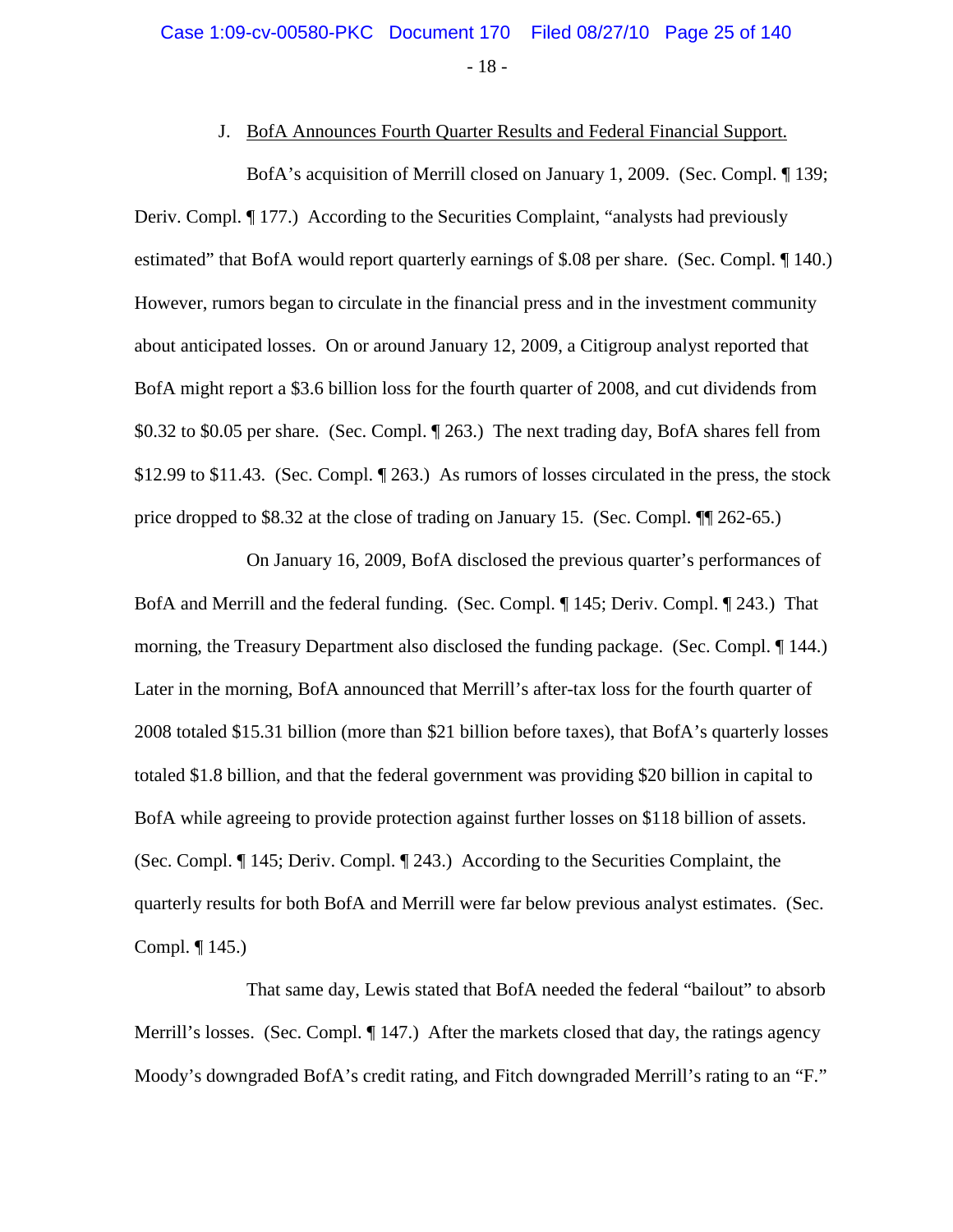### J. BofA Announces Fourth Quarter Results and Federal Financial Support.

BofA's acquisition of Merrill closed on January 1, 2009. (Sec. Compl. ¶ 139; Deriv. Compl. ¶ 177.) According to the Securities Complaint, "analysts had previously estimated" that BofA would report quarterly earnings of $.08 per share. (Sec. Compl. ¶ 140.) However, rumors began to circulate in the financial press and in the investment community about anticipated losses. On or around January 12, 2009, a Citigroup analyst reported that BofA might report a $3.6 billion loss for the fourth quarter of 2008, and cut dividends from $0.32 to $0.05 per share. (Sec. Compl. ¶ 263.) The next trading day, BofA shares fell from $12.99 to $11.43. (Sec. Compl. ¶ 263.) As rumors of losses circulated in the press, the stock price dropped to $8.32 at the close of trading on January 15. (Sec. Compl. ¶¶ 262-65.)

On January 16, 2009, BofA disclosed the previous quarter's performances of BofA and Merrill and the federal funding. (Sec. Compl. ¶ 145; Deriv. Compl. ¶ 243.) That morning, the Treasury Department also disclosed the funding package. (Sec. Compl. ¶ 144.) Later in the morning, BofA announced that Merrill's after-tax loss for the fourth quarter of 2008 totaled $15.31 billion (more than $21 billion before taxes), that BofA's quarterly losses totaled $1.8 billion, and that the federal government was providing $20 billion in capital to BofA while agreeing to provide protection against further losses on $118 billion of assets. (Sec. Compl. ¶ 145; Deriv. Compl. ¶ 243.) According to the Securities Complaint, the quarterly results for both BofA and Merrill were far below previous analyst estimates. (Sec. Compl. ¶ 145.)

That same day, Lewis stated that BofA needed the federal "bailout" to absorb Merrill's losses. (Sec. Compl. ¶ 147.) After the markets closed that day, the ratings agency Moody's downgraded BofA's credit rating, and Fitch downgraded Merrill's rating to an "F."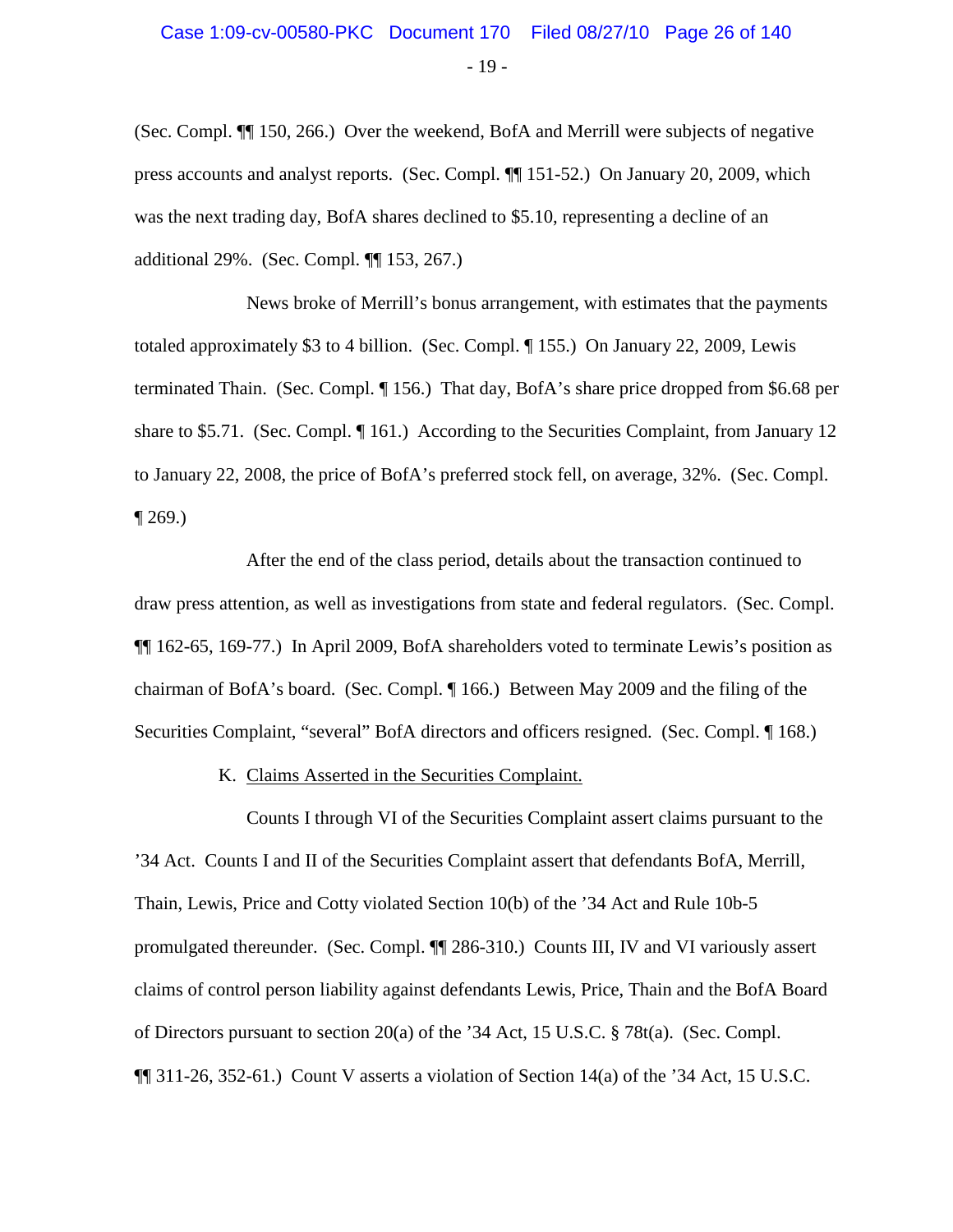(Sec. Compl. ¶¶ 150, 266.) Over the weekend, BofA and Merrill were subjects of negative press accounts and analyst reports. (Sec. Compl. ¶¶ 151-52.) On January 20, 2009, which was the next trading day, BofA shares declined to $5.10, representing a decline of an additional 29%. (Sec. Compl. ¶¶ 153, 267.)

News broke of Merrill's bonus arrangement, with estimates that the payments totaled approximately $3 to 4 billion. (Sec. Compl. ¶ 155.) On January 22, 2009, Lewis terminated Thain. (Sec. Compl. ¶ 156.) That day, BofA's share price dropped from $6.68 per share to $5.71. (Sec. Compl. ¶ 161.) According to the Securities Complaint, from January 12 to January 22, 2008, the price of BofA's preferred stock fell, on average, 32%. (Sec. Compl. ¶ 269.)

After the end of the class period, details about the transaction continued to draw press attention, as well as investigations from state and federal regulators. (Sec. Compl. ¶¶ 162-65, 169-77.) In April 2009, BofA shareholders voted to terminate Lewis's position as chairman of BofA's board. (Sec. Compl. ¶ 166.) Between May 2009 and the filing of the Securities Complaint, "several" BofA directors and officers resigned. (Sec. Compl. ¶ 168.)

K. Claims Asserted in the Securities Complaint.

Counts I through VI of the Securities Complaint assert claims pursuant to the '34 Act. Counts I and II of the Securities Complaint assert that defendants BofA, Merrill, Thain, Lewis, Price and Cotty violated Section 10(b) of the '34 Act and Rule 10b-5 promulgated thereunder. (Sec. Compl. ¶¶ 286-310.) Counts III, IV and VI variously assert claims of control person liability against defendants Lewis, Price, Thain and the BofA Board of Directors pursuant to section 20(a) of the '34 Act, 15 U.S.C. § 78t(a). (Sec. Compl. ¶¶ 311-26, 352-61.) Count V asserts a violation of Section 14(a) of the '34 Act, 15 U.S.C.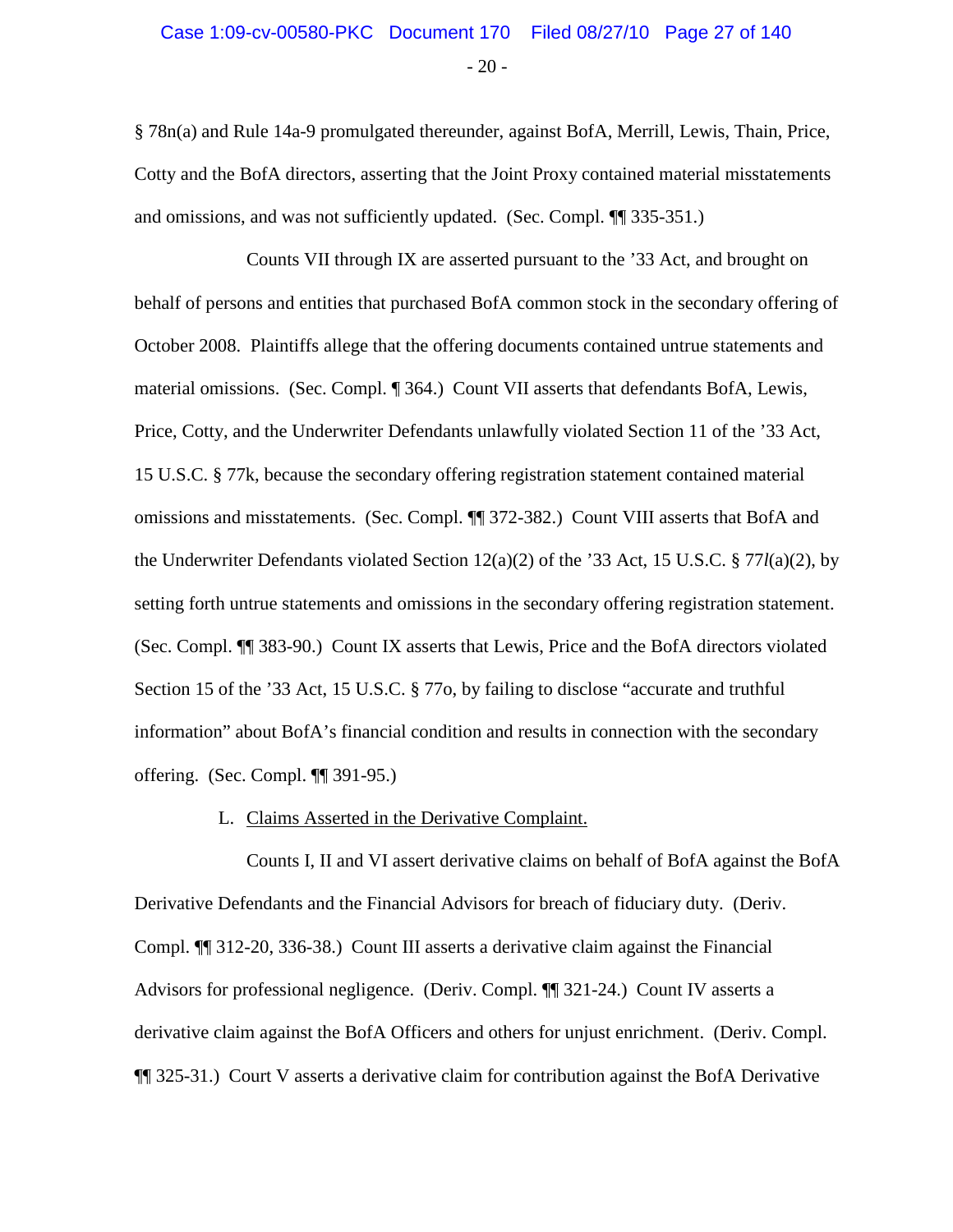§ 78n(a) and Rule 14a-9 promulgated thereunder, against BofA, Merrill, Lewis, Thain, Price, Cotty and the BofA directors, asserting that the Joint Proxy contained material misstatements and omissions, and was not sufficiently updated. (Sec. Compl. ¶¶ 335-351.)

Counts VII through IX are asserted pursuant to the '33 Act, and brought on behalf of persons and entities that purchased BofA common stock in the secondary offering of October 2008. Plaintiffs allege that the offering documents contained untrue statements and material omissions. (Sec. Compl. ¶ 364.) Count VII asserts that defendants BofA, Lewis, Price, Cotty, and the Underwriter Defendants unlawfully violated Section 11 of the '33 Act, 15 U.S.C. § 77k, because the secondary offering registration statement contained material omissions and misstatements. (Sec. Compl. ¶¶ 372-382.) Count VIII asserts that BofA and the Underwriter Defendants violated Section 12(a)(2) of the '33 Act, 15 U.S.C. § 77*l*(a)(2), by setting forth untrue statements and omissions in the secondary offering registration statement. (Sec. Compl. ¶¶ 383-90.) Count IX asserts that Lewis, Price and the BofA directors violated Section 15 of the '33 Act, 15 U.S.C. § 77o, by failing to disclose "accurate and truthful information" about BofA's financial condition and results in connection with the secondary offering. (Sec. Compl. ¶¶ 391-95.)

L. <u>Claims Asserted in the Derivative Complaint.</u>

Counts I, II and VI assert derivative claims on behalf of BofA against the BofA Derivative Defendants and the Financial Advisors for breach of fiduciary duty. (Deriv. Compl. ¶¶ 312-20, 336-38.) Count III asserts a derivative claim against the Financial Advisors for professional negligence. (Deriv. Compl. ¶¶ 321-24.) Count IV asserts a derivative claim against the BofA Officers and others for unjust enrichment. (Deriv. Compl. ¶¶ 325-31.) Court V asserts a derivative claim for contribution against the BofA Derivative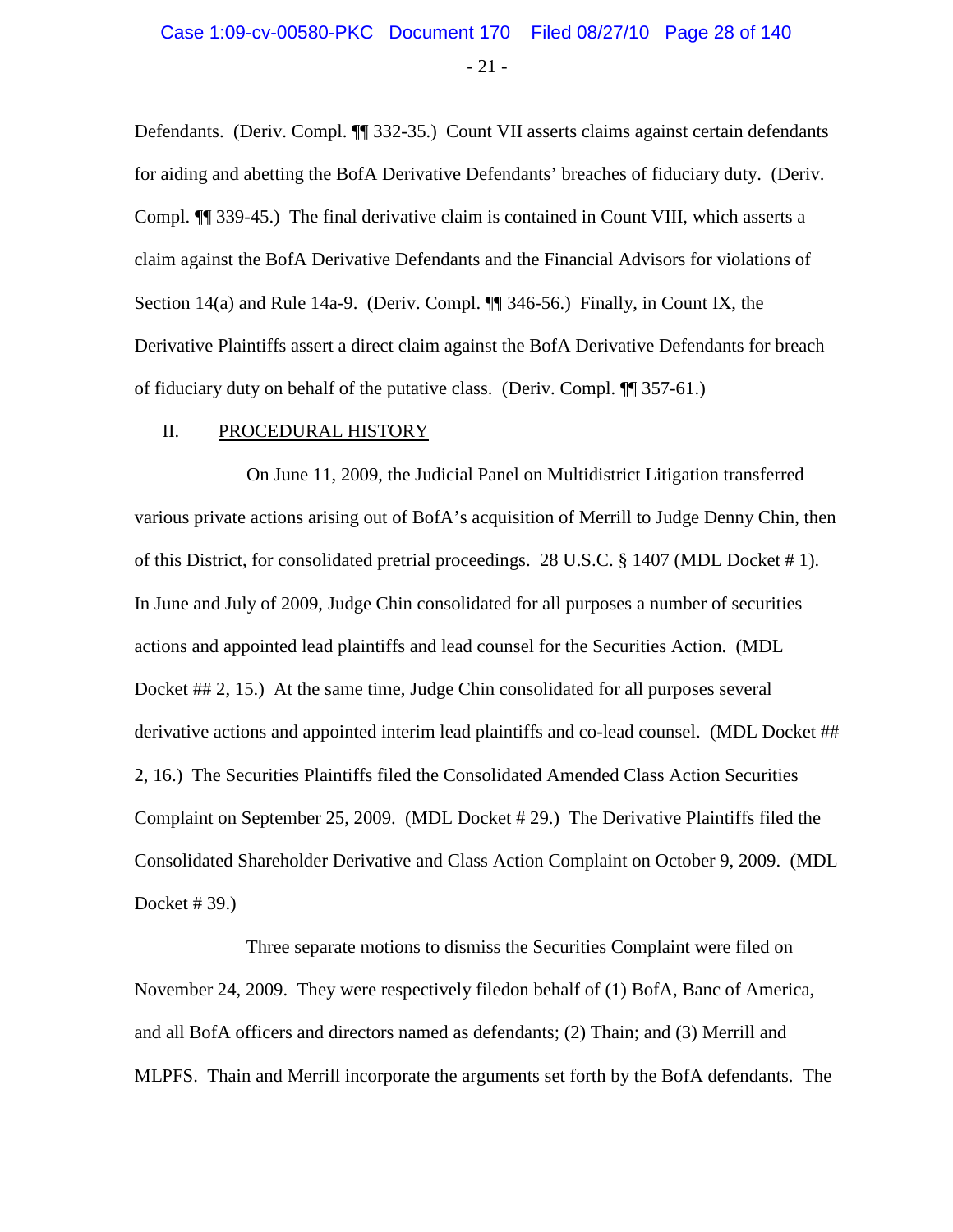Defendants. (Deriv. Compl. ¶¶ 332-35.) Count VII asserts claims against certain defendants for aiding and abetting the BofA Derivative Defendants' breaches of fiduciary duty. (Deriv. Compl. ¶¶ 339-45.) The final derivative claim is contained in Count VIII, which asserts a claim against the BofA Derivative Defendants and the Financial Advisors for violations of Section 14(a) and Rule 14a-9. (Deriv. Compl. ¶¶ 346-56.) Finally, in Count IX, the Derivative Plaintiffs assert a direct claim against the BofA Derivative Defendants for breach of fiduciary duty on behalf of the putative class. (Deriv. Compl. ¶¶ 357-61.)

## II. PROCEDURAL HISTORY

On June 11, 2009, the Judicial Panel on Multidistrict Litigation transferred various private actions arising out of BofA's acquisition of Merrill to Judge Denny Chin, then of this District, for consolidated pretrial proceedings. 28 U.S.C. § 1407 (MDL Docket # 1). In June and July of 2009, Judge Chin consolidated for all purposes a number of securities actions and appointed lead plaintiffs and lead counsel for the Securities Action. (MDL Docket ## 2, 15.) At the same time, Judge Chin consolidated for all purposes several derivative actions and appointed interim lead plaintiffs and co-lead counsel. (MDL Docket ## 2, 16.) The Securities Plaintiffs filed the Consolidated Amended Class Action Securities Complaint on September 25, 2009. (MDL Docket # 29.) The Derivative Plaintiffs filed the Consolidated Shareholder Derivative and Class Action Complaint on October 9, 2009. (MDL Docket # 39.)

Three separate motions to dismiss the Securities Complaint were filed on November 24, 2009. They were respectively filedon behalf of (1) BofA, Banc of America, and all BofA officers and directors named as defendants; (2) Thain; and (3) Merrill and MLPFS. Thain and Merrill incorporate the arguments set forth by the BofA defendants. The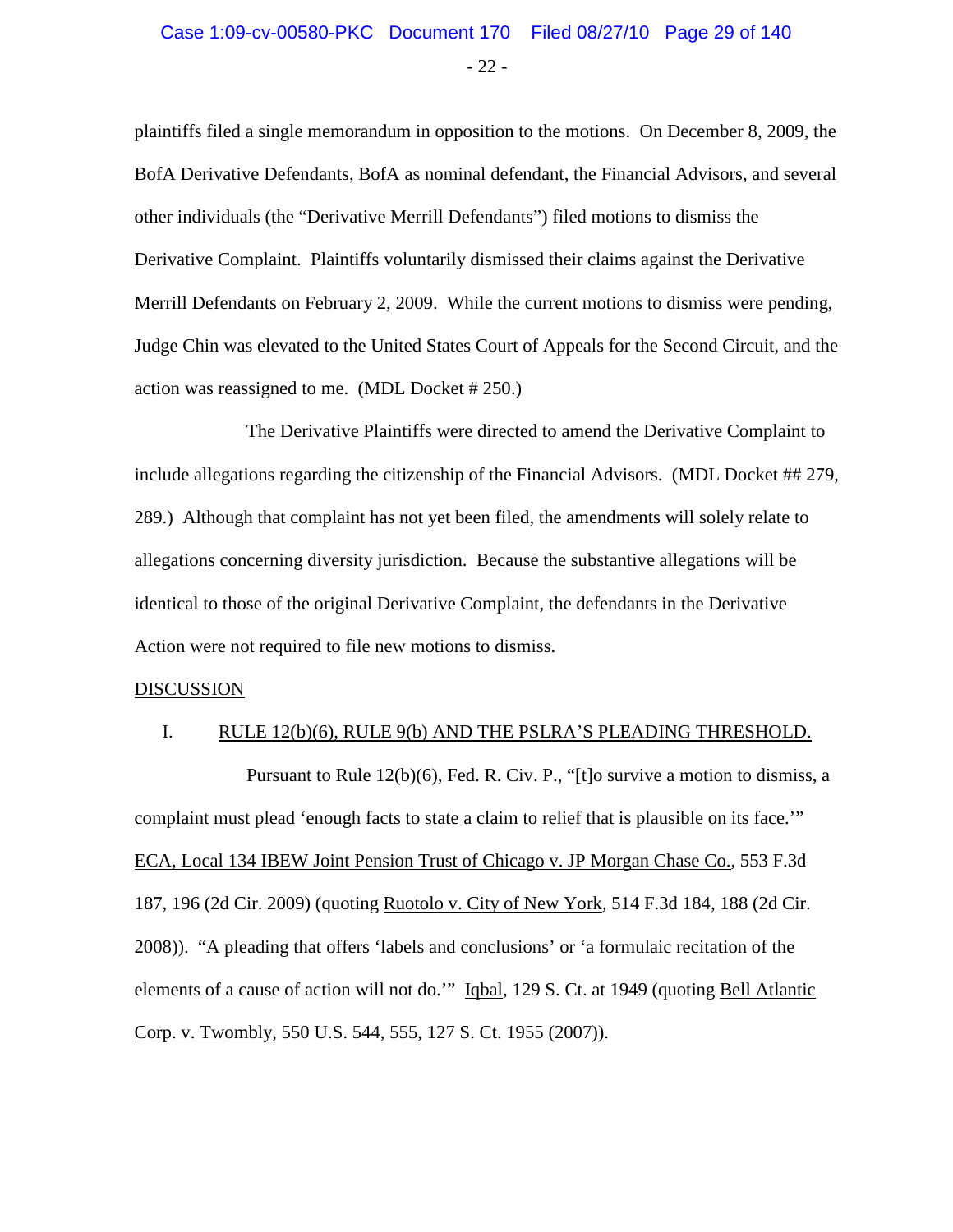plaintiffs filed a single memorandum in opposition to the motions. On December 8, 2009, the BofA Derivative Defendants, BofA as nominal defendant, the Financial Advisors, and several other individuals (the "Derivative Merrill Defendants") filed motions to dismiss the Derivative Complaint. Plaintiffs voluntarily dismissed their claims against the Derivative Merrill Defendants on February 2, 2009. While the current motions to dismiss were pending, Judge Chin was elevated to the United States Court of Appeals for the Second Circuit, and the action was reassigned to me. (MDL Docket # 250.)

The Derivative Plaintiffs were directed to amend the Derivative Complaint to include allegations regarding the citizenship of the Financial Advisors. (MDL Docket ## 279, 289.) Although that complaint has not yet been filed, the amendments will solely relate to allegations concerning diversity jurisdiction. Because the substantive allegations will be identical to those of the original Derivative Complaint, the defendants in the Derivative Action were not required to file new motions to dismiss.

## DISCUSSION

### I. RULE 12(b)(6), RULE 9(b) AND THE PSLRA'S PLEADING THRESHOLD.

Pursuant to Rule 12(b)(6), Fed. R. Civ. P., "[t]o survive a motion to dismiss, a complaint must plead 'enough facts to state a claim to relief that is plausible on its face.'" ECA, Local 134 IBEW Joint Pension Trust of Chicago v. JP Morgan Chase Co., 553 F.3d 187, 196 (2d Cir. 2009) (quoting Ruotolo v. City of New York, 514 F.3d 184, 188 (2d Cir. 2008)). "A pleading that offers 'labels and conclusions' or 'a formulaic recitation of the elements of a cause of action will not do.'" Iqbal, 129 S. Ct. at 1949 (quoting Bell Atlantic Corp. v. Twombly, 550 U.S. 544, 555, 127 S. Ct. 1955 (2007)).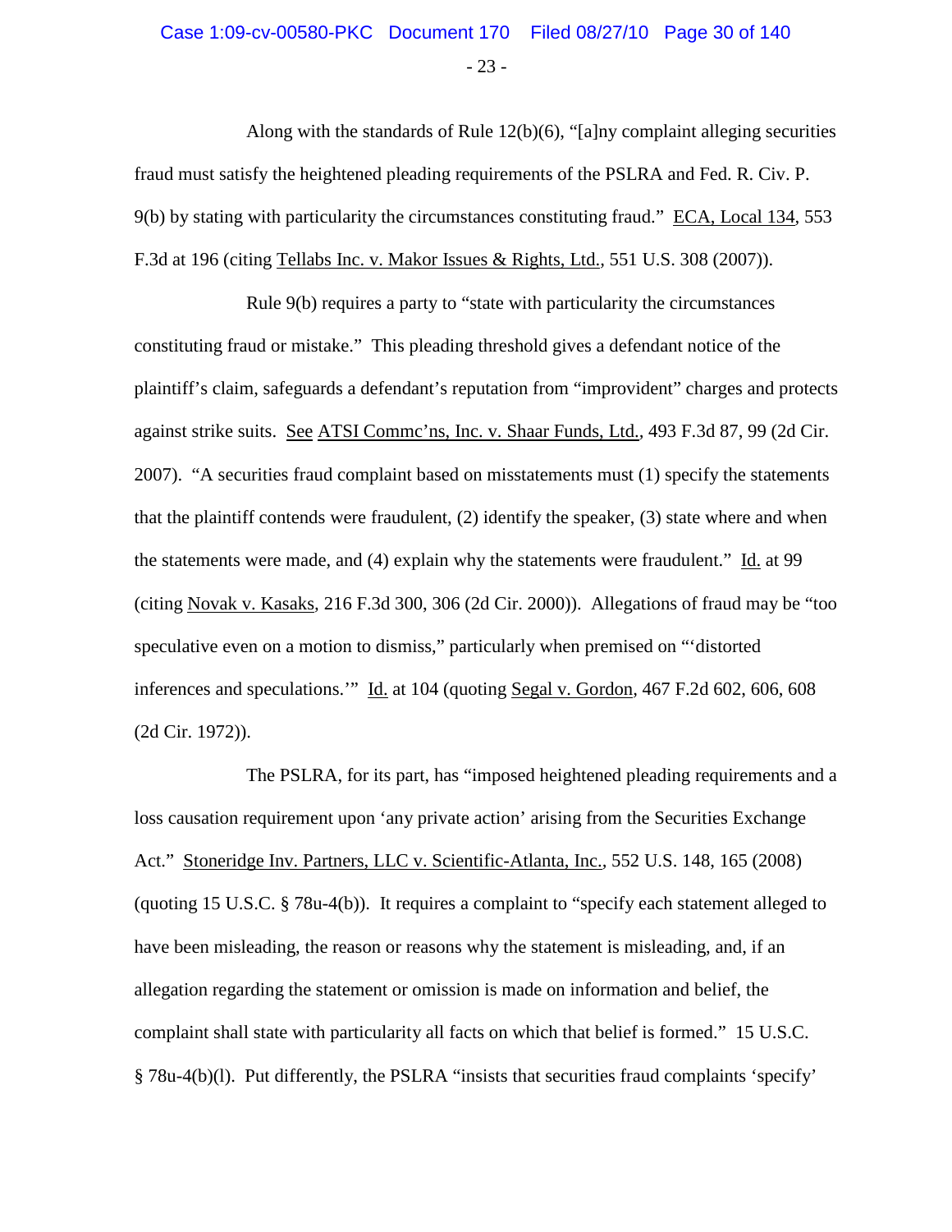Along with the standards of Rule 12(b)(6), "[a]ny complaint alleging securities fraud must satisfy the heightened pleading requirements of the PSLRA and Fed. R. Civ. P. 9(b) by stating with particularity the circumstances constituting fraud." ECA, Local 134, 553 F.3d at 196 (citing Tellabs Inc. v. Makor Issues & Rights, Ltd., 551 U.S. 308 (2007)).

Rule 9(b) requires a party to "state with particularity the circumstances constituting fraud or mistake." This pleading threshold gives a defendant notice of the plaintiff's claim, safeguards a defendant's reputation from "improvident" charges and protects against strike suits. See ATSI Commc'ns, Inc. v. Shaar Funds, Ltd., 493 F.3d 87, 99 (2d Cir. 2007). "A securities fraud complaint based on misstatements must (1) specify the statements that the plaintiff contends were fraudulent, (2) identify the speaker, (3) state where and when the statements were made, and (4) explain why the statements were fraudulent." Id. at 99 (citing Novak v. Kasaks, 216 F.3d 300, 306 (2d Cir. 2000)). Allegations of fraud may be "too speculative even on a motion to dismiss," particularly when premised on "'distorted inferences and speculations.'" Id. at 104 (quoting Segal v. Gordon, 467 F.2d 602, 606, 608 (2d Cir. 1972)).

The PSLRA, for its part, has "imposed heightened pleading requirements and a loss causation requirement upon 'any private action' arising from the Securities Exchange Act." Stoneridge Inv. Partners, LLC v. Scientific-Atlanta, Inc., 552 U.S. 148, 165 (2008) (quoting 15 U.S.C. § 78u-4(b)). It requires a complaint to "specify each statement alleged to have been misleading, the reason or reasons why the statement is misleading, and, if an allegation regarding the statement or omission is made on information and belief, the complaint shall state with particularity all facts on which that belief is formed." 15 U.S.C. § 78u-4(b)(l). Put differently, the PSLRA "insists that securities fraud complaints 'specify'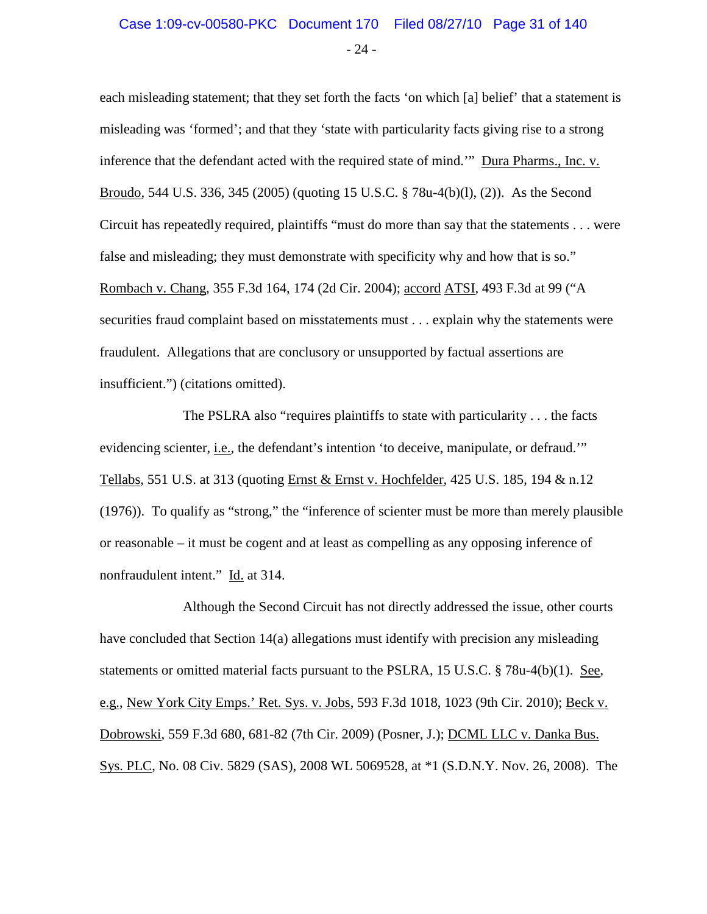each misleading statement; that they set forth the facts 'on which [a] belief' that a statement is misleading was 'formed'; and that they 'state with particularity facts giving rise to a strong inference that the defendant acted with the required state of mind.'" Dura Pharms., Inc. v. Broudo, 544 U.S. 336, 345 (2005) (quoting 15 U.S.C. § 78u-4(b)(l), (2)). As the Second Circuit has repeatedly required, plaintiffs "must do more than say that the statements . . . were false and misleading; they must demonstrate with specificity why and how that is so." Rombach v. Chang, 355 F.3d 164, 174 (2d Cir. 2004); accord ATSI, 493 F.3d at 99 ("A securities fraud complaint based on misstatements must . . . explain why the statements were fraudulent. Allegations that are conclusory or unsupported by factual assertions are insufficient.") (citations omitted).

The PSLRA also "requires plaintiffs to state with particularity . . . the facts evidencing scienter, i.e., the defendant's intention 'to deceive, manipulate, or defraud.'" Tellabs, 551 U.S. at 313 (quoting Ernst & Ernst v. Hochfelder, 425 U.S. 185, 194 & n.12 (1976)). To qualify as "strong," the "inference of scienter must be more than merely plausible or reasonable – it must be cogent and at least as compelling as any opposing inference of nonfraudulent intent." Id. at 314.

Although the Second Circuit has not directly addressed the issue, other courts have concluded that Section 14(a) allegations must identify with precision any misleading statements or omitted material facts pursuant to the PSLRA, 15 U.S.C. § 78u-4(b)(1). See, e.g., New York City Emps.' Ret. Sys. v. Jobs, 593 F.3d 1018, 1023 (9th Cir. 2010); Beck v. Dobrowski, 559 F.3d 680, 681-82 (7th Cir. 2009) (Posner, J.); DCML LLC v. Danka Bus. Sys. PLC, No. 08 Civ. 5829 (SAS), 2008 WL 5069528, at *1 (S.D.N.Y. Nov. 26, 2008). The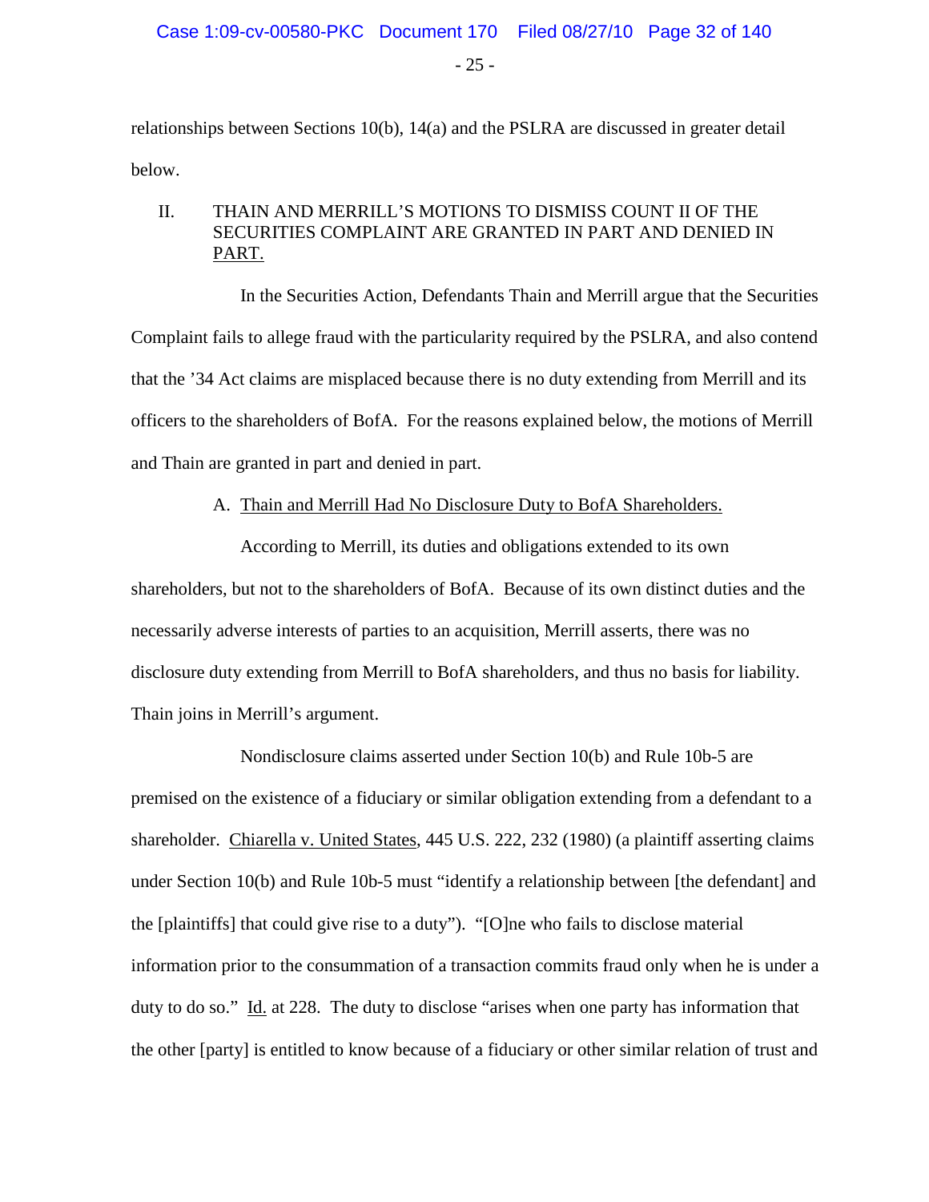relationships between Sections 10(b), 14(a) and the PSLRA are discussed in greater detail below.

## II. THAIN AND MERRILL'S MOTIONS TO DISMISS COUNT II OF THE SECURITIES COMPLAINT ARE GRANTED IN PART AND DENIED IN PART.

In the Securities Action, Defendants Thain and Merrill argue that the Securities Complaint fails to allege fraud with the particularity required by the PSLRA, and also contend that the '34 Act claims are misplaced because there is no duty extending from Merrill and its officers to the shareholders of BofA. For the reasons explained below, the motions of Merrill and Thain are granted in part and denied in part.

### A. Thain and Merrill Had No Disclosure Duty to BofA Shareholders.

According to Merrill, its duties and obligations extended to its own shareholders, but not to the shareholders of BofA. Because of its own distinct duties and the necessarily adverse interests of parties to an acquisition, Merrill asserts, there was no disclosure duty extending from Merrill to BofA shareholders, and thus no basis for liability. Thain joins in Merrill's argument.

Nondisclosure claims asserted under Section 10(b) and Rule 10b-5 are premised on the existence of a fiduciary or similar obligation extending from a defendant to a shareholder. Chiarella v. United States, 445 U.S. 222, 232 (1980) (a plaintiff asserting claims under Section 10(b) and Rule 10b-5 must "identify a relationship between [the defendant] and the [plaintiffs] that could give rise to a duty"). "[O]ne who fails to disclose material information prior to the consummation of a transaction commits fraud only when he is under a duty to do so." Id. at 228. The duty to disclose "arises when one party has information that the other [party] is entitled to know because of a fiduciary or other similar relation of trust and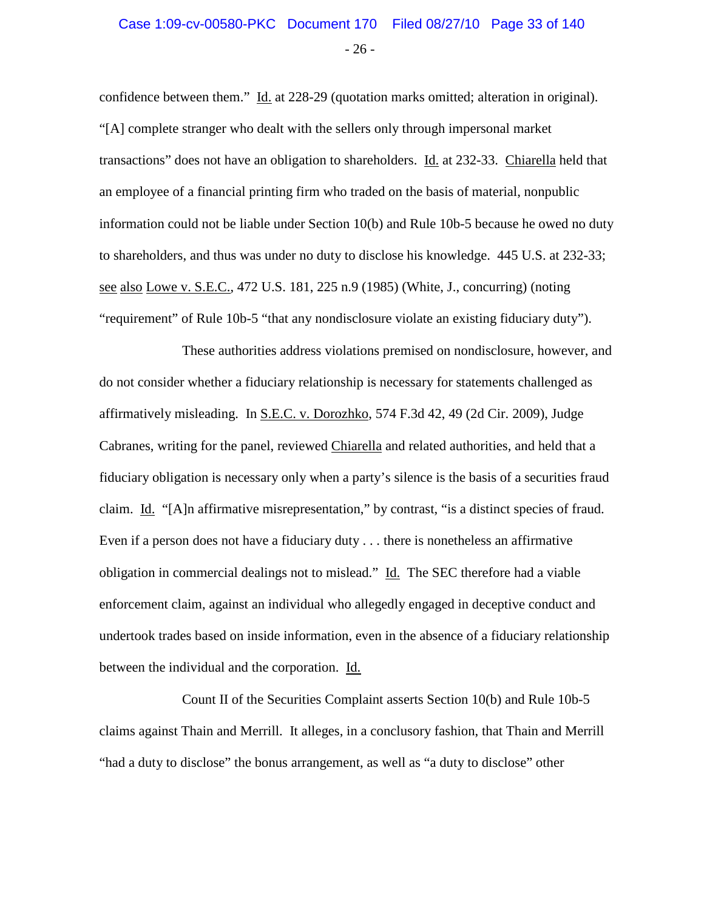confidence between them." Id. at 228-29 (quotation marks omitted; alteration in original). "[A] complete stranger who dealt with the sellers only through impersonal market transactions" does not have an obligation to shareholders. Id. at 232-33. Chiarella held that an employee of a financial printing firm who traded on the basis of material, nonpublic information could not be liable under Section 10(b) and Rule 10b-5 because he owed no duty to shareholders, and thus was under no duty to disclose his knowledge. 445 U.S. at 232-33; see also Lowe v. S.E.C., 472 U.S. 181, 225 n.9 (1985) (White, J., concurring) (noting "requirement" of Rule 10b-5 "that any nondisclosure violate an existing fiduciary duty").

These authorities address violations premised on nondisclosure, however, and do not consider whether a fiduciary relationship is necessary for statements challenged as affirmatively misleading. In S.E.C. v. Dorozhko, 574 F.3d 42, 49 (2d Cir. 2009), Judge Cabranes, writing for the panel, reviewed Chiarella and related authorities, and held that a fiduciary obligation is necessary only when a party's silence is the basis of a securities fraud claim. Id. "[A]n affirmative misrepresentation," by contrast, "is a distinct species of fraud. Even if a person does not have a fiduciary duty . . . there is nonetheless an affirmative obligation in commercial dealings not to mislead." Id. The SEC therefore had a viable enforcement claim, against an individual who allegedly engaged in deceptive conduct and undertook trades based on inside information, even in the absence of a fiduciary relationship between the individual and the corporation. Id.

Count II of the Securities Complaint asserts Section 10(b) and Rule 10b-5 claims against Thain and Merrill. It alleges, in a conclusory fashion, that Thain and Merrill "had a duty to disclose" the bonus arrangement, as well as "a duty to disclose" other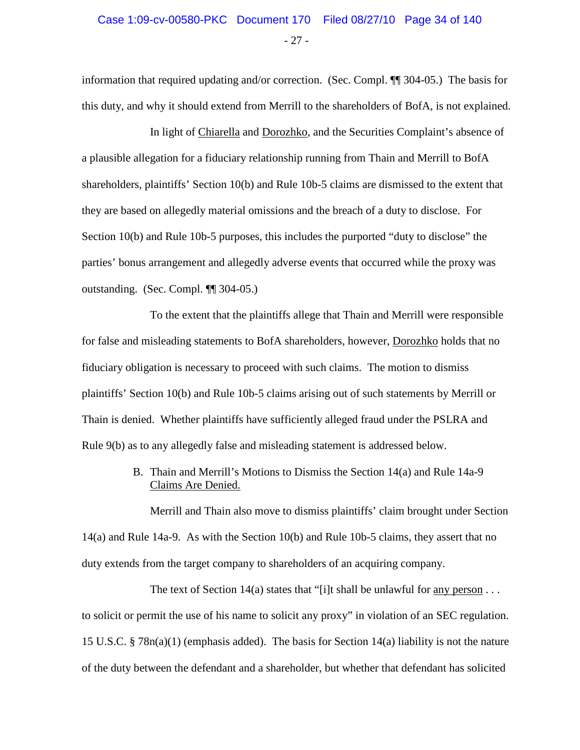information that required updating and/or correction. (Sec. Compl. ¶¶ 304-05.) The basis for this duty, and why it should extend from Merrill to the shareholders of BofA, is not explained.

In light of Chiarella and Dorozhko, and the Securities Complaint's absence of a plausible allegation for a fiduciary relationship running from Thain and Merrill to BofA shareholders, plaintiffs' Section 10(b) and Rule 10b-5 claims are dismissed to the extent that they are based on allegedly material omissions and the breach of a duty to disclose. For Section 10(b) and Rule 10b-5 purposes, this includes the purported "duty to disclose" the parties' bonus arrangement and allegedly adverse events that occurred while the proxy was outstanding. (Sec. Compl. ¶¶ 304-05.)

To the extent that the plaintiffs allege that Thain and Merrill were responsible for false and misleading statements to BofA shareholders, however, Dorozhko holds that no fiduciary obligation is necessary to proceed with such claims. The motion to dismiss plaintiffs' Section 10(b) and Rule 10b-5 claims arising out of such statements by Merrill or Thain is denied. Whether plaintiffs have sufficiently alleged fraud under the PSLRA and Rule 9(b) as to any allegedly false and misleading statement is addressed below.

### B. Thain and Merrill's Motions to Dismiss the Section 14(a) and Rule 14a-9 Claims Are Denied.

Merrill and Thain also move to dismiss plaintiffs' claim brought under Section 14(a) and Rule 14a-9. As with the Section 10(b) and Rule 10b-5 claims, they assert that no duty extends from the target company to shareholders of an acquiring company.

The text of Section 14(a) states that "[i]t shall be unlawful for any person . . . to solicit or permit the use of his name to solicit any proxy" in violation of an SEC regulation. 15 U.S.C. § 78n(a)(1) (emphasis added). The basis for Section 14(a) liability is not the nature of the duty between the defendant and a shareholder, but whether that defendant has solicited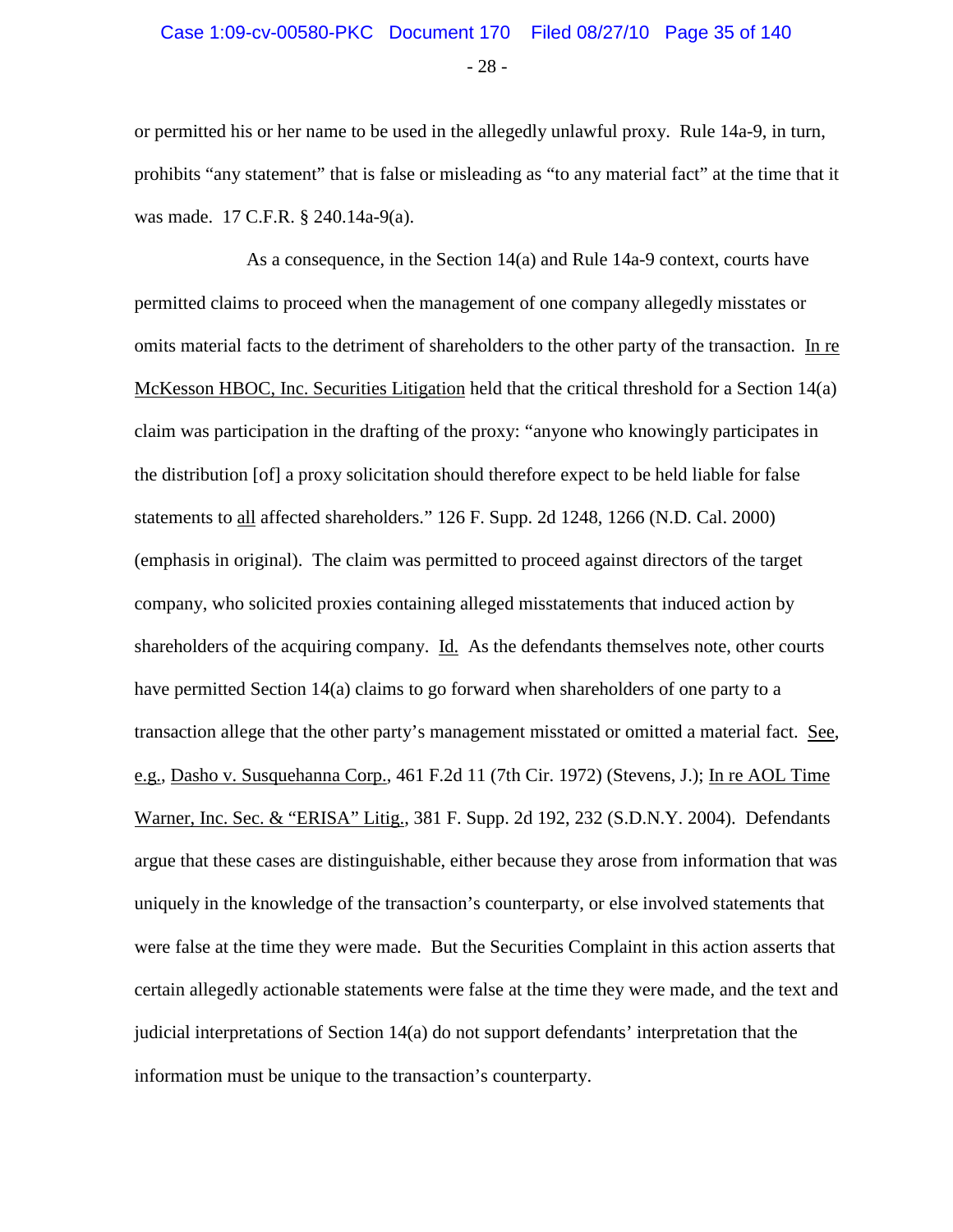or permitted his or her name to be used in the allegedly unlawful proxy. Rule 14a-9, in turn, prohibits "any statement" that is false or misleading as "to any material fact" at the time that it was made. 17 C.F.R. § 240.14a-9(a).

As a consequence, in the Section 14(a) and Rule 14a-9 context, courts have permitted claims to proceed when the management of one company allegedly misstates or omits material facts to the detriment of shareholders to the other party of the transaction. In re McKesson HBOC, Inc. Securities Litigation held that the critical threshold for a Section 14(a) claim was participation in the drafting of the proxy: "anyone who knowingly participates in the distribution [of] a proxy solicitation should therefore expect to be held liable for false statements to all affected shareholders." 126 F. Supp. 2d 1248, 1266 (N.D. Cal. 2000) (emphasis in original). The claim was permitted to proceed against directors of the target company, who solicited proxies containing alleged misstatements that induced action by shareholders of the acquiring company. Id. As the defendants themselves note, other courts have permitted Section 14(a) claims to go forward when shareholders of one party to a transaction allege that the other party's management misstated or omitted a material fact. See, e.g., Dasho v. Susquehanna Corp., 461 F.2d 11 (7th Cir. 1972) (Stevens, J.); In re AOL Time Warner, Inc. Sec. & "ERISA" Litig., 381 F. Supp. 2d 192, 232 (S.D.N.Y. 2004). Defendants argue that these cases are distinguishable, either because they arose from information that was uniquely in the knowledge of the transaction's counterparty, or else involved statements that were false at the time they were made. But the Securities Complaint in this action asserts that certain allegedly actionable statements were false at the time they were made, and the text and judicial interpretations of Section 14(a) do not support defendants' interpretation that the information must be unique to the transaction's counterparty.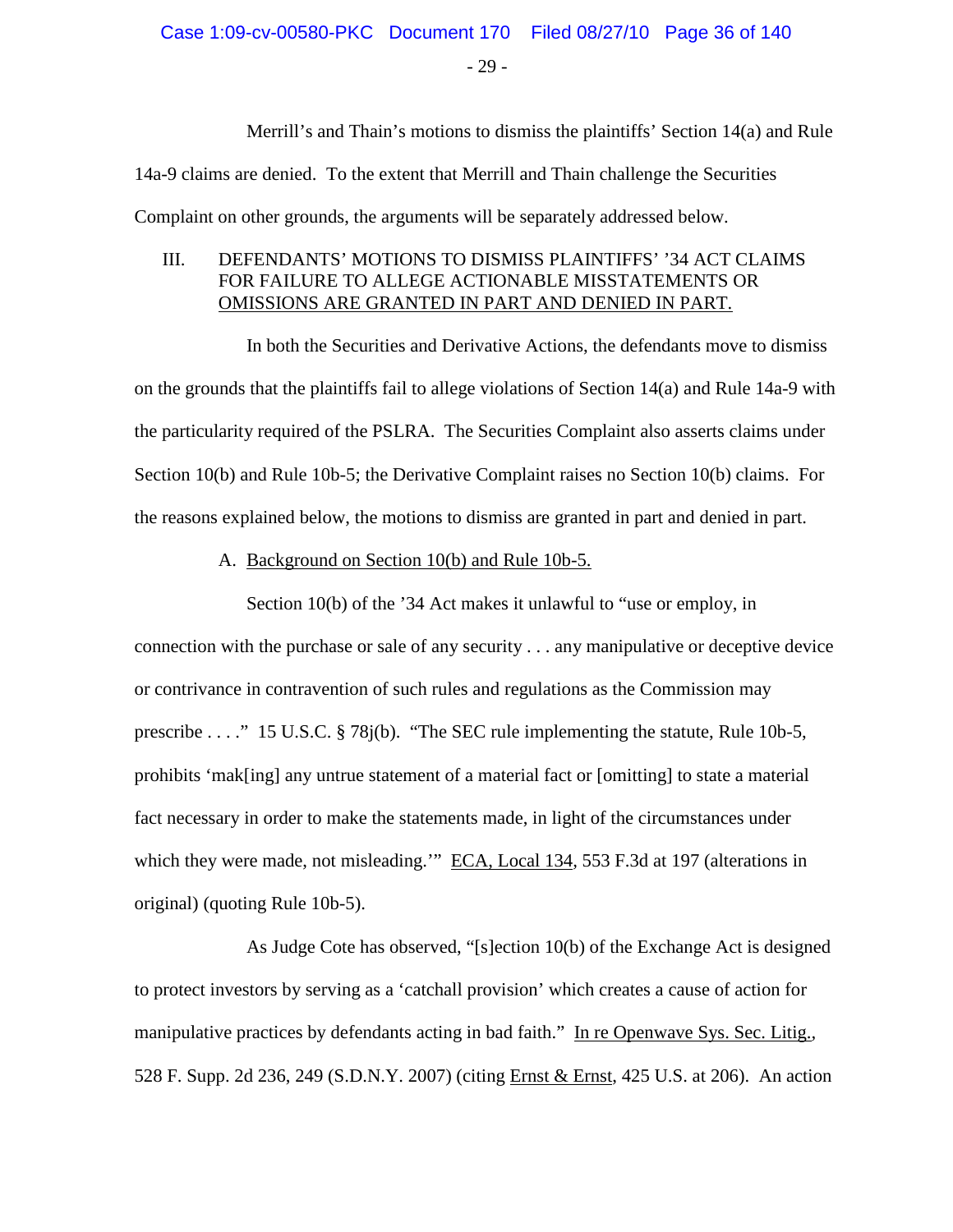Merrill's and Thain's motions to dismiss the plaintiffs' Section 14(a) and Rule 14a-9 claims are denied. To the extent that Merrill and Thain challenge the Securities Complaint on other grounds, the arguments will be separately addressed below.

## III. DEFENDANTS' MOTIONS TO DISMISS PLAINTIFFS' '34 ACT CLAIMS FOR FAILURE TO ALLEGE ACTIONABLE MISSTATEMENTS OR OMISSIONS ARE GRANTED IN PART AND DENIED IN PART.

In both the Securities and Derivative Actions, the defendants move to dismiss on the grounds that the plaintiffs fail to allege violations of Section 14(a) and Rule 14a-9 with the particularity required of the PSLRA. The Securities Complaint also asserts claims under Section 10(b) and Rule 10b-5; the Derivative Complaint raises no Section 10(b) claims. For the reasons explained below, the motions to dismiss are granted in part and denied in part.

### A. Background on Section 10(b) and Rule 10b-5.

Section 10(b) of the '34 Act makes it unlawful to "use or employ, in connection with the purchase or sale of any security . . . any manipulative or deceptive device or contrivance in contravention of such rules and regulations as the Commission may prescribe . . . ." 15 U.S.C. § 78j(b). "The SEC rule implementing the statute, Rule 10b-5, prohibits 'mak[ing] any untrue statement of a material fact or [omitting] to state a material fact necessary in order to make the statements made, in light of the circumstances under which they were made, not misleading.'" ECA, Local 134, 553 F.3d at 197 (alterations in original) (quoting Rule 10b-5).

As Judge Cote has observed, "[s]ection 10(b) of the Exchange Act is designed to protect investors by serving as a 'catchall provision' which creates a cause of action for manipulative practices by defendants acting in bad faith." In re Openwave Sys. Sec. Litig., 528 F. Supp. 2d 236, 249 (S.D.N.Y. 2007) (citing Ernst & Ernst, 425 U.S. at 206). An action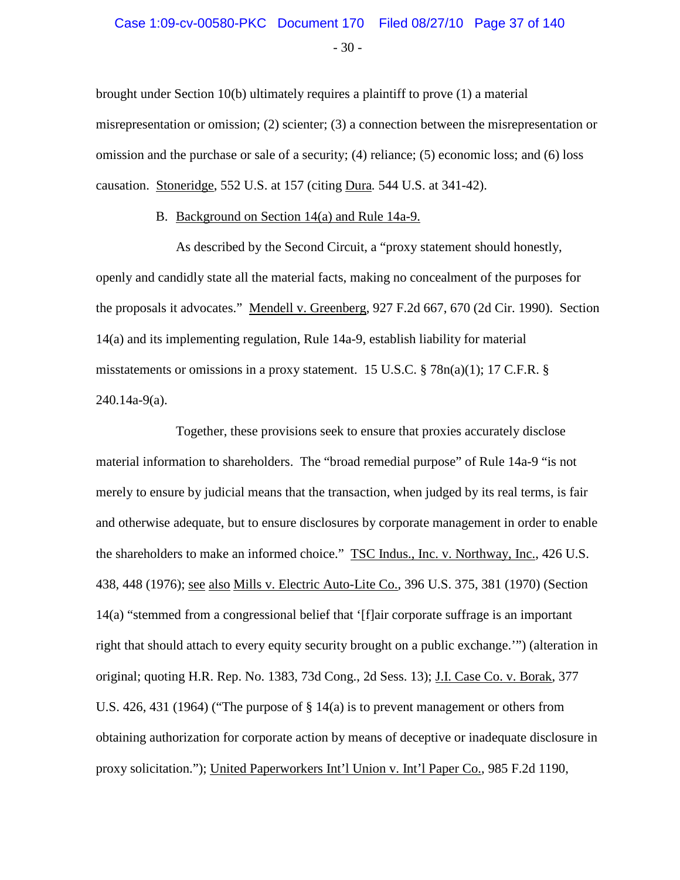brought under Section 10(b) ultimately requires a plaintiff to prove (1) a material misrepresentation or omission; (2) scienter; (3) a connection between the misrepresentation or omission and the purchase or sale of a security; (4) reliance; (5) economic loss; and (6) loss causation. Stoneridge, 552 U.S. at 157 (citing *Dura.* 544 U.S. at 341-42).

B. Background on Section 14(a) and Rule 14a-9.

As described by the Second Circuit, a "proxy statement should honestly, openly and candidly state all the material facts, making no concealment of the purposes for the proposals it advocates." Mendell v. Greenberg, 927 F.2d 667, 670 (2d Cir. 1990). Section 14(a) and its implementing regulation, Rule 14a-9, establish liability for material misstatements or omissions in a proxy statement. 15 U.S.C. § 78n(a)(1); 17 C.F.R. § 240.14a-9(a).

Together, these provisions seek to ensure that proxies accurately disclose material information to shareholders. The "broad remedial purpose" of Rule 14a-9 "is not merely to ensure by judicial means that the transaction, when judged by its real terms, is fair and otherwise adequate, but to ensure disclosures by corporate management in order to enable the shareholders to make an informed choice." TSC Indus., Inc. v. Northway, Inc., 426 U.S. 438, 448 (1976); see also Mills v. Electric Auto-Lite Co., 396 U.S. 375, 381 (1970) (Section 14(a) "stemmed from a congressional belief that '[f]air corporate suffrage is an important right that should attach to every equity security brought on a public exchange.'") (alteration in original; quoting H.R. Rep. No. 1383, 73d Cong., 2d Sess. 13); J.I. Case Co. v. Borak, 377 U.S. 426, 431 (1964) ("The purpose of § 14(a) is to prevent management or others from obtaining authorization for corporate action by means of deceptive or inadequate disclosure in proxy solicitation."); United Paperworkers Int'l Union v. Int'l Paper Co., 985 F.2d 1190,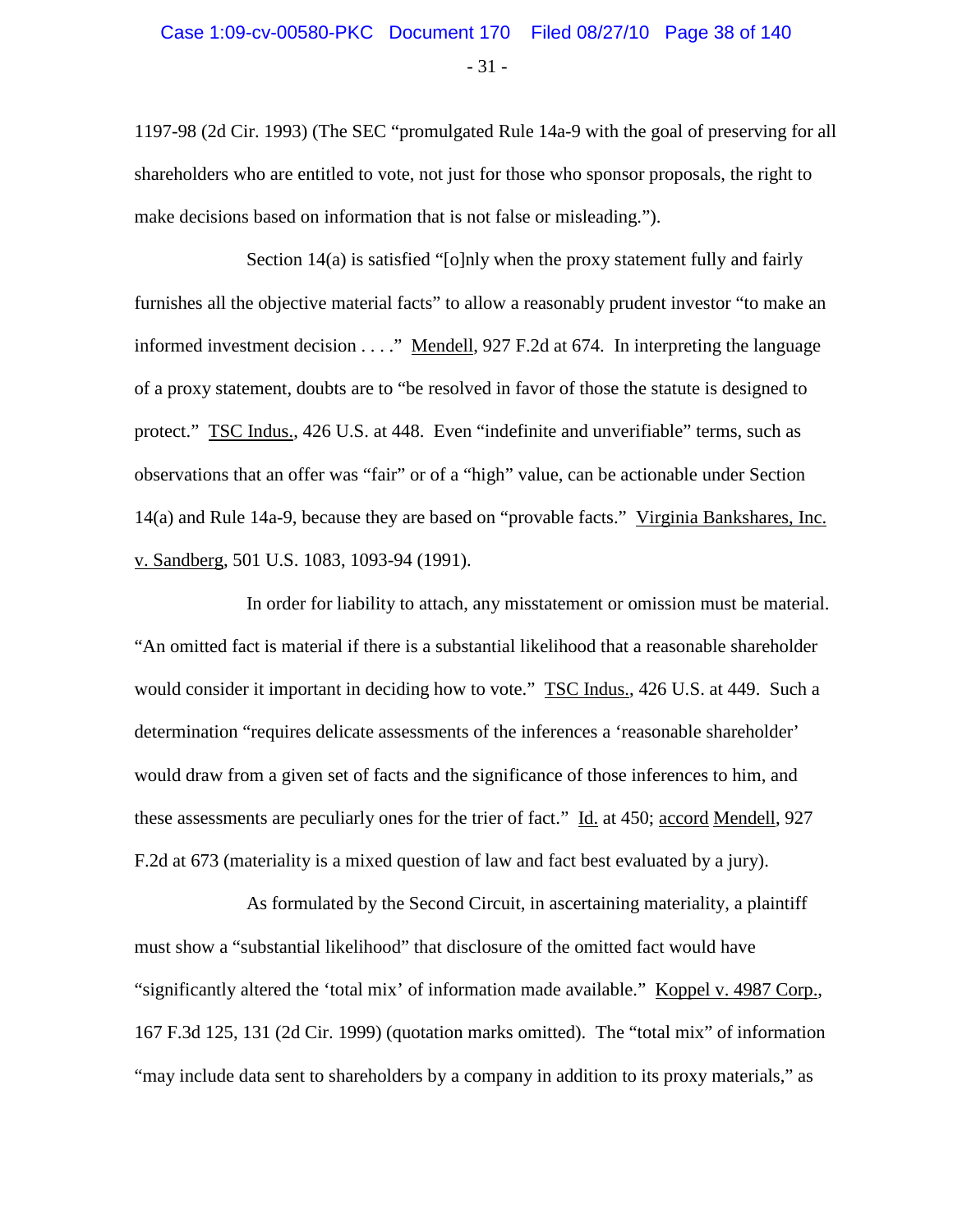1197-98 (2d Cir. 1993) (The SEC "promulgated Rule 14a-9 with the goal of preserving for all shareholders who are entitled to vote, not just for those who sponsor proposals, the right to make decisions based on information that is not false or misleading.").

Section 14(a) is satisfied "[o]nly when the proxy statement fully and fairly furnishes all the objective material facts" to allow a reasonably prudent investor "to make an informed investment decision . . . ." Mendell, 927 F.2d at 674. In interpreting the language of a proxy statement, doubts are to "be resolved in favor of those the statute is designed to protect." TSC Indus., 426 U.S. at 448. Even "indefinite and unverifiable" terms, such as observations that an offer was "fair" or of a "high" value, can be actionable under Section 14(a) and Rule 14a-9, because they are based on "provable facts." Virginia Bankshares, Inc. v. Sandberg, 501 U.S. 1083, 1093-94 (1991).

In order for liability to attach, any misstatement or omission must be material. "An omitted fact is material if there is a substantial likelihood that a reasonable shareholder would consider it important in deciding how to vote." TSC Indus., 426 U.S. at 449. Such a determination "requires delicate assessments of the inferences a 'reasonable shareholder' would draw from a given set of facts and the significance of those inferences to him, and these assessments are peculiarly ones for the trier of fact." Id. at 450; accord Mendell, 927 F.2d at 673 (materiality is a mixed question of law and fact best evaluated by a jury).

As formulated by the Second Circuit, in ascertaining materiality, a plaintiff must show a "substantial likelihood" that disclosure of the omitted fact would have "significantly altered the 'total mix' of information made available." Koppel v. 4987 Corp., 167 F.3d 125, 131 (2d Cir. 1999) (quotation marks omitted). The "total mix" of information "may include data sent to shareholders by a company in addition to its proxy materials," as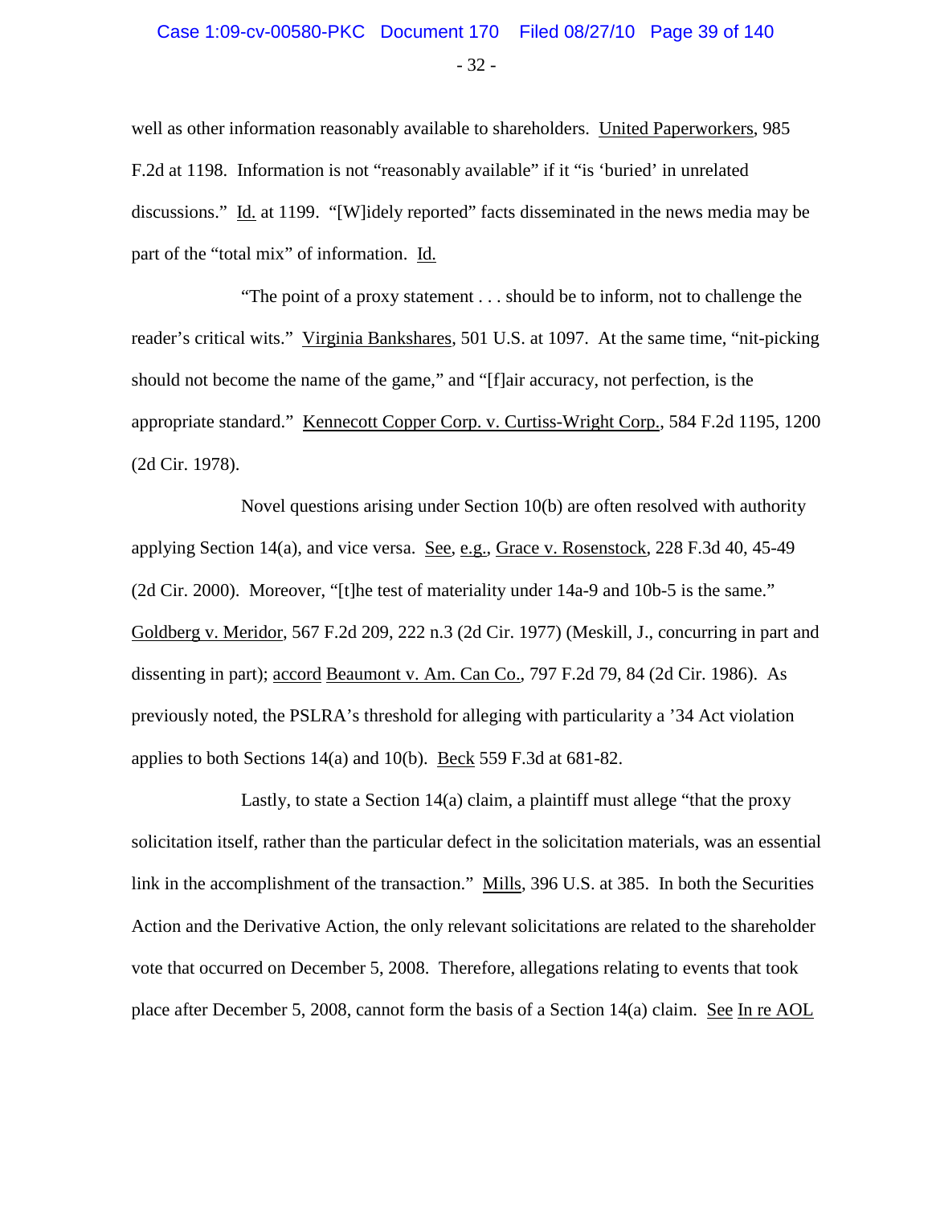well as other information reasonably available to shareholders. United Paperworkers, 985 F.2d at 1198. Information is not "reasonably available" if it "is 'buried' in unrelated discussions." Id. at 1199. "[W]idely reported" facts disseminated in the news media may be part of the "total mix" of information. Id.

"The point of a proxy statement . . . should be to inform, not to challenge the reader's critical wits." Virginia Bankshares, 501 U.S. at 1097. At the same time, "nit-picking should not become the name of the game," and "[f]air accuracy, not perfection, is the appropriate standard." Kennecott Copper Corp. v. Curtiss-Wright Corp., 584 F.2d 1195, 1200 (2d Cir. 1978).

Novel questions arising under Section 10(b) are often resolved with authority applying Section 14(a), and vice versa. See, e.g., Grace v. Rosenstock, 228 F.3d 40, 45-49 (2d Cir. 2000). Moreover, "[t]he test of materiality under 14a-9 and 10b-5 is the same." Goldberg v. Meridor, 567 F.2d 209, 222 n.3 (2d Cir. 1977) (Meskill, J., concurring in part and dissenting in part); accord Beaumont v. Am. Can Co., 797 F.2d 79, 84 (2d Cir. 1986). As previously noted, the PSLRA's threshold for alleging with particularity a '34 Act violation applies to both Sections 14(a) and 10(b). Beck 559 F.3d at 681-82.

Lastly, to state a Section 14(a) claim, a plaintiff must allege "that the proxy solicitation itself, rather than the particular defect in the solicitation materials, was an essential link in the accomplishment of the transaction." Mills, 396 U.S. at 385. In both the Securities Action and the Derivative Action, the only relevant solicitations are related to the shareholder vote that occurred on December 5, 2008. Therefore, allegations relating to events that took place after December 5, 2008, cannot form the basis of a Section 14(a) claim. See In re AOL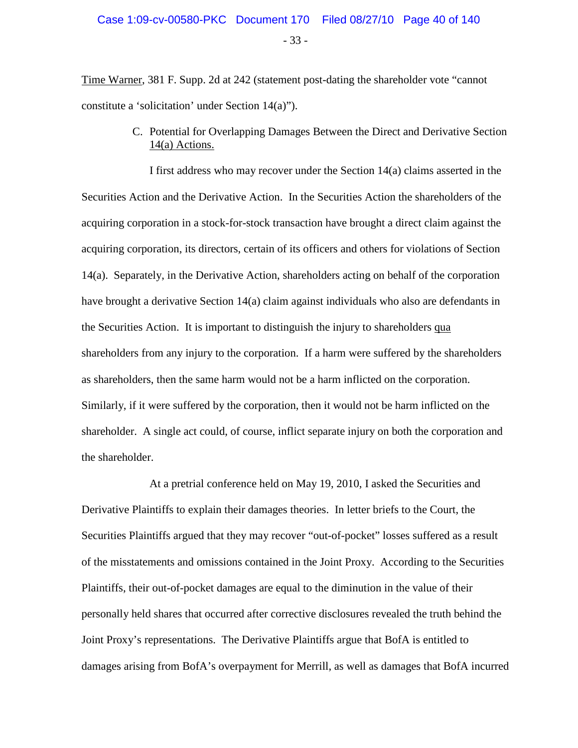Time Warner, 381 F. Supp. 2d at 242 (statement post-dating the shareholder vote "cannot constitute a 'solicitation' under Section 14(a)").

### C. Potential for Overlapping Damages Between the Direct and Derivative Section 14(a) Actions.

I first address who may recover under the Section 14(a) claims asserted in the Securities Action and the Derivative Action. In the Securities Action the shareholders of the acquiring corporation in a stock-for-stock transaction have brought a direct claim against the acquiring corporation, its directors, certain of its officers and others for violations of Section 14(a). Separately, in the Derivative Action, shareholders acting on behalf of the corporation have brought a derivative Section 14(a) claim against individuals who also are defendants in the Securities Action. It is important to distinguish the injury to shareholders qua shareholders from any injury to the corporation. If a harm were suffered by the shareholders as shareholders, then the same harm would not be a harm inflicted on the corporation. Similarly, if it were suffered by the corporation, then it would not be harm inflicted on the shareholder. A single act could, of course, inflict separate injury on both the corporation and the shareholder.

At a pretrial conference held on May 19, 2010, I asked the Securities and Derivative Plaintiffs to explain their damages theories. In letter briefs to the Court, the Securities Plaintiffs argued that they may recover "out-of-pocket" losses suffered as a result of the misstatements and omissions contained in the Joint Proxy. According to the Securities Plaintiffs, their out-of-pocket damages are equal to the diminution in the value of their personally held shares that occurred after corrective disclosures revealed the truth behind the Joint Proxy's representations. The Derivative Plaintiffs argue that BofA is entitled to damages arising from BofA's overpayment for Merrill, as well as damages that BofA incurred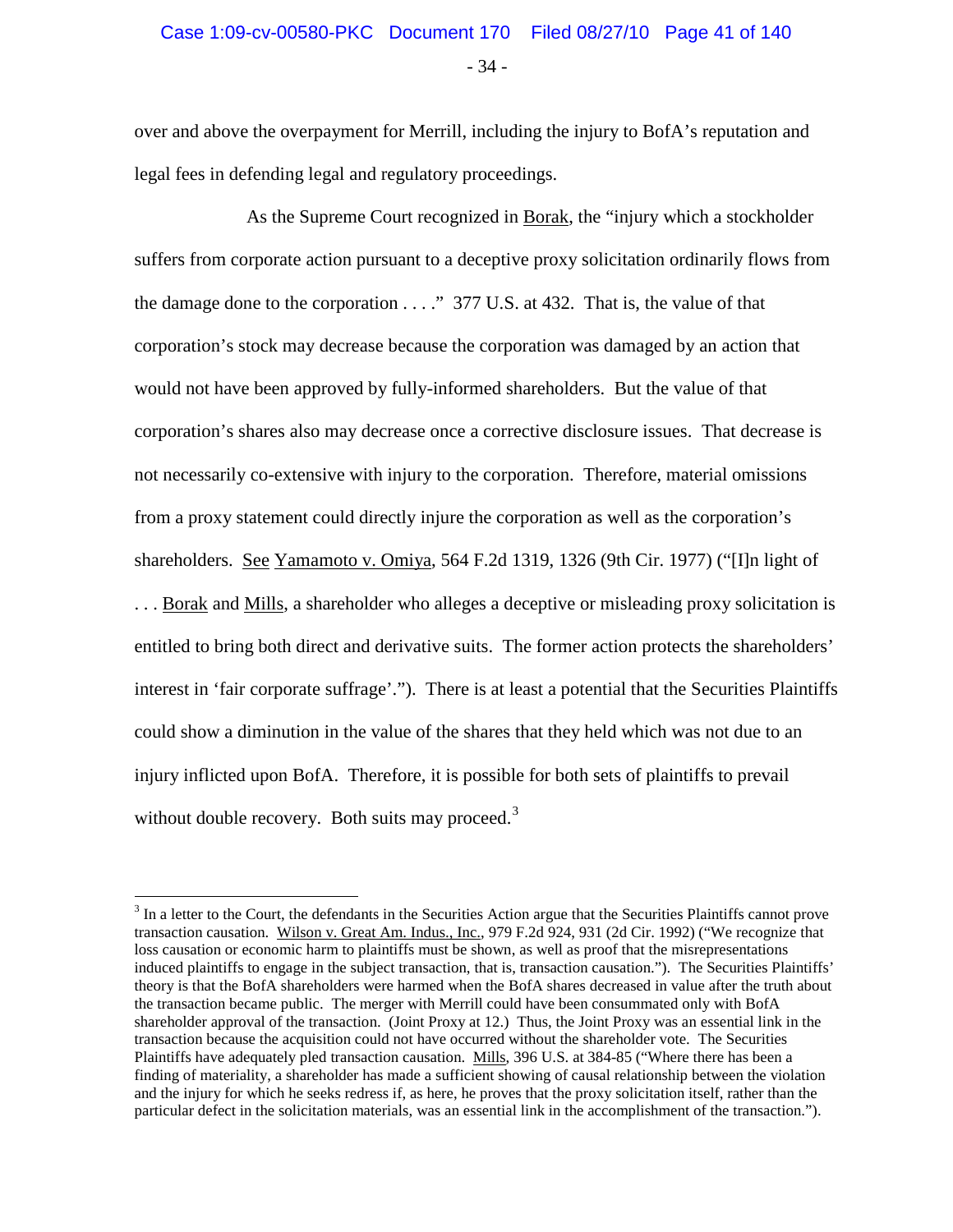over and above the overpayment for Merrill, including the injury to BofA's reputation and legal fees in defending legal and regulatory proceedings.

As the Supreme Court recognized in Borak, the "injury which a stockholder suffers from corporate action pursuant to a deceptive proxy solicitation ordinarily flows from the damage done to the corporation . . . ." 377 U.S. at 432. That is, the value of that corporation's stock may decrease because the corporation was damaged by an action that would not have been approved by fully-informed shareholders. But the value of that corporation's shares also may decrease once a corrective disclosure issues. That decrease is not necessarily co-extensive with injury to the corporation. Therefore, material omissions from a proxy statement could directly injure the corporation as well as the corporation's shareholders. See Yamamoto v. Omiya, 564 F.2d 1319, 1326 (9th Cir. 1977) ("[I]n light of . . . Borak and Mills, a shareholder who alleges a deceptive or misleading proxy solicitation is entitled to bring both direct and derivative suits. The former action protects the shareholders' interest in 'fair corporate suffrage'."). There is at least a potential that the Securities Plaintiffs could show a diminution in the value of the shares that they held which was not due to an injury inflicted upon BofA. Therefore, it is possible for both sets of plaintiffs to prevail without double recovery. Both suits may proceed.[3]

---

[3] In a letter to the Court, the defendants in the Securities Action argue that the Securities Plaintiffs cannot prove transaction causation. Wilson v. Great Am. Indus., Inc., 979 F.2d 924, 931 (2d Cir. 1992) ("We recognize that loss causation or economic harm to plaintiffs must be shown, as well as proof that the misrepresentations induced plaintiffs to engage in the subject transaction, that is, transaction causation."). The Securities Plaintiffs' theory is that the BofA shareholders were harmed when the BofA shares decreased in value after the truth about the transaction became public. The merger with Merrill could have been consummated only with BofA shareholder approval of the transaction. (Joint Proxy at 12.) Thus, the Joint Proxy was an essential link in the transaction because the acquisition could not have occurred without the shareholder vote. The Securities Plaintiffs have adequately pled transaction causation. Mills, 396 U.S. at 384-85 ("Where there has been a finding of materiality, a shareholder has made a sufficient showing of causal relationship between the violation and the injury for which he seeks redress if, as here, he proves that the proxy solicitation itself, rather than the particular defect in the solicitation materials, was an essential link in the accomplishment of the transaction.").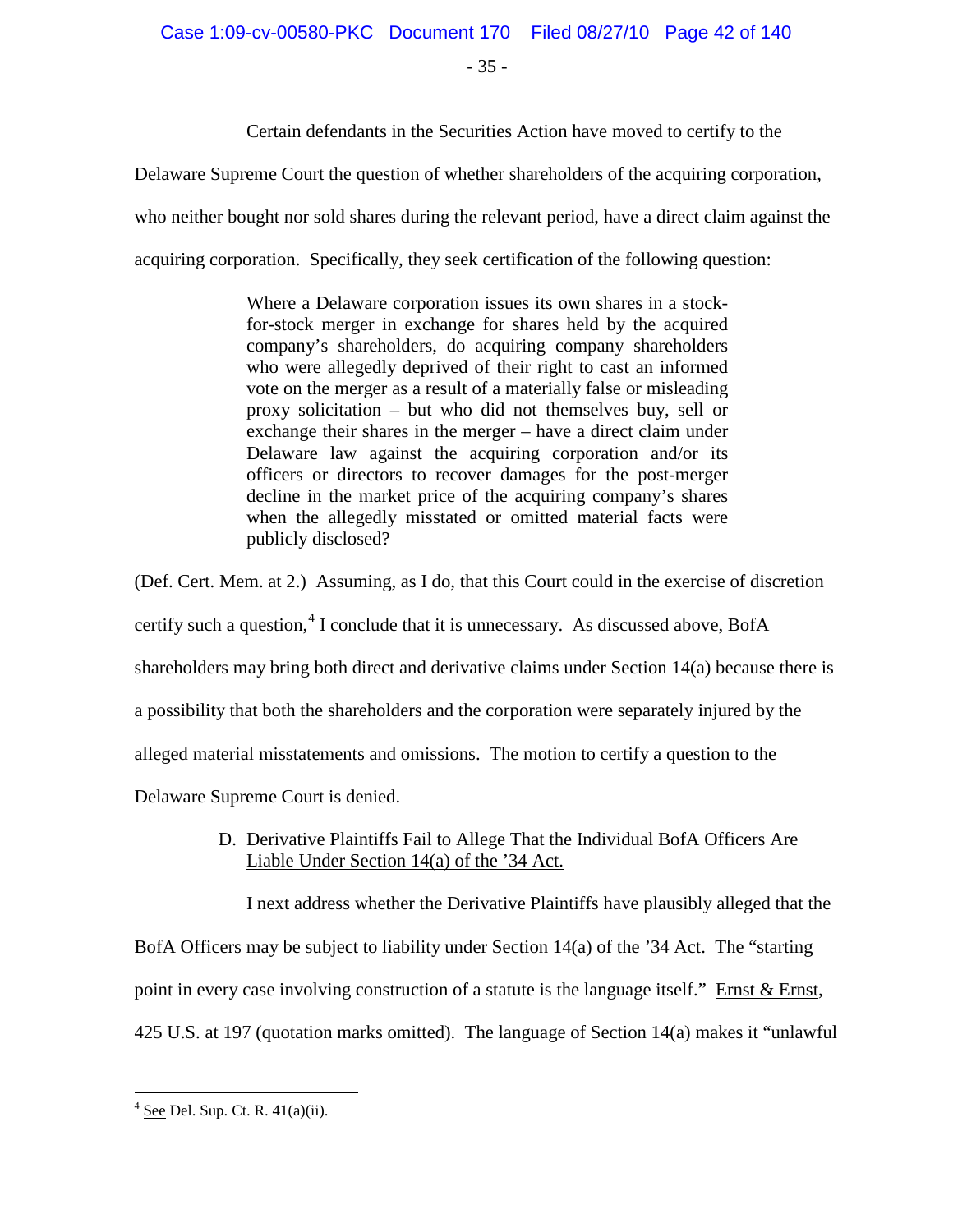Certain defendants in the Securities Action have moved to certify to the Delaware Supreme Court the question of whether shareholders of the acquiring corporation, who neither bought nor sold shares during the relevant period, have a direct claim against the acquiring corporation. Specifically, they seek certification of the following question:

> Where a Delaware corporation issues its own shares in a stock-for-stock merger in exchange for shares held by the acquired company's shareholders, do acquiring company shareholders who were allegedly deprived of their right to cast an informed vote on the merger as a result of a materially false or misleading proxy solicitation – but who did not themselves buy, sell or exchange their shares in the merger – have a direct claim under Delaware law against the acquiring corporation and/or its officers or directors to recover damages for the post-merger decline in the market price of the acquiring company's shares when the allegedly misstated or omitted material facts were publicly disclosed?

(Def. Cert. Mem. at 2.) Assuming, as I do, that this Court could in the exercise of discretion certify such a question,[4] I conclude that it is unnecessary. As discussed above, BofA shareholders may bring both direct and derivative claims under Section 14(a) because there is a possibility that both the shareholders and the corporation were separately injured by the alleged material misstatements and omissions. The motion to certify a question to the Delaware Supreme Court is denied.

### D. Derivative Plaintiffs Fail to Allege That the Individual BofA Officers Are Liable Under Section 14(a) of the '34 Act.

I next address whether the Derivative Plaintiffs have plausibly alleged that the BofA Officers may be subject to liability under Section 14(a) of the '34 Act. The "starting point in every case involving construction of a statute is the language itself." Ernst & Ernst, 425 U.S. at 197 (quotation marks omitted). The language of Section 14(a) makes it "unlawful

---

[4] See Del. Sup. Ct. R. 41(a)(ii).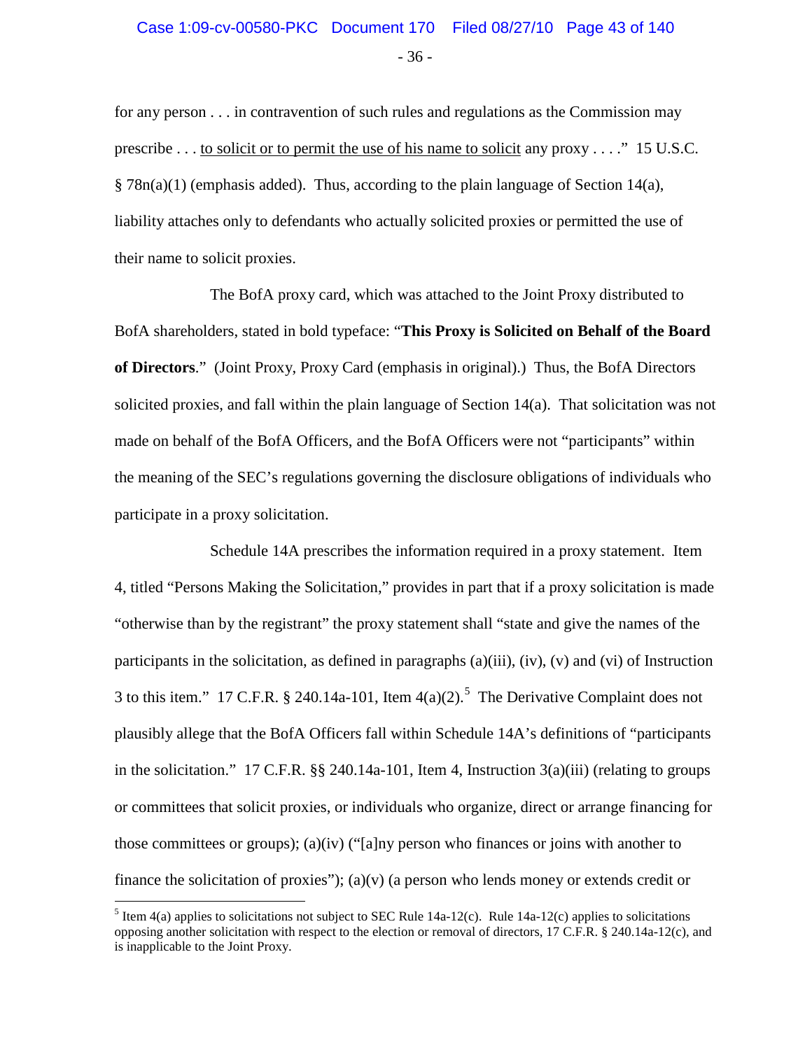for any person . . . in contravention of such rules and regulations as the Commission may prescribe . . . <u>to solicit or to permit the use of his name to solicit</u> any proxy . . . ." 15 U.S.C. § 78n(a)(1) (emphasis added). Thus, according to the plain language of Section 14(a), liability attaches only to defendants who actually solicited proxies or permitted the use of their name to solicit proxies.

The BofA proxy card, which was attached to the Joint Proxy distributed to BofA shareholders, stated in bold typeface: "**This Proxy is Solicited on Behalf of the Board of Directors**." (Joint Proxy, Proxy Card (emphasis in original).) Thus, the BofA Directors solicited proxies, and fall within the plain language of Section 14(a). That solicitation was not made on behalf of the BofA Officers, and the BofA Officers were not "participants" within the meaning of the SEC's regulations governing the disclosure obligations of individuals who participate in a proxy solicitation.

Schedule 14A prescribes the information required in a proxy statement. Item 4, titled "Persons Making the Solicitation," provides in part that if a proxy solicitation is made "otherwise than by the registrant" the proxy statement shall "state and give the names of the participants in the solicitation, as defined in paragraphs (a)(iii), (iv), (v) and (vi) of Instruction 3 to this item." 17 C.F.R. § 240.14a-101, Item 4(a)(2).[5] The Derivative Complaint does not plausibly allege that the BofA Officers fall within Schedule 14A's definitions of "participants in the solicitation." 17 C.F.R. §§ 240.14a-101, Item 4, Instruction 3(a)(iii) (relating to groups or committees that solicit proxies, or individuals who organize, direct or arrange financing for those committees or groups); (a)(iv) ("[a]ny person who finances or joins with another to finance the solicitation of proxies"); (a)(v) (a person who lends money or extends credit or

---

[5] Item 4(a) applies to solicitations not subject to SEC Rule 14a-12(c). Rule 14a-12(c) applies to solicitations opposing another solicitation with respect to the election or removal of directors, 17 C.F.R. § 240.14a-12(c), and is inapplicable to the Joint Proxy.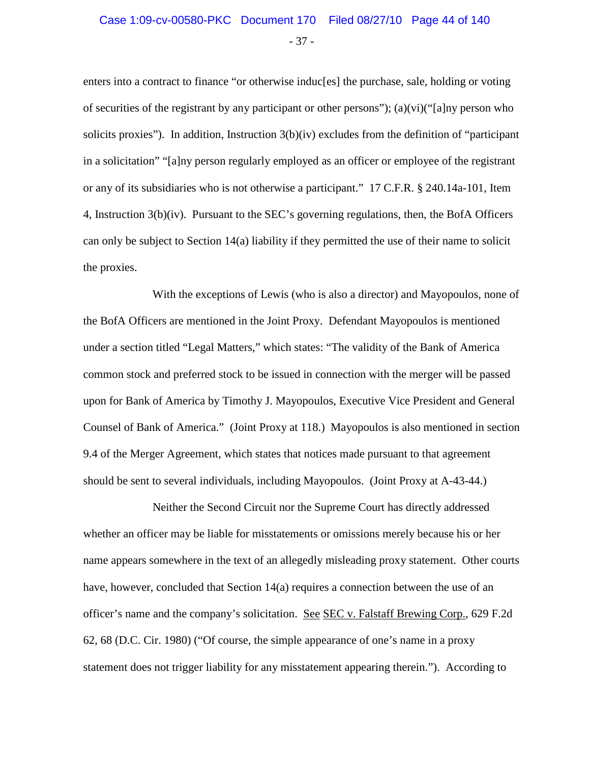enters into a contract to finance "or otherwise induc[es] the purchase, sale, holding or voting of securities of the registrant by any participant or other persons"); (a)(vi)("[a]ny person who solicits proxies"). In addition, Instruction 3(b)(iv) excludes from the definition of "participant in a solicitation" "[a]ny person regularly employed as an officer or employee of the registrant or any of its subsidiaries who is not otherwise a participant." 17 C.F.R. § 240.14a-101, Item 4, Instruction 3(b)(iv). Pursuant to the SEC's governing regulations, then, the BofA Officers can only be subject to Section 14(a) liability if they permitted the use of their name to solicit the proxies.

With the exceptions of Lewis (who is also a director) and Mayopoulos, none of the BofA Officers are mentioned in the Joint Proxy. Defendant Mayopoulos is mentioned under a section titled "Legal Matters," which states: "The validity of the Bank of America common stock and preferred stock to be issued in connection with the merger will be passed upon for Bank of America by Timothy J. Mayopoulos, Executive Vice President and General Counsel of Bank of America." (Joint Proxy at 118.) Mayopoulos is also mentioned in section 9.4 of the Merger Agreement, which states that notices made pursuant to that agreement should be sent to several individuals, including Mayopoulos. (Joint Proxy at A-43-44.)

Neither the Second Circuit nor the Supreme Court has directly addressed whether an officer may be liable for misstatements or omissions merely because his or her name appears somewhere in the text of an allegedly misleading proxy statement. Other courts have, however, concluded that Section 14(a) requires a connection between the use of an officer's name and the company's solicitation. See SEC v. Falstaff Brewing Corp., 629 F.2d 62, 68 (D.C. Cir. 1980) ("Of course, the simple appearance of one's name in a proxy statement does not trigger liability for any misstatement appearing therein."). According to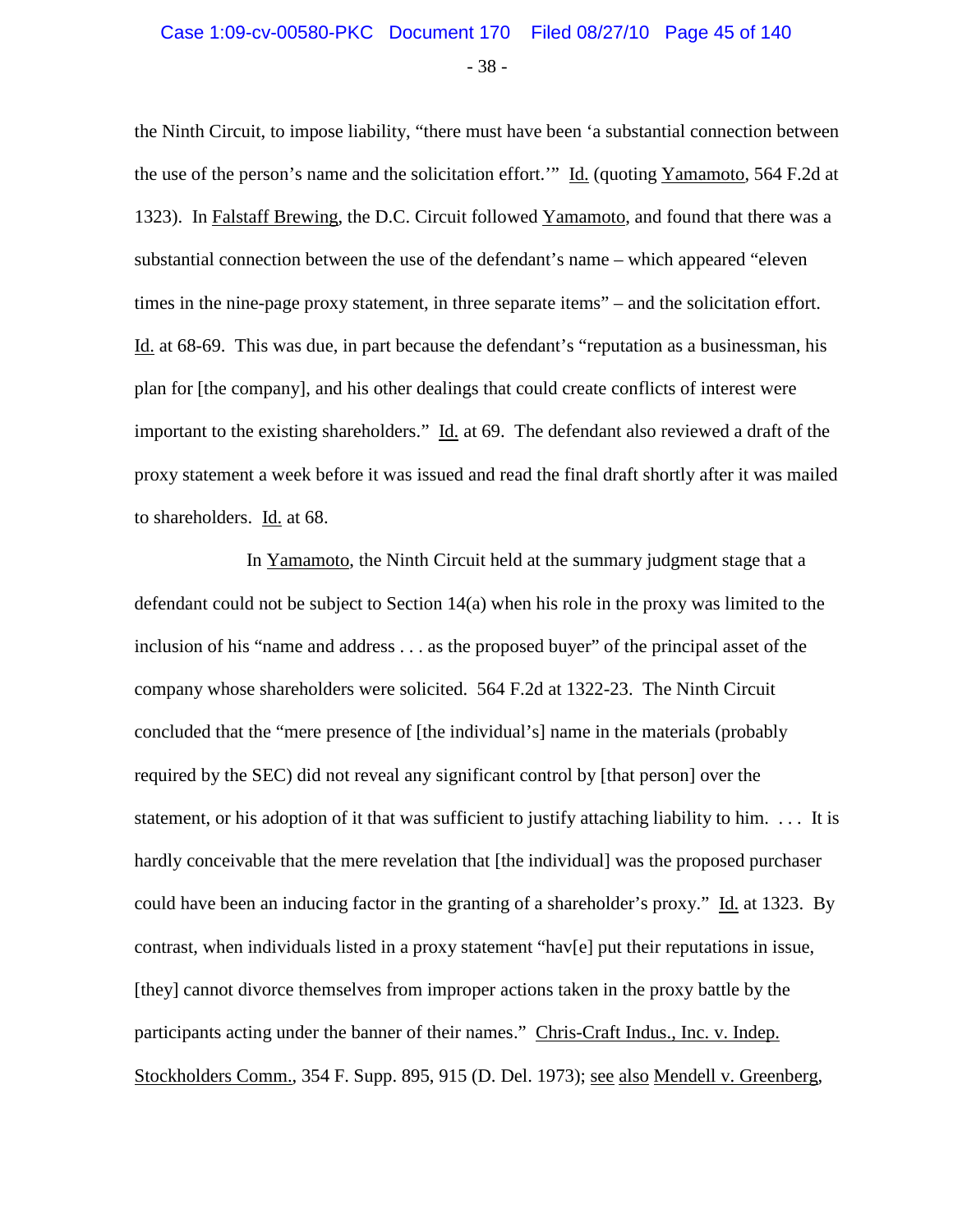the Ninth Circuit, to impose liability, "there must have been 'a substantial connection between the use of the person's name and the solicitation effort.'" Id. (quoting Yamamoto, 564 F.2d at 1323). In Falstaff Brewing, the D.C. Circuit followed Yamamoto, and found that there was a substantial connection between the use of the defendant's name – which appeared "eleven times in the nine-page proxy statement, in three separate items" – and the solicitation effort. Id. at 68-69. This was due, in part because the defendant's "reputation as a businessman, his plan for [the company], and his other dealings that could create conflicts of interest were important to the existing shareholders." Id. at 69. The defendant also reviewed a draft of the proxy statement a week before it was issued and read the final draft shortly after it was mailed to shareholders. Id. at 68.

In Yamamoto, the Ninth Circuit held at the summary judgment stage that a defendant could not be subject to Section 14(a) when his role in the proxy was limited to the inclusion of his "name and address . . . as the proposed buyer" of the principal asset of the company whose shareholders were solicited. 564 F.2d at 1322-23. The Ninth Circuit concluded that the "mere presence of [the individual's] name in the materials (probably required by the SEC) did not reveal any significant control by [that person] over the statement, or his adoption of it that was sufficient to justify attaching liability to him. . . . It is hardly conceivable that the mere revelation that [the individual] was the proposed purchaser could have been an inducing factor in the granting of a shareholder's proxy." Id. at 1323. By contrast, when individuals listed in a proxy statement "hav[e] put their reputations in issue, [they] cannot divorce themselves from improper actions taken in the proxy battle by the participants acting under the banner of their names." Chris-Craft Indus., Inc. v. Indep. Stockholders Comm., 354 F. Supp. 895, 915 (D. Del. 1973); see also Mendell v. Greenberg,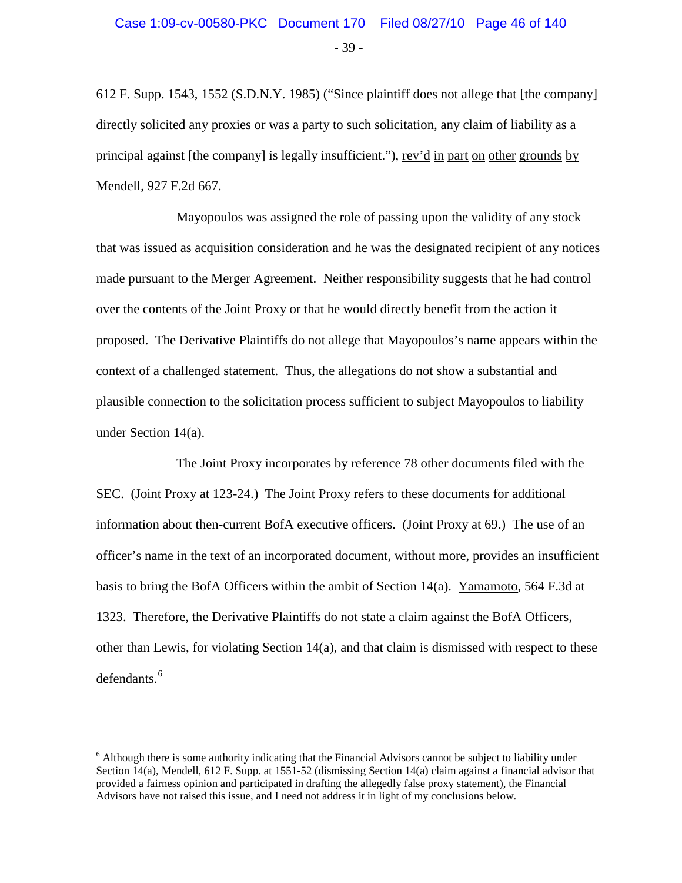612 F. Supp. 1543, 1552 (S.D.N.Y. 1985) ("Since plaintiff does not allege that [the company] directly solicited any proxies or was a party to such solicitation, any claim of liability as a principal against [the company] is legally insufficient."), rev'd in part on other grounds by Mendell, 927 F.2d 667.

Mayopoulos was assigned the role of passing upon the validity of any stock that was issued as acquisition consideration and he was the designated recipient of any notices made pursuant to the Merger Agreement. Neither responsibility suggests that he had control over the contents of the Joint Proxy or that he would directly benefit from the action it proposed. The Derivative Plaintiffs do not allege that Mayopoulos's name appears within the context of a challenged statement. Thus, the allegations do not show a substantial and plausible connection to the solicitation process sufficient to subject Mayopoulos to liability under Section 14(a).

The Joint Proxy incorporates by reference 78 other documents filed with the SEC. (Joint Proxy at 123-24.) The Joint Proxy refers to these documents for additional information about then-current BofA executive officers. (Joint Proxy at 69.) The use of an officer's name in the text of an incorporated document, without more, provides an insufficient basis to bring the BofA Officers within the ambit of Section 14(a). Yamamoto, 564 F.3d at 1323. Therefore, the Derivative Plaintiffs do not state a claim against the BofA Officers, other than Lewis, for violating Section 14(a), and that claim is dismissed with respect to these defendants.[6]

---

[6] Although there is some authority indicating that the Financial Advisors cannot be subject to liability under Section 14(a), Mendell, 612 F. Supp. at 1551-52 (dismissing Section 14(a) claim against a financial advisor that provided a fairness opinion and participated in drafting the allegedly false proxy statement), the Financial Advisors have not raised this issue, and I need not address it in light of my conclusions below.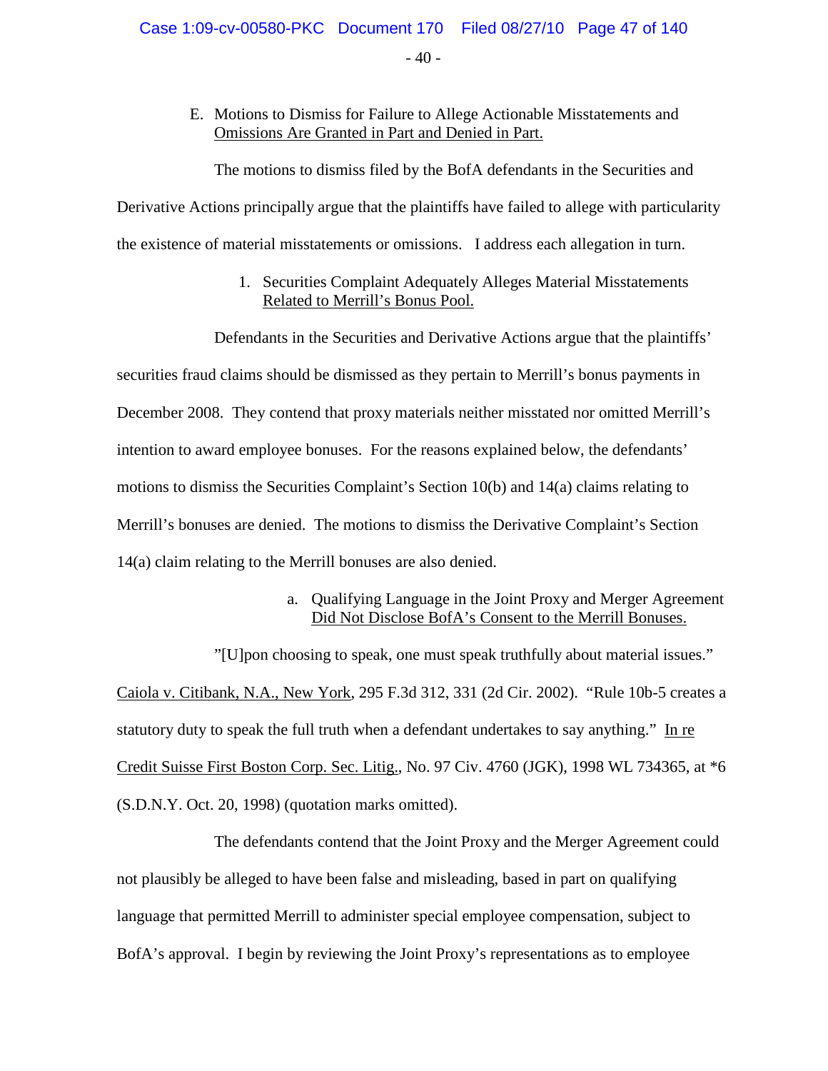E. Motions to Dismiss for Failure to Allege Actionable Misstatements and Omissions Are Granted in Part and Denied in Part.

The motions to dismiss filed by the BofA defendants in the Securities and Derivative Actions principally argue that the plaintiffs have failed to allege with particularity the existence of material misstatements or omissions. I address each allegation in turn.

1. Securities Complaint Adequately Alleges Material Misstatements Related to Merrill's Bonus Pool.

Defendants in the Securities and Derivative Actions argue that the plaintiffs' securities fraud claims should be dismissed as they pertain to Merrill's bonus payments in December 2008. They contend that proxy materials neither misstated nor omitted Merrill's intention to award employee bonuses. For the reasons explained below, the defendants' motions to dismiss the Securities Complaint's Section 10(b) and 14(a) claims relating to Merrill's bonuses are denied. The motions to dismiss the Derivative Complaint's Section 14(a) claim relating to the Merrill bonuses are also denied.

a. Qualifying Language in the Joint Proxy and Merger Agreement Did Not Disclose BofA's Consent to the Merrill Bonuses.

"[U]pon choosing to speak, one must speak truthfully about material issues." Caiola v. Citibank, N.A., New York, 295 F.3d 312, 331 (2d Cir. 2002). "Rule 10b-5 creates a statutory duty to speak the full truth when a defendant undertakes to say anything." In re Credit Suisse First Boston Corp. Sec. Litig., No. 97 Civ. 4760 (JGK), 1998 WL 734365, at *6 (S.D.N.Y. Oct. 20, 1998) (quotation marks omitted).

The defendants contend that the Joint Proxy and the Merger Agreement could not plausibly be alleged to have been false and misleading, based in part on qualifying language that permitted Merrill to administer special employee compensation, subject to BofA's approval. I begin by reviewing the Joint Proxy's representations as to employee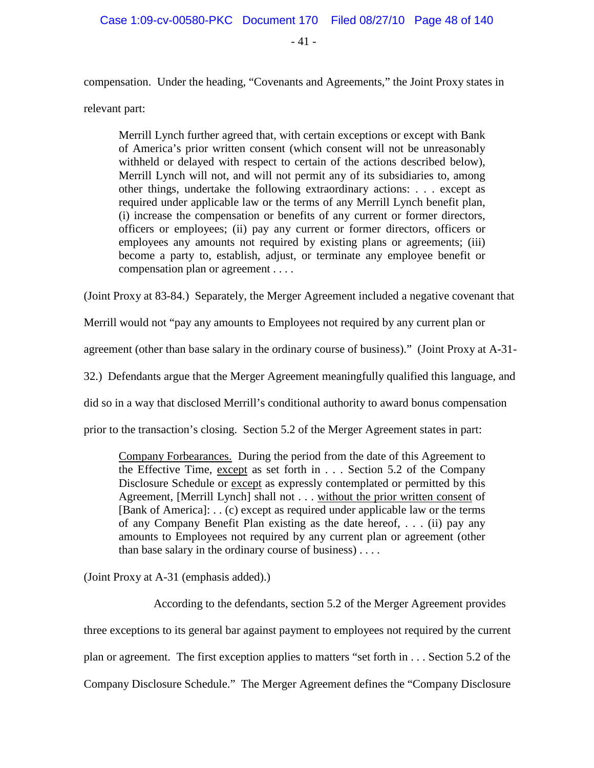compensation. Under the heading, "Covenants and Agreements," the Joint Proxy states in relevant part:

> Merrill Lynch further agreed that, with certain exceptions or except with Bank of America's prior written consent (which consent will not be unreasonably withheld or delayed with respect to certain of the actions described below), Merrill Lynch will not, and will not permit any of its subsidiaries to, among other things, undertake the following extraordinary actions: . . . except as required under applicable law or the terms of any Merrill Lynch benefit plan, (i) increase the compensation or benefits of any current or former directors, officers or employees; (ii) pay any current or former directors, officers or employees any amounts not required by existing plans or agreements; (iii) become a party to, establish, adjust, or terminate any employee benefit or compensation plan or agreement . . . .

(Joint Proxy at 83-84.) Separately, the Merger Agreement included a negative covenant that Merrill would not "pay any amounts to Employees not required by any current plan or agreement (other than base salary in the ordinary course of business)." (Joint Proxy at A-31-32.) Defendants argue that the Merger Agreement meaningfully qualified this language, and did so in a way that disclosed Merrill's conditional authority to award bonus compensation prior to the transaction's closing. Section 5.2 of the Merger Agreement states in part:

> <u>Company Forbearances.</u> During the period from the date of this Agreement to the Effective Time, <u>except</u> as set forth in . . . Section 5.2 of the Company Disclosure Schedule or <u>except</u> as expressly contemplated or permitted by this Agreement, [Merrill Lynch] shall not . . . <u>without the prior written consent</u> of [Bank of America]: . . (c) except as required under applicable law or the terms of any Company Benefit Plan existing as the date hereof, . . . (ii) pay any amounts to Employees not required by any current plan or agreement (other than base salary in the ordinary course of business) . . . .

(Joint Proxy at A-31 (emphasis added).)

According to the defendants, section 5.2 of the Merger Agreement provides three exceptions to its general bar against payment to employees not required by the current plan or agreement. The first exception applies to matters "set forth in . . . Section 5.2 of the Company Disclosure Schedule." The Merger Agreement defines the "Company Disclosure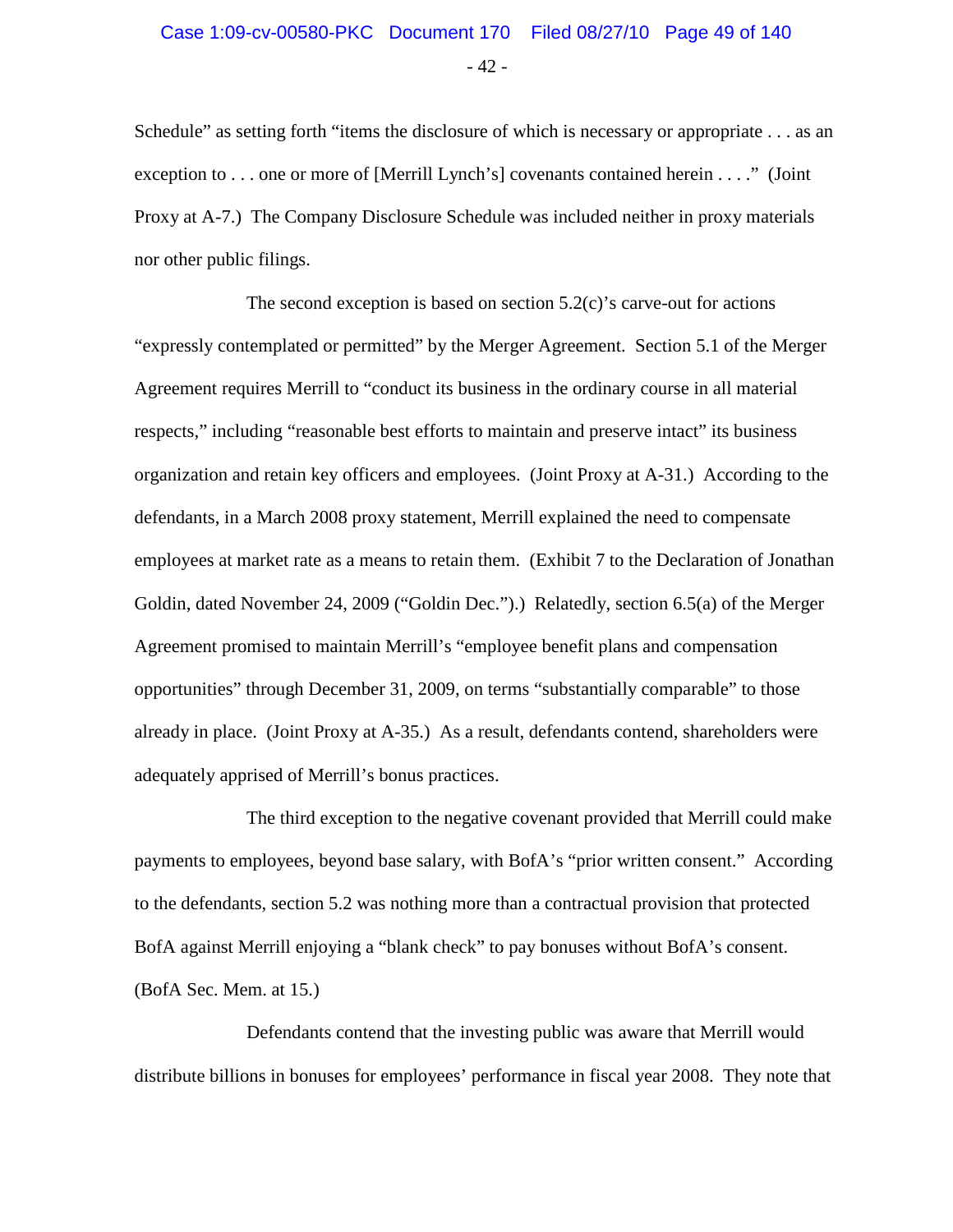Schedule" as setting forth "items the disclosure of which is necessary or appropriate . . . as an exception to . . . one or more of [Merrill Lynch's] covenants contained herein . . . ." (Joint Proxy at A-7.) The Company Disclosure Schedule was included neither in proxy materials nor other public filings.

The second exception is based on section 5.2(c)'s carve-out for actions "expressly contemplated or permitted" by the Merger Agreement. Section 5.1 of the Merger Agreement requires Merrill to "conduct its business in the ordinary course in all material respects," including "reasonable best efforts to maintain and preserve intact" its business organization and retain key officers and employees. (Joint Proxy at A-31.) According to the defendants, in a March 2008 proxy statement, Merrill explained the need to compensate employees at market rate as a means to retain them. (Exhibit 7 to the Declaration of Jonathan Goldin, dated November 24, 2009 ("Goldin Dec.").) Relatedly, section 6.5(a) of the Merger Agreement promised to maintain Merrill's "employee benefit plans and compensation opportunities" through December 31, 2009, on terms "substantially comparable" to those already in place. (Joint Proxy at A-35.) As a result, defendants contend, shareholders were adequately apprised of Merrill's bonus practices.

The third exception to the negative covenant provided that Merrill could make payments to employees, beyond base salary, with BofA's "prior written consent." According to the defendants, section 5.2 was nothing more than a contractual provision that protected BofA against Merrill enjoying a "blank check" to pay bonuses without BofA's consent. (BofA Sec. Mem. at 15.)

Defendants contend that the investing public was aware that Merrill would distribute billions in bonuses for employees' performance in fiscal year 2008. They note that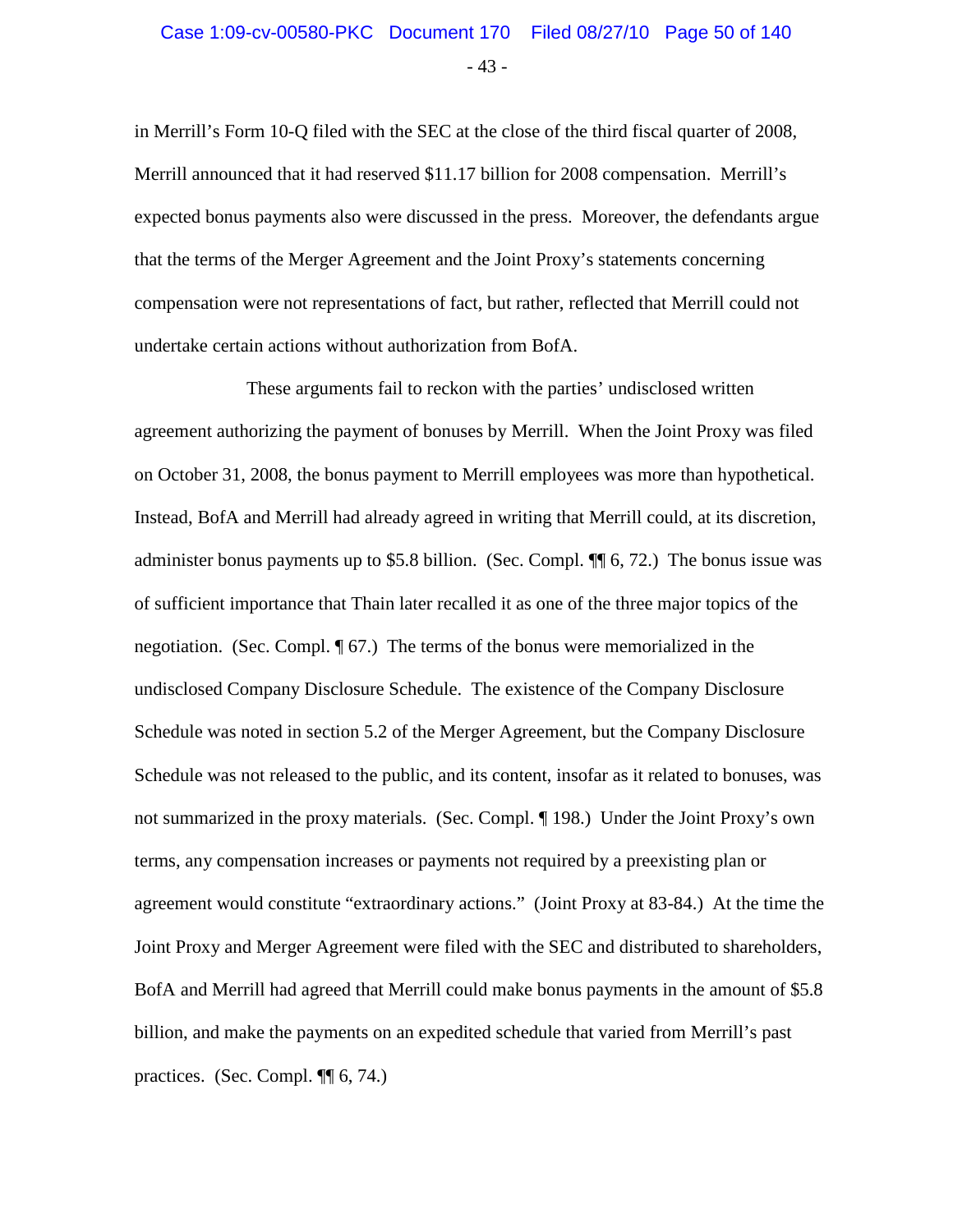in Merrill's Form 10-Q filed with the SEC at the close of the third fiscal quarter of 2008, Merrill announced that it had reserved $11.17 billion for 2008 compensation. Merrill's expected bonus payments also were discussed in the press. Moreover, the defendants argue that the terms of the Merger Agreement and the Joint Proxy's statements concerning compensation were not representations of fact, but rather, reflected that Merrill could not undertake certain actions without authorization from BofA.

These arguments fail to reckon with the parties' undisclosed written agreement authorizing the payment of bonuses by Merrill. When the Joint Proxy was filed on October 31, 2008, the bonus payment to Merrill employees was more than hypothetical. Instead, BofA and Merrill had already agreed in writing that Merrill could, at its discretion, administer bonus payments up to $5.8 billion. (Sec. Compl. ¶¶ 6, 72.) The bonus issue was of sufficient importance that Thain later recalled it as one of the three major topics of the negotiation. (Sec. Compl. ¶ 67.) The terms of the bonus were memorialized in the undisclosed Company Disclosure Schedule. The existence of the Company Disclosure Schedule was noted in section 5.2 of the Merger Agreement, but the Company Disclosure Schedule was not released to the public, and its content, insofar as it related to bonuses, was not summarized in the proxy materials. (Sec. Compl. ¶ 198.) Under the Joint Proxy's own terms, any compensation increases or payments not required by a preexisting plan or agreement would constitute "extraordinary actions." (Joint Proxy at 83-84.) At the time the Joint Proxy and Merger Agreement were filed with the SEC and distributed to shareholders, BofA and Merrill had agreed that Merrill could make bonus payments in the amount of $5.8 billion, and make the payments on an expedited schedule that varied from Merrill's past practices. (Sec. Compl. ¶¶ 6, 74.)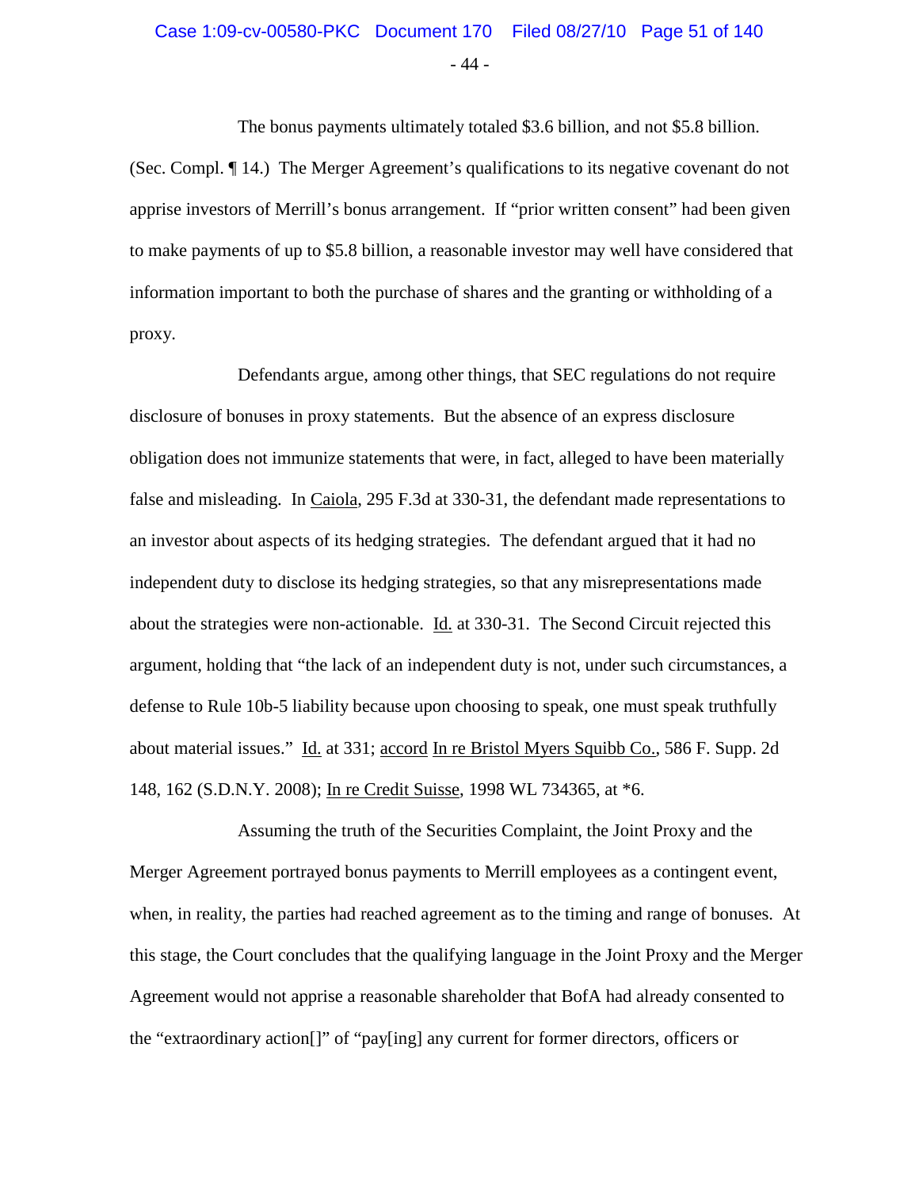The bonus payments ultimately totaled $3.6 billion, and not $5.8 billion. (Sec. Compl. ¶ 14.) The Merger Agreement's qualifications to its negative covenant do not apprise investors of Merrill's bonus arrangement. If "prior written consent" had been given to make payments of up to $5.8 billion, a reasonable investor may well have considered that information important to both the purchase of shares and the granting or withholding of a proxy.

Defendants argue, among other things, that SEC regulations do not require disclosure of bonuses in proxy statements. But the absence of an express disclosure obligation does not immunize statements that were, in fact, alleged to have been materially false and misleading. In Caiola, 295 F.3d at 330-31, the defendant made representations to an investor about aspects of its hedging strategies. The defendant argued that it had no independent duty to disclose its hedging strategies, so that any misrepresentations made about the strategies were non-actionable. Id. at 330-31. The Second Circuit rejected this argument, holding that "the lack of an independent duty is not, under such circumstances, a defense to Rule 10b-5 liability because upon choosing to speak, one must speak truthfully about material issues." Id. at 331; accord In re Bristol Myers Squibb Co., 586 F. Supp. 2d 148, 162 (S.D.N.Y. 2008); In re Credit Suisse, 1998 WL 734365, at *6.

Assuming the truth of the Securities Complaint, the Joint Proxy and the Merger Agreement portrayed bonus payments to Merrill employees as a contingent event, when, in reality, the parties had reached agreement as to the timing and range of bonuses. At this stage, the Court concludes that the qualifying language in the Joint Proxy and the Merger Agreement would not apprise a reasonable shareholder that BofA had already consented to the "extraordinary action[]" of "pay[ing] any current for former directors, officers or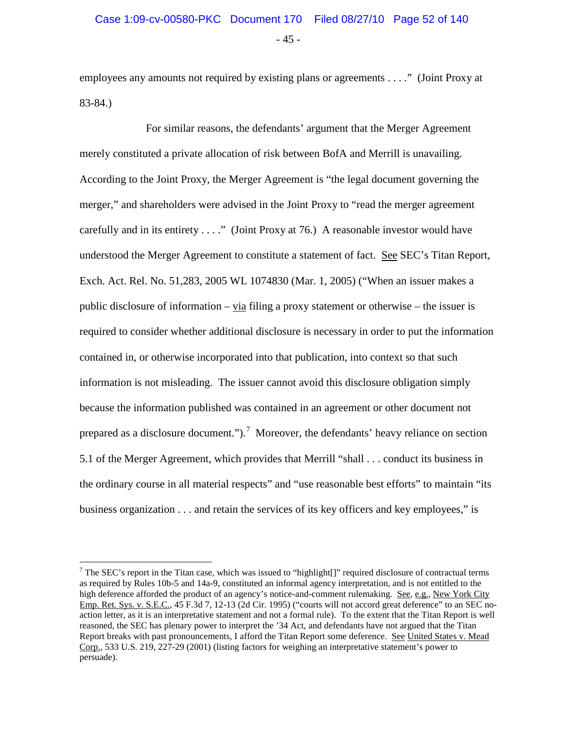employees any amounts not required by existing plans or agreements . . . ." (Joint Proxy at 83-84.)

For similar reasons, the defendants' argument that the Merger Agreement merely constituted a private allocation of risk between BofA and Merrill is unavailing. According to the Joint Proxy, the Merger Agreement is "the legal document governing the merger," and shareholders were advised in the Joint Proxy to "read the merger agreement carefully and in its entirety . . . ." (Joint Proxy at 76.) A reasonable investor would have understood the Merger Agreement to constitute a statement of fact. See SEC's Titan Report, Exch. Act. Rel. No. 51,283, 2005 WL 1074830 (Mar. 1, 2005) ("When an issuer makes a public disclosure of information – via filing a proxy statement or otherwise – the issuer is required to consider whether additional disclosure is necessary in order to put the information contained in, or otherwise incorporated into that publication, into context so that such information is not misleading. The issuer cannot avoid this disclosure obligation simply because the information published was contained in an agreement or other document not prepared as a disclosure document.").[7] Moreover, the defendants' heavy reliance on section 5.1 of the Merger Agreement, which provides that Merrill "shall . . . conduct its business in the ordinary course in all material respects" and "use reasonable best efforts" to maintain "its business organization . . . and retain the services of its key officers and key employees," is

---

[7] The SEC's report in the Titan case, which was issued to "highlight[]" required disclosure of contractual terms as required by Rules 10b-5 and 14a-9, constituted an informal agency interpretation, and is not entitled to the high deference afforded the product of an agency's notice-and-comment rulemaking. See, e.g., New York City Emp. Ret. Sys. v. S.E.C., 45 F.3d 7, 12-13 (2d Cir. 1995) ("courts will not accord great deference" to an SEC no-action letter, as it is an interpretative statement and not a formal rule). To the extent that the Titan Report is well reasoned, the SEC has plenary power to interpret the '34 Act, and defendants have not argued that the Titan Report breaks with past pronouncements, I afford the Titan Report some deference. See United States v. Mead Corp., 533 U.S. 219, 227-29 (2001) (listing factors for weighing an interpretative statement's power to persuade).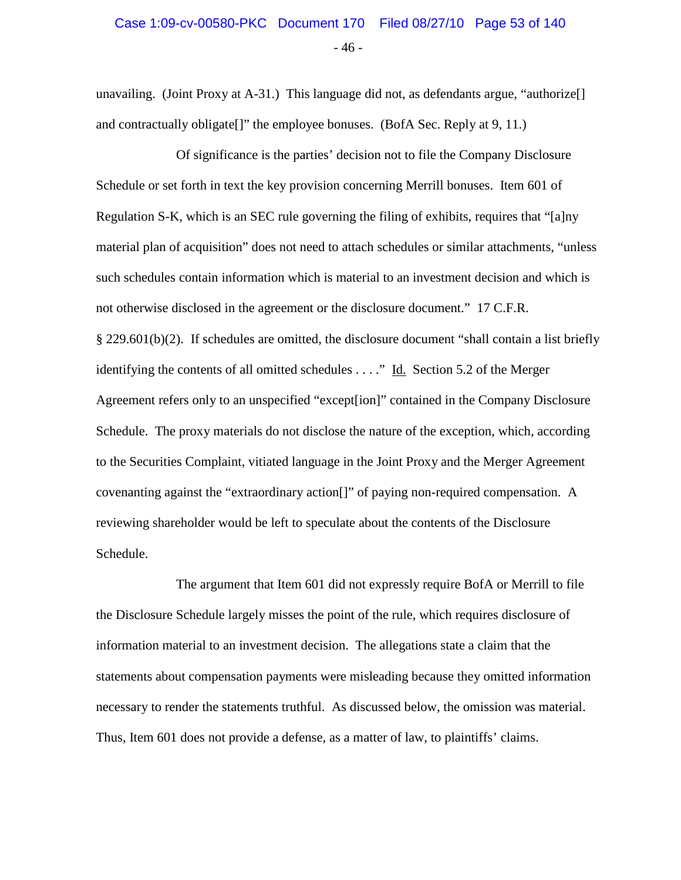unavailing. (Joint Proxy at A-31.) This language did not, as defendants argue, "authorize[] and contractually obligate[]" the employee bonuses. (BofA Sec. Reply at 9, 11.)

Of significance is the parties' decision not to file the Company Disclosure Schedule or set forth in text the key provision concerning Merrill bonuses. Item 601 of Regulation S-K, which is an SEC rule governing the filing of exhibits, requires that "[a]ny material plan of acquisition" does not need to attach schedules or similar attachments, "unless such schedules contain information which is material to an investment decision and which is not otherwise disclosed in the agreement or the disclosure document." 17 C.F.R. § 229.601(b)(2). If schedules are omitted, the disclosure document "shall contain a list briefly identifying the contents of all omitted schedules . . . ." Id. Section 5.2 of the Merger Agreement refers only to an unspecified "except[ion]" contained in the Company Disclosure Schedule. The proxy materials do not disclose the nature of the exception, which, according to the Securities Complaint, vitiated language in the Joint Proxy and the Merger Agreement covenanting against the "extraordinary action[]" of paying non-required compensation. A reviewing shareholder would be left to speculate about the contents of the Disclosure Schedule.

The argument that Item 601 did not expressly require BofA or Merrill to file the Disclosure Schedule largely misses the point of the rule, which requires disclosure of information material to an investment decision. The allegations state a claim that the statements about compensation payments were misleading because they omitted information necessary to render the statements truthful. As discussed below, the omission was material. Thus, Item 601 does not provide a defense, as a matter of law, to plaintiffs' claims.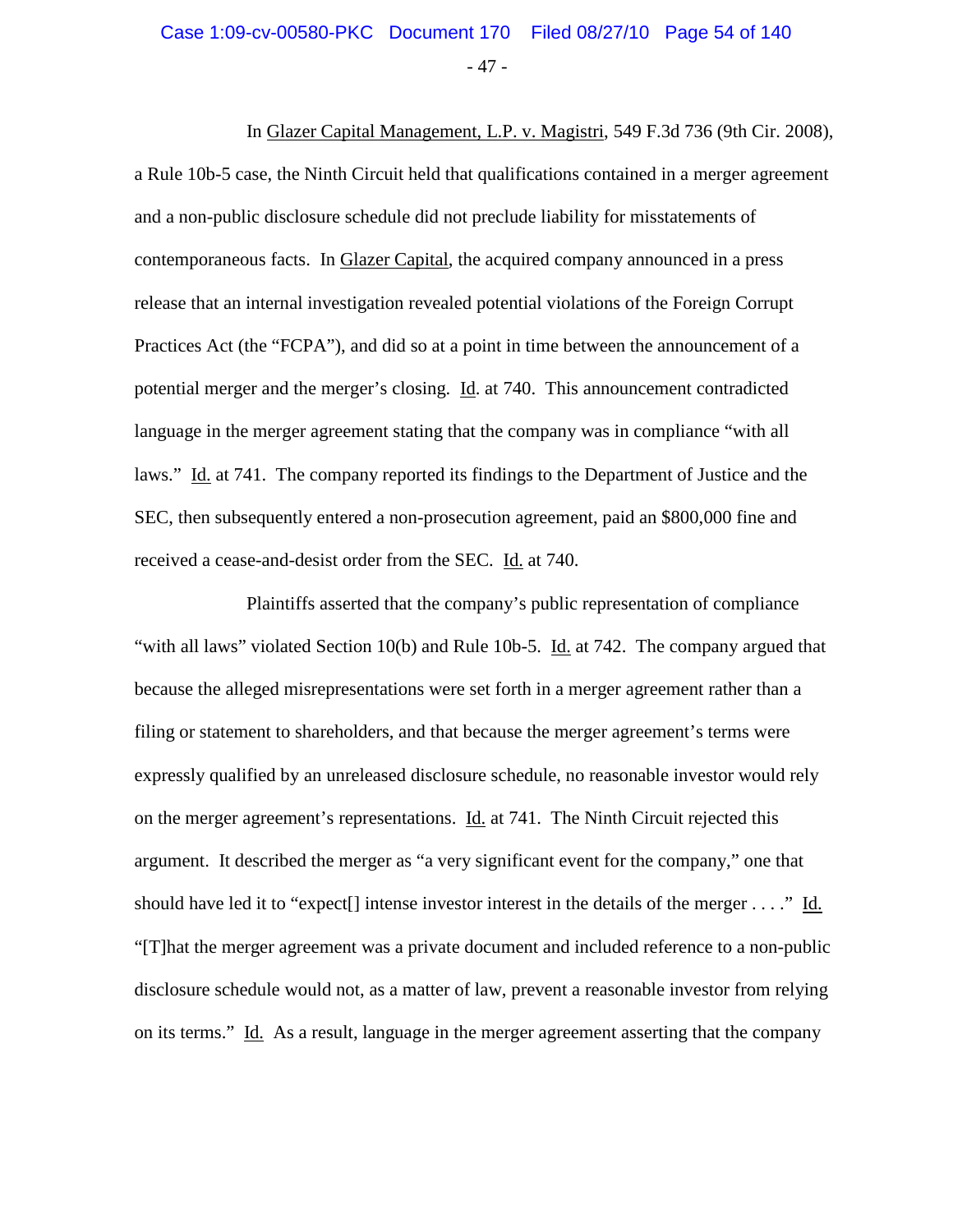In Glazer Capital Management, L.P. v. Magistri, 549 F.3d 736 (9th Cir. 2008), a Rule 10b-5 case, the Ninth Circuit held that qualifications contained in a merger agreement and a non-public disclosure schedule did not preclude liability for misstatements of contemporaneous facts. In Glazer Capital, the acquired company announced in a press release that an internal investigation revealed potential violations of the Foreign Corrupt Practices Act (the "FCPA"), and did so at a point in time between the announcement of a potential merger and the merger's closing. Id. at 740. This announcement contradicted language in the merger agreement stating that the company was in compliance "with all laws." Id. at 741. The company reported its findings to the Department of Justice and the SEC, then subsequently entered a non-prosecution agreement, paid an $800,000 fine and received a cease-and-desist order from the SEC. Id. at 740.

Plaintiffs asserted that the company's public representation of compliance "with all laws" violated Section 10(b) and Rule 10b-5. Id. at 742. The company argued that because the alleged misrepresentations were set forth in a merger agreement rather than a filing or statement to shareholders, and that because the merger agreement's terms were expressly qualified by an unreleased disclosure schedule, no reasonable investor would rely on the merger agreement's representations. Id. at 741. The Ninth Circuit rejected this argument. It described the merger as "a very significant event for the company," one that should have led it to "expect[] intense investor interest in the details of the merger . . . ." Id. "[T]hat the merger agreement was a private document and included reference to a non-public disclosure schedule would not, as a matter of law, prevent a reasonable investor from relying on its terms." Id. As a result, language in the merger agreement asserting that the company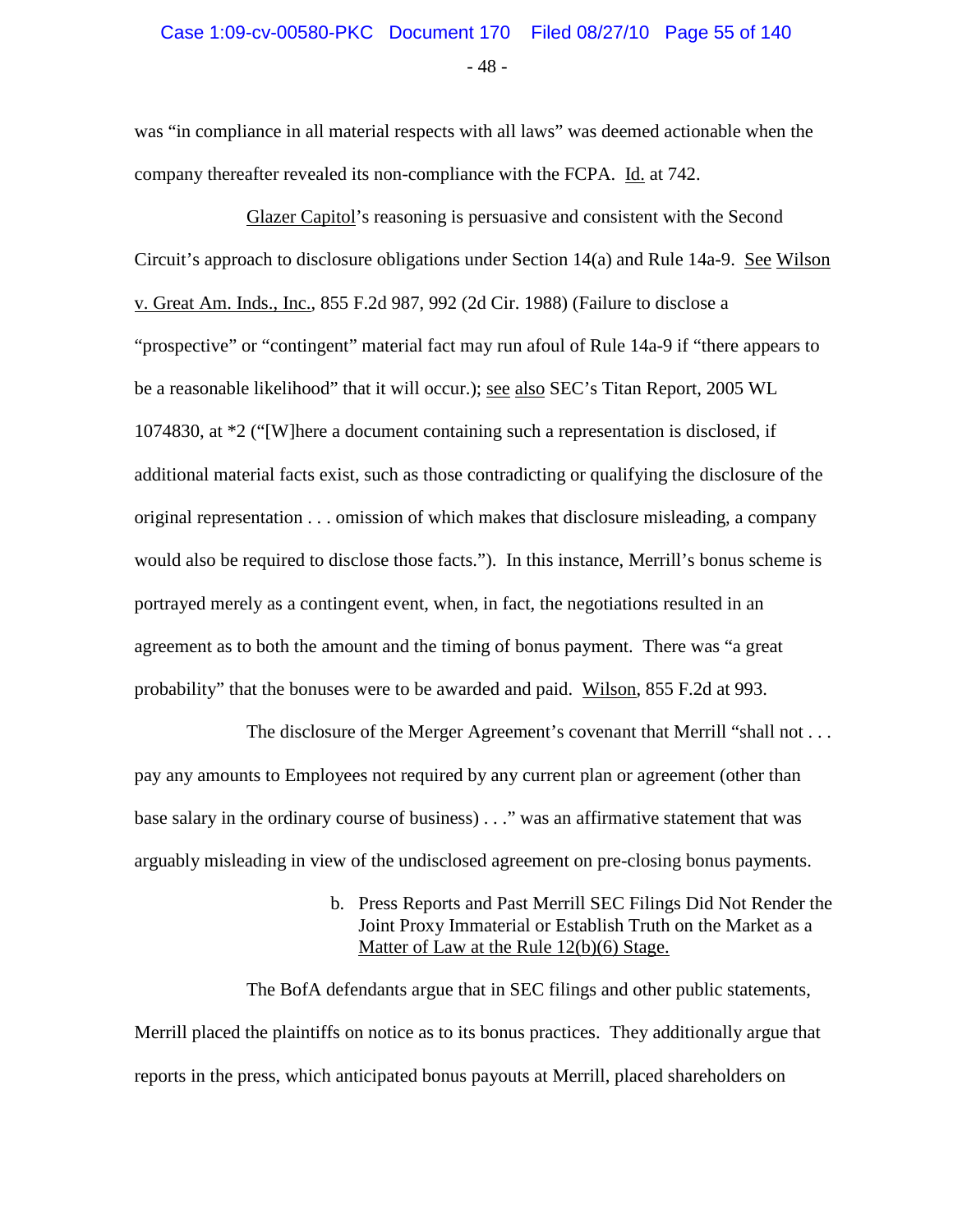was "in compliance in all material respects with all laws" was deemed actionable when the company thereafter revealed its non-compliance with the FCPA. Id. at 742.

Glazer Capitol's reasoning is persuasive and consistent with the Second Circuit's approach to disclosure obligations under Section 14(a) and Rule 14a-9. See Wilson v. Great Am. Inds., Inc., 855 F.2d 987, 992 (2d Cir. 1988) (Failure to disclose a "prospective" or "contingent" material fact may run afoul of Rule 14a-9 if "there appears to be a reasonable likelihood" that it will occur.); see also SEC's Titan Report, 2005 WL 1074830, at *2 ("[W]here a document containing such a representation is disclosed, if additional material facts exist, such as those contradicting or qualifying the disclosure of the original representation . . . omission of which makes that disclosure misleading, a company would also be required to disclose those facts."). In this instance, Merrill's bonus scheme is portrayed merely as a contingent event, when, in fact, the negotiations resulted in an agreement as to both the amount and the timing of bonus payment. There was "a great probability" that the bonuses were to be awarded and paid. Wilson, 855 F.2d at 993.

The disclosure of the Merger Agreement's covenant that Merrill "shall not . . . pay any amounts to Employees not required by any current plan or agreement (other than base salary in the ordinary course of business) . . ." was an affirmative statement that was arguably misleading in view of the undisclosed agreement on pre-closing bonus payments.

b. Press Reports and Past Merrill SEC Filings Did Not Render the Joint Proxy Immaterial or Establish Truth on the Market as a Matter of Law at the Rule 12(b)(6) Stage.

The BofA defendants argue that in SEC filings and other public statements, Merrill placed the plaintiffs on notice as to its bonus practices. They additionally argue that reports in the press, which anticipated bonus payouts at Merrill, placed shareholders on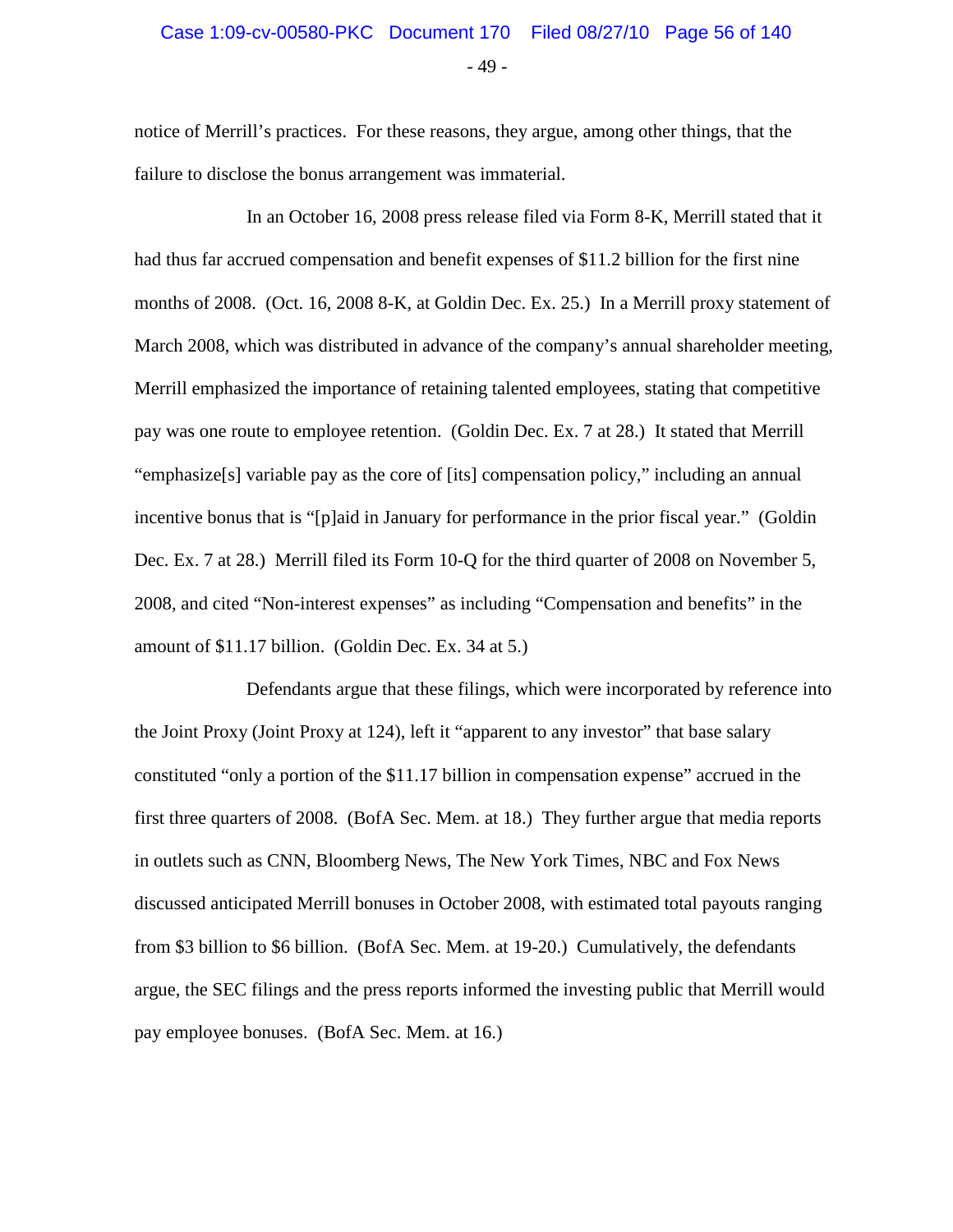notice of Merrill's practices. For these reasons, they argue, among other things, that the failure to disclose the bonus arrangement was immaterial.

In an October 16, 2008 press release filed via Form 8-K, Merrill stated that it had thus far accrued compensation and benefit expenses of $11.2 billion for the first nine months of 2008. (Oct. 16, 2008 8-K, at Goldin Dec. Ex. 25.) In a Merrill proxy statement of March 2008, which was distributed in advance of the company's annual shareholder meeting, Merrill emphasized the importance of retaining talented employees, stating that competitive pay was one route to employee retention. (Goldin Dec. Ex. 7 at 28.) It stated that Merrill "emphasize[s] variable pay as the core of [its] compensation policy," including an annual incentive bonus that is "[p]aid in January for performance in the prior fiscal year." (Goldin Dec. Ex. 7 at 28.) Merrill filed its Form 10-Q for the third quarter of 2008 on November 5, 2008, and cited "Non-interest expenses" as including "Compensation and benefits" in the amount of $11.17 billion. (Goldin Dec. Ex. 34 at 5.)

Defendants argue that these filings, which were incorporated by reference into the Joint Proxy (Joint Proxy at 124), left it "apparent to any investor" that base salary constituted "only a portion of the $11.17 billion in compensation expense" accrued in the first three quarters of 2008. (BofA Sec. Mem. at 18.) They further argue that media reports in outlets such as CNN, Bloomberg News, The New York Times, NBC and Fox News discussed anticipated Merrill bonuses in October 2008, with estimated total payouts ranging from $3 billion to $6 billion. (BofA Sec. Mem. at 19-20.) Cumulatively, the defendants argue, the SEC filings and the press reports informed the investing public that Merrill would pay employee bonuses. (BofA Sec. Mem. at 16.)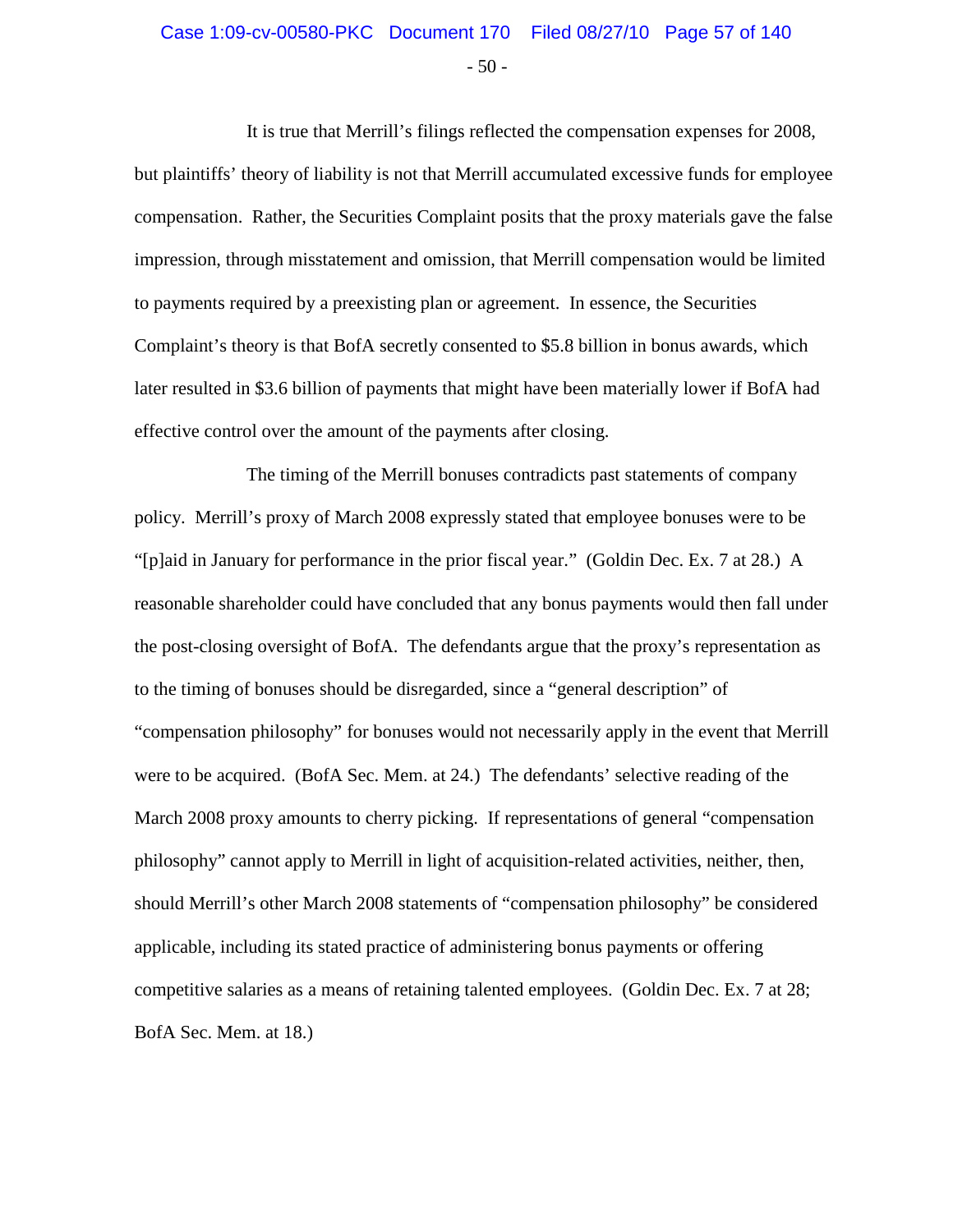It is true that Merrill's filings reflected the compensation expenses for 2008, but plaintiffs' theory of liability is not that Merrill accumulated excessive funds for employee compensation. Rather, the Securities Complaint posits that the proxy materials gave the false impression, through misstatement and omission, that Merrill compensation would be limited to payments required by a preexisting plan or agreement. In essence, the Securities Complaint's theory is that BofA secretly consented to $5.8 billion in bonus awards, which later resulted in $3.6 billion of payments that might have been materially lower if BofA had effective control over the amount of the payments after closing.

The timing of the Merrill bonuses contradicts past statements of company policy. Merrill's proxy of March 2008 expressly stated that employee bonuses were to be "[p]aid in January for performance in the prior fiscal year." (Goldin Dec. Ex. 7 at 28.) A reasonable shareholder could have concluded that any bonus payments would then fall under the post-closing oversight of BofA. The defendants argue that the proxy's representation as to the timing of bonuses should be disregarded, since a "general description" of "compensation philosophy" for bonuses would not necessarily apply in the event that Merrill were to be acquired. (BofA Sec. Mem. at 24.) The defendants' selective reading of the March 2008 proxy amounts to cherry picking. If representations of general "compensation philosophy" cannot apply to Merrill in light of acquisition-related activities, neither, then, should Merrill's other March 2008 statements of "compensation philosophy" be considered applicable, including its stated practice of administering bonus payments or offering competitive salaries as a means of retaining talented employees. (Goldin Dec. Ex. 7 at 28; BofA Sec. Mem. at 18.)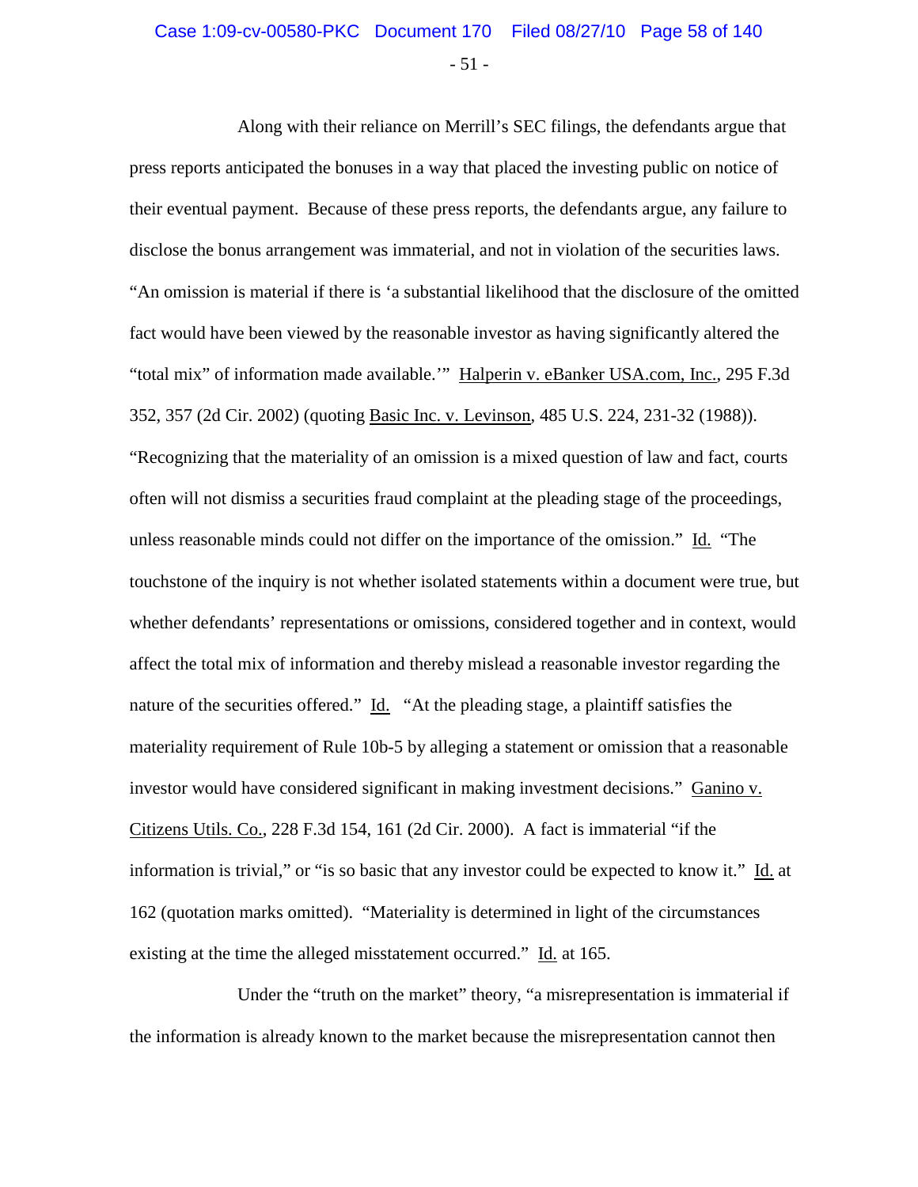Along with their reliance on Merrill's SEC filings, the defendants argue that press reports anticipated the bonuses in a way that placed the investing public on notice of their eventual payment. Because of these press reports, the defendants argue, any failure to disclose the bonus arrangement was immaterial, and not in violation of the securities laws. "An omission is material if there is 'a substantial likelihood that the disclosure of the omitted fact would have been viewed by the reasonable investor as having significantly altered the "total mix" of information made available.'" Halperin v. eBanker USA.com, Inc., 295 F.3d 352, 357 (2d Cir. 2002) (quoting Basic Inc. v. Levinson, 485 U.S. 224, 231-32 (1988)). "Recognizing that the materiality of an omission is a mixed question of law and fact, courts often will not dismiss a securities fraud complaint at the pleading stage of the proceedings, unless reasonable minds could not differ on the importance of the omission." Id. "The touchstone of the inquiry is not whether isolated statements within a document were true, but whether defendants' representations or omissions, considered together and in context, would affect the total mix of information and thereby mislead a reasonable investor regarding the nature of the securities offered." Id. "At the pleading stage, a plaintiff satisfies the materiality requirement of Rule 10b-5 by alleging a statement or omission that a reasonable investor would have considered significant in making investment decisions." Ganino v. Citizens Utils. Co., 228 F.3d 154, 161 (2d Cir. 2000). A fact is immaterial "if the information is trivial," or "is so basic that any investor could be expected to know it." Id. at 162 (quotation marks omitted). "Materiality is determined in light of the circumstances existing at the time the alleged misstatement occurred." Id. at 165.

Under the "truth on the market" theory, "a misrepresentation is immaterial if the information is already known to the market because the misrepresentation cannot then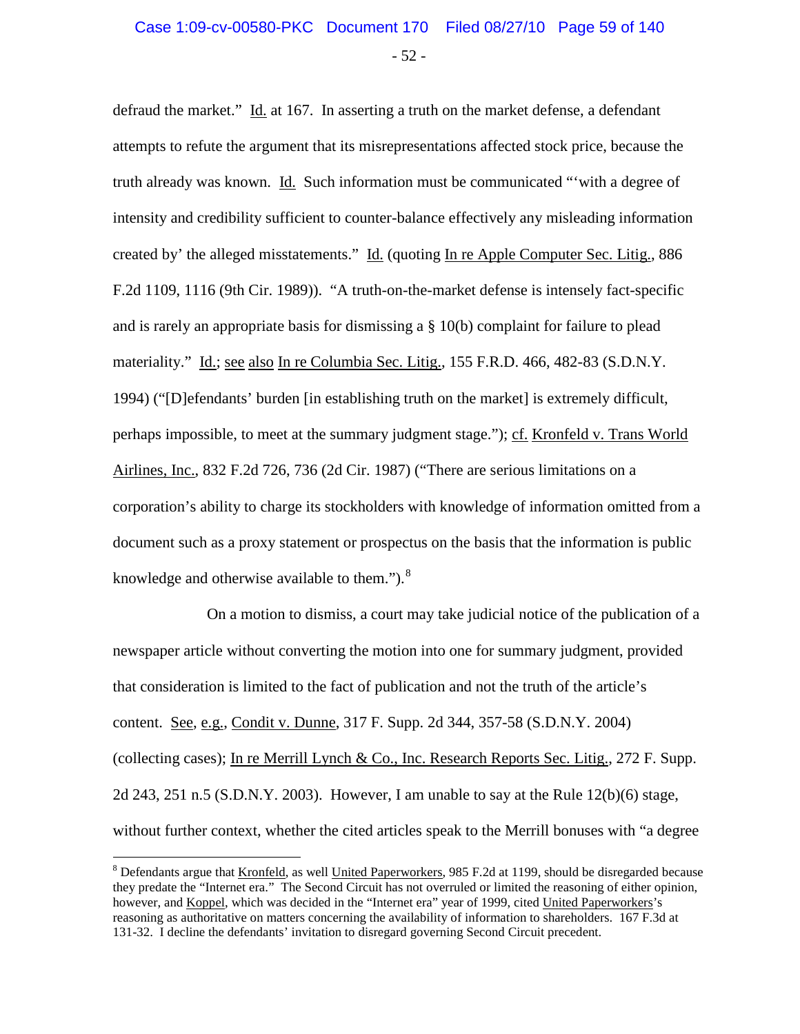defraud the market." Id. at 167. In asserting a truth on the market defense, a defendant attempts to refute the argument that its misrepresentations affected stock price, because the truth already was known. Id. Such information must be communicated "'with a degree of intensity and credibility sufficient to counter-balance effectively any misleading information created by' the alleged misstatements." Id. (quoting In re Apple Computer Sec. Litig., 886 F.2d 1109, 1116 (9th Cir. 1989)). "A truth-on-the-market defense is intensely fact-specific and is rarely an appropriate basis for dismissing a § 10(b) complaint for failure to plead materiality." Id.; see also In re Columbia Sec. Litig., 155 F.R.D. 466, 482-83 (S.D.N.Y. 1994) ("[D]efendants' burden [in establishing truth on the market] is extremely difficult, perhaps impossible, to meet at the summary judgment stage."); cf. Kronfeld v. Trans World Airlines, Inc., 832 F.2d 726, 736 (2d Cir. 1987) ("There are serious limitations on a corporation's ability to charge its stockholders with knowledge of information omitted from a document such as a proxy statement or prospectus on the basis that the information is public knowledge and otherwise available to them.").[8]

On a motion to dismiss, a court may take judicial notice of the publication of a newspaper article without converting the motion into one for summary judgment, provided that consideration is limited to the fact of publication and not the truth of the article's content. See, e.g., Condit v. Dunne, 317 F. Supp. 2d 344, 357-58 (S.D.N.Y. 2004) (collecting cases); In re Merrill Lynch & Co., Inc. Research Reports Sec. Litig., 272 F. Supp. 2d 243, 251 n.5 (S.D.N.Y. 2003). However, I am unable to say at the Rule 12(b)(6) stage, without further context, whether the cited articles speak to the Merrill bonuses with "a degree

---

[8] Defendants argue that Kronfeld, as well United Paperworkers, 985 F.2d at 1199, should be disregarded because they predate the "Internet era." The Second Circuit has not overruled or limited the reasoning of either opinion, however, and Koppel, which was decided in the "Internet era" year of 1999, cited United Paperworkers's reasoning as authoritative on matters concerning the availability of information to shareholders. 167 F.3d at 131-32. I decline the defendants' invitation to disregard governing Second Circuit precedent.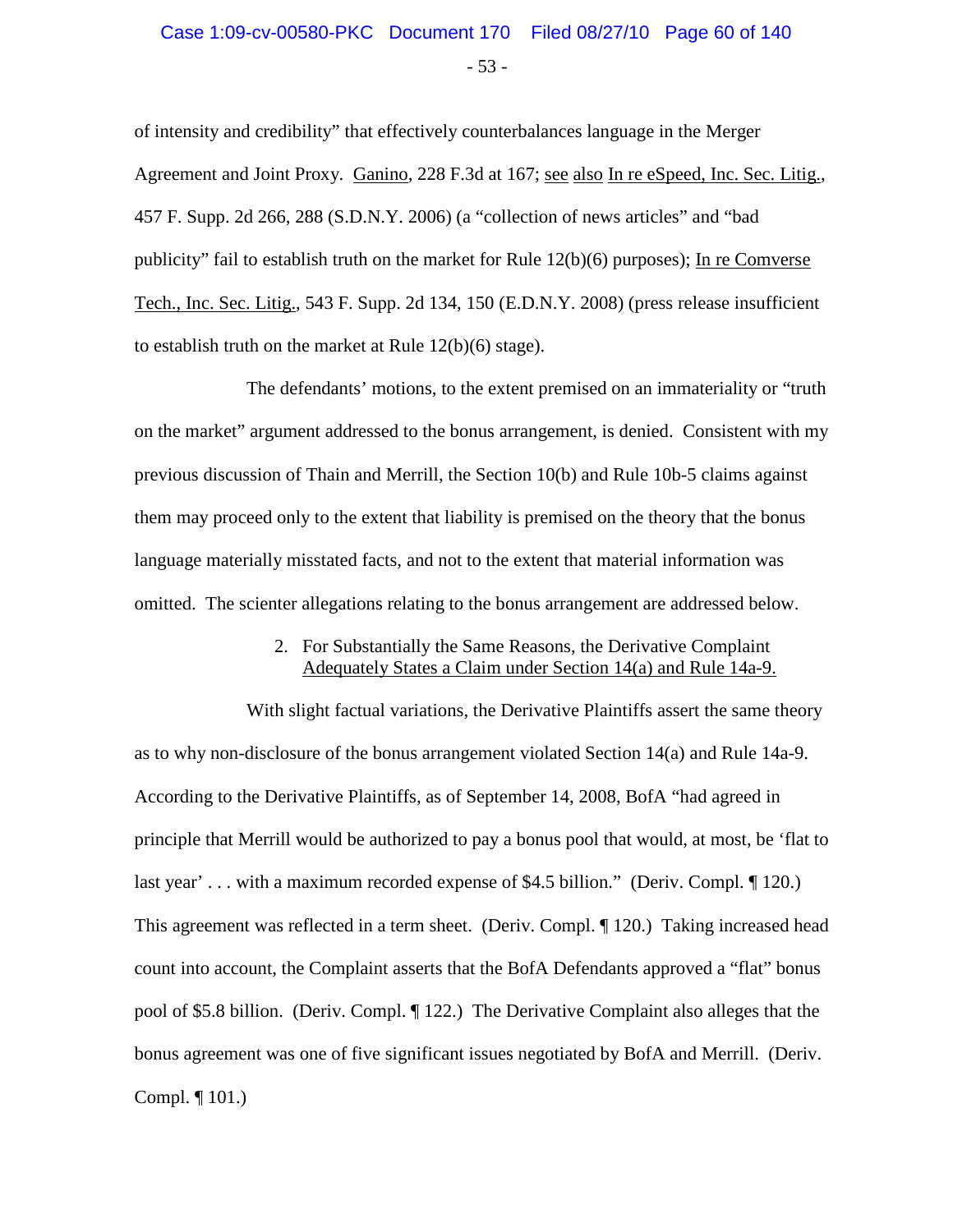of intensity and credibility" that effectively counterbalances language in the Merger Agreement and Joint Proxy. Ganino, 228 F.3d at 167; see also In re eSpeed, Inc. Sec. Litig., 457 F. Supp. 2d 266, 288 (S.D.N.Y. 2006) (a "collection of news articles" and "bad publicity" fail to establish truth on the market for Rule 12(b)(6) purposes); In re Comverse Tech., Inc. Sec. Litig., 543 F. Supp. 2d 134, 150 (E.D.N.Y. 2008) (press release insufficient to establish truth on the market at Rule 12(b)(6) stage).

The defendants' motions, to the extent premised on an immateriality or "truth on the market" argument addressed to the bonus arrangement, is denied. Consistent with my previous discussion of Thain and Merrill, the Section 10(b) and Rule 10b-5 claims against them may proceed only to the extent that liability is premised on the theory that the bonus language materially misstated facts, and not to the extent that material information was omitted. The scienter allegations relating to the bonus arrangement are addressed below.

2. For Substantially the Same Reasons, the Derivative Complaint Adequately States a Claim under Section 14(a) and Rule 14a-9.

With slight factual variations, the Derivative Plaintiffs assert the same theory as to why non-disclosure of the bonus arrangement violated Section 14(a) and Rule 14a-9. According to the Derivative Plaintiffs, as of September 14, 2008, BofA "had agreed in principle that Merrill would be authorized to pay a bonus pool that would, at most, be 'flat to last year' . . . with a maximum recorded expense of $4.5 billion." (Deriv. Compl. ¶ 120.) This agreement was reflected in a term sheet. (Deriv. Compl. ¶ 120.) Taking increased head count into account, the Complaint asserts that the BofA Defendants approved a "flat" bonus pool of $5.8 billion. (Deriv. Compl. ¶ 122.) The Derivative Complaint also alleges that the bonus agreement was one of five significant issues negotiated by BofA and Merrill. (Deriv. Compl. ¶ 101.)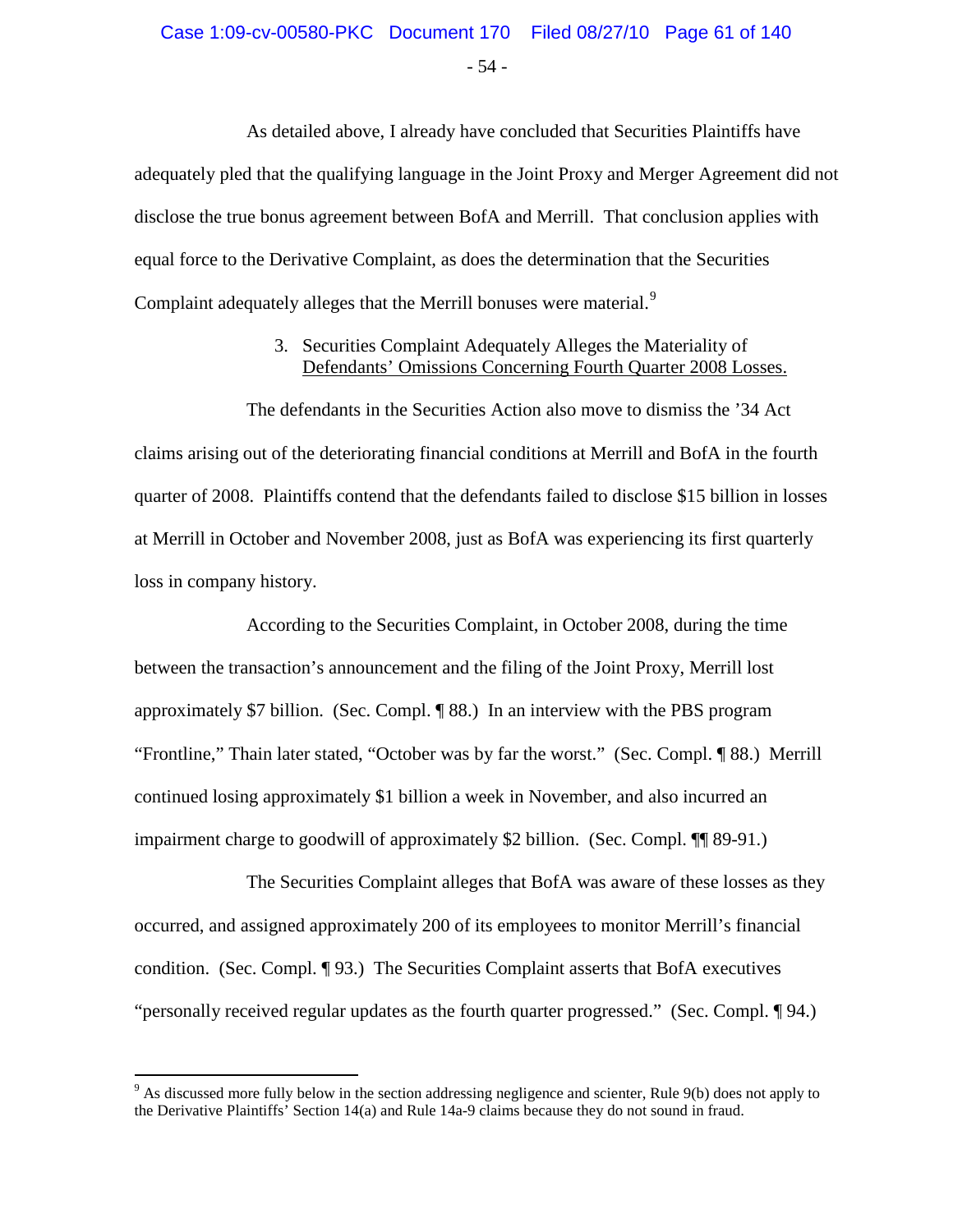As detailed above, I already have concluded that Securities Plaintiffs have adequately pled that the qualifying language in the Joint Proxy and Merger Agreement did not disclose the true bonus agreement between BofA and Merrill. That conclusion applies with equal force to the Derivative Complaint, as does the determination that the Securities Complaint adequately alleges that the Merrill bonuses were material.[9]

3. Securities Complaint Adequately Alleges the Materiality of Defendants' Omissions Concerning Fourth Quarter 2008 Losses.

The defendants in the Securities Action also move to dismiss the '34 Act claims arising out of the deteriorating financial conditions at Merrill and BofA in the fourth quarter of 2008. Plaintiffs contend that the defendants failed to disclose $15 billion in losses at Merrill in October and November 2008, just as BofA was experiencing its first quarterly loss in company history.

According to the Securities Complaint, in October 2008, during the time between the transaction's announcement and the filing of the Joint Proxy, Merrill lost approximately $7 billion. (Sec. Compl. ¶ 88.) In an interview with the PBS program "Frontline," Thain later stated, "October was by far the worst." (Sec. Compl. ¶ 88.) Merrill continued losing approximately $1 billion a week in November, and also incurred an impairment charge to goodwill of approximately $2 billion. (Sec. Compl. ¶¶ 89-91.)

The Securities Complaint alleges that BofA was aware of these losses as they occurred, and assigned approximately 200 of its employees to monitor Merrill's financial condition. (Sec. Compl. ¶ 93.) The Securities Complaint asserts that BofA executives "personally received regular updates as the fourth quarter progressed." (Sec. Compl. ¶ 94.)

---

[9] As discussed more fully below in the section addressing negligence and scienter, Rule 9(b) does not apply to the Derivative Plaintiffs' Section 14(a) and Rule 14a-9 claims because they do not sound in fraud.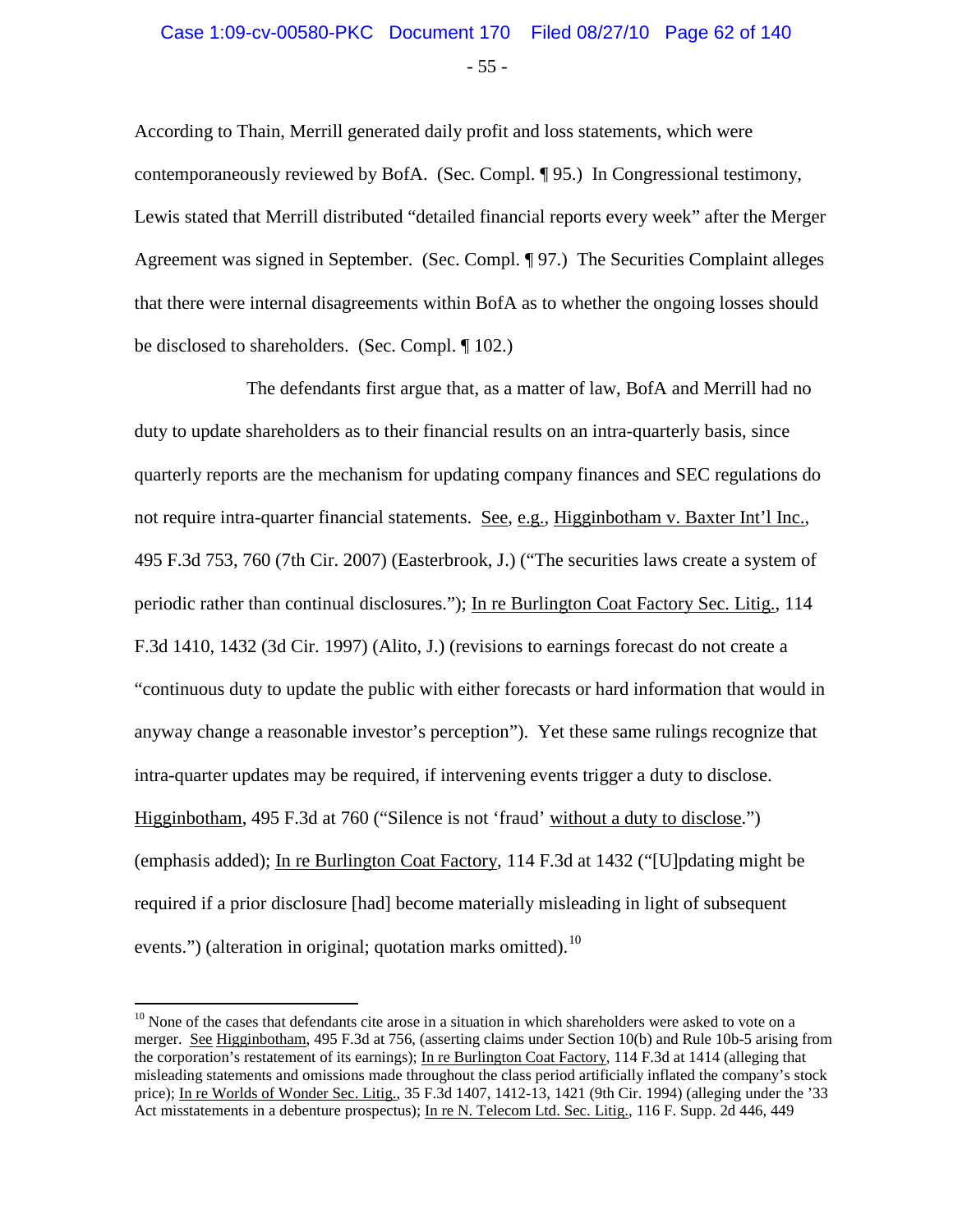According to Thain, Merrill generated daily profit and loss statements, which were contemporaneously reviewed by BofA. (Sec. Compl. ¶ 95.) In Congressional testimony, Lewis stated that Merrill distributed "detailed financial reports every week" after the Merger Agreement was signed in September. (Sec. Compl. ¶ 97.) The Securities Complaint alleges that there were internal disagreements within BofA as to whether the ongoing losses should be disclosed to shareholders. (Sec. Compl. ¶ 102.)

The defendants first argue that, as a matter of law, BofA and Merrill had no duty to update shareholders as to their financial results on an intra-quarterly basis, since quarterly reports are the mechanism for updating company finances and SEC regulations do not require intra-quarter financial statements. See, e.g., Higginbotham v. Baxter Int'l Inc., 495 F.3d 753, 760 (7th Cir. 2007) (Easterbrook, J.) ("The securities laws create a system of periodic rather than continual disclosures."); In re Burlington Coat Factory Sec. Litig., 114 F.3d 1410, 1432 (3d Cir. 1997) (Alito, J.) (revisions to earnings forecast do not create a "continuous duty to update the public with either forecasts or hard information that would in anyway change a reasonable investor's perception"). Yet these same rulings recognize that intra-quarter updates may be required, if intervening events trigger a duty to disclose. Higginbotham, 495 F.3d at 760 ("Silence is not 'fraud' without a duty to disclose.") (emphasis added); In re Burlington Coat Factory, 114 F.3d at 1432 ("[U]pdating might be required if a prior disclosure [had] become materially misleading in light of subsequent events.") (alteration in original; quotation marks omitted).[10]

---

[10] None of the cases that defendants cite arose in a situation in which shareholders were asked to vote on a merger. See Higginbotham, 495 F.3d at 756, (asserting claims under Section 10(b) and Rule 10b-5 arising from the corporation's restatement of its earnings); In re Burlington Coat Factory, 114 F.3d at 1414 (alleging that misleading statements and omissions made throughout the class period artificially inflated the company's stock price); In re Worlds of Wonder Sec. Litig., 35 F.3d 1407, 1412-13, 1421 (9th Cir. 1994) (alleging under the '33 Act misstatements in a debenture prospectus); In re N. Telecom Ltd. Sec. Litig., 116 F. Supp. 2d 446, 449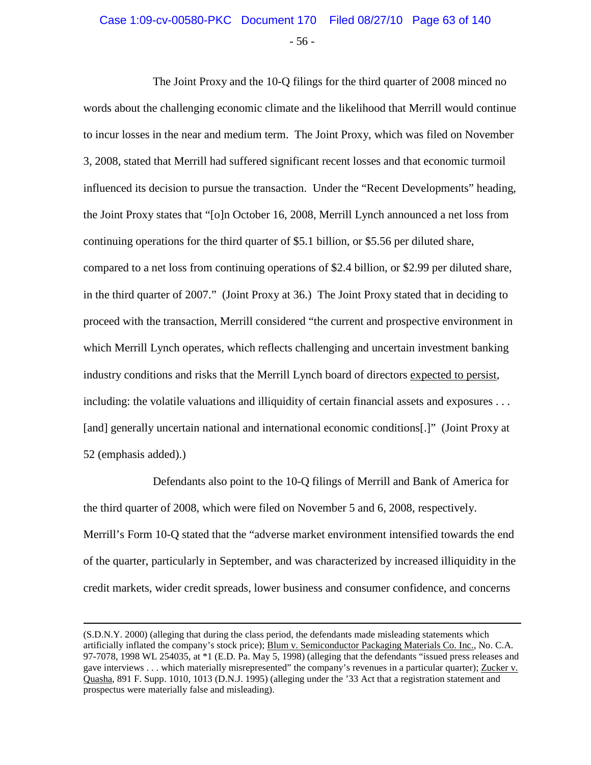The Joint Proxy and the 10-Q filings for the third quarter of 2008 minced no words about the challenging economic climate and the likelihood that Merrill would continue to incur losses in the near and medium term. The Joint Proxy, which was filed on November 3, 2008, stated that Merrill had suffered significant recent losses and that economic turmoil influenced its decision to pursue the transaction. Under the "Recent Developments" heading, the Joint Proxy states that "[o]n October 16, 2008, Merrill Lynch announced a net loss from continuing operations for the third quarter of $5.1 billion, or $5.56 per diluted share, compared to a net loss from continuing operations of $2.4 billion, or $2.99 per diluted share, in the third quarter of 2007." (Joint Proxy at 36.) The Joint Proxy stated that in deciding to proceed with the transaction, Merrill considered "the current and prospective environment in which Merrill Lynch operates, which reflects challenging and uncertain investment banking industry conditions and risks that the Merrill Lynch board of directors <u>expected to persist</u>, including: the volatile valuations and illiquidity of certain financial assets and exposures . . . [and] generally uncertain national and international economic conditions[.]" (Joint Proxy at 52 (emphasis added).)

Defendants also point to the 10-Q filings of Merrill and Bank of America for the third quarter of 2008, which were filed on November 5 and 6, 2008, respectively. Merrill's Form 10-Q stated that the "adverse market environment intensified towards the end of the quarter, particularly in September, and was characterized by increased illiquidity in the credit markets, wider credit spreads, lower business and consumer confidence, and concerns

---

(S.D.N.Y. 2000) (alleging that during the class period, the defendants made misleading statements which artificially inflated the company's stock price); <u>Blum v. Semiconductor Packaging Materials Co. Inc.</u>, No. C.A. 97-7078, 1998 WL 254035, at *1 (E.D. Pa. May 5, 1998) (alleging that the defendants "issued press releases and gave interviews . . . which materially misrepresented" the company's revenues in a particular quarter); <u>Zucker v. Quasha</u>, 891 F. Supp. 1010, 1013 (D.N.J. 1995) (alleging under the '33 Act that a registration statement and prospectus were materially false and misleading).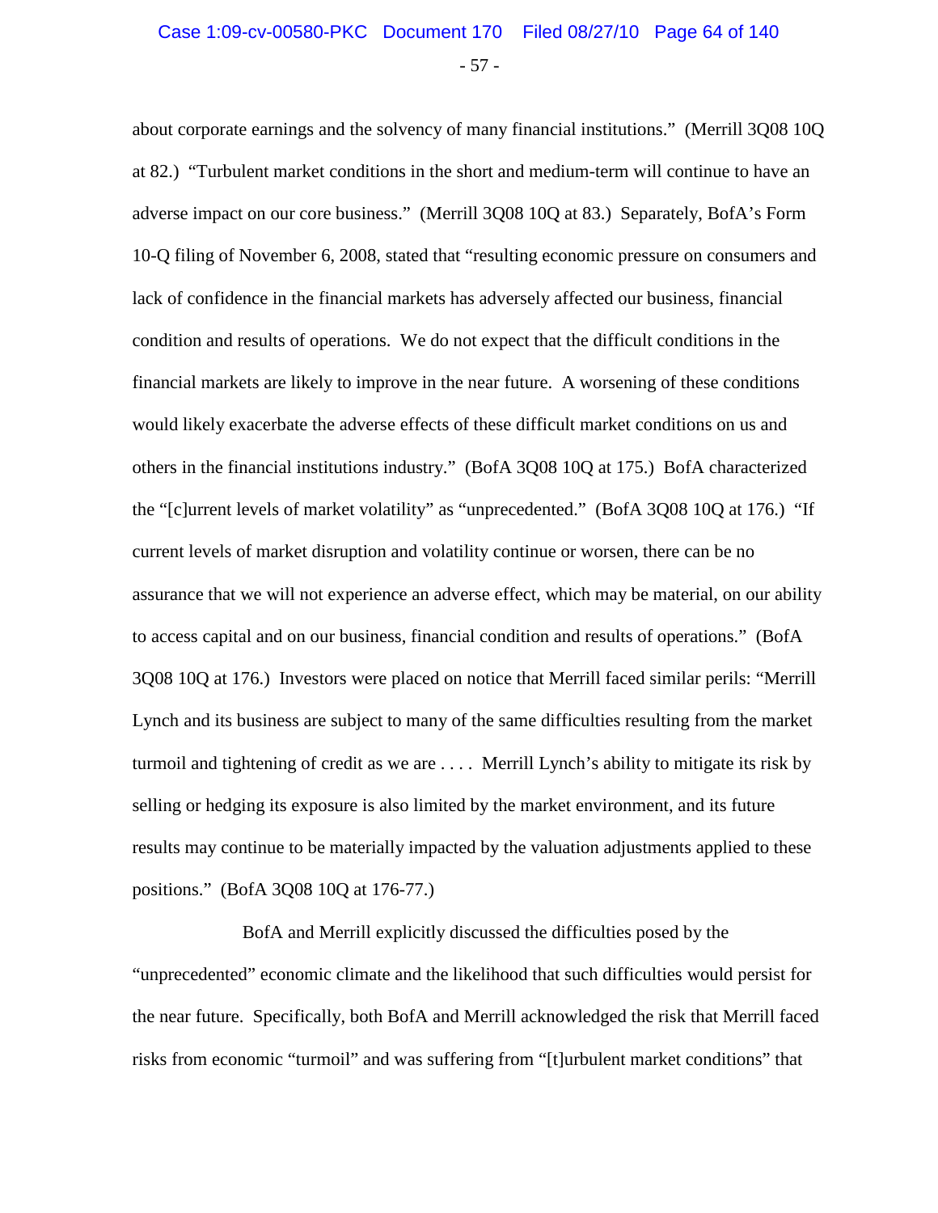about corporate earnings and the solvency of many financial institutions." (Merrill 3Q08 10Q at 82.) "Turbulent market conditions in the short and medium-term will continue to have an adverse impact on our core business." (Merrill 3Q08 10Q at 83.) Separately, BofA's Form 10-Q filing of November 6, 2008, stated that "resulting economic pressure on consumers and lack of confidence in the financial markets has adversely affected our business, financial condition and results of operations. We do not expect that the difficult conditions in the financial markets are likely to improve in the near future. A worsening of these conditions would likely exacerbate the adverse effects of these difficult market conditions on us and others in the financial institutions industry." (BofA 3Q08 10Q at 175.) BofA characterized the "[c]urrent levels of market volatility" as "unprecedented." (BofA 3Q08 10Q at 176.) "If current levels of market disruption and volatility continue or worsen, there can be no assurance that we will not experience an adverse effect, which may be material, on our ability to access capital and on our business, financial condition and results of operations." (BofA 3Q08 10Q at 176.) Investors were placed on notice that Merrill faced similar perils: "Merrill Lynch and its business are subject to many of the same difficulties resulting from the market turmoil and tightening of credit as we are . . . . Merrill Lynch's ability to mitigate its risk by selling or hedging its exposure is also limited by the market environment, and its future results may continue to be materially impacted by the valuation adjustments applied to these positions." (BofA 3Q08 10Q at 176-77.)

BofA and Merrill explicitly discussed the difficulties posed by the "unprecedented" economic climate and the likelihood that such difficulties would persist for the near future. Specifically, both BofA and Merrill acknowledged the risk that Merrill faced risks from economic "turmoil" and was suffering from "[t]urbulent market conditions" that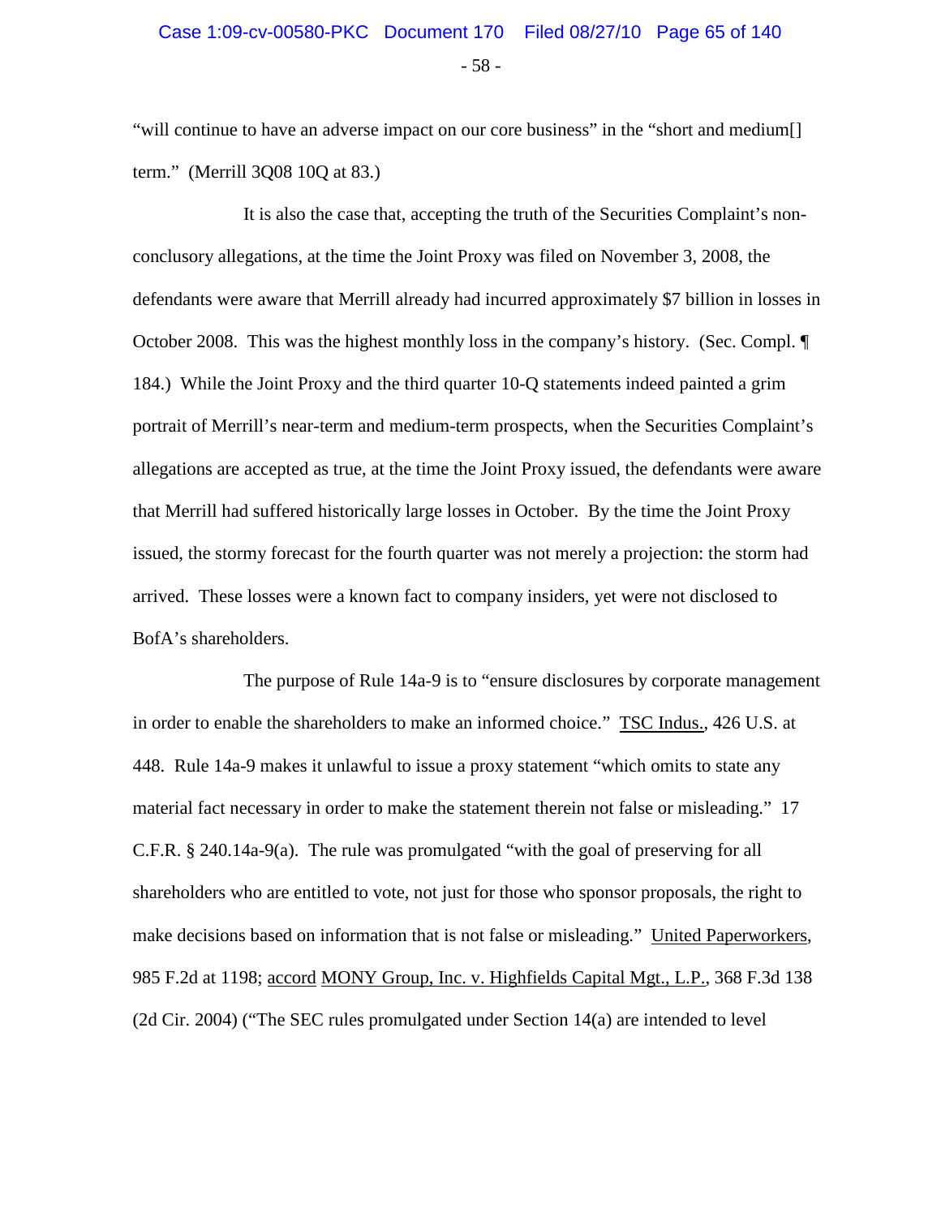"will continue to have an adverse impact on our core business" in the "short and medium[] term." (Merrill 3Q08 10Q at 83.)

It is also the case that, accepting the truth of the Securities Complaint's non-conclusory allegations, at the time the Joint Proxy was filed on November 3, 2008, the defendants were aware that Merrill already had incurred approximately $7 billion in losses in October 2008. This was the highest monthly loss in the company's history. (Sec. Compl. ¶ 184.) While the Joint Proxy and the third quarter 10-Q statements indeed painted a grim portrait of Merrill's near-term and medium-term prospects, when the Securities Complaint's allegations are accepted as true, at the time the Joint Proxy issued, the defendants were aware that Merrill had suffered historically large losses in October. By the time the Joint Proxy issued, the stormy forecast for the fourth quarter was not merely a projection: the storm had arrived. These losses were a known fact to company insiders, yet were not disclosed to BofA's shareholders.

The purpose of Rule 14a-9 is to "ensure disclosures by corporate management in order to enable the shareholders to make an informed choice." TSC Indus., 426 U.S. at 448. Rule 14a-9 makes it unlawful to issue a proxy statement "which omits to state any material fact necessary in order to make the statement therein not false or misleading." 17 C.F.R. § 240.14a-9(a). The rule was promulgated "with the goal of preserving for all shareholders who are entitled to vote, not just for those who sponsor proposals, the right to make decisions based on information that is not false or misleading." United Paperworkers, 985 F.2d at 1198; accord MONY Group, Inc. v. Highfields Capital Mgt., L.P., 368 F.3d 138 (2d Cir. 2004) ("The SEC rules promulgated under Section 14(a) are intended to level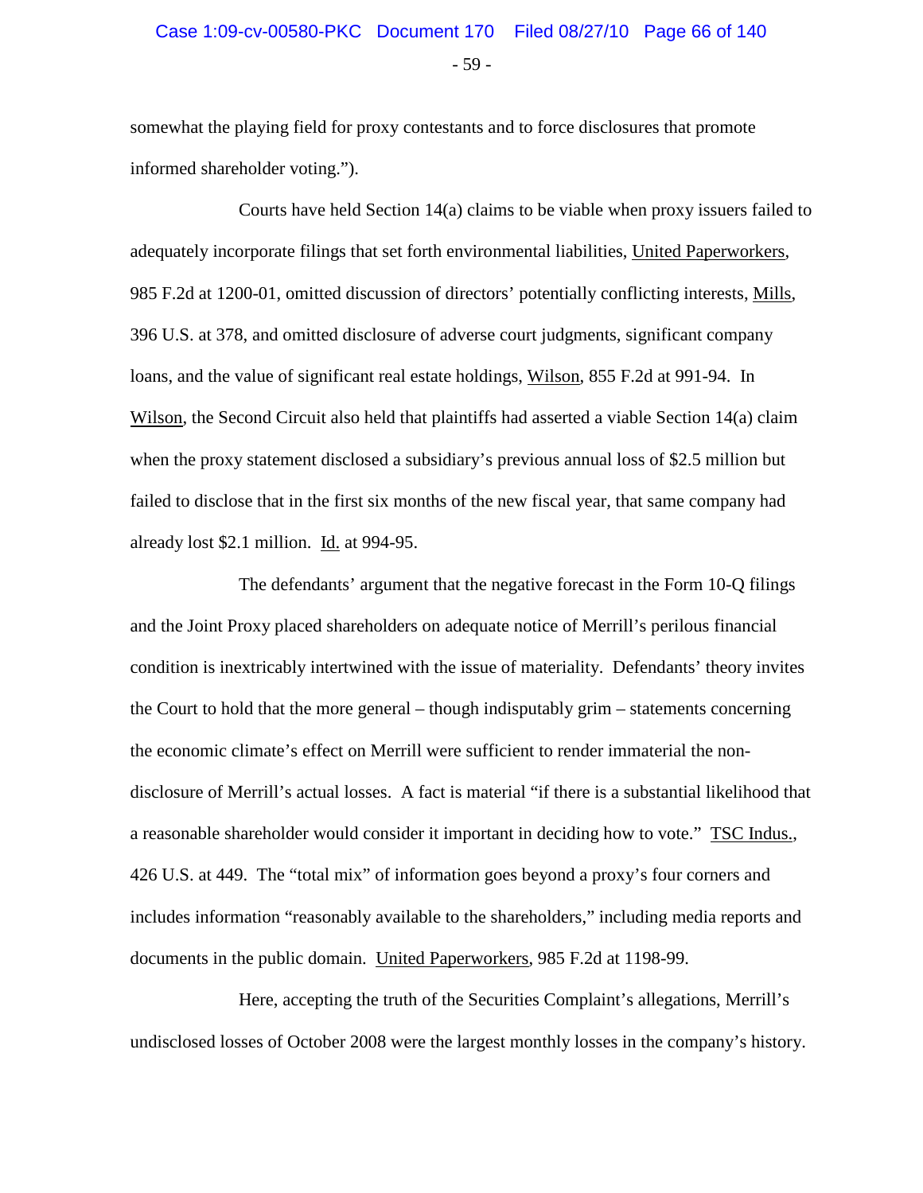somewhat the playing field for proxy contestants and to force disclosures that promote informed shareholder voting.").

Courts have held Section 14(a) claims to be viable when proxy issuers failed to adequately incorporate filings that set forth environmental liabilities, United Paperworkers, 985 F.2d at 1200-01, omitted discussion of directors' potentially conflicting interests, Mills, 396 U.S. at 378, and omitted disclosure of adverse court judgments, significant company loans, and the value of significant real estate holdings, Wilson, 855 F.2d at 991-94. In Wilson, the Second Circuit also held that plaintiffs had asserted a viable Section 14(a) claim when the proxy statement disclosed a subsidiary's previous annual loss of $2.5 million but failed to disclose that in the first six months of the new fiscal year, that same company had already lost $2.1 million. Id. at 994-95.

The defendants' argument that the negative forecast in the Form 10-Q filings and the Joint Proxy placed shareholders on adequate notice of Merrill's perilous financial condition is inextricably intertwined with the issue of materiality. Defendants' theory invites the Court to hold that the more general – though indisputably grim – statements concerning the economic climate's effect on Merrill were sufficient to render immaterial the non-disclosure of Merrill's actual losses. A fact is material "if there is a substantial likelihood that a reasonable shareholder would consider it important in deciding how to vote." TSC Indus., 426 U.S. at 449. The "total mix" of information goes beyond a proxy's four corners and includes information "reasonably available to the shareholders," including media reports and documents in the public domain. United Paperworkers, 985 F.2d at 1198-99.

Here, accepting the truth of the Securities Complaint's allegations, Merrill's undisclosed losses of October 2008 were the largest monthly losses in the company's history.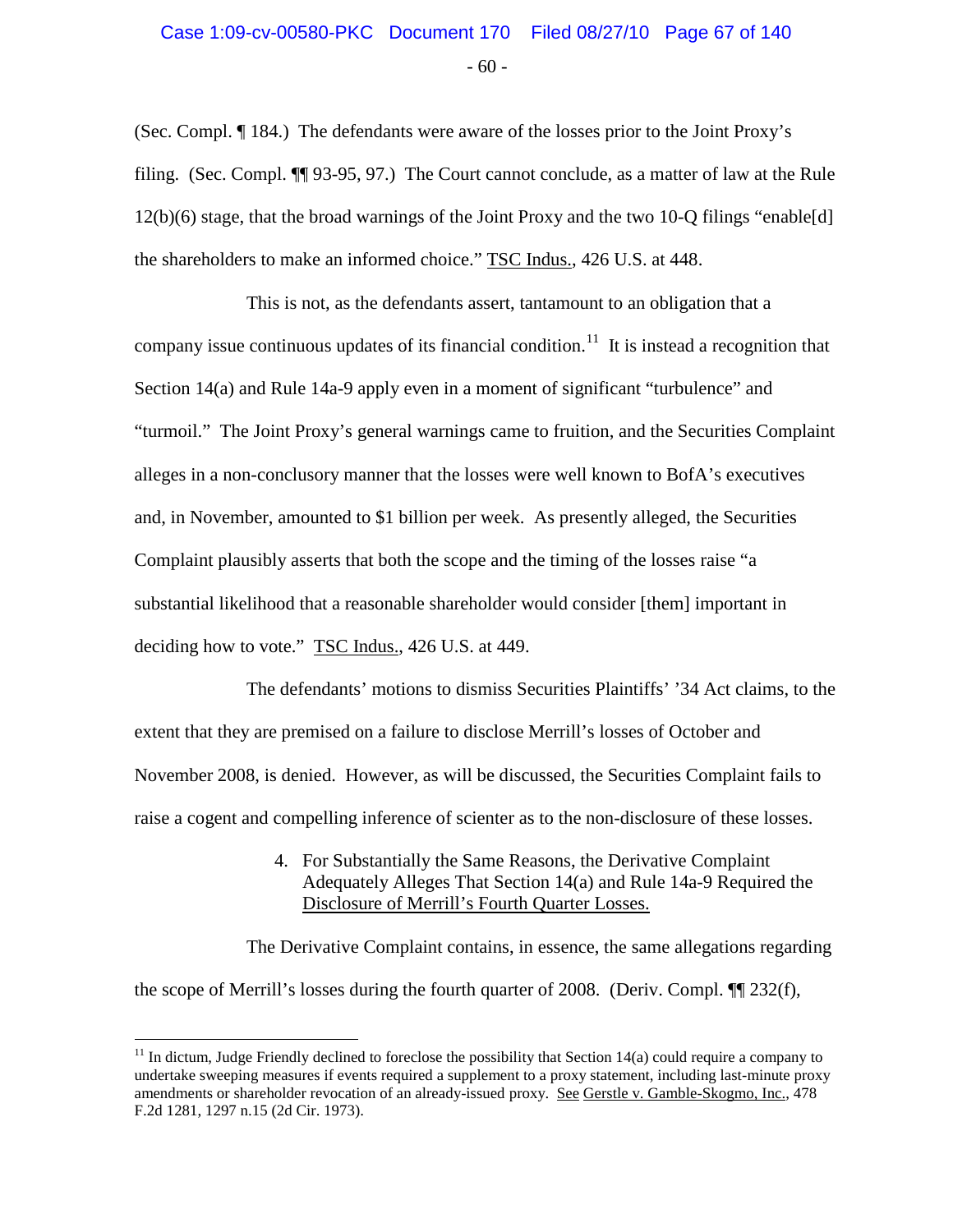(Sec. Compl. ¶ 184.) The defendants were aware of the losses prior to the Joint Proxy's filing. (Sec. Compl. ¶¶ 93-95, 97.) The Court cannot conclude, as a matter of law at the Rule 12(b)(6) stage, that the broad warnings of the Joint Proxy and the two 10-Q filings "enable[d] the shareholders to make an informed choice." TSC Indus., 426 U.S. at 448.

This is not, as the defendants assert, tantamount to an obligation that a company issue continuous updates of its financial condition.[11] It is instead a recognition that Section 14(a) and Rule 14a-9 apply even in a moment of significant "turbulence" and "turmoil." The Joint Proxy's general warnings came to fruition, and the Securities Complaint alleges in a non-conclusory manner that the losses were well known to BofA's executives and, in November, amounted to $1 billion per week. As presently alleged, the Securities Complaint plausibly asserts that both the scope and the timing of the losses raise "a substantial likelihood that a reasonable shareholder would consider [them] important in deciding how to vote." TSC Indus., 426 U.S. at 449.

The defendants' motions to dismiss Securities Plaintiffs' '34 Act claims, to the extent that they are premised on a failure to disclose Merrill's losses of October and November 2008, is denied. However, as will be discussed, the Securities Complaint fails to raise a cogent and compelling inference of scienter as to the non-disclosure of these losses.

#### 4. For Substantially the Same Reasons, the Derivative Complaint Adequately Alleges That Section 14(a) and Rule 14a-9 Required the Disclosure of Merrill's Fourth Quarter Losses.

The Derivative Complaint contains, in essence, the same allegations regarding the scope of Merrill's losses during the fourth quarter of 2008. (Deriv. Compl. ¶¶ 232(f),

---

[11] In dictum, Judge Friendly declined to foreclose the possibility that Section 14(a) could require a company to undertake sweeping measures if events required a supplement to a proxy statement, including last-minute proxy amendments or shareholder revocation of an already-issued proxy. See Gerstle v. Gamble-Skogmo, Inc., 478 F.2d 1281, 1297 n.15 (2d Cir. 1973).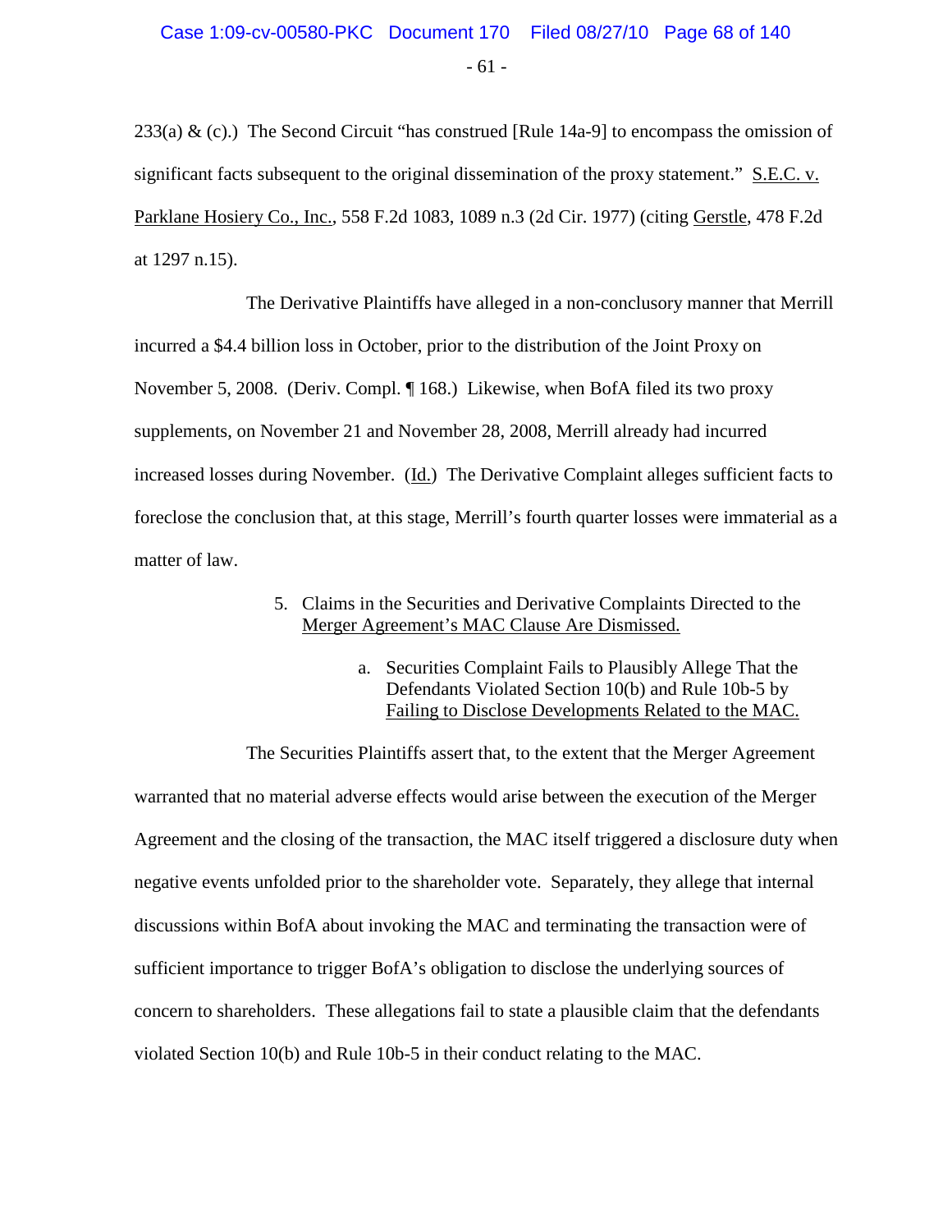233(a) & (c).) The Second Circuit "has construed [Rule 14a-9] to encompass the omission of significant facts subsequent to the original dissemination of the proxy statement." S.E.C. v. Parklane Hosiery Co., Inc., 558 F.2d 1083, 1089 n.3 (2d Cir. 1977) (citing Gerstle, 478 F.2d at 1297 n.15).

The Derivative Plaintiffs have alleged in a non-conclusory manner that Merrill incurred a $4.4 billion loss in October, prior to the distribution of the Joint Proxy on November 5, 2008. (Deriv. Compl. ¶ 168.) Likewise, when BofA filed its two proxy supplements, on November 21 and November 28, 2008, Merrill already had incurred increased losses during November. (Id.) The Derivative Complaint alleges sufficient facts to foreclose the conclusion that, at this stage, Merrill's fourth quarter losses were immaterial as a matter of law.

### 5. Claims in the Securities and Derivative Complaints Directed to the Merger Agreement's MAC Clause Are Dismissed.

#### a. Securities Complaint Fails to Plausibly Allege That the Defendants Violated Section 10(b) and Rule 10b-5 by Failing to Disclose Developments Related to the MAC.

The Securities Plaintiffs assert that, to the extent that the Merger Agreement warranted that no material adverse effects would arise between the execution of the Merger Agreement and the closing of the transaction, the MAC itself triggered a disclosure duty when negative events unfolded prior to the shareholder vote. Separately, they allege that internal discussions within BofA about invoking the MAC and terminating the transaction were of sufficient importance to trigger BofA's obligation to disclose the underlying sources of concern to shareholders. These allegations fail to state a plausible claim that the defendants violated Section 10(b) and Rule 10b-5 in their conduct relating to the MAC.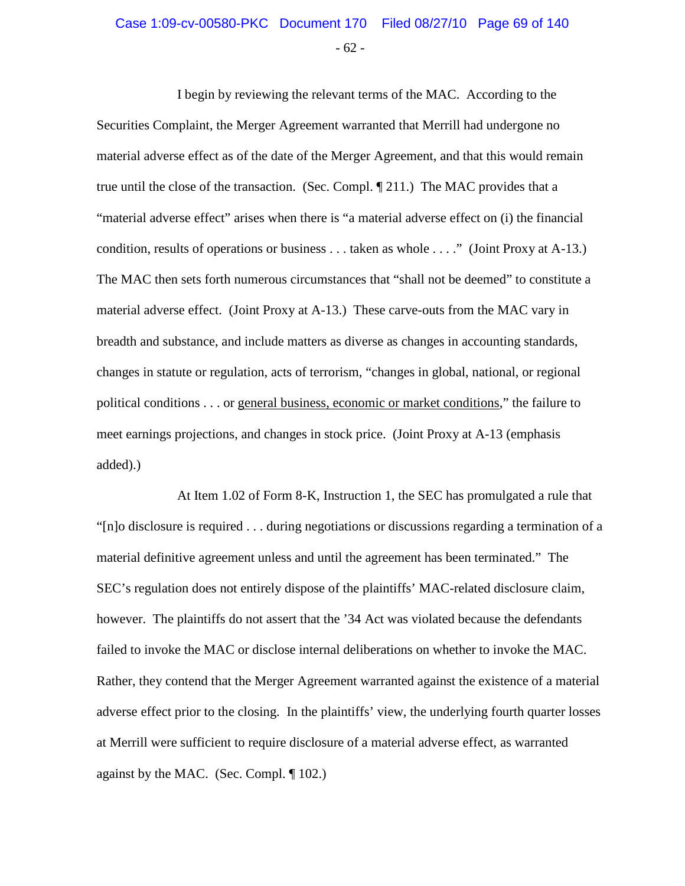I begin by reviewing the relevant terms of the MAC. According to the Securities Complaint, the Merger Agreement warranted that Merrill had undergone no material adverse effect as of the date of the Merger Agreement, and that this would remain true until the close of the transaction. (Sec. Compl. ¶ 211.) The MAC provides that a "material adverse effect" arises when there is "a material adverse effect on (i) the financial condition, results of operations or business . . . taken as whole . . . ." (Joint Proxy at A-13.) The MAC then sets forth numerous circumstances that "shall not be deemed" to constitute a material adverse effect. (Joint Proxy at A-13.) These carve-outs from the MAC vary in breadth and substance, and include matters as diverse as changes in accounting standards, changes in statute or regulation, acts of terrorism, "changes in global, national, or regional political conditions . . . or <u>general business, economic or market conditions</u>," the failure to meet earnings projections, and changes in stock price. (Joint Proxy at A-13 (emphasis added).)

At Item 1.02 of Form 8-K, Instruction 1, the SEC has promulgated a rule that "[n]o disclosure is required . . . during negotiations or discussions regarding a termination of a material definitive agreement unless and until the agreement has been terminated." The SEC's regulation does not entirely dispose of the plaintiffs' MAC-related disclosure claim, however. The plaintiffs do not assert that the '34 Act was violated because the defendants failed to invoke the MAC or disclose internal deliberations on whether to invoke the MAC. Rather, they contend that the Merger Agreement warranted against the existence of a material adverse effect prior to the closing. In the plaintiffs' view, the underlying fourth quarter losses at Merrill were sufficient to require disclosure of a material adverse effect, as warranted against by the MAC. (Sec. Compl. ¶ 102.)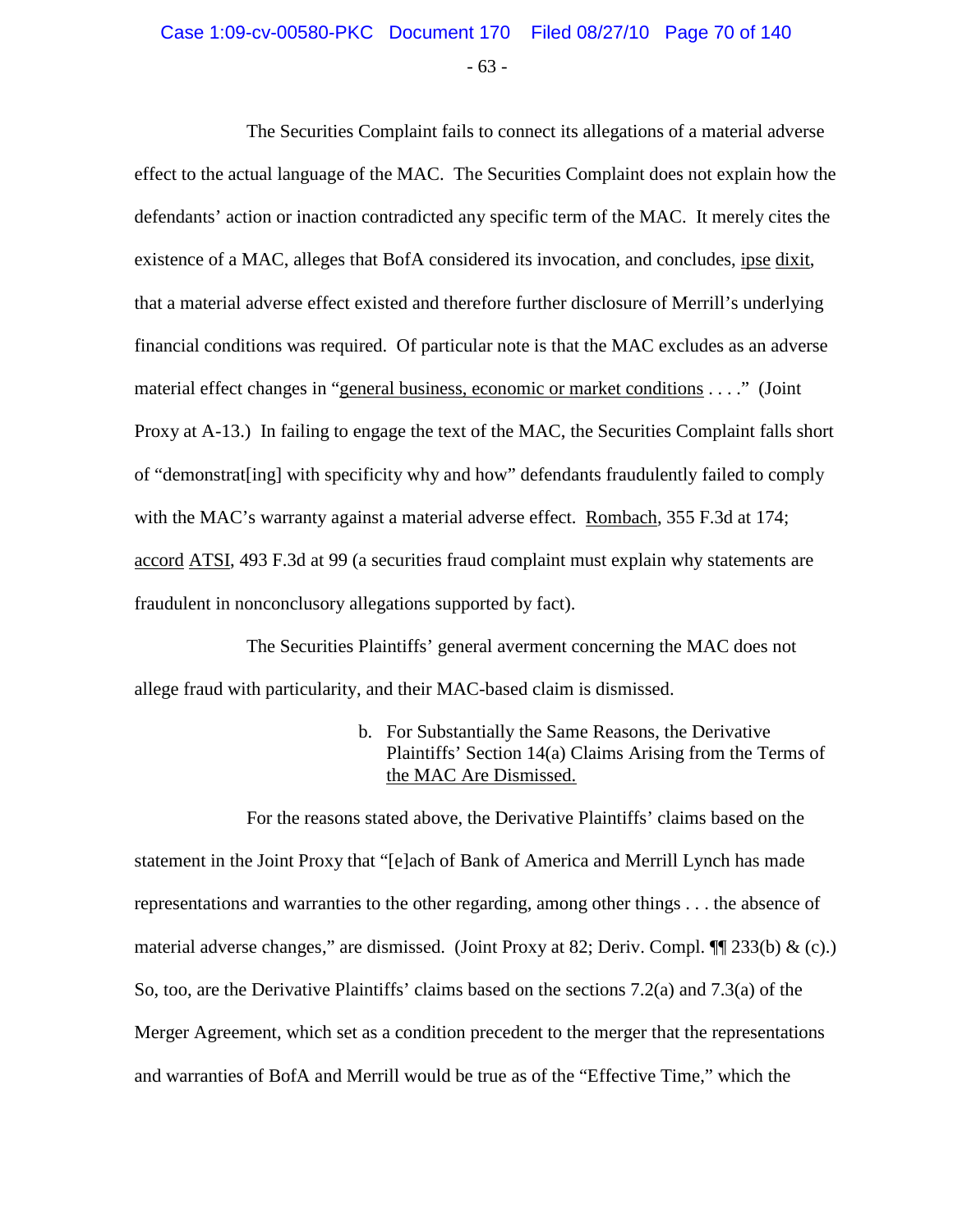The Securities Complaint fails to connect its allegations of a material adverse effect to the actual language of the MAC. The Securities Complaint does not explain how the defendants' action or inaction contradicted any specific term of the MAC. It merely cites the existence of a MAC, alleges that BofA considered its invocation, and concludes, ipse dixit, that a material adverse effect existed and therefore further disclosure of Merrill's underlying financial conditions was required. Of particular note is that the MAC excludes as an adverse material effect changes in "general business, economic or market conditions . . . ." (Joint Proxy at A-13.) In failing to engage the text of the MAC, the Securities Complaint falls short of "demonstrat[ing] with specificity why and how" defendants fraudulently failed to comply with the MAC's warranty against a material adverse effect. Rombach, 355 F.3d at 174; accord ATSI, 493 F.3d at 99 (a securities fraud complaint must explain why statements are fraudulent in nonconclusory allegations supported by fact).

The Securities Plaintiffs' general averment concerning the MAC does not allege fraud with particularity, and their MAC-based claim is dismissed.

b. For Substantially the Same Reasons, the Derivative Plaintiffs' Section 14(a) Claims Arising from the Terms of the MAC Are Dismissed.

For the reasons stated above, the Derivative Plaintiffs' claims based on the statement in the Joint Proxy that "[e]ach of Bank of America and Merrill Lynch has made representations and warranties to the other regarding, among other things . . . the absence of material adverse changes," are dismissed. (Joint Proxy at 82; Deriv. Compl. ¶¶ 233(b) & (c).) So, too, are the Derivative Plaintiffs' claims based on the sections 7.2(a) and 7.3(a) of the Merger Agreement, which set as a condition precedent to the merger that the representations and warranties of BofA and Merrill would be true as of the "Effective Time," which the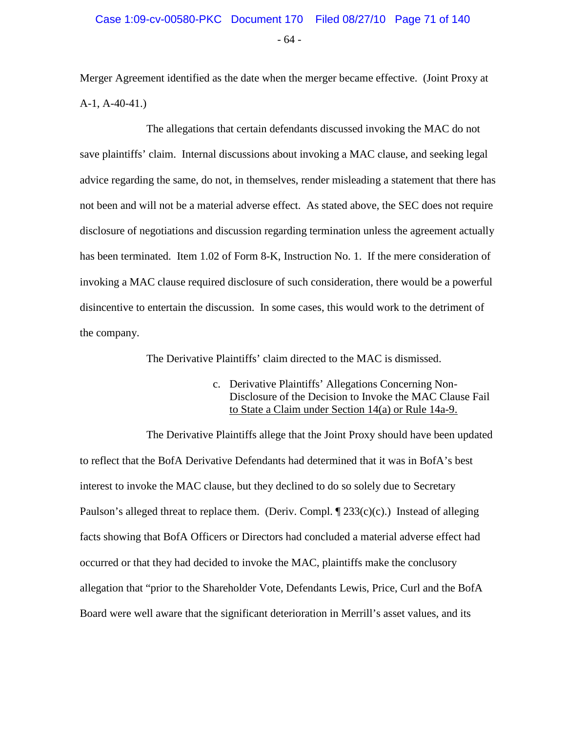Merger Agreement identified as the date when the merger became effective. (Joint Proxy at A-1, A-40-41.)

The allegations that certain defendants discussed invoking the MAC do not save plaintiffs' claim. Internal discussions about invoking a MAC clause, and seeking legal advice regarding the same, do not, in themselves, render misleading a statement that there has not been and will not be a material adverse effect. As stated above, the SEC does not require disclosure of negotiations and discussion regarding termination unless the agreement actually has been terminated. Item 1.02 of Form 8-K, Instruction No. 1. If the mere consideration of invoking a MAC clause required disclosure of such consideration, there would be a powerful disincentive to entertain the discussion. In some cases, this would work to the detriment of the company.

The Derivative Plaintiffs' claim directed to the MAC is dismissed.

c. Derivative Plaintiffs' Allegations Concerning Non-Disclosure of the Decision to Invoke the MAC Clause Fail to State a Claim under Section 14(a) or Rule 14a-9.

The Derivative Plaintiffs allege that the Joint Proxy should have been updated to reflect that the BofA Derivative Defendants had determined that it was in BofA's best interest to invoke the MAC clause, but they declined to do so solely due to Secretary Paulson's alleged threat to replace them. (Deriv. Compl. ¶ 233(c)(c).) Instead of alleging facts showing that BofA Officers or Directors had concluded a material adverse effect had occurred or that they had decided to invoke the MAC, plaintiffs make the conclusory allegation that "prior to the Shareholder Vote, Defendants Lewis, Price, Curl and the BofA Board were well aware that the significant deterioration in Merrill's asset values, and its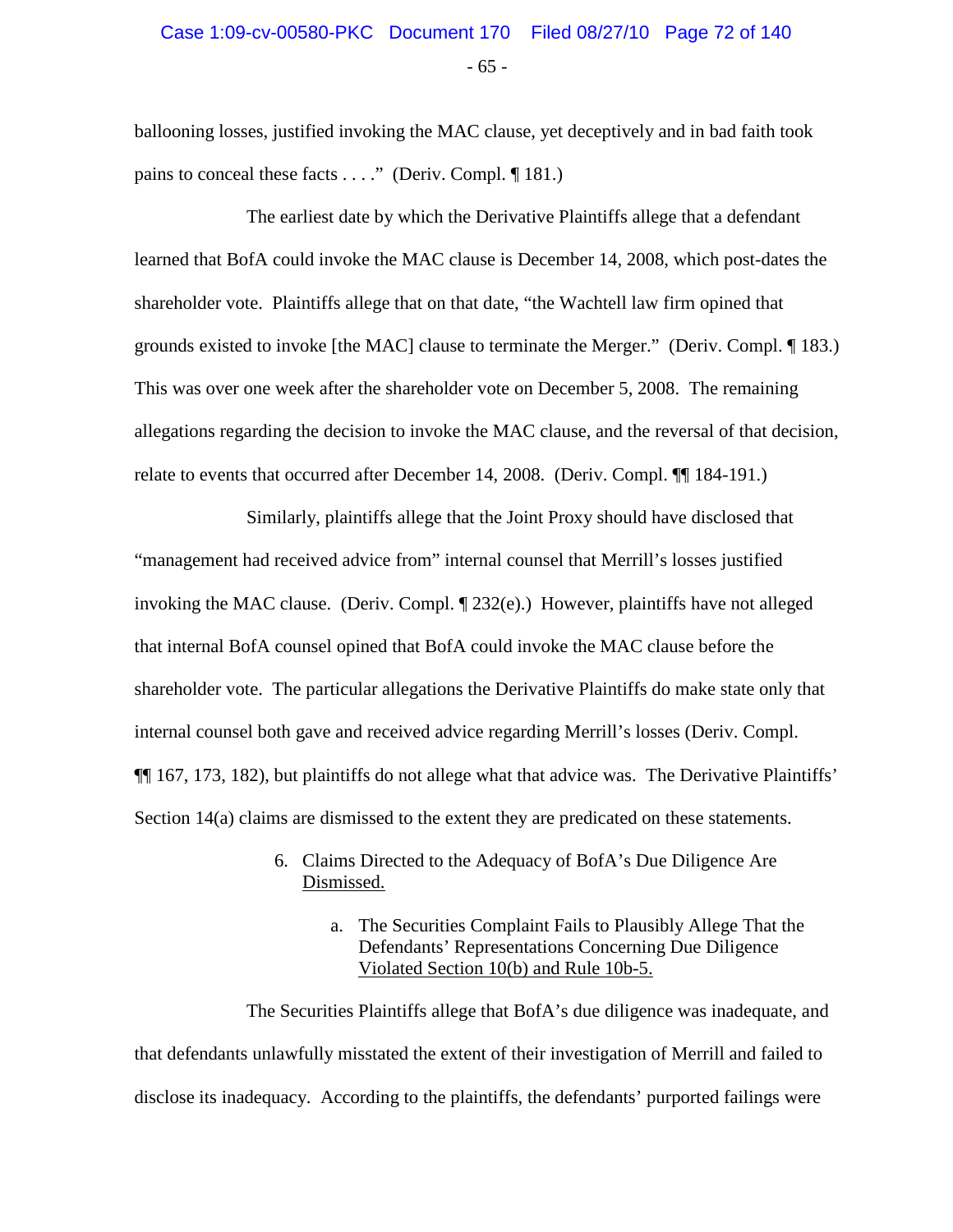ballooning losses, justified invoking the MAC clause, yet deceptively and in bad faith took pains to conceal these facts . . . ." (Deriv. Compl. ¶ 181.)

The earliest date by which the Derivative Plaintiffs allege that a defendant learned that BofA could invoke the MAC clause is December 14, 2008, which post-dates the shareholder vote. Plaintiffs allege that on that date, "the Wachtell law firm opined that grounds existed to invoke [the MAC] clause to terminate the Merger." (Deriv. Compl. ¶ 183.) This was over one week after the shareholder vote on December 5, 2008. The remaining allegations regarding the decision to invoke the MAC clause, and the reversal of that decision, relate to events that occurred after December 14, 2008. (Deriv. Compl. ¶¶ 184-191.)

Similarly, plaintiffs allege that the Joint Proxy should have disclosed that "management had received advice from" internal counsel that Merrill's losses justified invoking the MAC clause. (Deriv. Compl. ¶ 232(e).) However, plaintiffs have not alleged that internal BofA counsel opined that BofA could invoke the MAC clause before the shareholder vote. The particular allegations the Derivative Plaintiffs do make state only that internal counsel both gave and received advice regarding Merrill's losses (Deriv. Compl. ¶¶ 167, 173, 182), but plaintiffs do not allege what that advice was. The Derivative Plaintiffs' Section 14(a) claims are dismissed to the extent they are predicated on these statements.

6. Claims Directed to the Adequacy of BofA's Due Diligence Are Dismissed.

a. The Securities Complaint Fails to Plausibly Allege That the Defendants' Representations Concerning Due Diligence Violated Section 10(b) and Rule 10b-5.

The Securities Plaintiffs allege that BofA's due diligence was inadequate, and that defendants unlawfully misstated the extent of their investigation of Merrill and failed to disclose its inadequacy. According to the plaintiffs, the defendants' purported failings were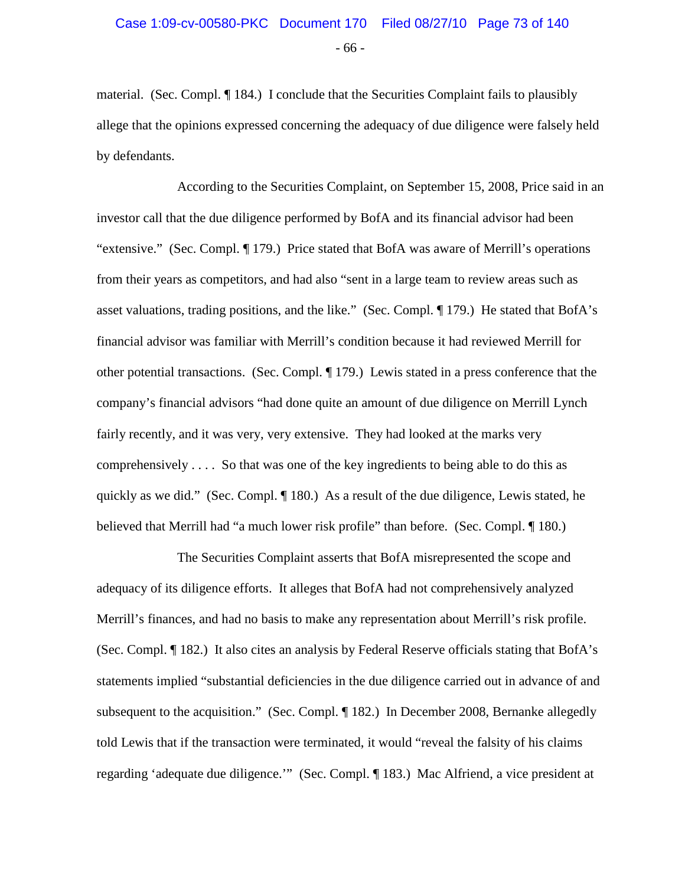material. (Sec. Compl. ¶ 184.) I conclude that the Securities Complaint fails to plausibly allege that the opinions expressed concerning the adequacy of due diligence were falsely held by defendants.

According to the Securities Complaint, on September 15, 2008, Price said in an investor call that the due diligence performed by BofA and its financial advisor had been "extensive." (Sec. Compl. ¶ 179.) Price stated that BofA was aware of Merrill's operations from their years as competitors, and had also "sent in a large team to review areas such as asset valuations, trading positions, and the like." (Sec. Compl. ¶ 179.) He stated that BofA's financial advisor was familiar with Merrill's condition because it had reviewed Merrill for other potential transactions. (Sec. Compl. ¶ 179.) Lewis stated in a press conference that the company's financial advisors "had done quite an amount of due diligence on Merrill Lynch fairly recently, and it was very, very extensive. They had looked at the marks very comprehensively . . . . So that was one of the key ingredients to being able to do this as quickly as we did." (Sec. Compl. ¶ 180.) As a result of the due diligence, Lewis stated, he believed that Merrill had "a much lower risk profile" than before. (Sec. Compl. ¶ 180.)

The Securities Complaint asserts that BofA misrepresented the scope and adequacy of its diligence efforts. It alleges that BofA had not comprehensively analyzed Merrill's finances, and had no basis to make any representation about Merrill's risk profile. (Sec. Compl. ¶ 182.) It also cites an analysis by Federal Reserve officials stating that BofA's statements implied "substantial deficiencies in the due diligence carried out in advance of and subsequent to the acquisition." (Sec. Compl. ¶ 182.) In December 2008, Bernanke allegedly told Lewis that if the transaction were terminated, it would "reveal the falsity of his claims regarding 'adequate due diligence.'" (Sec. Compl. ¶ 183.) Mac Alfriend, a vice president at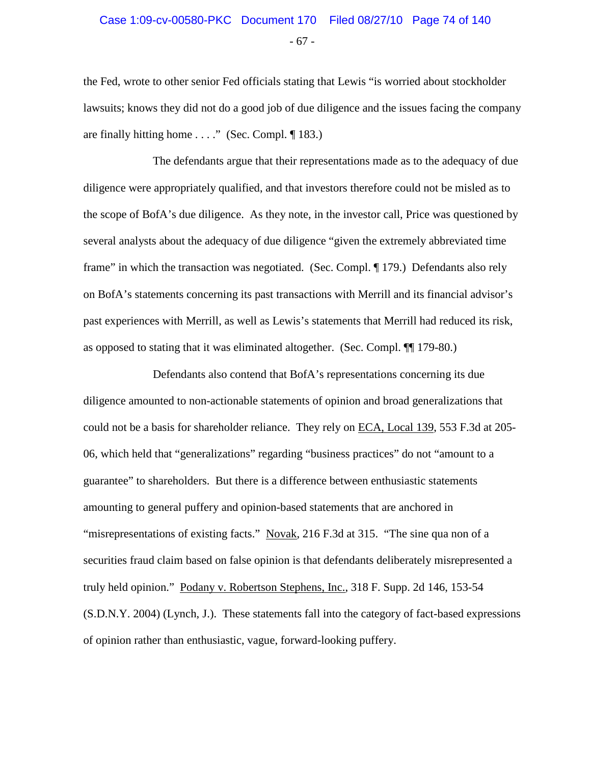the Fed, wrote to other senior Fed officials stating that Lewis "is worried about stockholder lawsuits; knows they did not do a good job of due diligence and the issues facing the company are finally hitting home . . . ." (Sec. Compl. ¶ 183.)

The defendants argue that their representations made as to the adequacy of due diligence were appropriately qualified, and that investors therefore could not be misled as to the scope of BofA's due diligence. As they note, in the investor call, Price was questioned by several analysts about the adequacy of due diligence "given the extremely abbreviated time frame" in which the transaction was negotiated. (Sec. Compl. ¶ 179.) Defendants also rely on BofA's statements concerning its past transactions with Merrill and its financial advisor's past experiences with Merrill, as well as Lewis's statements that Merrill had reduced its risk, as opposed to stating that it was eliminated altogether. (Sec. Compl. ¶¶ 179-80.)

Defendants also contend that BofA's representations concerning its due diligence amounted to non-actionable statements of opinion and broad generalizations that could not be a basis for shareholder reliance. They rely on ECA, Local 139, 553 F.3d at 205-06, which held that "generalizations" regarding "business practices" do not "amount to a guarantee" to shareholders. But there is a difference between enthusiastic statements amounting to general puffery and opinion-based statements that are anchored in "misrepresentations of existing facts." Novak, 216 F.3d at 315. "The sine qua non of a securities fraud claim based on false opinion is that defendants deliberately misrepresented a truly held opinion." Podany v. Robertson Stephens, Inc., 318 F. Supp. 2d 146, 153-54 (S.D.N.Y. 2004) (Lynch, J.). These statements fall into the category of fact-based expressions of opinion rather than enthusiastic, vague, forward-looking puffery.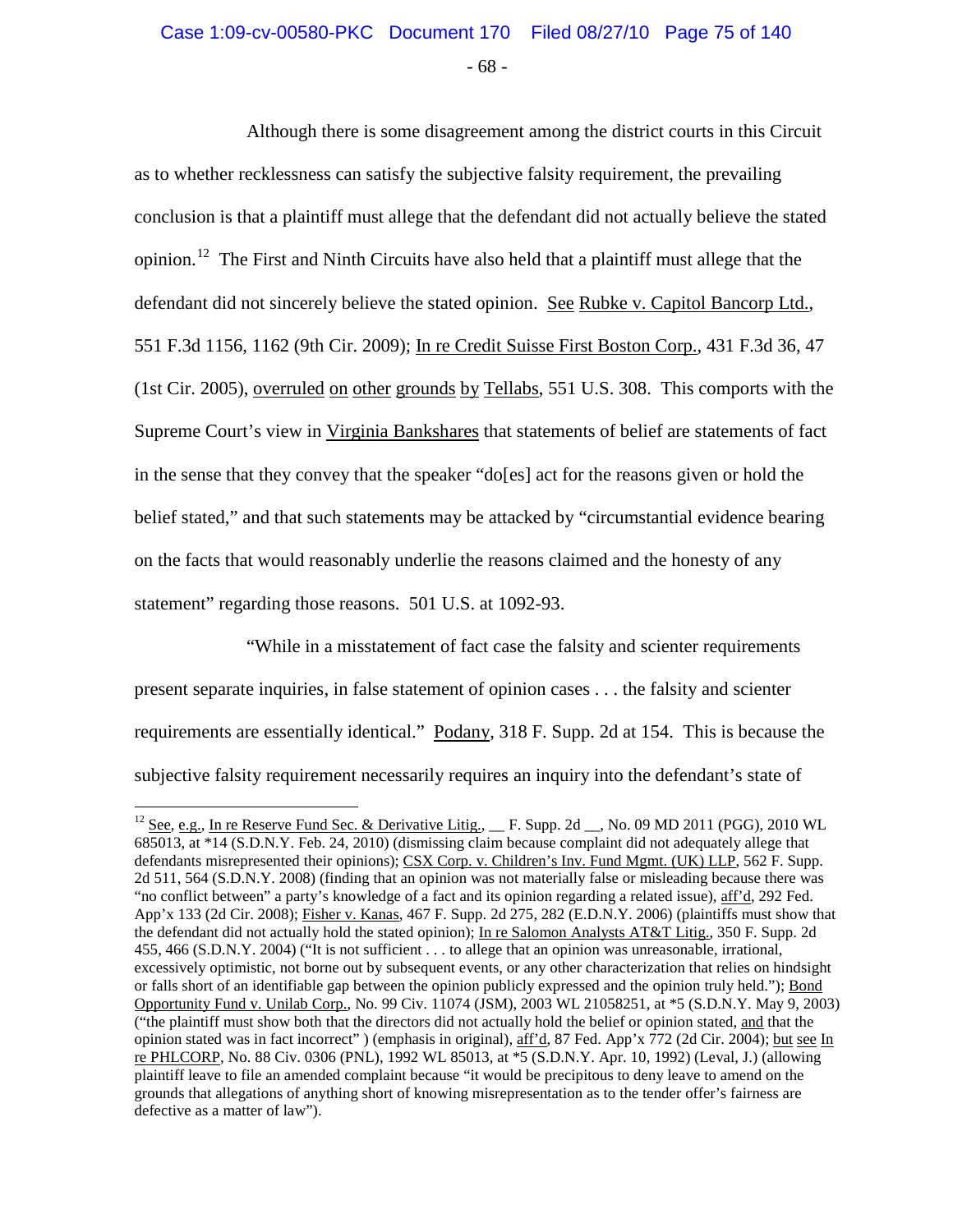Although there is some disagreement among the district courts in this Circuit as to whether recklessness can satisfy the subjective falsity requirement, the prevailing conclusion is that a plaintiff must allege that the defendant did not actually believe the stated opinion.[12] The First and Ninth Circuits have also held that a plaintiff must allege that the defendant did not sincerely believe the stated opinion. See Rubke v. Capitol Bancorp Ltd., 551 F.3d 1156, 1162 (9th Cir. 2009); In re Credit Suisse First Boston Corp., 431 F.3d 36, 47 (1st Cir. 2005), overruled on other grounds by Tellabs, 551 U.S. 308. This comports with the Supreme Court's view in Virginia Bankshares that statements of belief are statements of fact in the sense that they convey that the speaker "do[es] act for the reasons given or hold the belief stated," and that such statements may be attacked by "circumstantial evidence bearing on the facts that would reasonably underlie the reasons claimed and the honesty of any statement" regarding those reasons. 501 U.S. at 1092-93.

"While in a misstatement of fact case the falsity and scienter requirements present separate inquiries, in false statement of opinion cases . . . the falsity and scienter requirements are essentially identical." Podany, 318 F. Supp. 2d at 154. This is because the subjective falsity requirement necessarily requires an inquiry into the defendant's state of

---

[12] See, e.g., In re Reserve Fund Sec. & Derivative Litig., __ F. Supp. 2d __, No. 09 MD 2011 (PGG), 2010 WL 685013, at *14 (S.D.N.Y. Feb. 24, 2010) (dismissing claim because complaint did not adequately allege that defendants misrepresented their opinions); CSX Corp. v. Children's Inv. Fund Mgmt. (UK) LLP, 562 F. Supp. 2d 511, 564 (S.D.N.Y. 2008) (finding that an opinion was not materially false or misleading because there was "no conflict between" a party's knowledge of a fact and its opinion regarding a related issue), aff'd, 292 Fed. App'x 133 (2d Cir. 2008); Fisher v. Kanas, 467 F. Supp. 2d 275, 282 (E.D.N.Y. 2006) (plaintiffs must show that the defendant did not actually hold the stated opinion); In re Salomon Analysts AT&T Litig., 350 F. Supp. 2d 455, 466 (S.D.N.Y. 2004) ("It is not sufficient . . . to allege that an opinion was unreasonable, irrational, excessively optimistic, not borne out by subsequent events, or any other characterization that relies on hindsight or falls short of an identifiable gap between the opinion publicly expressed and the opinion truly held."); Bond Opportunity Fund v. Unilab Corp., No. 99 Civ. 11074 (JSM), 2003 WL 21058251, at *5 (S.D.N.Y. May 9, 2003) ("the plaintiff must show both that the directors did not actually hold the belief or opinion stated, and that the opinion stated was in fact incorrect" ) (emphasis in original), aff'd, 87 Fed. App'x 772 (2d Cir. 2004); but see In re PHLCORP, No. 88 Civ. 0306 (PNL), 1992 WL 85013, at *5 (S.D.N.Y. Apr. 10, 1992) (Leval, J.) (allowing plaintiff leave to file an amended complaint because "it would be precipitous to deny leave to amend on the grounds that allegations of anything short of knowing misrepresentation as to the tender offer's fairness are defective as a matter of law").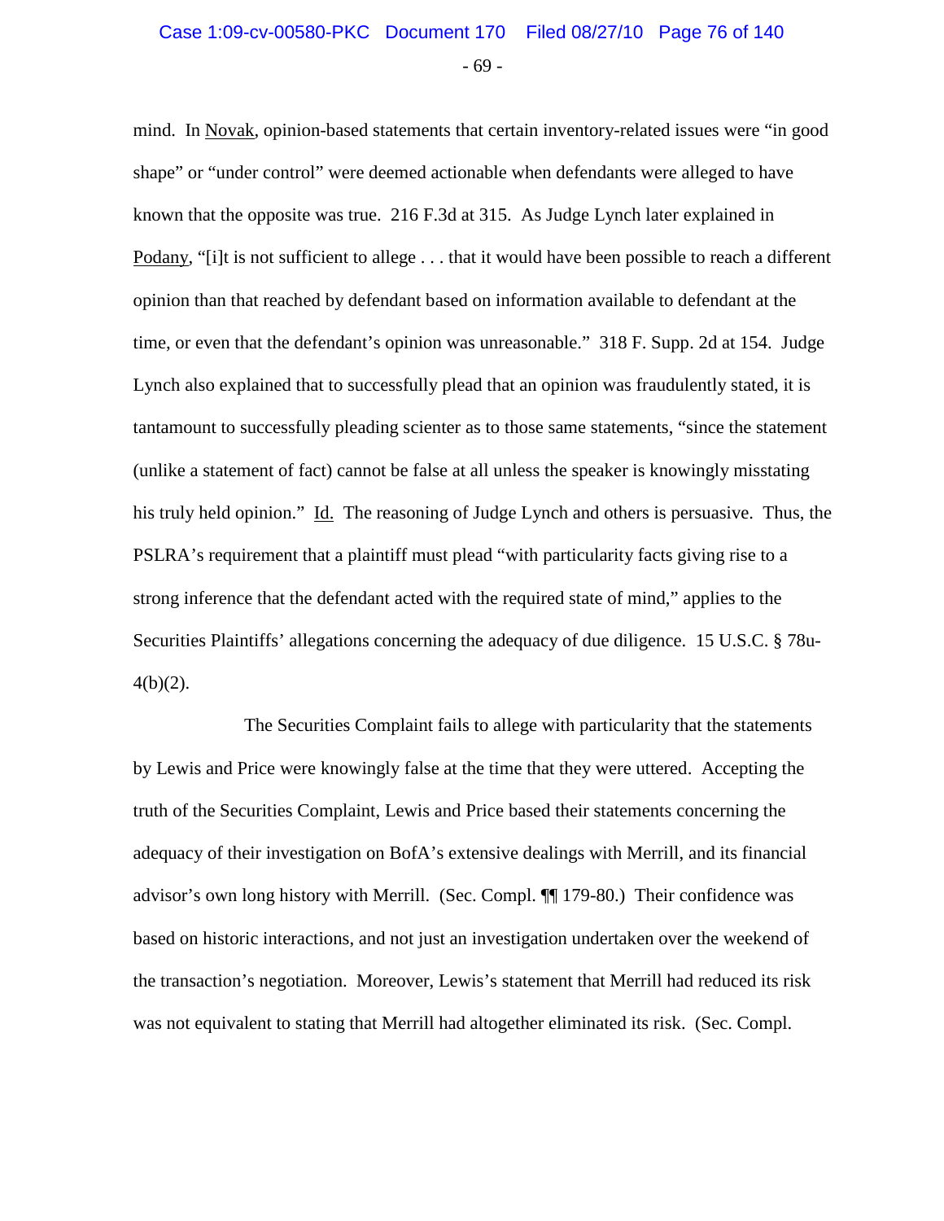mind. In Novak, opinion-based statements that certain inventory-related issues were "in good shape" or "under control" were deemed actionable when defendants were alleged to have known that the opposite was true. 216 F.3d at 315. As Judge Lynch later explained in Podany, "[i]t is not sufficient to allege . . . that it would have been possible to reach a different opinion than that reached by defendant based on information available to defendant at the time, or even that the defendant's opinion was unreasonable." 318 F. Supp. 2d at 154. Judge Lynch also explained that to successfully plead that an opinion was fraudulently stated, it is tantamount to successfully pleading scienter as to those same statements, "since the statement (unlike a statement of fact) cannot be false at all unless the speaker is knowingly misstating his truly held opinion." Id. The reasoning of Judge Lynch and others is persuasive. Thus, the PSLRA's requirement that a plaintiff must plead "with particularity facts giving rise to a strong inference that the defendant acted with the required state of mind," applies to the Securities Plaintiffs' allegations concerning the adequacy of due diligence. 15 U.S.C. § 78u-4(b)(2).

The Securities Complaint fails to allege with particularity that the statements by Lewis and Price were knowingly false at the time that they were uttered. Accepting the truth of the Securities Complaint, Lewis and Price based their statements concerning the adequacy of their investigation on BofA's extensive dealings with Merrill, and its financial advisor's own long history with Merrill. (Sec. Compl. ¶¶ 179-80.) Their confidence was based on historic interactions, and not just an investigation undertaken over the weekend of the transaction's negotiation. Moreover, Lewis's statement that Merrill had reduced its risk was not equivalent to stating that Merrill had altogether eliminated its risk. (Sec. Compl.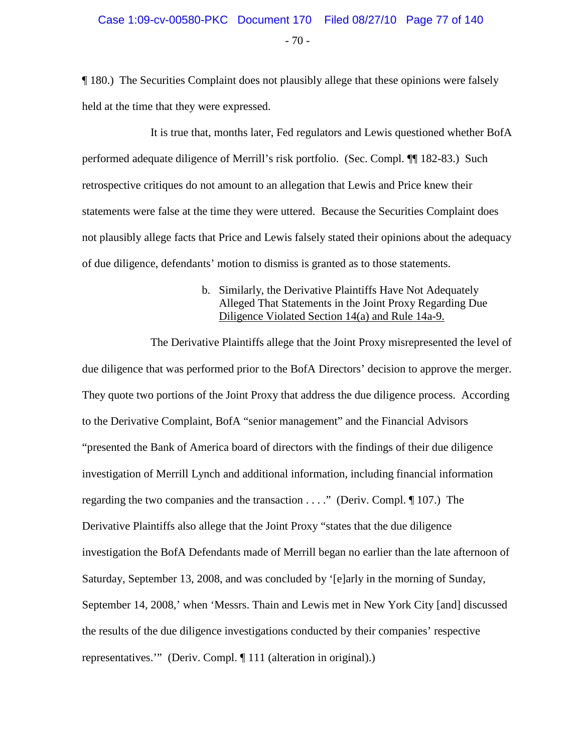¶ 180.) The Securities Complaint does not plausibly allege that these opinions were falsely held at the time that they were expressed.

It is true that, months later, Fed regulators and Lewis questioned whether BofA performed adequate diligence of Merrill's risk portfolio. (Sec. Compl. ¶¶ 182-83.) Such retrospective critiques do not amount to an allegation that Lewis and Price knew their statements were false at the time they were uttered. Because the Securities Complaint does not plausibly allege facts that Price and Lewis falsely stated their opinions about the adequacy of due diligence, defendants' motion to dismiss is granted as to those statements.

#### b. Similarly, the Derivative Plaintiffs Have Not Adequately Alleged That Statements in the Joint Proxy Regarding Due Diligence Violated Section 14(a) and Rule 14a-9.

The Derivative Plaintiffs allege that the Joint Proxy misrepresented the level of due diligence that was performed prior to the BofA Directors' decision to approve the merger. They quote two portions of the Joint Proxy that address the due diligence process. According to the Derivative Complaint, BofA "senior management" and the Financial Advisors "presented the Bank of America board of directors with the findings of their due diligence investigation of Merrill Lynch and additional information, including financial information regarding the two companies and the transaction . . . ." (Deriv. Compl. ¶ 107.) The Derivative Plaintiffs also allege that the Joint Proxy "states that the due diligence investigation the BofA Defendants made of Merrill began no earlier than the late afternoon of Saturday, September 13, 2008, and was concluded by '[e]arly in the morning of Sunday, September 14, 2008,' when 'Messrs. Thain and Lewis met in New York City [and] discussed the results of the due diligence investigations conducted by their companies' respective representatives.'" (Deriv. Compl. ¶ 111 (alteration in original).)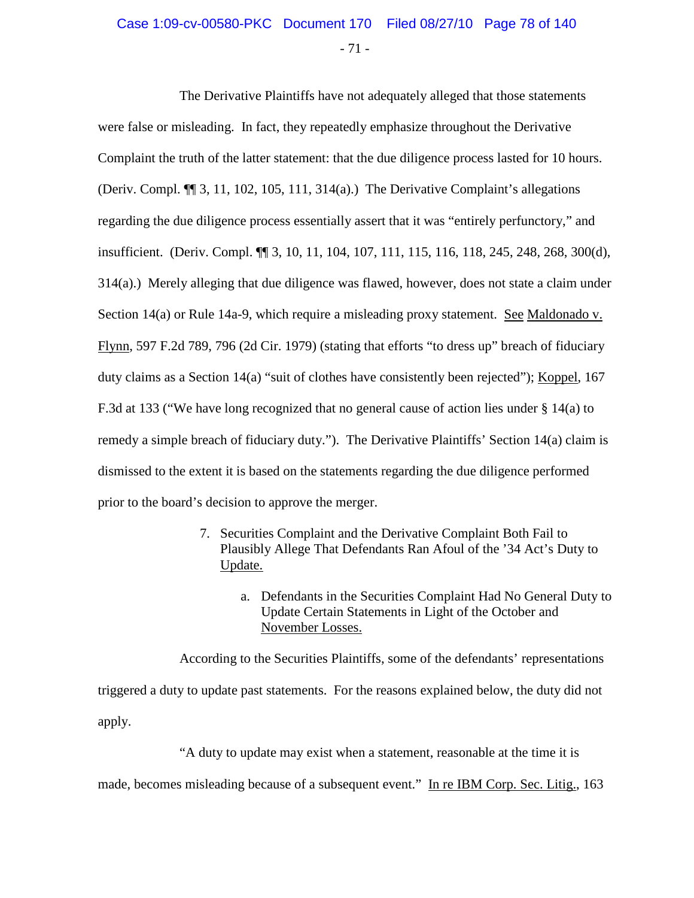The Derivative Plaintiffs have not adequately alleged that those statements were false or misleading. In fact, they repeatedly emphasize throughout the Derivative Complaint the truth of the latter statement: that the due diligence process lasted for 10 hours. (Deriv. Compl. ¶¶ 3, 11, 102, 105, 111, 314(a).) The Derivative Complaint's allegations regarding the due diligence process essentially assert that it was "entirely perfunctory," and insufficient. (Deriv. Compl. ¶¶ 3, 10, 11, 104, 107, 111, 115, 116, 118, 245, 248, 268, 300(d), 314(a).) Merely alleging that due diligence was flawed, however, does not state a claim under Section 14(a) or Rule 14a-9, which require a misleading proxy statement. See Maldonado v. Flynn, 597 F.2d 789, 796 (2d Cir. 1979) (stating that efforts "to dress up" breach of fiduciary duty claims as a Section 14(a) "suit of clothes have consistently been rejected"); Koppel, 167 F.3d at 133 ("We have long recognized that no general cause of action lies under § 14(a) to remedy a simple breach of fiduciary duty."). The Derivative Plaintiffs' Section 14(a) claim is dismissed to the extent it is based on the statements regarding the due diligence performed prior to the board's decision to approve the merger.

7. Securities Complaint and the Derivative Complaint Both Fail to Plausibly Allege That Defendants Ran Afoul of the '34 Act's Duty to Update.

a. Defendants in the Securities Complaint Had No General Duty to Update Certain Statements in Light of the October and November Losses.

According to the Securities Plaintiffs, some of the defendants' representations triggered a duty to update past statements. For the reasons explained below, the duty did not apply.

"A duty to update may exist when a statement, reasonable at the time it is made, becomes misleading because of a subsequent event." In re IBM Corp. Sec. Litig., 163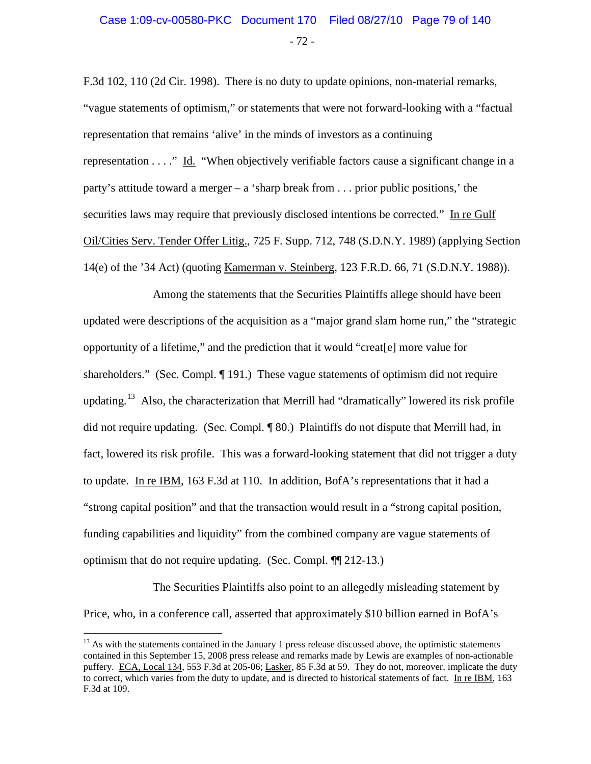F.3d 102, 110 (2d Cir. 1998). There is no duty to update opinions, non-material remarks, "vague statements of optimism," or statements that were not forward-looking with a "factual representation that remains 'alive' in the minds of investors as a continuing representation . . . ." Id. "When objectively verifiable factors cause a significant change in a party's attitude toward a merger – a 'sharp break from . . . prior public positions,' the securities laws may require that previously disclosed intentions be corrected." In re Gulf Oil/Cities Serv. Tender Offer Litig., 725 F. Supp. 712, 748 (S.D.N.Y. 1989) (applying Section 14(e) of the '34 Act) (quoting Kamerman v. Steinberg, 123 F.R.D. 66, 71 (S.D.N.Y. 1988)).

Among the statements that the Securities Plaintiffs allege should have been updated were descriptions of the acquisition as a "major grand slam home run," the "strategic opportunity of a lifetime," and the prediction that it would "creat[e] more value for shareholders." (Sec. Compl. ¶ 191.) These vague statements of optimism did not require updating.[13] Also, the characterization that Merrill had "dramatically" lowered its risk profile did not require updating. (Sec. Compl. ¶ 80.) Plaintiffs do not dispute that Merrill had, in fact, lowered its risk profile. This was a forward-looking statement that did not trigger a duty to update. In re IBM, 163 F.3d at 110. In addition, BofA's representations that it had a "strong capital position" and that the transaction would result in a "strong capital position, funding capabilities and liquidity" from the combined company are vague statements of optimism that do not require updating. (Sec. Compl. ¶¶ 212-13.)

The Securities Plaintiffs also point to an allegedly misleading statement by Price, who, in a conference call, asserted that approximately $10 billion earned in BofA's

---

[13] As with the statements contained in the January 1 press release discussed above, the optimistic statements contained in this September 15, 2008 press release and remarks made by Lewis are examples of non-actionable puffery. ECA, Local 134, 553 F.3d at 205-06; Lasker, 85 F.3d at 59. They do not, moreover, implicate the duty to correct, which varies from the duty to update, and is directed to historical statements of fact. In re IBM, 163 F.3d at 109.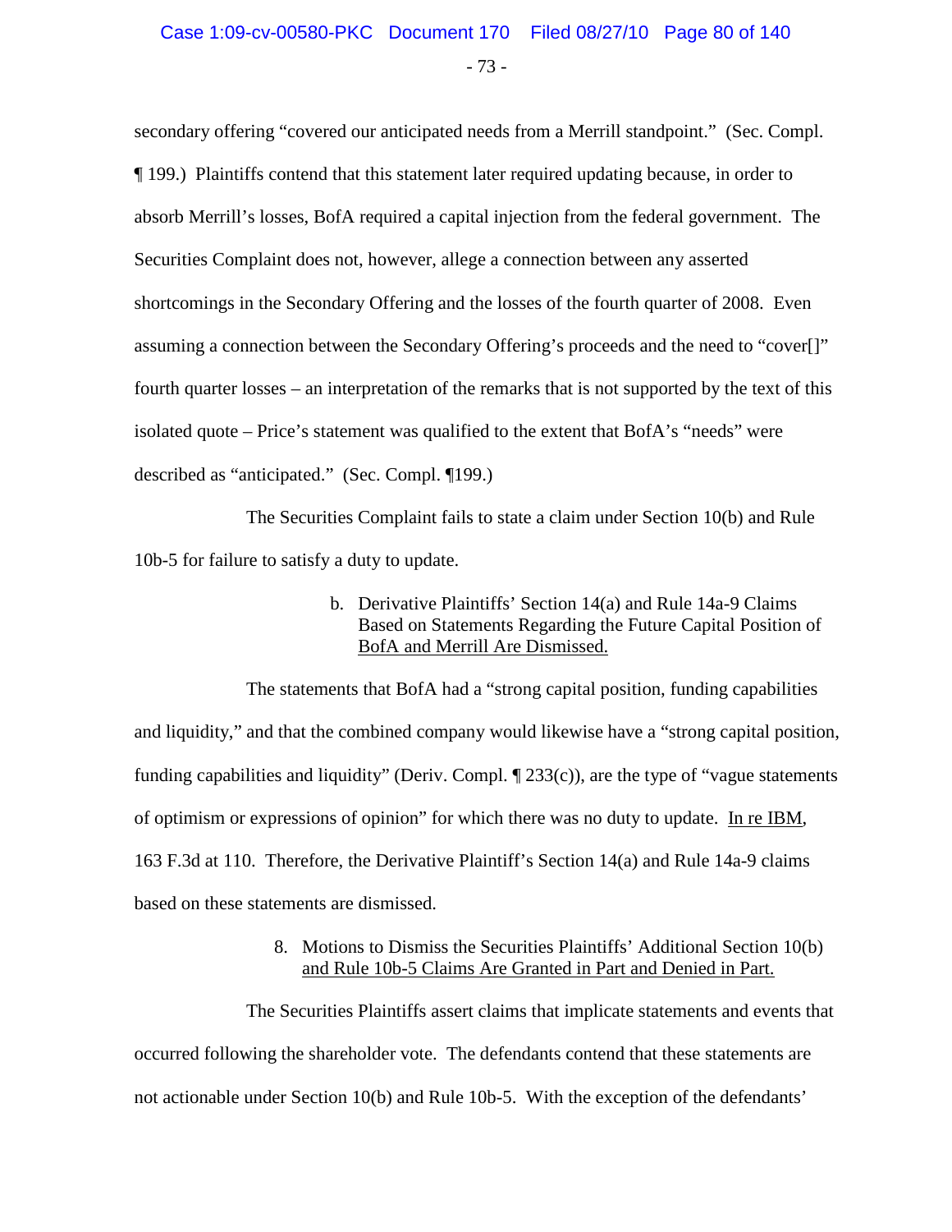secondary offering "covered our anticipated needs from a Merrill standpoint." (Sec. Compl. ¶ 199.) Plaintiffs contend that this statement later required updating because, in order to absorb Merrill's losses, BofA required a capital injection from the federal government. The Securities Complaint does not, however, allege a connection between any asserted shortcomings in the Secondary Offering and the losses of the fourth quarter of 2008. Even assuming a connection between the Secondary Offering's proceeds and the need to "cover[]" fourth quarter losses – an interpretation of the remarks that is not supported by the text of this isolated quote – Price's statement was qualified to the extent that BofA's "needs" were described as "anticipated." (Sec. Compl. ¶199.)

The Securities Complaint fails to state a claim under Section 10(b) and Rule 10b-5 for failure to satisfy a duty to update.

b. Derivative Plaintiffs' Section 14(a) and Rule 14a-9 Claims Based on Statements Regarding the Future Capital Position of BofA and Merrill Are Dismissed.

The statements that BofA had a "strong capital position, funding capabilities and liquidity," and that the combined company would likewise have a "strong capital position, funding capabilities and liquidity" (Deriv. Compl. ¶ 233(c)), are the type of "vague statements of optimism or expressions of opinion" for which there was no duty to update. In re IBM, 163 F.3d at 110. Therefore, the Derivative Plaintiff's Section 14(a) and Rule 14a-9 claims based on these statements are dismissed.

8. Motions to Dismiss the Securities Plaintiffs' Additional Section 10(b) and Rule 10b-5 Claims Are Granted in Part and Denied in Part.

The Securities Plaintiffs assert claims that implicate statements and events that occurred following the shareholder vote. The defendants contend that these statements are not actionable under Section 10(b) and Rule 10b-5. With the exception of the defendants'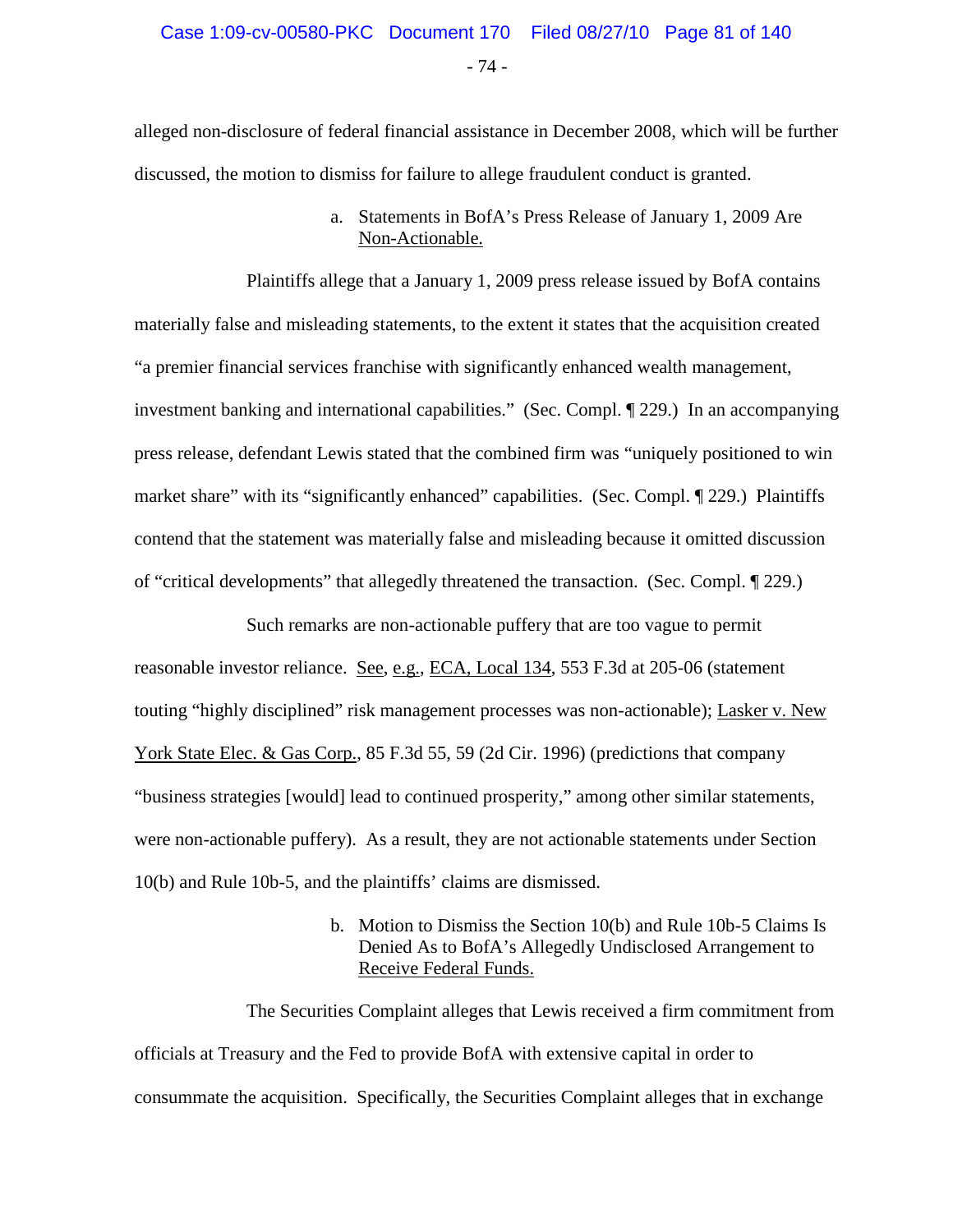alleged non-disclosure of federal financial assistance in December 2008, which will be further discussed, the motion to dismiss for failure to allege fraudulent conduct is granted.

a. Statements in BofA's Press Release of January 1, 2009 Are Non-Actionable.

Plaintiffs allege that a January 1, 2009 press release issued by BofA contains materially false and misleading statements, to the extent it states that the acquisition created "a premier financial services franchise with significantly enhanced wealth management, investment banking and international capabilities." (Sec. Compl. ¶ 229.) In an accompanying press release, defendant Lewis stated that the combined firm was "uniquely positioned to win market share" with its "significantly enhanced" capabilities. (Sec. Compl. ¶ 229.) Plaintiffs contend that the statement was materially false and misleading because it omitted discussion of "critical developments" that allegedly threatened the transaction. (Sec. Compl. ¶ 229.)

Such remarks are non-actionable puffery that are too vague to permit reasonable investor reliance. See, e.g., ECA, Local 134, 553 F.3d at 205-06 (statement touting "highly disciplined" risk management processes was non-actionable); Lasker v. New York State Elec. & Gas Corp., 85 F.3d 55, 59 (2d Cir. 1996) (predictions that company "business strategies [would] lead to continued prosperity," among other similar statements, were non-actionable puffery). As a result, they are not actionable statements under Section 10(b) and Rule 10b-5, and the plaintiffs' claims are dismissed.

b. Motion to Dismiss the Section 10(b) and Rule 10b-5 Claims Is Denied As to BofA's Allegedly Undisclosed Arrangement to Receive Federal Funds.

The Securities Complaint alleges that Lewis received a firm commitment from officials at Treasury and the Fed to provide BofA with extensive capital in order to consummate the acquisition. Specifically, the Securities Complaint alleges that in exchange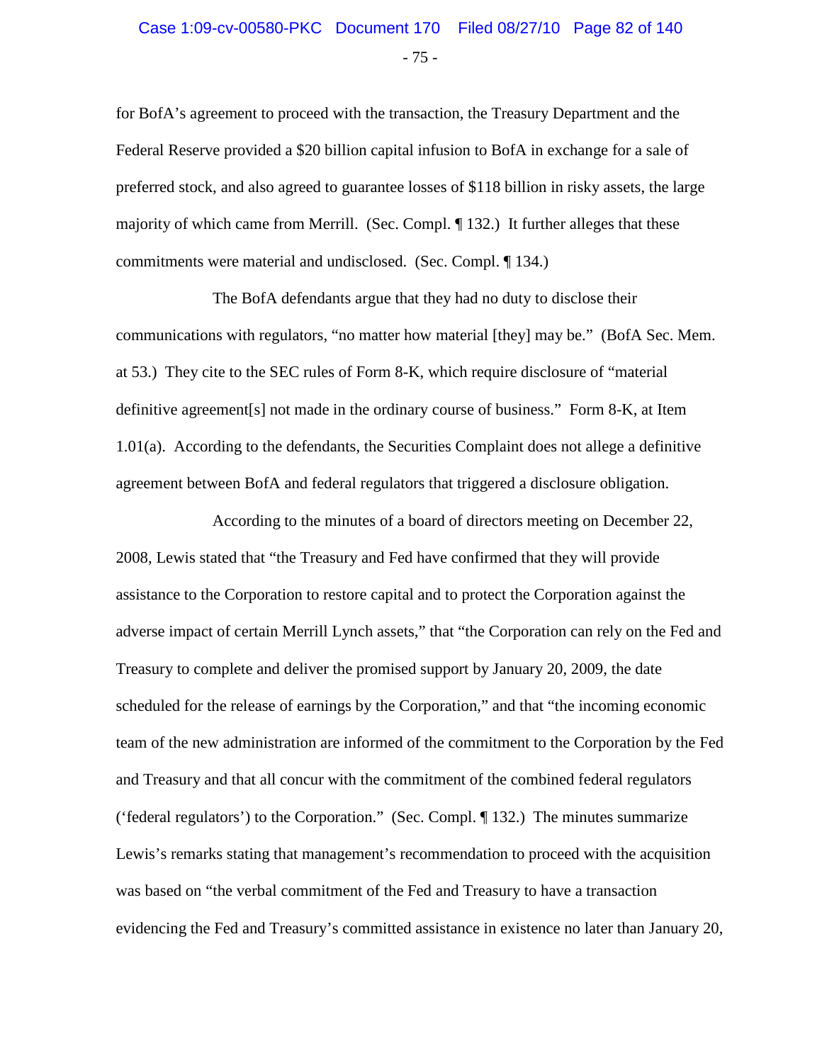for BofA's agreement to proceed with the transaction, the Treasury Department and the Federal Reserve provided a $20 billion capital infusion to BofA in exchange for a sale of preferred stock, and also agreed to guarantee losses of $118 billion in risky assets, the large majority of which came from Merrill. (Sec. Compl. ¶ 132.) It further alleges that these commitments were material and undisclosed. (Sec. Compl. ¶ 134.)

The BofA defendants argue that they had no duty to disclose their communications with regulators, "no matter how material [they] may be." (BofA Sec. Mem. at 53.) They cite to the SEC rules of Form 8-K, which require disclosure of "material definitive agreement[s] not made in the ordinary course of business." Form 8-K, at Item 1.01(a). According to the defendants, the Securities Complaint does not allege a definitive agreement between BofA and federal regulators that triggered a disclosure obligation.

According to the minutes of a board of directors meeting on December 22, 2008, Lewis stated that "the Treasury and Fed have confirmed that they will provide assistance to the Corporation to restore capital and to protect the Corporation against the adverse impact of certain Merrill Lynch assets," that "the Corporation can rely on the Fed and Treasury to complete and deliver the promised support by January 20, 2009, the date scheduled for the release of earnings by the Corporation," and that "the incoming economic team of the new administration are informed of the commitment to the Corporation by the Fed and Treasury and that all concur with the commitment of the combined federal regulators ('federal regulators') to the Corporation." (Sec. Compl. ¶ 132.) The minutes summarize Lewis's remarks stating that management's recommendation to proceed with the acquisition was based on "the verbal commitment of the Fed and Treasury to have a transaction evidencing the Fed and Treasury's committed assistance in existence no later than January 20,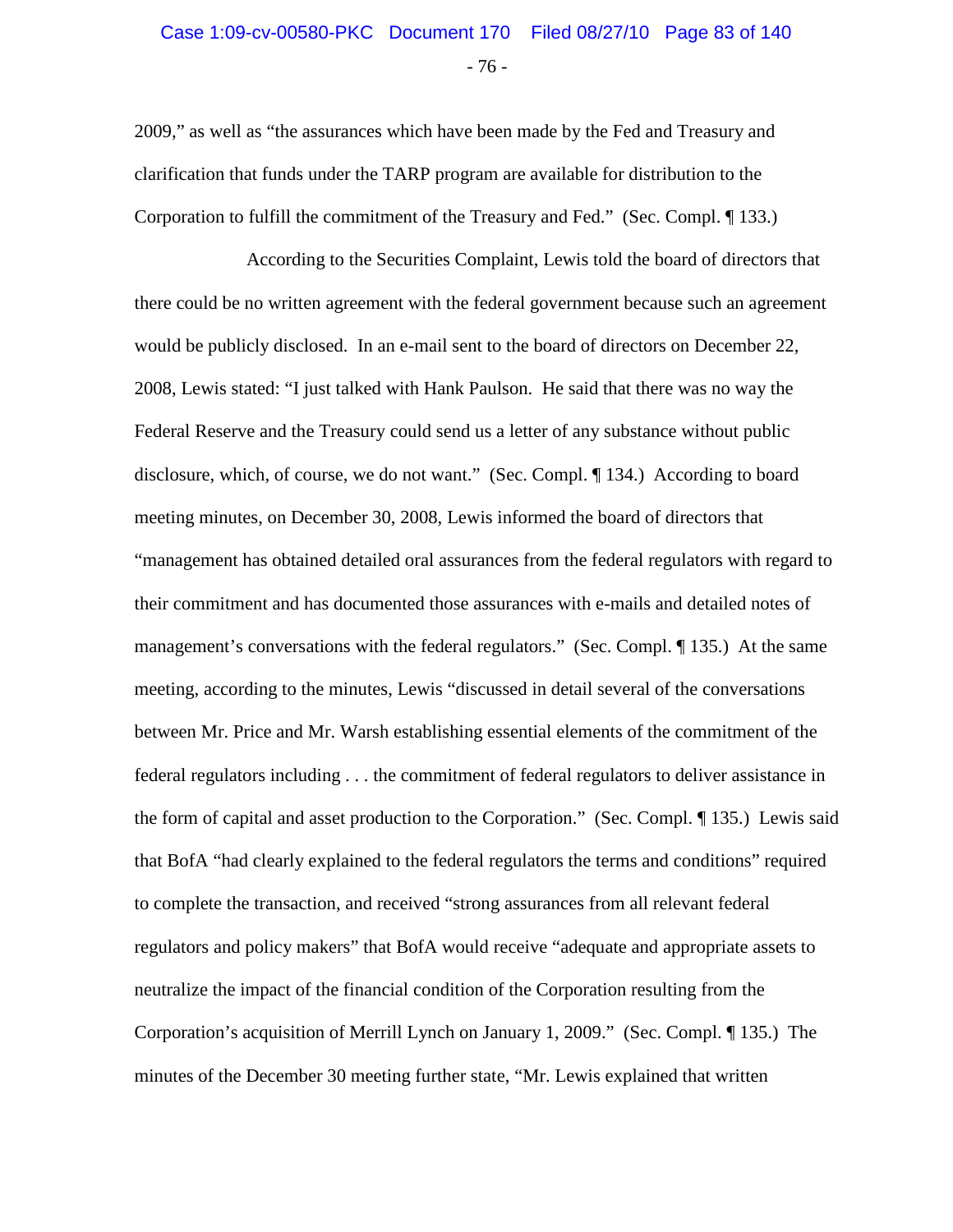2009," as well as "the assurances which have been made by the Fed and Treasury and clarification that funds under the TARP program are available for distribution to the Corporation to fulfill the commitment of the Treasury and Fed." (Sec. Compl. ¶ 133.)

According to the Securities Complaint, Lewis told the board of directors that there could be no written agreement with the federal government because such an agreement would be publicly disclosed. In an e-mail sent to the board of directors on December 22, 2008, Lewis stated: "I just talked with Hank Paulson. He said that there was no way the Federal Reserve and the Treasury could send us a letter of any substance without public disclosure, which, of course, we do not want." (Sec. Compl. ¶ 134.) According to board meeting minutes, on December 30, 2008, Lewis informed the board of directors that "management has obtained detailed oral assurances from the federal regulators with regard to their commitment and has documented those assurances with e-mails and detailed notes of management's conversations with the federal regulators." (Sec. Compl. ¶ 135.) At the same meeting, according to the minutes, Lewis "discussed in detail several of the conversations between Mr. Price and Mr. Warsh establishing essential elements of the commitment of the federal regulators including . . . the commitment of federal regulators to deliver assistance in the form of capital and asset production to the Corporation." (Sec. Compl. ¶ 135.) Lewis said that BofA "had clearly explained to the federal regulators the terms and conditions" required to complete the transaction, and received "strong assurances from all relevant federal regulators and policy makers" that BofA would receive "adequate and appropriate assets to neutralize the impact of the financial condition of the Corporation resulting from the Corporation's acquisition of Merrill Lynch on January 1, 2009." (Sec. Compl. ¶ 135.) The minutes of the December 30 meeting further state, "Mr. Lewis explained that written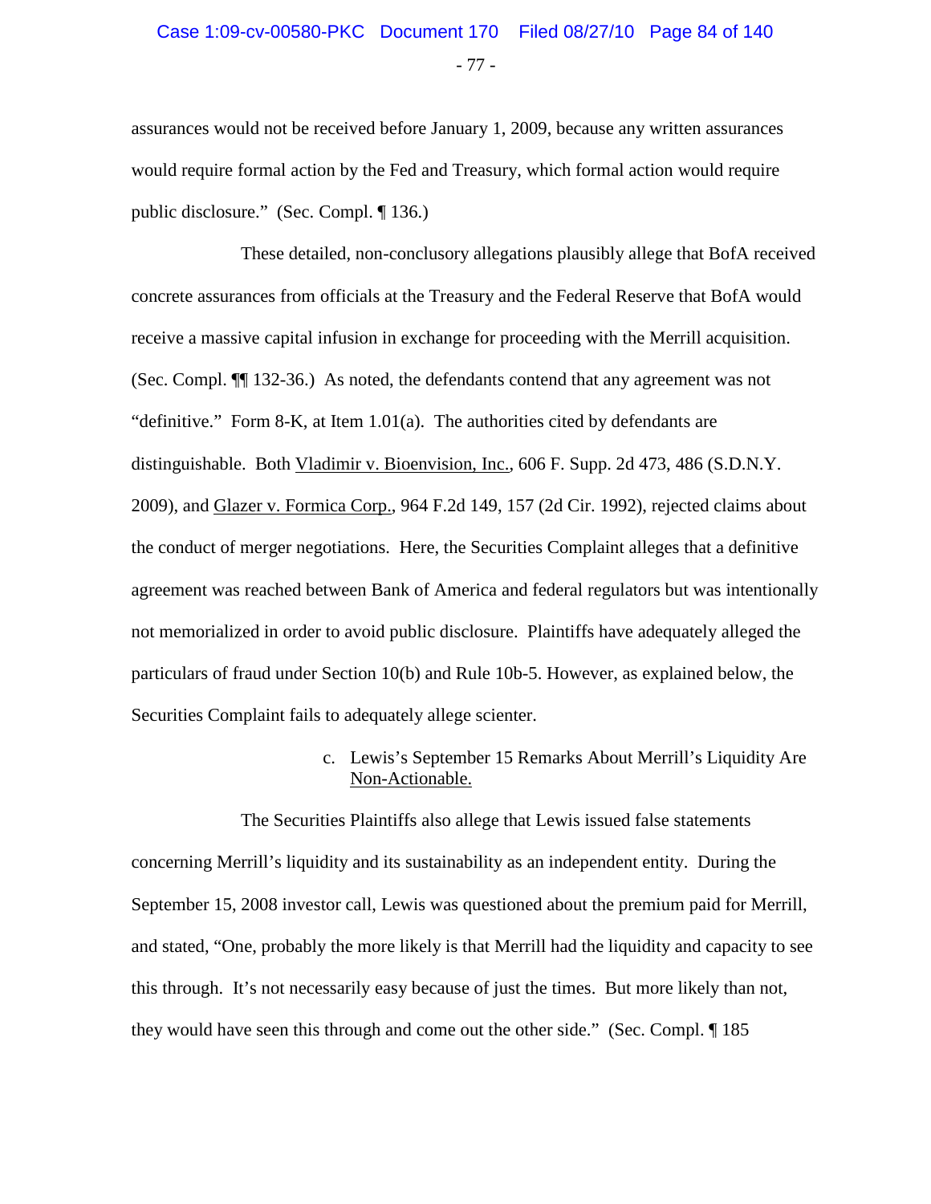assurances would not be received before January 1, 2009, because any written assurances would require formal action by the Fed and Treasury, which formal action would require public disclosure." (Sec. Compl. ¶ 136.)

These detailed, non-conclusory allegations plausibly allege that BofA received concrete assurances from officials at the Treasury and the Federal Reserve that BofA would receive a massive capital infusion in exchange for proceeding with the Merrill acquisition. (Sec. Compl. ¶¶ 132-36.) As noted, the defendants contend that any agreement was not "definitive." Form 8-K, at Item 1.01(a). The authorities cited by defendants are distinguishable. Both Vladimir v. Bioenvision, Inc., 606 F. Supp. 2d 473, 486 (S.D.N.Y. 2009), and Glazer v. Formica Corp., 964 F.2d 149, 157 (2d Cir. 1992), rejected claims about the conduct of merger negotiations. Here, the Securities Complaint alleges that a definitive agreement was reached between Bank of America and federal regulators but was intentionally not memorialized in order to avoid public disclosure. Plaintiffs have adequately alleged the particulars of fraud under Section 10(b) and Rule 10b-5. However, as explained below, the Securities Complaint fails to adequately allege scienter.

#### c. Lewis's September 15 Remarks About Merrill's Liquidity Are Non-Actionable.

The Securities Plaintiffs also allege that Lewis issued false statements concerning Merrill's liquidity and its sustainability as an independent entity. During the September 15, 2008 investor call, Lewis was questioned about the premium paid for Merrill, and stated, "One, probably the more likely is that Merrill had the liquidity and capacity to see this through. It's not necessarily easy because of just the times. But more likely than not, they would have seen this through and come out the other side." (Sec. Compl. ¶ 185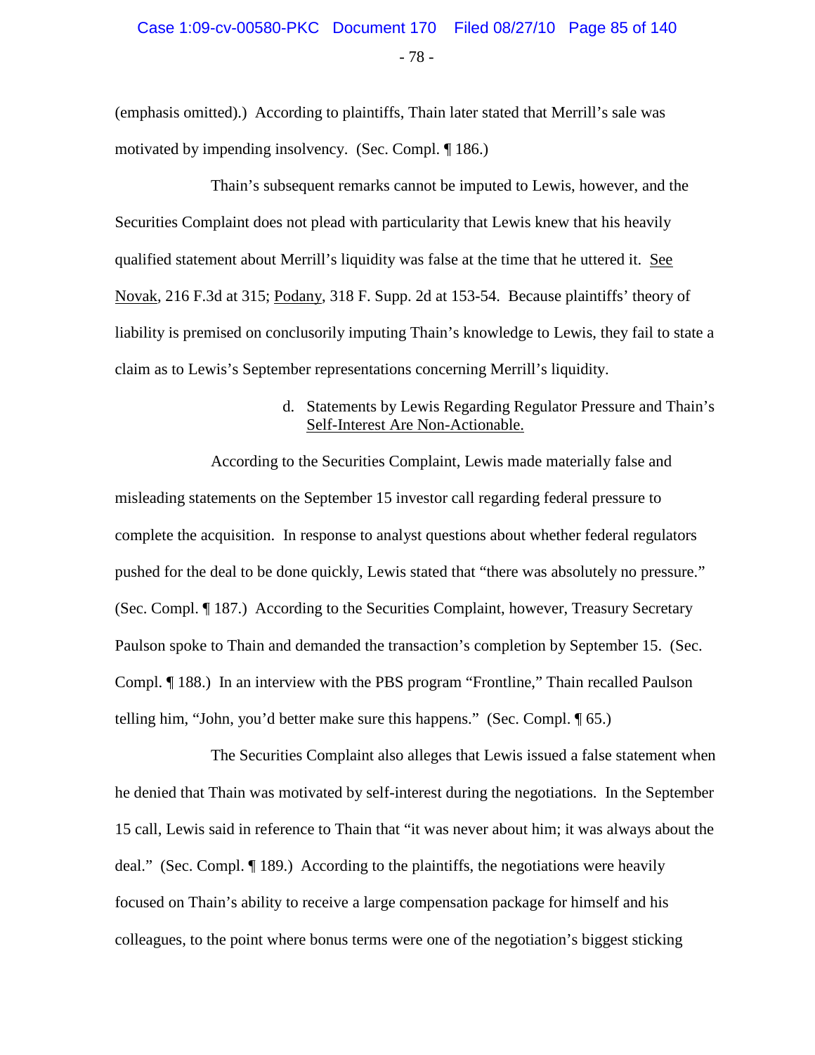(emphasis omitted).) According to plaintiffs, Thain later stated that Merrill's sale was motivated by impending insolvency. (Sec. Compl. ¶ 186.)

Thain's subsequent remarks cannot be imputed to Lewis, however, and the Securities Complaint does not plead with particularity that Lewis knew that his heavily qualified statement about Merrill's liquidity was false at the time that he uttered it. See Novak, 216 F.3d at 315; Podany, 318 F. Supp. 2d at 153-54. Because plaintiffs' theory of liability is premised on conclusorily imputing Thain's knowledge to Lewis, they fail to state a claim as to Lewis's September representations concerning Merrill's liquidity.

d. Statements by Lewis Regarding Regulator Pressure and Thain's Self-Interest Are Non-Actionable.

According to the Securities Complaint, Lewis made materially false and misleading statements on the September 15 investor call regarding federal pressure to complete the acquisition. In response to analyst questions about whether federal regulators pushed for the deal to be done quickly, Lewis stated that "there was absolutely no pressure." (Sec. Compl. ¶ 187.) According to the Securities Complaint, however, Treasury Secretary Paulson spoke to Thain and demanded the transaction's completion by September 15. (Sec. Compl. ¶ 188.) In an interview with the PBS program "Frontline," Thain recalled Paulson telling him, "John, you'd better make sure this happens." (Sec. Compl. ¶ 65.)

The Securities Complaint also alleges that Lewis issued a false statement when he denied that Thain was motivated by self-interest during the negotiations. In the September 15 call, Lewis said in reference to Thain that "it was never about him; it was always about the deal." (Sec. Compl. ¶ 189.) According to the plaintiffs, the negotiations were heavily focused on Thain's ability to receive a large compensation package for himself and his colleagues, to the point where bonus terms were one of the negotiation's biggest sticking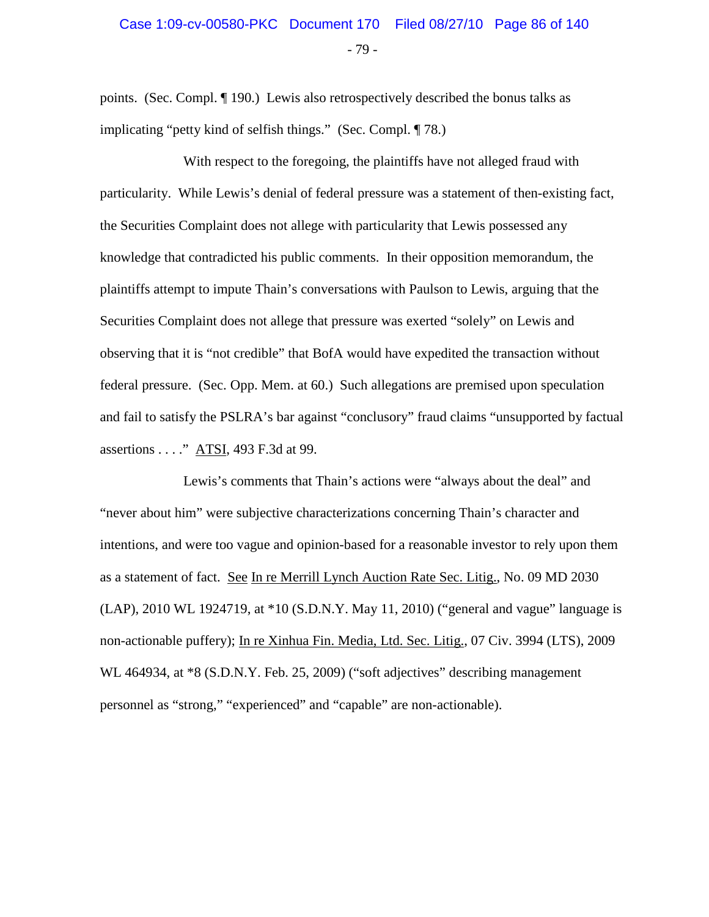points. (Sec. Compl. ¶ 190.) Lewis also retrospectively described the bonus talks as implicating "petty kind of selfish things." (Sec. Compl. ¶ 78.)

With respect to the foregoing, the plaintiffs have not alleged fraud with particularity. While Lewis's denial of federal pressure was a statement of then-existing fact, the Securities Complaint does not allege with particularity that Lewis possessed any knowledge that contradicted his public comments. In their opposition memorandum, the plaintiffs attempt to impute Thain's conversations with Paulson to Lewis, arguing that the Securities Complaint does not allege that pressure was exerted "solely" on Lewis and observing that it is "not credible" that BofA would have expedited the transaction without federal pressure. (Sec. Opp. Mem. at 60.) Such allegations are premised upon speculation and fail to satisfy the PSLRA's bar against "conclusory" fraud claims "unsupported by factual assertions . . . ." ATSI, 493 F.3d at 99.

Lewis's comments that Thain's actions were "always about the deal" and "never about him" were subjective characterizations concerning Thain's character and intentions, and were too vague and opinion-based for a reasonable investor to rely upon them as a statement of fact. See In re Merrill Lynch Auction Rate Sec. Litig., No. 09 MD 2030 (LAP), 2010 WL 1924719, at *10 (S.D.N.Y. May 11, 2010) ("general and vague" language is non-actionable puffery); In re Xinhua Fin. Media, Ltd. Sec. Litig., 07 Civ. 3994 (LTS), 2009 WL 464934, at *8 (S.D.N.Y. Feb. 25, 2009) ("soft adjectives" describing management personnel as "strong," "experienced" and "capable" are non-actionable).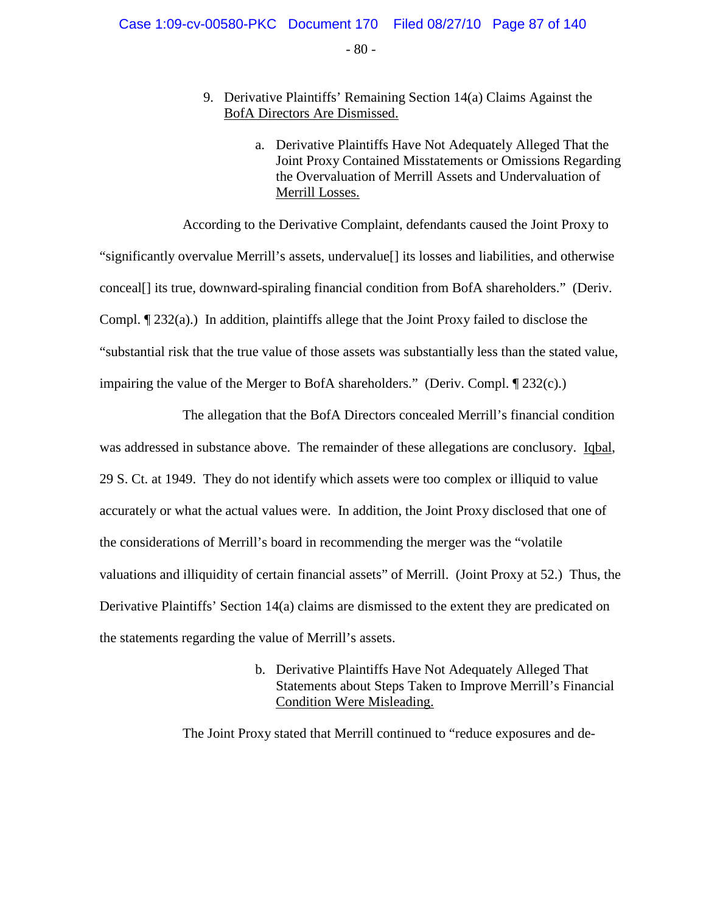9. Derivative Plaintiffs' Remaining Section 14(a) Claims Against the BofA Directors Are Dismissed.

a. Derivative Plaintiffs Have Not Adequately Alleged That the Joint Proxy Contained Misstatements or Omissions Regarding the Overvaluation of Merrill Assets and Undervaluation of Merrill Losses.

According to the Derivative Complaint, defendants caused the Joint Proxy to "significantly overvalue Merrill's assets, undervalue[] its losses and liabilities, and otherwise conceal[] its true, downward-spiraling financial condition from BofA shareholders." (Deriv. Compl. ¶ 232(a).) In addition, plaintiffs allege that the Joint Proxy failed to disclose the "substantial risk that the true value of those assets was substantially less than the stated value, impairing the value of the Merger to BofA shareholders." (Deriv. Compl. ¶ 232(c).)

The allegation that the BofA Directors concealed Merrill's financial condition was addressed in substance above. The remainder of these allegations are conclusory. Iqbal, 29 S. Ct. at 1949. They do not identify which assets were too complex or illiquid to value accurately or what the actual values were. In addition, the Joint Proxy disclosed that one of the considerations of Merrill's board in recommending the merger was the "volatile valuations and illiquidity of certain financial assets" of Merrill. (Joint Proxy at 52.) Thus, the Derivative Plaintiffs' Section 14(a) claims are dismissed to the extent they are predicated on the statements regarding the value of Merrill's assets.

b. Derivative Plaintiffs Have Not Adequately Alleged That Statements about Steps Taken to Improve Merrill's Financial Condition Were Misleading.

The Joint Proxy stated that Merrill continued to "reduce exposures and de-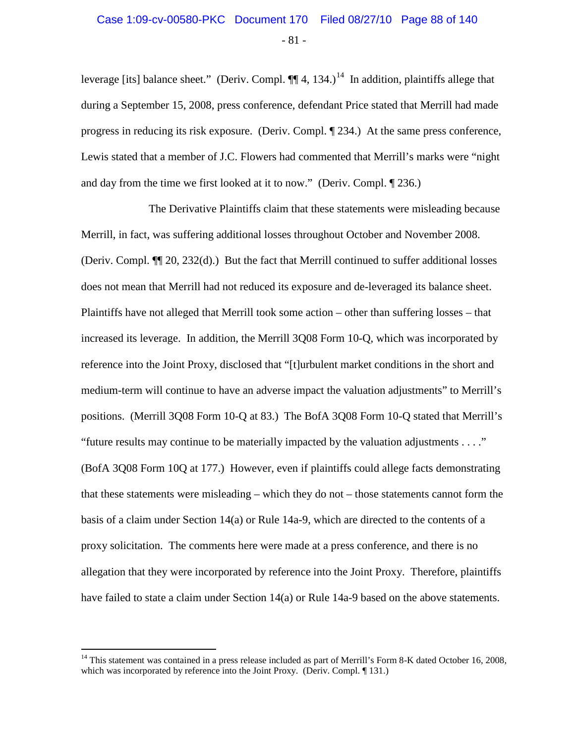leverage [its] balance sheet." (Deriv. Compl. ¶¶ 4, 134.)[14] In addition, plaintiffs allege that during a September 15, 2008, press conference, defendant Price stated that Merrill had made progress in reducing its risk exposure. (Deriv. Compl. ¶ 234.) At the same press conference, Lewis stated that a member of J.C. Flowers had commented that Merrill's marks were "night and day from the time we first looked at it to now." (Deriv. Compl. ¶ 236.)

The Derivative Plaintiffs claim that these statements were misleading because Merrill, in fact, was suffering additional losses throughout October and November 2008. (Deriv. Compl. ¶¶ 20, 232(d).) But the fact that Merrill continued to suffer additional losses does not mean that Merrill had not reduced its exposure and de-leveraged its balance sheet. Plaintiffs have not alleged that Merrill took some action – other than suffering losses – that increased its leverage. In addition, the Merrill 3Q08 Form 10-Q, which was incorporated by reference into the Joint Proxy, disclosed that "[t]urbulent market conditions in the short and medium-term will continue to have an adverse impact the valuation adjustments" to Merrill's positions. (Merrill 3Q08 Form 10-Q at 83.) The BofA 3Q08 Form 10-Q stated that Merrill's "future results may continue to be materially impacted by the valuation adjustments . . . ." (BofA 3Q08 Form 10Q at 177.) However, even if plaintiffs could allege facts demonstrating that these statements were misleading – which they do not – those statements cannot form the basis of a claim under Section 14(a) or Rule 14a-9, which are directed to the contents of a proxy solicitation. The comments here were made at a press conference, and there is no allegation that they were incorporated by reference into the Joint Proxy. Therefore, plaintiffs have failed to state a claim under Section 14(a) or Rule 14a-9 based on the above statements.

---

[14] This statement was contained in a press release included as part of Merrill's Form 8-K dated October 16, 2008, which was incorporated by reference into the Joint Proxy. (Deriv. Compl. ¶ 131.)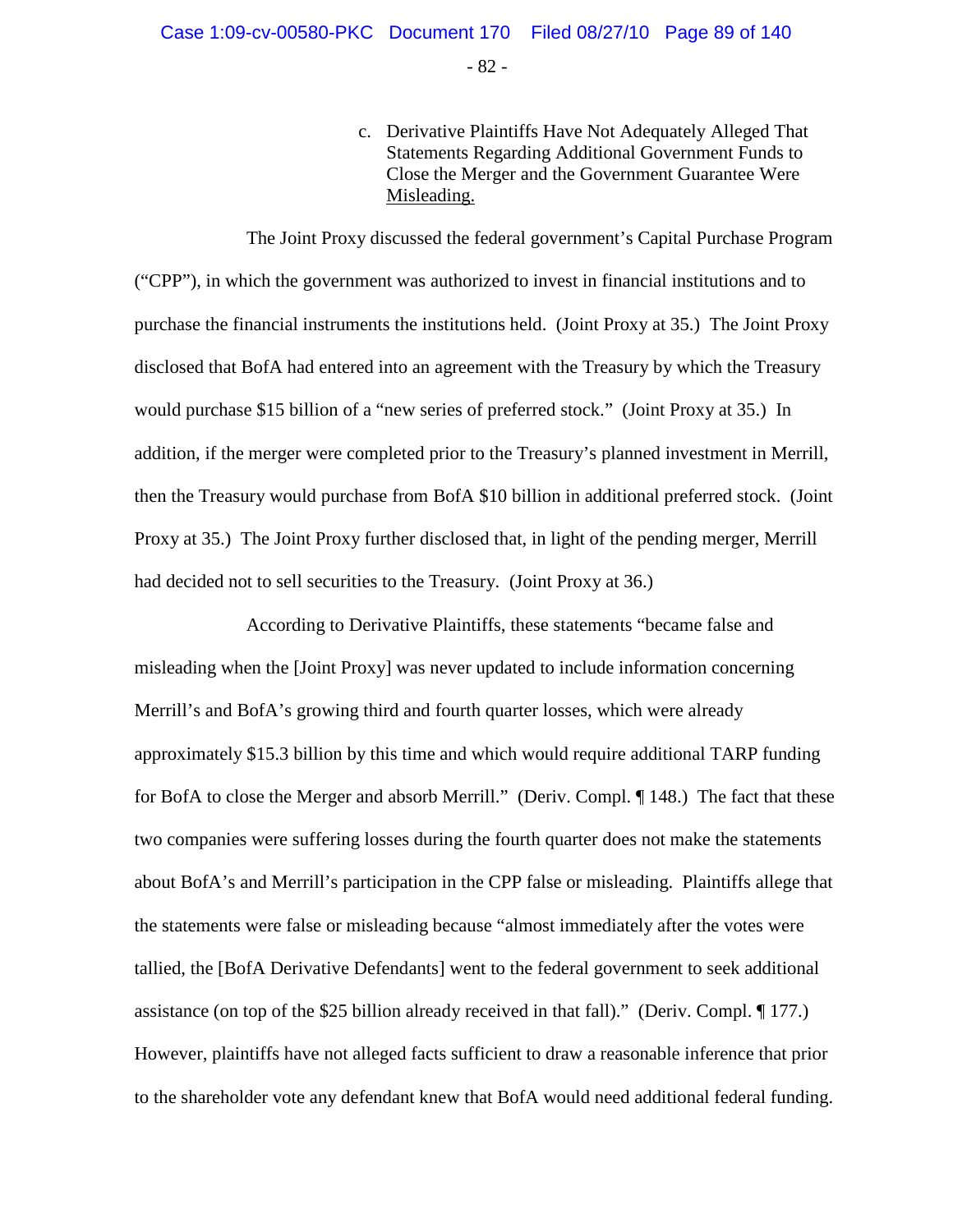c. Derivative Plaintiffs Have Not Adequately Alleged That Statements Regarding Additional Government Funds to Close the Merger and the Government Guarantee Were Misleading.

The Joint Proxy discussed the federal government's Capital Purchase Program ("CPP"), in which the government was authorized to invest in financial institutions and to purchase the financial instruments the institutions held. (Joint Proxy at 35.) The Joint Proxy disclosed that BofA had entered into an agreement with the Treasury by which the Treasury would purchase $15 billion of a "new series of preferred stock." (Joint Proxy at 35.) In addition, if the merger were completed prior to the Treasury's planned investment in Merrill, then the Treasury would purchase from BofA $10 billion in additional preferred stock. (Joint Proxy at 35.) The Joint Proxy further disclosed that, in light of the pending merger, Merrill had decided not to sell securities to the Treasury. (Joint Proxy at 36.)

According to Derivative Plaintiffs, these statements "became false and misleading when the [Joint Proxy] was never updated to include information concerning Merrill's and BofA's growing third and fourth quarter losses, which were already approximately $15.3 billion by this time and which would require additional TARP funding for BofA to close the Merger and absorb Merrill." (Deriv. Compl. ¶ 148.) The fact that these two companies were suffering losses during the fourth quarter does not make the statements about BofA's and Merrill's participation in the CPP false or misleading. Plaintiffs allege that the statements were false or misleading because "almost immediately after the votes were tallied, the [BofA Derivative Defendants] went to the federal government to seek additional assistance (on top of the $25 billion already received in that fall)." (Deriv. Compl. ¶ 177.) However, plaintiffs have not alleged facts sufficient to draw a reasonable inference that prior to the shareholder vote any defendant knew that BofA would need additional federal funding.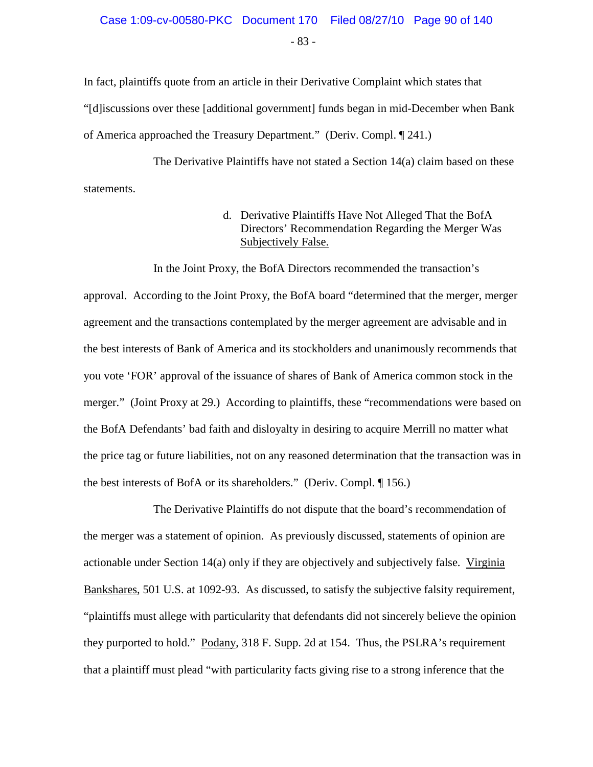In fact, plaintiffs quote from an article in their Derivative Complaint which states that "[d]iscussions over these [additional government] funds began in mid-December when Bank of America approached the Treasury Department." (Deriv. Compl. ¶ 241.)

The Derivative Plaintiffs have not stated a Section 14(a) claim based on these statements.

d. Derivative Plaintiffs Have Not Alleged That the BofA Directors' Recommendation Regarding the Merger Was Subjectively False.

In the Joint Proxy, the BofA Directors recommended the transaction's approval. According to the Joint Proxy, the BofA board "determined that the merger, merger agreement and the transactions contemplated by the merger agreement are advisable and in the best interests of Bank of America and its stockholders and unanimously recommends that you vote 'FOR' approval of the issuance of shares of Bank of America common stock in the merger." (Joint Proxy at 29.) According to plaintiffs, these "recommendations were based on the BofA Defendants' bad faith and disloyalty in desiring to acquire Merrill no matter what the price tag or future liabilities, not on any reasoned determination that the transaction was in the best interests of BofA or its shareholders." (Deriv. Compl. ¶ 156.)

The Derivative Plaintiffs do not dispute that the board's recommendation of the merger was a statement of opinion. As previously discussed, statements of opinion are actionable under Section 14(a) only if they are objectively and subjectively false. Virginia Bankshares, 501 U.S. at 1092-93. As discussed, to satisfy the subjective falsity requirement, "plaintiffs must allege with particularity that defendants did not sincerely believe the opinion they purported to hold." Podany, 318 F. Supp. 2d at 154. Thus, the PSLRA's requirement that a plaintiff must plead "with particularity facts giving rise to a strong inference that the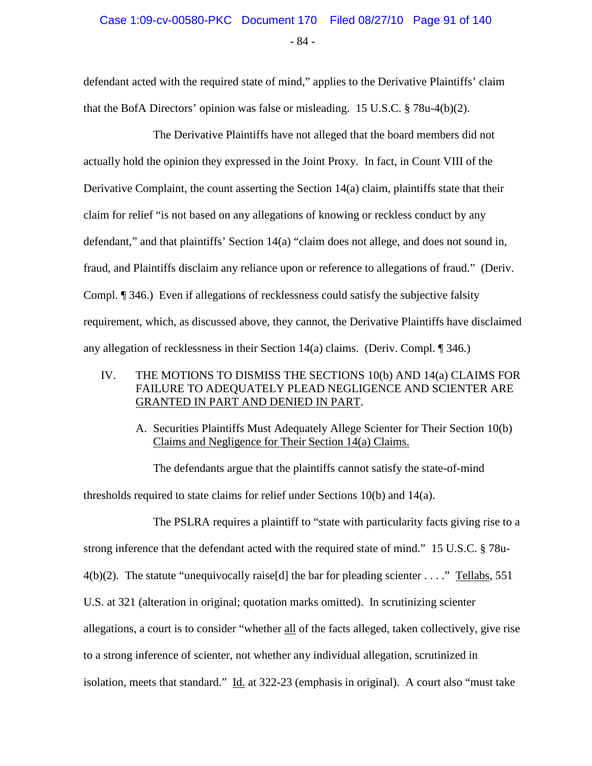defendant acted with the required state of mind," applies to the Derivative Plaintiffs' claim that the BofA Directors' opinion was false or misleading. 15 U.S.C. § 78u-4(b)(2).

The Derivative Plaintiffs have not alleged that the board members did not actually hold the opinion they expressed in the Joint Proxy. In fact, in Count VIII of the Derivative Complaint, the count asserting the Section 14(a) claim, plaintiffs state that their claim for relief "is not based on any allegations of knowing or reckless conduct by any defendant," and that plaintiffs' Section 14(a) "claim does not allege, and does not sound in, fraud, and Plaintiffs disclaim any reliance upon or reference to allegations of fraud." (Deriv. Compl. ¶ 346.) Even if allegations of recklessness could satisfy the subjective falsity requirement, which, as discussed above, they cannot, the Derivative Plaintiffs have disclaimed any allegation of recklessness in their Section 14(a) claims. (Deriv. Compl. ¶ 346.)

## IV. THE MOTIONS TO DISMISS THE SECTIONS 10(b) AND 14(a) CLAIMS FOR FAILURE TO ADEQUATELY PLEAD NEGLIGENCE AND SCIENTER ARE GRANTED IN PART AND DENIED IN PART.

### A. Securities Plaintiffs Must Adequately Allege Scienter for Their Section 10(b) Claims and Negligence for Their Section 14(a) Claims.

The defendants argue that the plaintiffs cannot satisfy the state-of-mind thresholds required to state claims for relief under Sections 10(b) and 14(a).

The PSLRA requires a plaintiff to "state with particularity facts giving rise to a strong inference that the defendant acted with the required state of mind." 15 U.S.C. § 78u-4(b)(2). The statute "unequivocally raise[d] the bar for pleading scienter . . . ." Tellabs, 551 U.S. at 321 (alteration in original; quotation marks omitted). In scrutinizing scienter allegations, a court is to consider "whether all of the facts alleged, taken collectively, give rise to a strong inference of scienter, not whether any individual allegation, scrutinized in isolation, meets that standard." Id. at 322-23 (emphasis in original). A court also "must take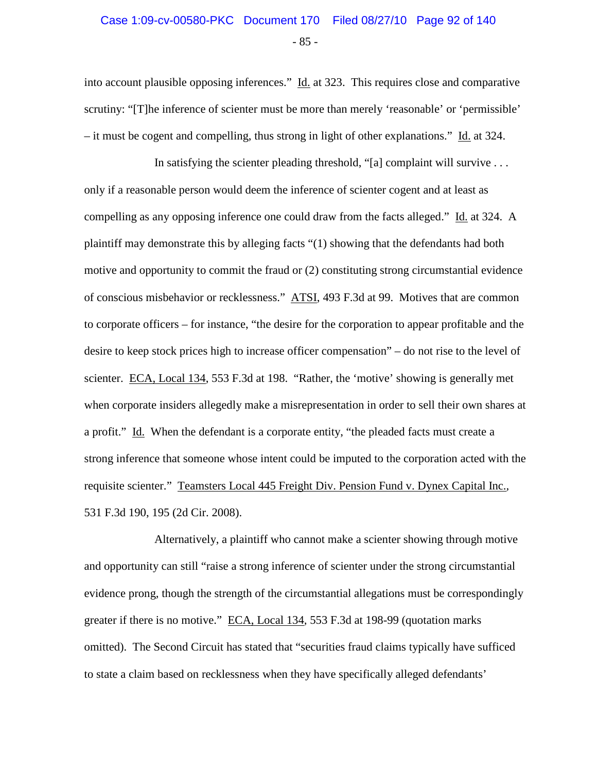into account plausible opposing inferences." Id. at 323. This requires close and comparative scrutiny: "[T]he inference of scienter must be more than merely 'reasonable' or 'permissible' – it must be cogent and compelling, thus strong in light of other explanations." Id. at 324.

In satisfying the scienter pleading threshold, "[a] complaint will survive . . . only if a reasonable person would deem the inference of scienter cogent and at least as compelling as any opposing inference one could draw from the facts alleged." Id. at 324. A plaintiff may demonstrate this by alleging facts "(1) showing that the defendants had both motive and opportunity to commit the fraud or (2) constituting strong circumstantial evidence of conscious misbehavior or recklessness." ATSI, 493 F.3d at 99. Motives that are common to corporate officers – for instance, "the desire for the corporation to appear profitable and the desire to keep stock prices high to increase officer compensation" – do not rise to the level of scienter. ECA, Local 134, 553 F.3d at 198. "Rather, the 'motive' showing is generally met when corporate insiders allegedly make a misrepresentation in order to sell their own shares at a profit." Id. When the defendant is a corporate entity, "the pleaded facts must create a strong inference that someone whose intent could be imputed to the corporation acted with the requisite scienter." Teamsters Local 445 Freight Div. Pension Fund v. Dynex Capital Inc., 531 F.3d 190, 195 (2d Cir. 2008).

Alternatively, a plaintiff who cannot make a scienter showing through motive and opportunity can still "raise a strong inference of scienter under the strong circumstantial evidence prong, though the strength of the circumstantial allegations must be correspondingly greater if there is no motive." ECA, Local 134, 553 F.3d at 198-99 (quotation marks omitted). The Second Circuit has stated that "securities fraud claims typically have sufficed to state a claim based on recklessness when they have specifically alleged defendants'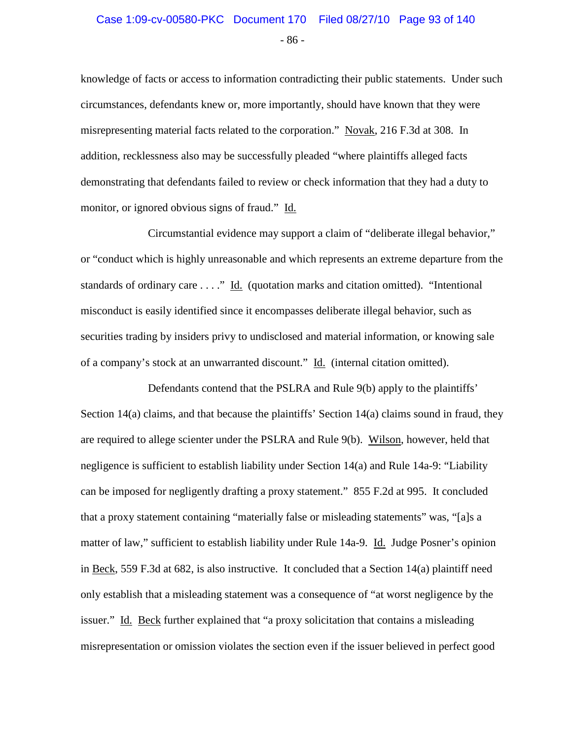knowledge of facts or access to information contradicting their public statements. Under such circumstances, defendants knew or, more importantly, should have known that they were misrepresenting material facts related to the corporation." Novak, 216 F.3d at 308. In addition, recklessness also may be successfully pleaded "where plaintiffs alleged facts demonstrating that defendants failed to review or check information that they had a duty to monitor, or ignored obvious signs of fraud." Id.

Circumstantial evidence may support a claim of "deliberate illegal behavior," or "conduct which is highly unreasonable and which represents an extreme departure from the standards of ordinary care . . . ." Id. (quotation marks and citation omitted). "Intentional misconduct is easily identified since it encompasses deliberate illegal behavior, such as securities trading by insiders privy to undisclosed and material information, or knowing sale of a company's stock at an unwarranted discount." Id. (internal citation omitted).

Defendants contend that the PSLRA and Rule 9(b) apply to the plaintiffs' Section 14(a) claims, and that because the plaintiffs' Section 14(a) claims sound in fraud, they are required to allege scienter under the PSLRA and Rule 9(b). Wilson, however, held that negligence is sufficient to establish liability under Section 14(a) and Rule 14a-9: "Liability can be imposed for negligently drafting a proxy statement." 855 F.2d at 995. It concluded that a proxy statement containing "materially false or misleading statements" was, "[a]s a matter of law," sufficient to establish liability under Rule 14a-9. Id. Judge Posner's opinion in Beck, 559 F.3d at 682, is also instructive. It concluded that a Section 14(a) plaintiff need only establish that a misleading statement was a consequence of "at worst negligence by the issuer." Id. Beck further explained that "a proxy solicitation that contains a misleading misrepresentation or omission violates the section even if the issuer believed in perfect good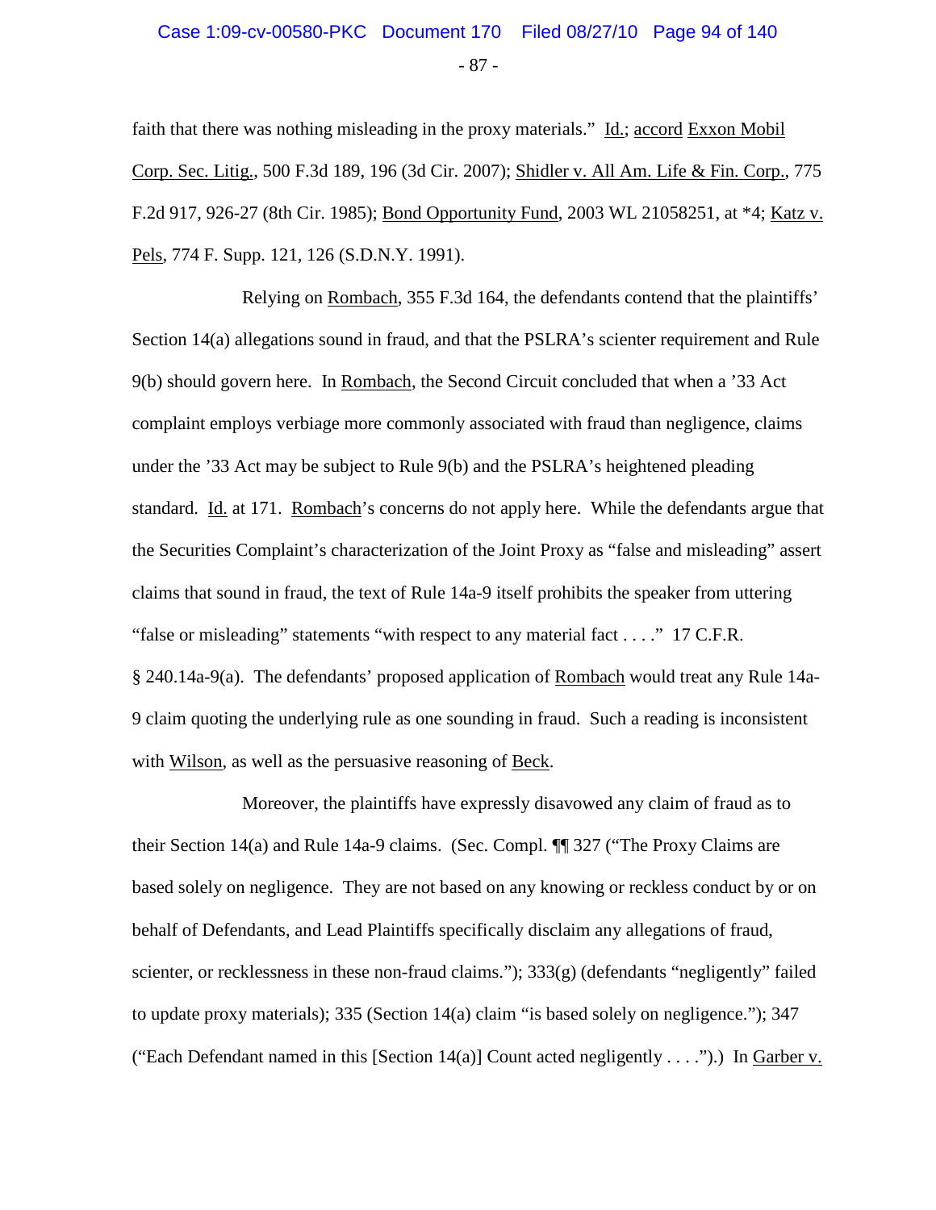faith that there was nothing misleading in the proxy materials." Id.; accord Exxon Mobil Corp. Sec. Litig., 500 F.3d 189, 196 (3d Cir. 2007); Shidler v. All Am. Life & Fin. Corp., 775 F.2d 917, 926-27 (8th Cir. 1985); Bond Opportunity Fund, 2003 WL 21058251, at *4; Katz v. Pels, 774 F. Supp. 121, 126 (S.D.N.Y. 1991).

Relying on Rombach, 355 F.3d 164, the defendants contend that the plaintiffs' Section 14(a) allegations sound in fraud, and that the PSLRA's scienter requirement and Rule 9(b) should govern here. In Rombach, the Second Circuit concluded that when a '33 Act complaint employs verbiage more commonly associated with fraud than negligence, claims under the '33 Act may be subject to Rule 9(b) and the PSLRA's heightened pleading standard. Id. at 171. Rombach's concerns do not apply here. While the defendants argue that the Securities Complaint's characterization of the Joint Proxy as "false and misleading" assert claims that sound in fraud, the text of Rule 14a-9 itself prohibits the speaker from uttering "false or misleading" statements "with respect to any material fact . . . ." 17 C.F.R. § 240.14a-9(a). The defendants' proposed application of Rombach would treat any Rule 14a-9 claim quoting the underlying rule as one sounding in fraud. Such a reading is inconsistent with Wilson, as well as the persuasive reasoning of Beck.

Moreover, the plaintiffs have expressly disavowed any claim of fraud as to their Section 14(a) and Rule 14a-9 claims. (Sec. Compl. ¶¶ 327 ("The Proxy Claims are based solely on negligence. They are not based on any knowing or reckless conduct by or on behalf of Defendants, and Lead Plaintiffs specifically disclaim any allegations of fraud, scienter, or recklessness in these non-fraud claims."); 333(g) (defendants "negligently" failed to update proxy materials); 335 (Section 14(a) claim "is based solely on negligence."); 347 ("Each Defendant named in this [Section 14(a)] Count acted negligently . . . .").) In Garber v.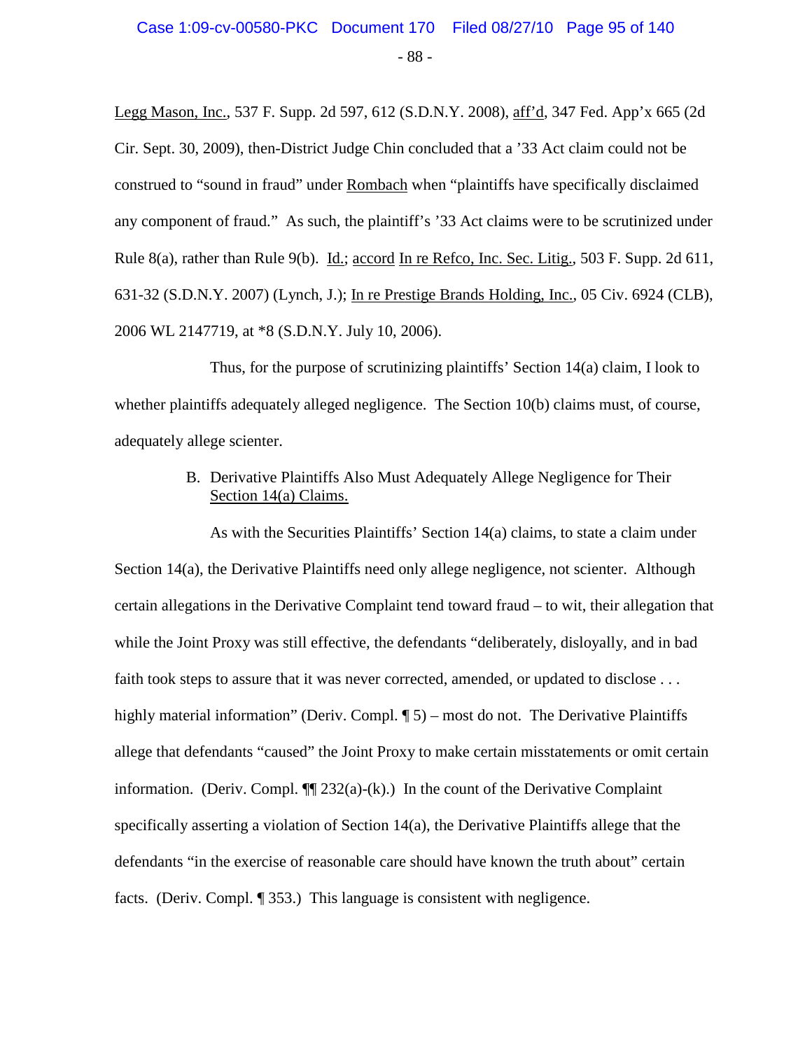Legg Mason, Inc., 537 F. Supp. 2d 597, 612 (S.D.N.Y. 2008), aff'd, 347 Fed. App'x 665 (2d Cir. Sept. 30, 2009), then-District Judge Chin concluded that a '33 Act claim could not be construed to "sound in fraud" under Rombach when "plaintiffs have specifically disclaimed any component of fraud." As such, the plaintiff's '33 Act claims were to be scrutinized under Rule 8(a), rather than Rule 9(b). Id.; accord In re Refco, Inc. Sec. Litig., 503 F. Supp. 2d 611, 631-32 (S.D.N.Y. 2007) (Lynch, J.); In re Prestige Brands Holding, Inc., 05 Civ. 6924 (CLB), 2006 WL 2147719, at *8 (S.D.N.Y. July 10, 2006).

Thus, for the purpose of scrutinizing plaintiffs' Section 14(a) claim, I look to whether plaintiffs adequately alleged negligence. The Section 10(b) claims must, of course, adequately allege scienter.

### B. Derivative Plaintiffs Also Must Adequately Allege Negligence for Their Section 14(a) Claims.

As with the Securities Plaintiffs' Section 14(a) claims, to state a claim under Section 14(a), the Derivative Plaintiffs need only allege negligence, not scienter. Although certain allegations in the Derivative Complaint tend toward fraud – to wit, their allegation that while the Joint Proxy was still effective, the defendants "deliberately, disloyally, and in bad faith took steps to assure that it was never corrected, amended, or updated to disclose . . . highly material information" (Deriv. Compl. ¶ 5) – most do not. The Derivative Plaintiffs allege that defendants "caused" the Joint Proxy to make certain misstatements or omit certain information. (Deriv. Compl. ¶¶ 232(a)-(k).) In the count of the Derivative Complaint specifically asserting a violation of Section 14(a), the Derivative Plaintiffs allege that the defendants "in the exercise of reasonable care should have known the truth about" certain facts. (Deriv. Compl. ¶ 353.) This language is consistent with negligence.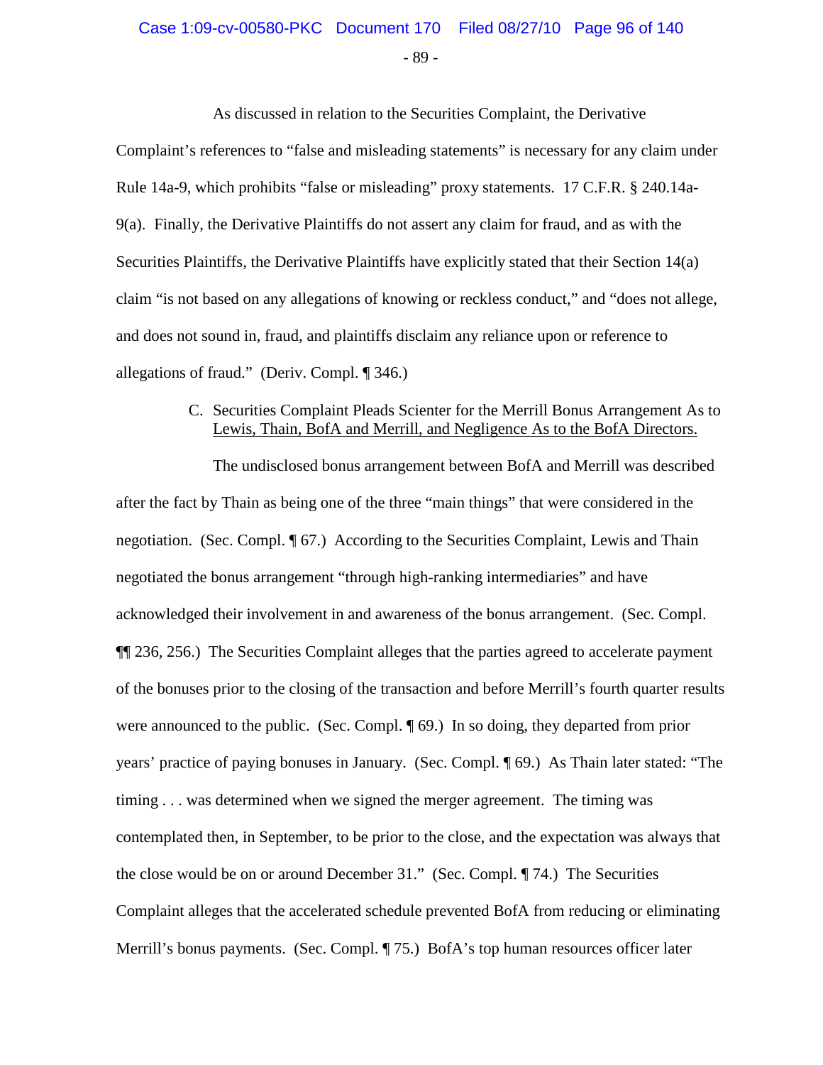As discussed in relation to the Securities Complaint, the Derivative Complaint's references to "false and misleading statements" is necessary for any claim under Rule 14a-9, which prohibits "false or misleading" proxy statements. 17 C.F.R. § 240.14a-9(a). Finally, the Derivative Plaintiffs do not assert any claim for fraud, and as with the Securities Plaintiffs, the Derivative Plaintiffs have explicitly stated that their Section 14(a) claim "is not based on any allegations of knowing or reckless conduct," and "does not allege, and does not sound in, fraud, and plaintiffs disclaim any reliance upon or reference to allegations of fraud." (Deriv. Compl. ¶ 346.)

### C. Securities Complaint Pleads Scienter for the Merrill Bonus Arrangement As to Lewis, Thain, BofA and Merrill, and Negligence As to the BofA Directors.

The undisclosed bonus arrangement between BofA and Merrill was described after the fact by Thain as being one of the three "main things" that were considered in the negotiation. (Sec. Compl. ¶ 67.) According to the Securities Complaint, Lewis and Thain negotiated the bonus arrangement "through high-ranking intermediaries" and have acknowledged their involvement in and awareness of the bonus arrangement. (Sec. Compl. ¶¶ 236, 256.) The Securities Complaint alleges that the parties agreed to accelerate payment of the bonuses prior to the closing of the transaction and before Merrill's fourth quarter results were announced to the public. (Sec. Compl. ¶ 69.) In so doing, they departed from prior years' practice of paying bonuses in January. (Sec. Compl. ¶ 69.) As Thain later stated: "The timing . . . was determined when we signed the merger agreement. The timing was contemplated then, in September, to be prior to the close, and the expectation was always that the close would be on or around December 31." (Sec. Compl. ¶ 74.) The Securities Complaint alleges that the accelerated schedule prevented BofA from reducing or eliminating Merrill's bonus payments. (Sec. Compl. ¶ 75.) BofA's top human resources officer later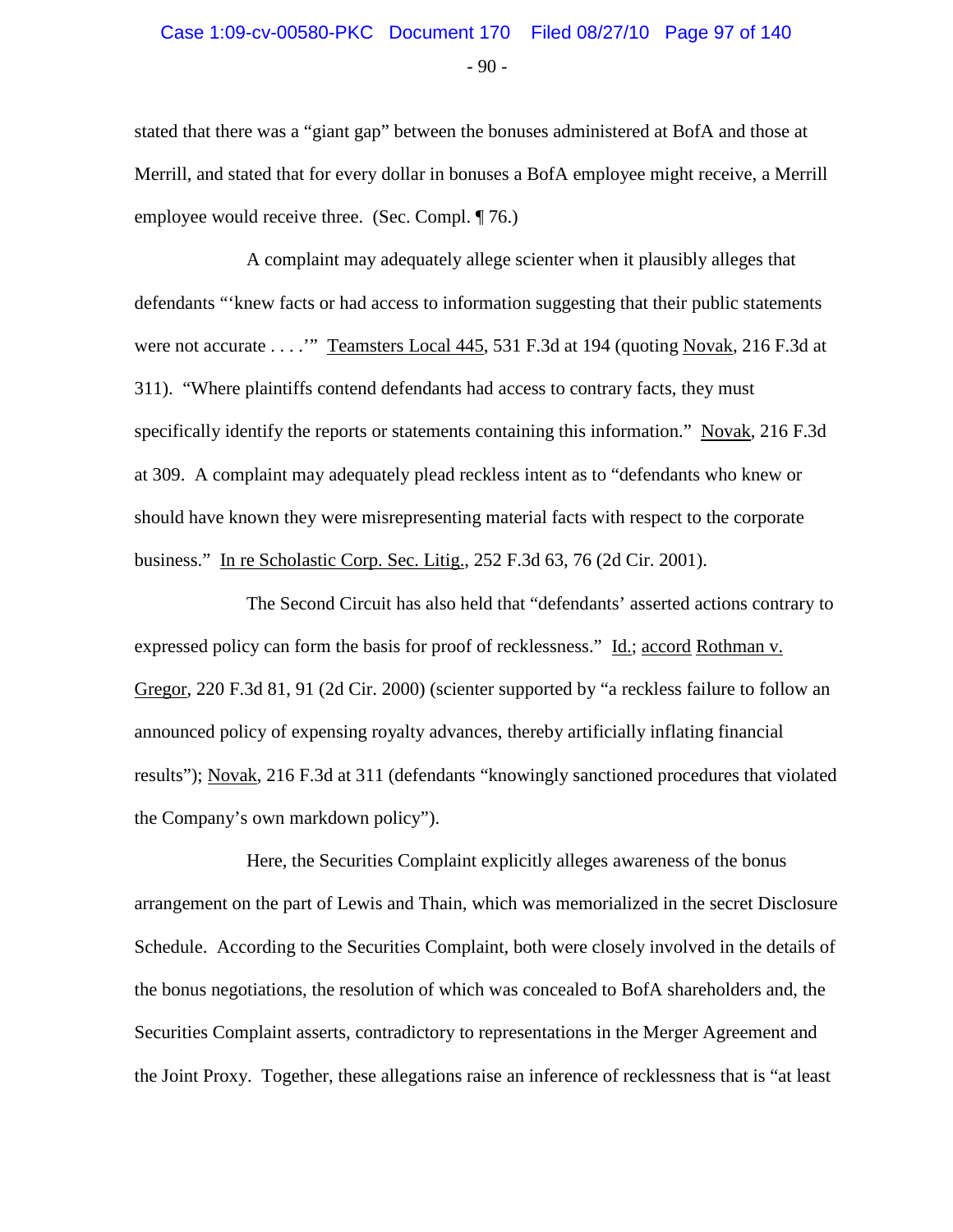stated that there was a "giant gap" between the bonuses administered at BofA and those at Merrill, and stated that for every dollar in bonuses a BofA employee might receive, a Merrill employee would receive three. (Sec. Compl. ¶ 76.)

A complaint may adequately allege scienter when it plausibly alleges that defendants "'knew facts or had access to information suggesting that their public statements were not accurate . . . .'" Teamsters Local 445, 531 F.3d at 194 (quoting Novak, 216 F.3d at 311). "Where plaintiffs contend defendants had access to contrary facts, they must specifically identify the reports or statements containing this information." Novak, 216 F.3d at 309. A complaint may adequately plead reckless intent as to "defendants who knew or should have known they were misrepresenting material facts with respect to the corporate business." In re Scholastic Corp. Sec. Litig., 252 F.3d 63, 76 (2d Cir. 2001).

The Second Circuit has also held that "defendants' asserted actions contrary to expressed policy can form the basis for proof of recklessness." Id.; accord Rothman v. Gregor, 220 F.3d 81, 91 (2d Cir. 2000) (scienter supported by "a reckless failure to follow an announced policy of expensing royalty advances, thereby artificially inflating financial results"); Novak, 216 F.3d at 311 (defendants "knowingly sanctioned procedures that violated the Company's own markdown policy").

Here, the Securities Complaint explicitly alleges awareness of the bonus arrangement on the part of Lewis and Thain, which was memorialized in the secret Disclosure Schedule. According to the Securities Complaint, both were closely involved in the details of the bonus negotiations, the resolution of which was concealed to BofA shareholders and, the Securities Complaint asserts, contradictory to representations in the Merger Agreement and the Joint Proxy. Together, these allegations raise an inference of recklessness that is "at least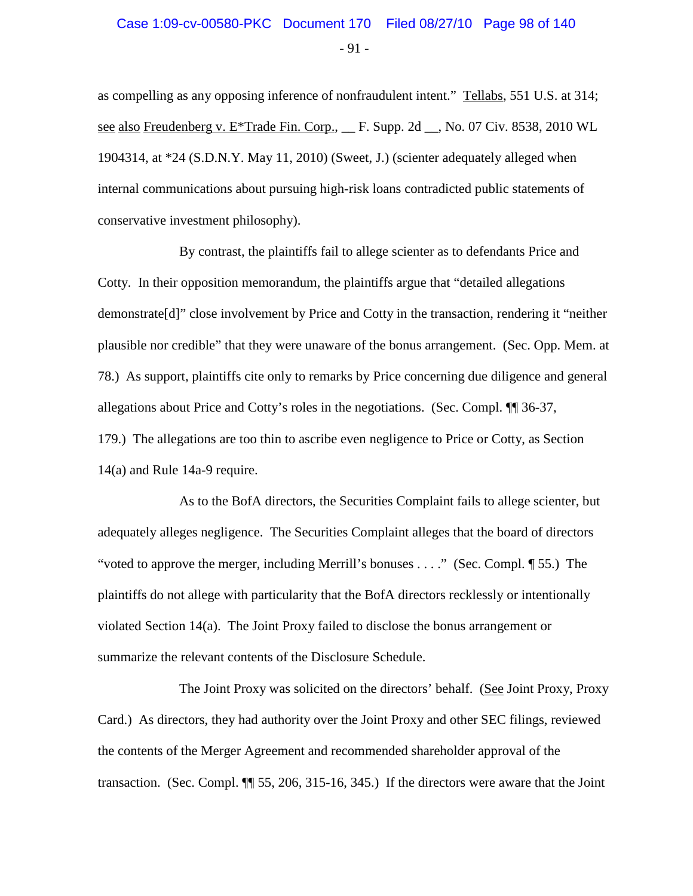as compelling as any opposing inference of nonfraudulent intent." Tellabs, 551 U.S. at 314; see also Freudenberg v. E*Trade Fin. Corp., __ F. Supp. 2d __, No. 07 Civ. 8538, 2010 WL 1904314, at *24 (S.D.N.Y. May 11, 2010) (Sweet, J.) (scienter adequately alleged when internal communications about pursuing high-risk loans contradicted public statements of conservative investment philosophy).

By contrast, the plaintiffs fail to allege scienter as to defendants Price and Cotty. In their opposition memorandum, the plaintiffs argue that "detailed allegations demonstrate[d]" close involvement by Price and Cotty in the transaction, rendering it "neither plausible nor credible" that they were unaware of the bonus arrangement. (Sec. Opp. Mem. at 78.) As support, plaintiffs cite only to remarks by Price concerning due diligence and general allegations about Price and Cotty's roles in the negotiations. (Sec. Compl. ¶¶ 36-37, 179.) The allegations are too thin to ascribe even negligence to Price or Cotty, as Section 14(a) and Rule 14a-9 require.

As to the BofA directors, the Securities Complaint fails to allege scienter, but adequately alleges negligence. The Securities Complaint alleges that the board of directors "voted to approve the merger, including Merrill's bonuses . . . ." (Sec. Compl. ¶ 55.) The plaintiffs do not allege with particularity that the BofA directors recklessly or intentionally violated Section 14(a). The Joint Proxy failed to disclose the bonus arrangement or summarize the relevant contents of the Disclosure Schedule.

The Joint Proxy was solicited on the directors' behalf. (See Joint Proxy, Proxy Card.) As directors, they had authority over the Joint Proxy and other SEC filings, reviewed the contents of the Merger Agreement and recommended shareholder approval of the transaction. (Sec. Compl. ¶¶ 55, 206, 315-16, 345.) If the directors were aware that the Joint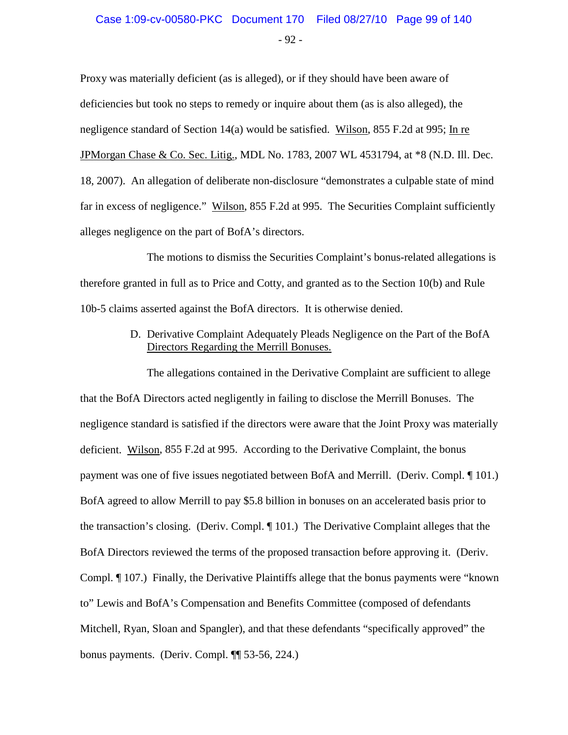Proxy was materially deficient (as is alleged), or if they should have been aware of deficiencies but took no steps to remedy or inquire about them (as is also alleged), the negligence standard of Section 14(a) would be satisfied. Wilson, 855 F.2d at 995; In re JPMorgan Chase & Co. Sec. Litig., MDL No. 1783, 2007 WL 4531794, at *8 (N.D. Ill. Dec. 18, 2007). An allegation of deliberate non-disclosure "demonstrates a culpable state of mind far in excess of negligence." Wilson, 855 F.2d at 995. The Securities Complaint sufficiently alleges negligence on the part of BofA's directors.

The motions to dismiss the Securities Complaint's bonus-related allegations is therefore granted in full as to Price and Cotty, and granted as to the Section 10(b) and Rule 10b-5 claims asserted against the BofA directors. It is otherwise denied.

### D. Derivative Complaint Adequately Pleads Negligence on the Part of the BofA Directors Regarding the Merrill Bonuses.

The allegations contained in the Derivative Complaint are sufficient to allege that the BofA Directors acted negligently in failing to disclose the Merrill Bonuses. The negligence standard is satisfied if the directors were aware that the Joint Proxy was materially deficient. Wilson, 855 F.2d at 995. According to the Derivative Complaint, the bonus payment was one of five issues negotiated between BofA and Merrill. (Deriv. Compl. ¶ 101.) BofA agreed to allow Merrill to pay $5.8 billion in bonuses on an accelerated basis prior to the transaction's closing. (Deriv. Compl. ¶ 101.) The Derivative Complaint alleges that the BofA Directors reviewed the terms of the proposed transaction before approving it. (Deriv. Compl. ¶ 107.) Finally, the Derivative Plaintiffs allege that the bonus payments were "known to" Lewis and BofA's Compensation and Benefits Committee (composed of defendants Mitchell, Ryan, Sloan and Spangler), and that these defendants "specifically approved" the bonus payments. (Deriv. Compl. ¶¶ 53-56, 224.)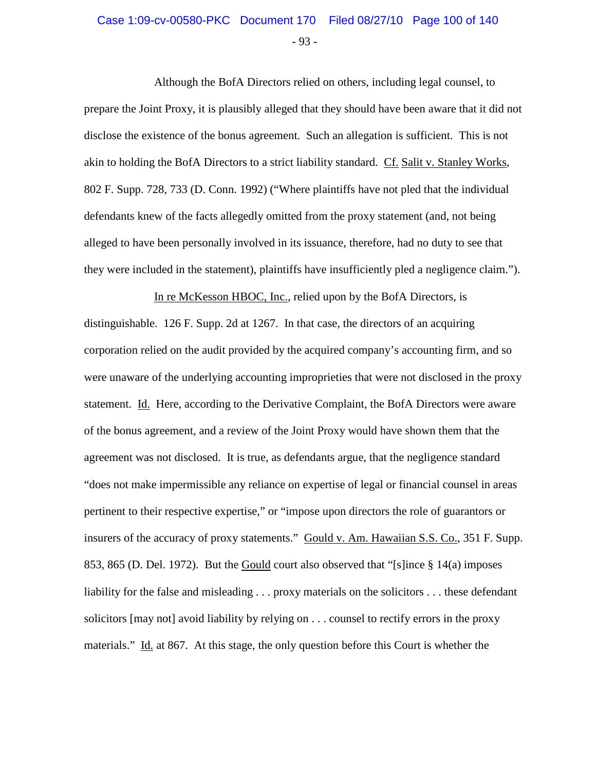Although the BofA Directors relied on others, including legal counsel, to prepare the Joint Proxy, it is plausibly alleged that they should have been aware that it did not disclose the existence of the bonus agreement. Such an allegation is sufficient. This is not akin to holding the BofA Directors to a strict liability standard. Cf. Salit v. Stanley Works, 802 F. Supp. 728, 733 (D. Conn. 1992) ("Where plaintiffs have not pled that the individual defendants knew of the facts allegedly omitted from the proxy statement (and, not being alleged to have been personally involved in its issuance, therefore, had no duty to see that they were included in the statement), plaintiffs have insufficiently pled a negligence claim.").

In re McKesson HBOC, Inc., relied upon by the BofA Directors, is distinguishable. 126 F. Supp. 2d at 1267. In that case, the directors of an acquiring corporation relied on the audit provided by the acquired company's accounting firm, and so were unaware of the underlying accounting improprieties that were not disclosed in the proxy statement. Id. Here, according to the Derivative Complaint, the BofA Directors were aware of the bonus agreement, and a review of the Joint Proxy would have shown them that the agreement was not disclosed. It is true, as defendants argue, that the negligence standard "does not make impermissible any reliance on expertise of legal or financial counsel in areas pertinent to their respective expertise," or "impose upon directors the role of guarantors or insurers of the accuracy of proxy statements." Gould v. Am. Hawaiian S.S. Co., 351 F. Supp. 853, 865 (D. Del. 1972). But the Gould court also observed that "[s]ince § 14(a) imposes liability for the false and misleading . . . proxy materials on the solicitors . . . these defendant solicitors [may not] avoid liability by relying on . . . counsel to rectify errors in the proxy materials." Id. at 867. At this stage, the only question before this Court is whether the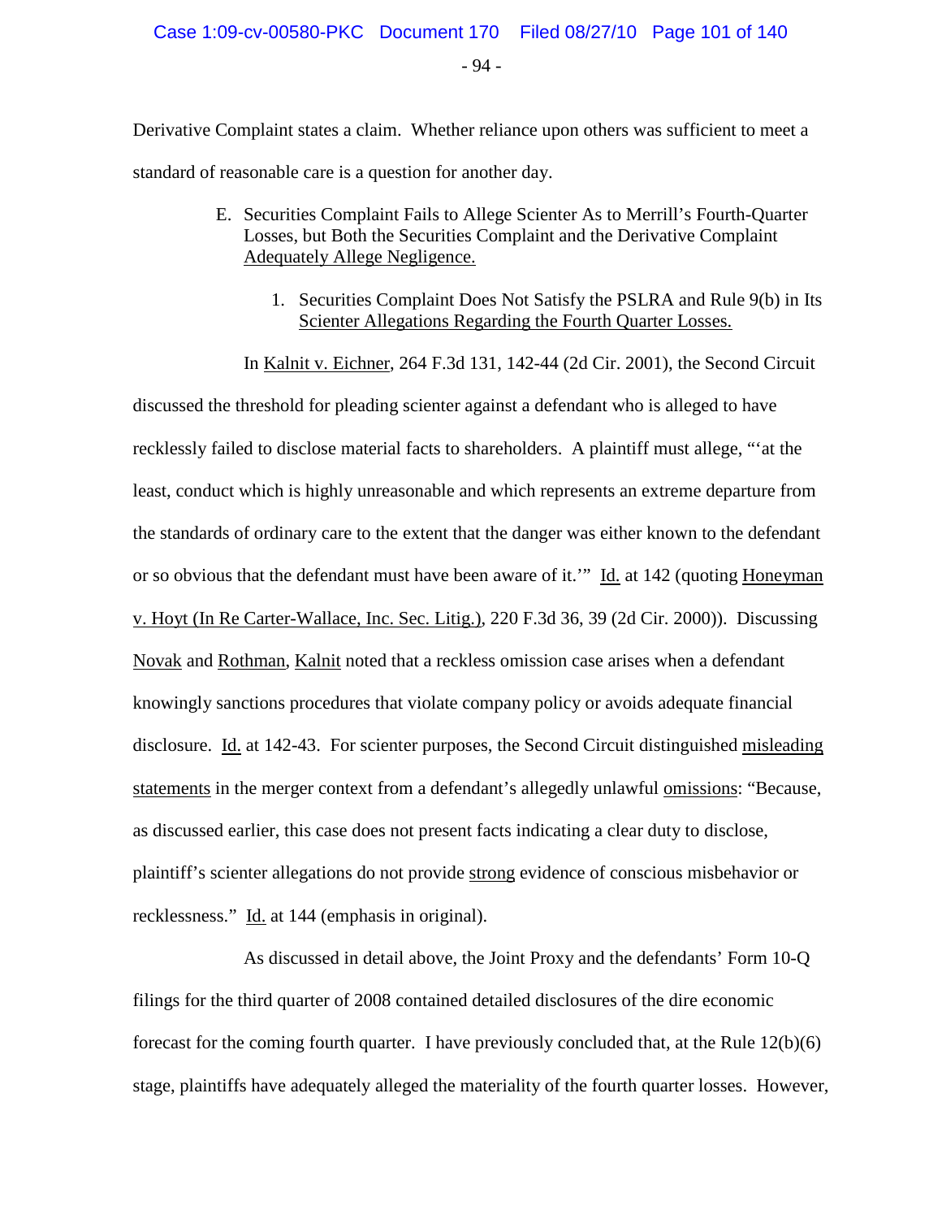Derivative Complaint states a claim. Whether reliance upon others was sufficient to meet a standard of reasonable care is a question for another day.

### E. Securities Complaint Fails to Allege Scienter As to Merrill's Fourth-Quarter Losses, but Both the Securities Complaint and the Derivative Complaint Adequately Allege Negligence.

#### 1. Securities Complaint Does Not Satisfy the PSLRA and Rule 9(b) in Its Scienter Allegations Regarding the Fourth Quarter Losses.

In Kalnit v. Eichner, 264 F.3d 131, 142-44 (2d Cir. 2001), the Second Circuit discussed the threshold for pleading scienter against a defendant who is alleged to have recklessly failed to disclose material facts to shareholders. A plaintiff must allege, "'at the least, conduct which is highly unreasonable and which represents an extreme departure from the standards of ordinary care to the extent that the danger was either known to the defendant or so obvious that the defendant must have been aware of it.'" Id. at 142 (quoting Honeyman v. Hoyt (In Re Carter-Wallace, Inc. Sec. Litig.), 220 F.3d 36, 39 (2d Cir. 2000)). Discussing Novak and Rothman, Kalnit noted that a reckless omission case arises when a defendant knowingly sanctions procedures that violate company policy or avoids adequate financial disclosure. Id. at 142-43. For scienter purposes, the Second Circuit distinguished misleading statements in the merger context from a defendant's allegedly unlawful omissions: "Because, as discussed earlier, this case does not present facts indicating a clear duty to disclose, plaintiff's scienter allegations do not provide strong evidence of conscious misbehavior or recklessness." Id. at 144 (emphasis in original).

As discussed in detail above, the Joint Proxy and the defendants' Form 10-Q filings for the third quarter of 2008 contained detailed disclosures of the dire economic forecast for the coming fourth quarter. I have previously concluded that, at the Rule 12(b)(6) stage, plaintiffs have adequately alleged the materiality of the fourth quarter losses. However,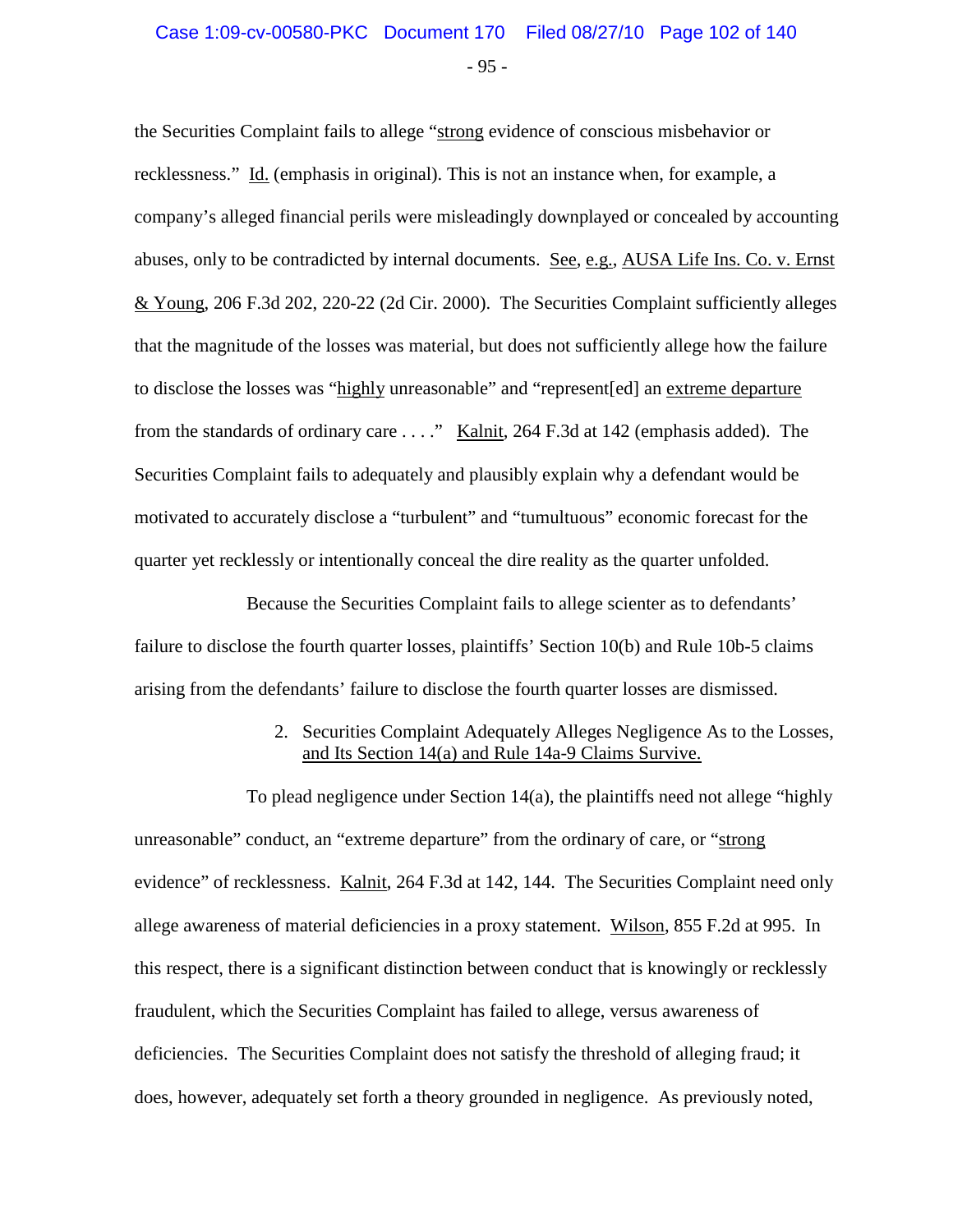the Securities Complaint fails to allege "strong evidence of conscious misbehavior or recklessness." Id. (emphasis in original). This is not an instance when, for example, a company's alleged financial perils were misleadingly downplayed or concealed by accounting abuses, only to be contradicted by internal documents. See, e.g., AUSA Life Ins. Co. v. Ernst & Young, 206 F.3d 202, 220-22 (2d Cir. 2000). The Securities Complaint sufficiently alleges that the magnitude of the losses was material, but does not sufficiently allege how the failure to disclose the losses was "highly unreasonable" and "represent[ed] an extreme departure from the standards of ordinary care . . . ." Kalnit, 264 F.3d at 142 (emphasis added). The Securities Complaint fails to adequately and plausibly explain why a defendant would be motivated to accurately disclose a "turbulent" and "tumultuous" economic forecast for the quarter yet recklessly or intentionally conceal the dire reality as the quarter unfolded.

Because the Securities Complaint fails to allege scienter as to defendants' failure to disclose the fourth quarter losses, plaintiffs' Section 10(b) and Rule 10b-5 claims arising from the defendants' failure to disclose the fourth quarter losses are dismissed.

2. Securities Complaint Adequately Alleges Negligence As to the Losses, and Its Section 14(a) and Rule 14a-9 Claims Survive.

To plead negligence under Section 14(a), the plaintiffs need not allege "highly unreasonable" conduct, an "extreme departure" from the ordinary of care, or "strong evidence" of recklessness. Kalnit, 264 F.3d at 142, 144. The Securities Complaint need only allege awareness of material deficiencies in a proxy statement. Wilson, 855 F.2d at 995. In this respect, there is a significant distinction between conduct that is knowingly or recklessly fraudulent, which the Securities Complaint has failed to allege, versus awareness of deficiencies. The Securities Complaint does not satisfy the threshold of alleging fraud; it does, however, adequately set forth a theory grounded in negligence. As previously noted,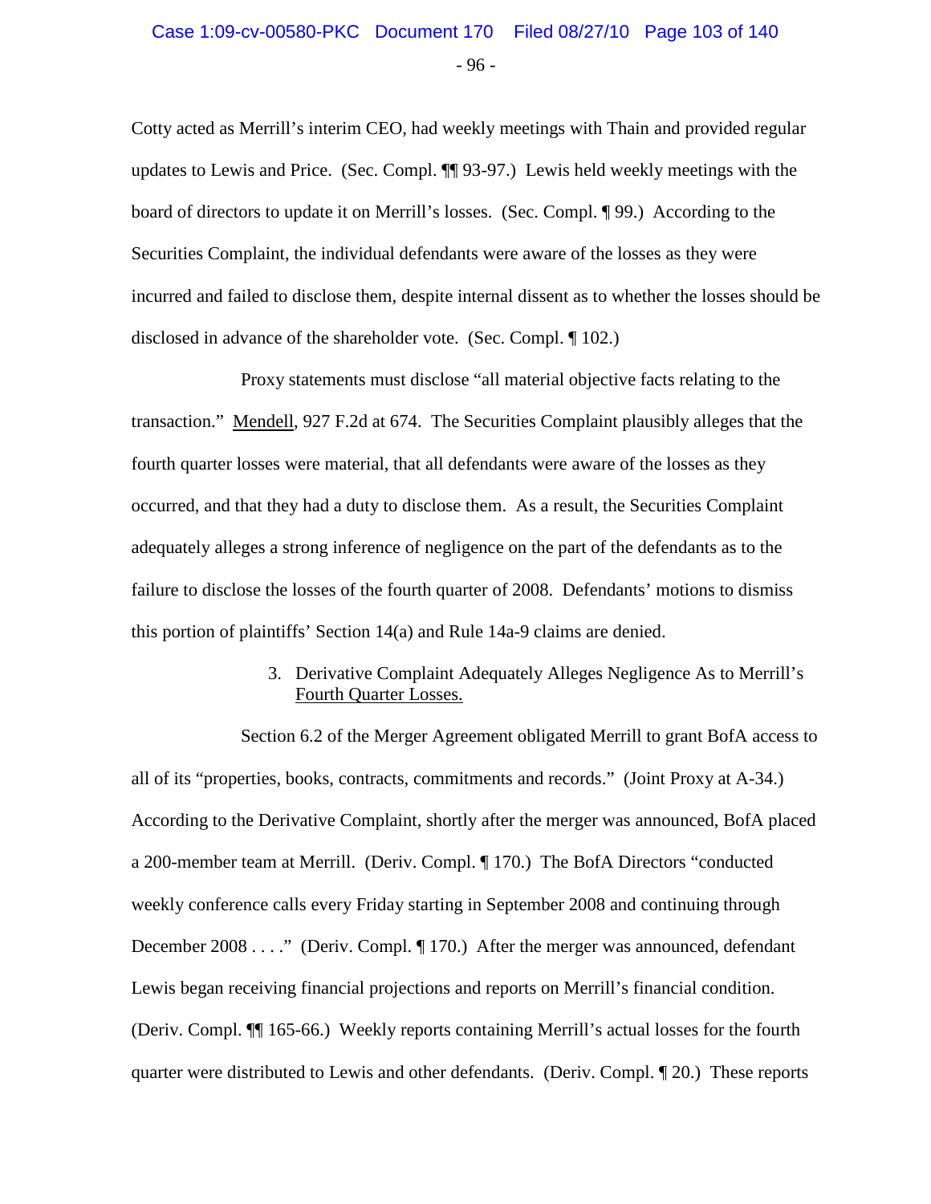Cotty acted as Merrill's interim CEO, had weekly meetings with Thain and provided regular updates to Lewis and Price. (Sec. Compl. ¶¶ 93-97.) Lewis held weekly meetings with the board of directors to update it on Merrill's losses. (Sec. Compl. ¶ 99.) According to the Securities Complaint, the individual defendants were aware of the losses as they were incurred and failed to disclose them, despite internal dissent as to whether the losses should be disclosed in advance of the shareholder vote. (Sec. Compl. ¶ 102.)

Proxy statements must disclose "all material objective facts relating to the transaction." Mendell, 927 F.2d at 674. The Securities Complaint plausibly alleges that the fourth quarter losses were material, that all defendants were aware of the losses as they occurred, and that they had a duty to disclose them. As a result, the Securities Complaint adequately alleges a strong inference of negligence on the part of the defendants as to the failure to disclose the losses of the fourth quarter of 2008. Defendants' motions to dismiss this portion of plaintiffs' Section 14(a) and Rule 14a-9 claims are denied.

### 3. Derivative Complaint Adequately Alleges Negligence As to Merrill's Fourth Quarter Losses.

Section 6.2 of the Merger Agreement obligated Merrill to grant BofA access to all of its "properties, books, contracts, commitments and records." (Joint Proxy at A-34.) According to the Derivative Complaint, shortly after the merger was announced, BofA placed a 200-member team at Merrill. (Deriv. Compl. ¶ 170.) The BofA Directors "conducted weekly conference calls every Friday starting in September 2008 and continuing through December 2008 . . . ." (Deriv. Compl. ¶ 170.) After the merger was announced, defendant Lewis began receiving financial projections and reports on Merrill's financial condition. (Deriv. Compl. ¶¶ 165-66.) Weekly reports containing Merrill's actual losses for the fourth quarter were distributed to Lewis and other defendants. (Deriv. Compl. ¶ 20.) These reports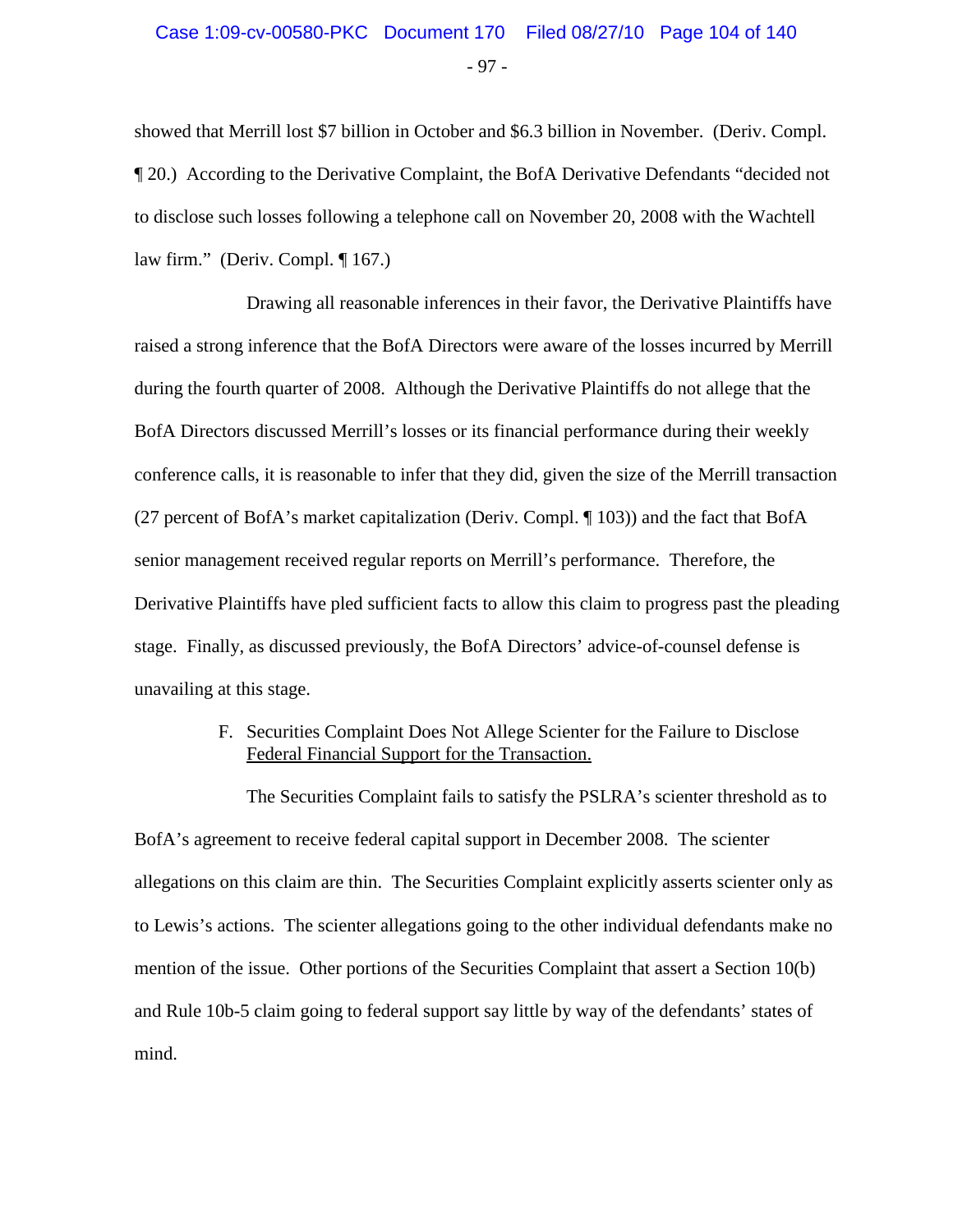showed that Merrill lost $7 billion in October and $6.3 billion in November. (Deriv. Compl. ¶ 20.) According to the Derivative Complaint, the BofA Derivative Defendants "decided not to disclose such losses following a telephone call on November 20, 2008 with the Wachtell law firm." (Deriv. Compl. ¶ 167.)

Drawing all reasonable inferences in their favor, the Derivative Plaintiffs have raised a strong inference that the BofA Directors were aware of the losses incurred by Merrill during the fourth quarter of 2008. Although the Derivative Plaintiffs do not allege that the BofA Directors discussed Merrill's losses or its financial performance during their weekly conference calls, it is reasonable to infer that they did, given the size of the Merrill transaction (27 percent of BofA's market capitalization (Deriv. Compl. ¶ 103)) and the fact that BofA senior management received regular reports on Merrill's performance. Therefore, the Derivative Plaintiffs have pled sufficient facts to allow this claim to progress past the pleading stage. Finally, as discussed previously, the BofA Directors' advice-of-counsel defense is unavailing at this stage.

F. Securities Complaint Does Not Allege Scienter for the Failure to Disclose Federal Financial Support for the Transaction.

The Securities Complaint fails to satisfy the PSLRA's scienter threshold as to BofA's agreement to receive federal capital support in December 2008. The scienter allegations on this claim are thin. The Securities Complaint explicitly asserts scienter only as to Lewis's actions. The scienter allegations going to the other individual defendants make no mention of the issue. Other portions of the Securities Complaint that assert a Section 10(b) and Rule 10b-5 claim going to federal support say little by way of the defendants' states of mind.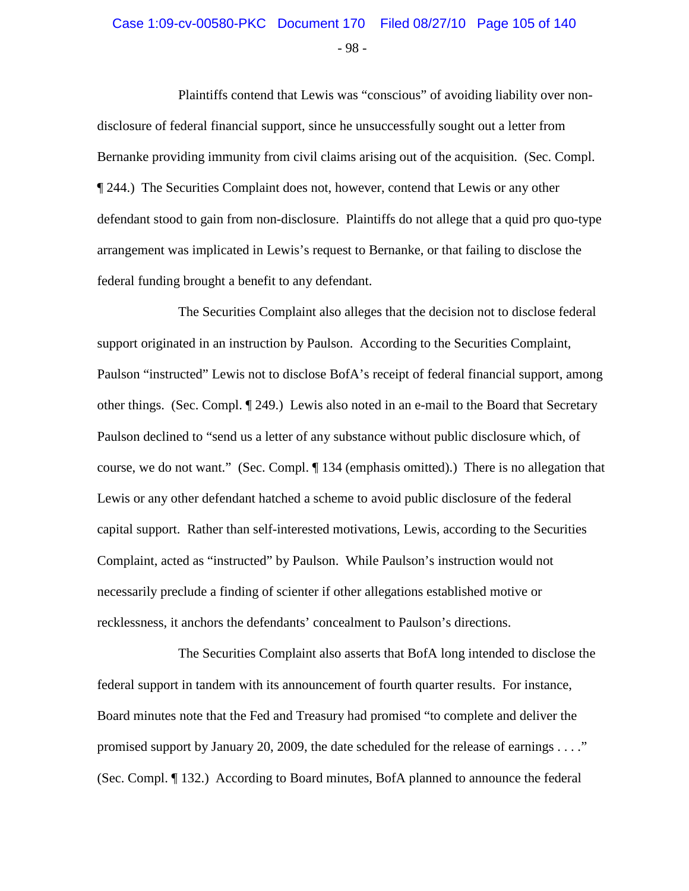Plaintiffs contend that Lewis was "conscious" of avoiding liability over non-disclosure of federal financial support, since he unsuccessfully sought out a letter from Bernanke providing immunity from civil claims arising out of the acquisition. (Sec. Compl. ¶ 244.) The Securities Complaint does not, however, contend that Lewis or any other defendant stood to gain from non-disclosure. Plaintiffs do not allege that a quid pro quo-type arrangement was implicated in Lewis's request to Bernanke, or that failing to disclose the federal funding brought a benefit to any defendant.

The Securities Complaint also alleges that the decision not to disclose federal support originated in an instruction by Paulson. According to the Securities Complaint, Paulson "instructed" Lewis not to disclose BofA's receipt of federal financial support, among other things. (Sec. Compl. ¶ 249.) Lewis also noted in an e-mail to the Board that Secretary Paulson declined to "send us a letter of any substance without public disclosure which, of course, we do not want." (Sec. Compl. ¶ 134 (emphasis omitted).) There is no allegation that Lewis or any other defendant hatched a scheme to avoid public disclosure of the federal capital support. Rather than self-interested motivations, Lewis, according to the Securities Complaint, acted as "instructed" by Paulson. While Paulson's instruction would not necessarily preclude a finding of scienter if other allegations established motive or recklessness, it anchors the defendants' concealment to Paulson's directions.

The Securities Complaint also asserts that BofA long intended to disclose the federal support in tandem with its announcement of fourth quarter results. For instance, Board minutes note that the Fed and Treasury had promised "to complete and deliver the promised support by January 20, 2009, the date scheduled for the release of earnings . . . ." (Sec. Compl. ¶ 132.) According to Board minutes, BofA planned to announce the federal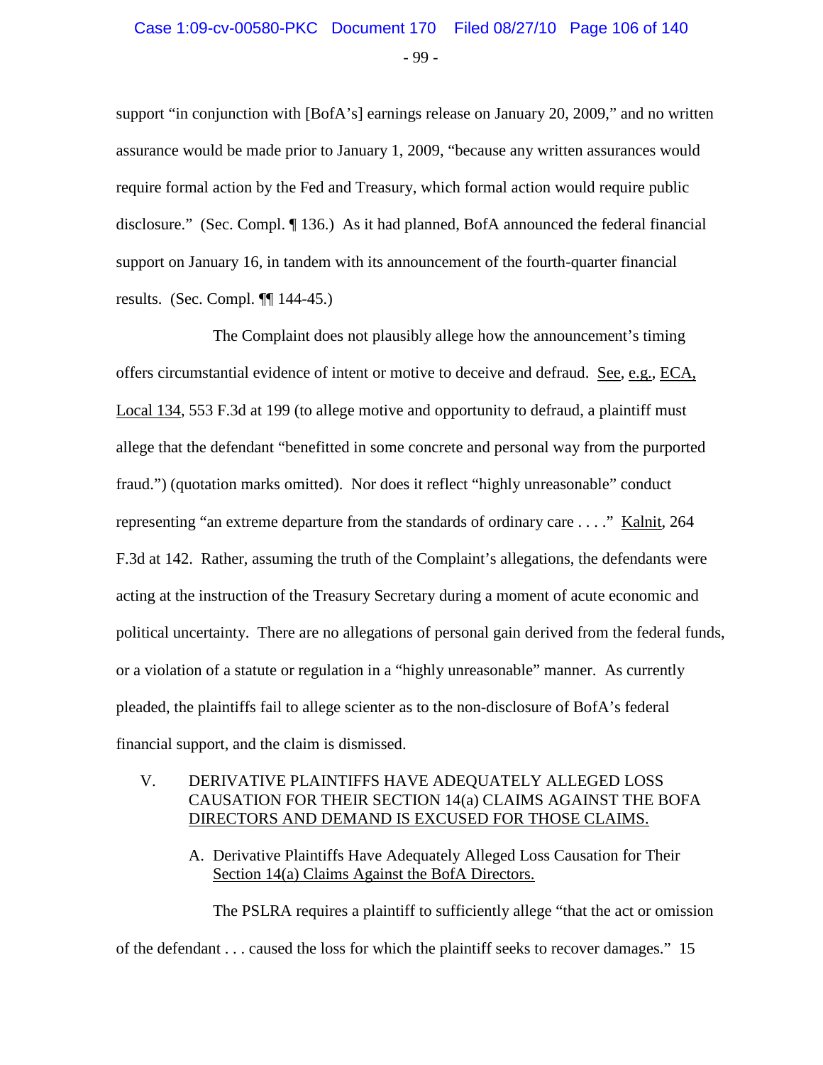support "in conjunction with [BofA's] earnings release on January 20, 2009," and no written assurance would be made prior to January 1, 2009, "because any written assurances would require formal action by the Fed and Treasury, which formal action would require public disclosure." (Sec. Compl. ¶ 136.) As it had planned, BofA announced the federal financial support on January 16, in tandem with its announcement of the fourth-quarter financial results. (Sec. Compl. ¶¶ 144-45.)

The Complaint does not plausibly allege how the announcement's timing offers circumstantial evidence of intent or motive to deceive and defraud. See, e.g., ECA, Local 134, 553 F.3d at 199 (to allege motive and opportunity to defraud, a plaintiff must allege that the defendant "benefitted in some concrete and personal way from the purported fraud.") (quotation marks omitted). Nor does it reflect "highly unreasonable" conduct representing "an extreme departure from the standards of ordinary care . . . ." Kalnit, 264 F.3d at 142. Rather, assuming the truth of the Complaint's allegations, the defendants were acting at the instruction of the Treasury Secretary during a moment of acute economic and political uncertainty. There are no allegations of personal gain derived from the federal funds, or a violation of a statute or regulation in a "highly unreasonable" manner. As currently pleaded, the plaintiffs fail to allege scienter as to the non-disclosure of BofA's federal financial support, and the claim is dismissed.

## V. DERIVATIVE PLAINTIFFS HAVE ADEQUATELY ALLEGED LOSS CAUSATION FOR THEIR SECTION 14(a) CLAIMS AGAINST THE BOFA DIRECTORS AND DEMAND IS EXCUSED FOR THOSE CLAIMS.

### A. Derivative Plaintiffs Have Adequately Alleged Loss Causation for Their Section 14(a) Claims Against the BofA Directors.

The PSLRA requires a plaintiff to sufficiently allege "that the act or omission of the defendant . . . caused the loss for which the plaintiff seeks to recover damages." 15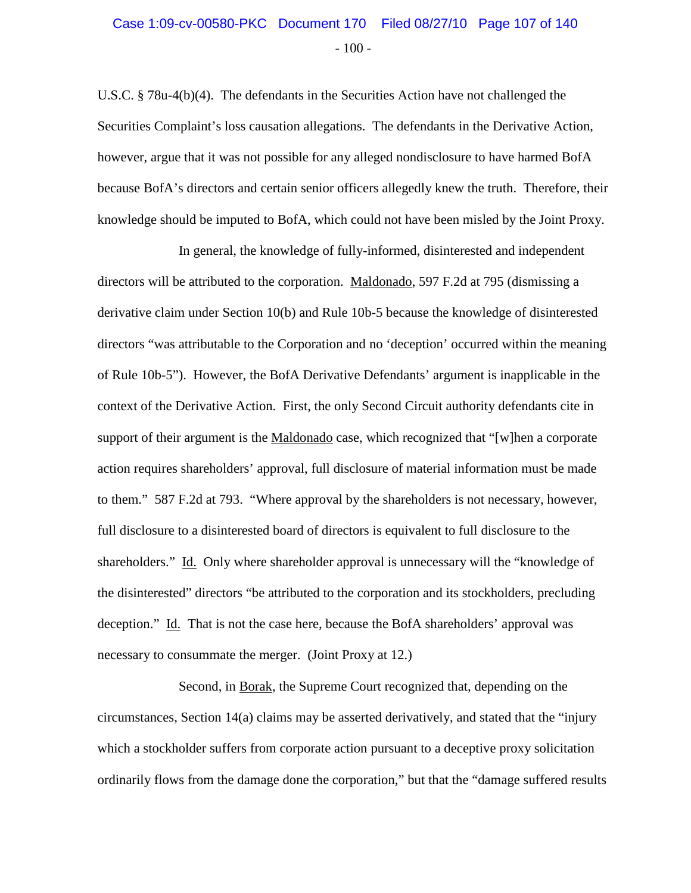U.S.C. § 78u-4(b)(4). The defendants in the Securities Action have not challenged the Securities Complaint's loss causation allegations. The defendants in the Derivative Action, however, argue that it was not possible for any alleged nondisclosure to have harmed BofA because BofA's directors and certain senior officers allegedly knew the truth. Therefore, their knowledge should be imputed to BofA, which could not have been misled by the Joint Proxy.

In general, the knowledge of fully-informed, disinterested and independent directors will be attributed to the corporation. Maldonado, 597 F.2d at 795 (dismissing a derivative claim under Section 10(b) and Rule 10b-5 because the knowledge of disinterested directors "was attributable to the Corporation and no 'deception' occurred within the meaning of Rule 10b-5"). However, the BofA Derivative Defendants' argument is inapplicable in the context of the Derivative Action. First, the only Second Circuit authority defendants cite in support of their argument is the Maldonado case, which recognized that "[w]hen a corporate action requires shareholders' approval, full disclosure of material information must be made to them." 587 F.2d at 793. "Where approval by the shareholders is not necessary, however, full disclosure to a disinterested board of directors is equivalent to full disclosure to the shareholders." Id. Only where shareholder approval is unnecessary will the "knowledge of the disinterested" directors "be attributed to the corporation and its stockholders, precluding deception." Id. That is not the case here, because the BofA shareholders' approval was necessary to consummate the merger. (Joint Proxy at 12.)

Second, in Borak, the Supreme Court recognized that, depending on the circumstances, Section 14(a) claims may be asserted derivatively, and stated that the "injury which a stockholder suffers from corporate action pursuant to a deceptive proxy solicitation ordinarily flows from the damage done the corporation," but that the "damage suffered results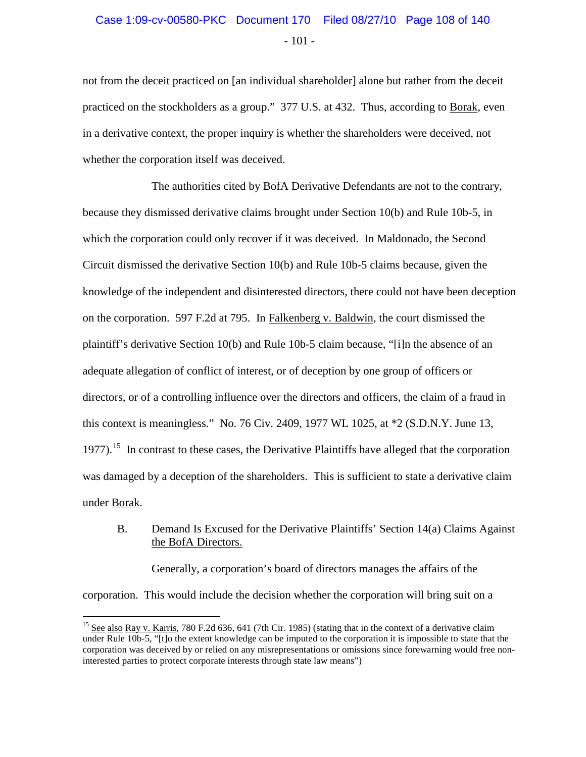not from the deceit practiced on [an individual shareholder] alone but rather from the deceit practiced on the stockholders as a group." 377 U.S. at 432. Thus, according to Borak, even in a derivative context, the proper inquiry is whether the shareholders were deceived, not whether the corporation itself was deceived.

The authorities cited by BofA Derivative Defendants are not to the contrary, because they dismissed derivative claims brought under Section 10(b) and Rule 10b-5, in which the corporation could only recover if it was deceived. In Maldonado, the Second Circuit dismissed the derivative Section 10(b) and Rule 10b-5 claims because, given the knowledge of the independent and disinterested directors, there could not have been deception on the corporation. 597 F.2d at 795. In Falkenberg v. Baldwin, the court dismissed the plaintiff's derivative Section 10(b) and Rule 10b-5 claim because, "[i]n the absence of an adequate allegation of conflict of interest, or of deception by one group of officers or directors, or of a controlling influence over the directors and officers, the claim of a fraud in this context is meaningless." No. 76 Civ. 2409, 1977 WL 1025, at *2 (S.D.N.Y. June 13, 1977).[15] In contrast to these cases, the Derivative Plaintiffs have alleged that the corporation was damaged by a deception of the shareholders. This is sufficient to state a derivative claim under Borak.

### B. Demand Is Excused for the Derivative Plaintiffs' Section 14(a) Claims Against the BofA Directors.

Generally, a corporation's board of directors manages the affairs of the corporation. This would include the decision whether the corporation will bring suit on a

---

[15] See also Ray v. Karris, 780 F.2d 636, 641 (7th Cir. 1985) (stating that in the context of a derivative claim under Rule 10b-5, "[t]o the extent knowledge can be imputed to the corporation it is impossible to state that the corporation was deceived by or relied on any misrepresentations or omissions since forewarning would free non-interested parties to protect corporate interests through state law means")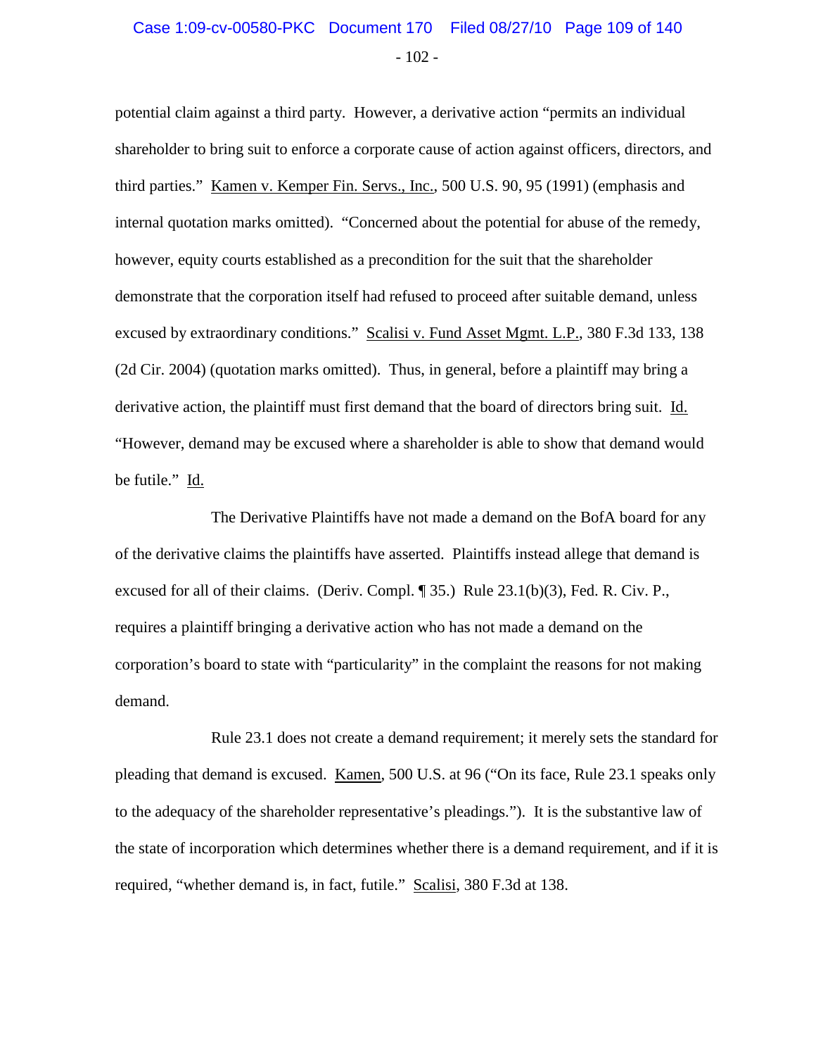potential claim against a third party. However, a derivative action "permits an individual shareholder to bring suit to enforce a corporate cause of action against officers, directors, and third parties." Kamen v. Kemper Fin. Servs., Inc., 500 U.S. 90, 95 (1991) (emphasis and internal quotation marks omitted). "Concerned about the potential for abuse of the remedy, however, equity courts established as a precondition for the suit that the shareholder demonstrate that the corporation itself had refused to proceed after suitable demand, unless excused by extraordinary conditions." Scalisi v. Fund Asset Mgmt. L.P., 380 F.3d 133, 138 (2d Cir. 2004) (quotation marks omitted). Thus, in general, before a plaintiff may bring a derivative action, the plaintiff must first demand that the board of directors bring suit. Id. "However, demand may be excused where a shareholder is able to show that demand would be futile." Id.

The Derivative Plaintiffs have not made a demand on the BofA board for any of the derivative claims the plaintiffs have asserted. Plaintiffs instead allege that demand is excused for all of their claims. (Deriv. Compl. ¶ 35.) Rule 23.1(b)(3), Fed. R. Civ. P., requires a plaintiff bringing a derivative action who has not made a demand on the corporation's board to state with "particularity" in the complaint the reasons for not making demand.

Rule 23.1 does not create a demand requirement; it merely sets the standard for pleading that demand is excused. Kamen, 500 U.S. at 96 ("On its face, Rule 23.1 speaks only to the adequacy of the shareholder representative's pleadings."). It is the substantive law of the state of incorporation which determines whether there is a demand requirement, and if it is required, "whether demand is, in fact, futile." Scalisi, 380 F.3d at 138.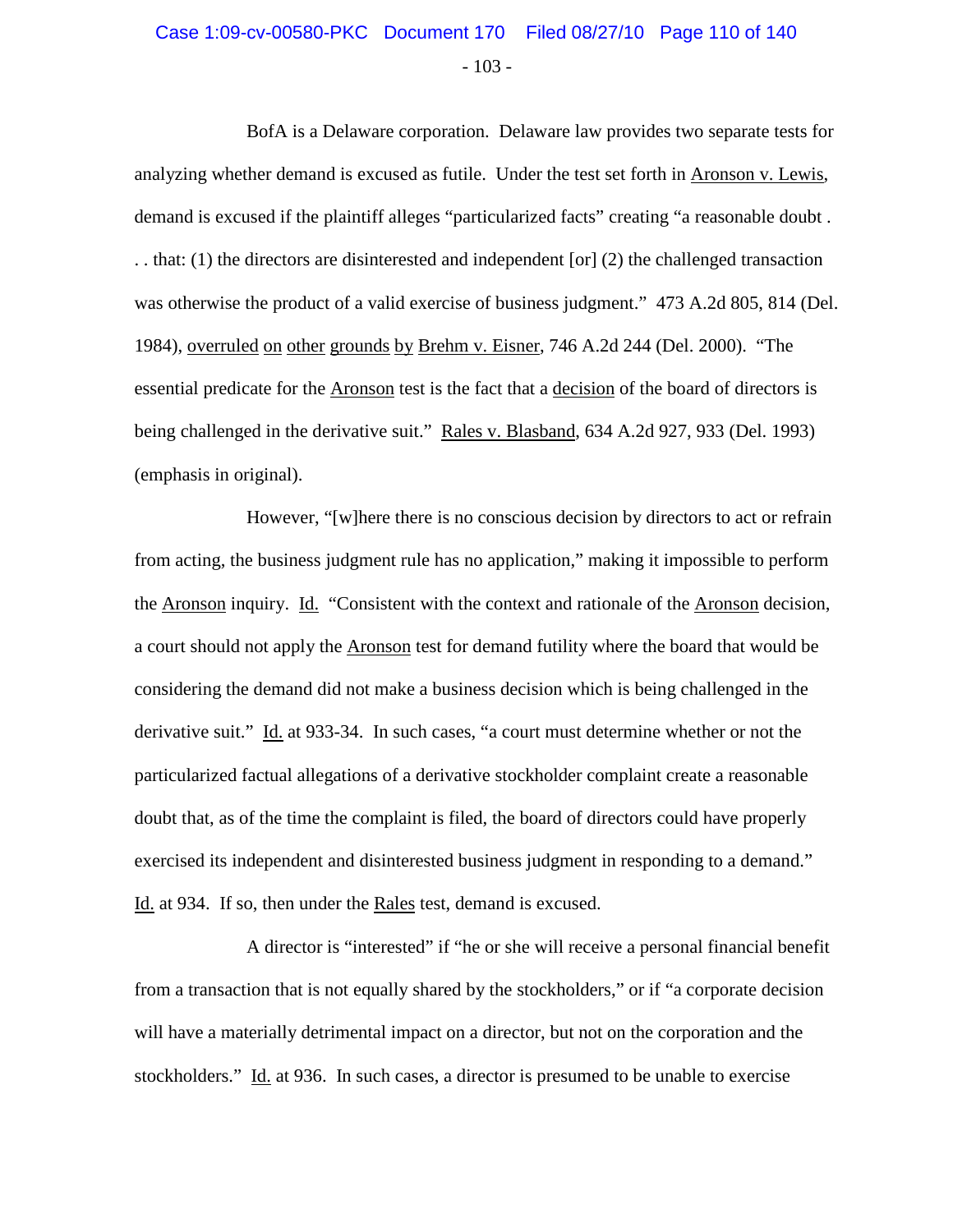BofA is a Delaware corporation. Delaware law provides two separate tests for analyzing whether demand is excused as futile. Under the test set forth in Aronson v. Lewis, demand is excused if the plaintiff alleges "particularized facts" creating "a reasonable doubt . . . that: (1) the directors are disinterested and independent [or] (2) the challenged transaction was otherwise the product of a valid exercise of business judgment." 473 A.2d 805, 814 (Del. 1984), overruled on other grounds by Brehm v. Eisner, 746 A.2d 244 (Del. 2000). "The essential predicate for the Aronson test is the fact that a decision of the board of directors is being challenged in the derivative suit." Rales v. Blasband, 634 A.2d 927, 933 (Del. 1993) (emphasis in original).

However, "[w]here there is no conscious decision by directors to act or refrain from acting, the business judgment rule has no application," making it impossible to perform the Aronson inquiry. Id. "Consistent with the context and rationale of the Aronson decision, a court should not apply the Aronson test for demand futility where the board that would be considering the demand did not make a business decision which is being challenged in the derivative suit." Id. at 933-34. In such cases, "a court must determine whether or not the particularized factual allegations of a derivative stockholder complaint create a reasonable doubt that, as of the time the complaint is filed, the board of directors could have properly exercised its independent and disinterested business judgment in responding to a demand." Id. at 934. If so, then under the Rales test, demand is excused.

A director is "interested" if "he or she will receive a personal financial benefit from a transaction that is not equally shared by the stockholders," or if "a corporate decision will have a materially detrimental impact on a director, but not on the corporation and the stockholders." Id. at 936. In such cases, a director is presumed to be unable to exercise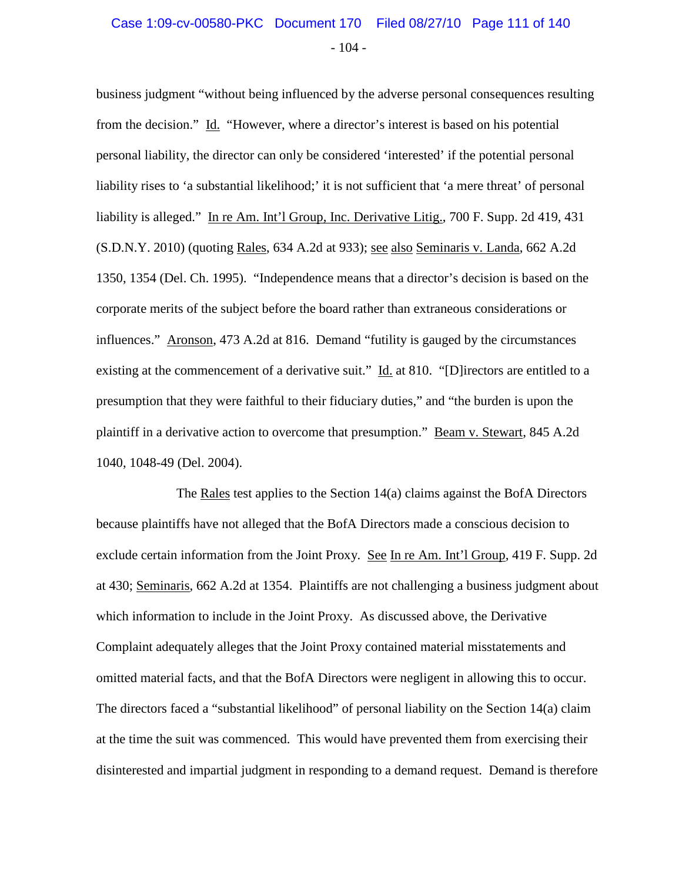business judgment "without being influenced by the adverse personal consequences resulting from the decision." Id. "However, where a director's interest is based on his potential personal liability, the director can only be considered 'interested' if the potential personal liability rises to 'a substantial likelihood;' it is not sufficient that 'a mere threat' of personal liability is alleged." In re Am. Int'l Group, Inc. Derivative Litig., 700 F. Supp. 2d 419, 431 (S.D.N.Y. 2010) (quoting Rales, 634 A.2d at 933); see also Seminaris v. Landa, 662 A.2d 1350, 1354 (Del. Ch. 1995). "Independence means that a director's decision is based on the corporate merits of the subject before the board rather than extraneous considerations or influences." Aronson, 473 A.2d at 816. Demand "futility is gauged by the circumstances existing at the commencement of a derivative suit." Id. at 810. "[D]irectors are entitled to a presumption that they were faithful to their fiduciary duties," and "the burden is upon the plaintiff in a derivative action to overcome that presumption." Beam v. Stewart, 845 A.2d 1040, 1048-49 (Del. 2004).

The Rales test applies to the Section 14(a) claims against the BofA Directors because plaintiffs have not alleged that the BofA Directors made a conscious decision to exclude certain information from the Joint Proxy. See In re Am. Int'l Group, 419 F. Supp. 2d at 430; Seminaris, 662 A.2d at 1354. Plaintiffs are not challenging a business judgment about which information to include in the Joint Proxy. As discussed above, the Derivative Complaint adequately alleges that the Joint Proxy contained material misstatements and omitted material facts, and that the BofA Directors were negligent in allowing this to occur. The directors faced a "substantial likelihood" of personal liability on the Section 14(a) claim at the time the suit was commenced. This would have prevented them from exercising their disinterested and impartial judgment in responding to a demand request. Demand is therefore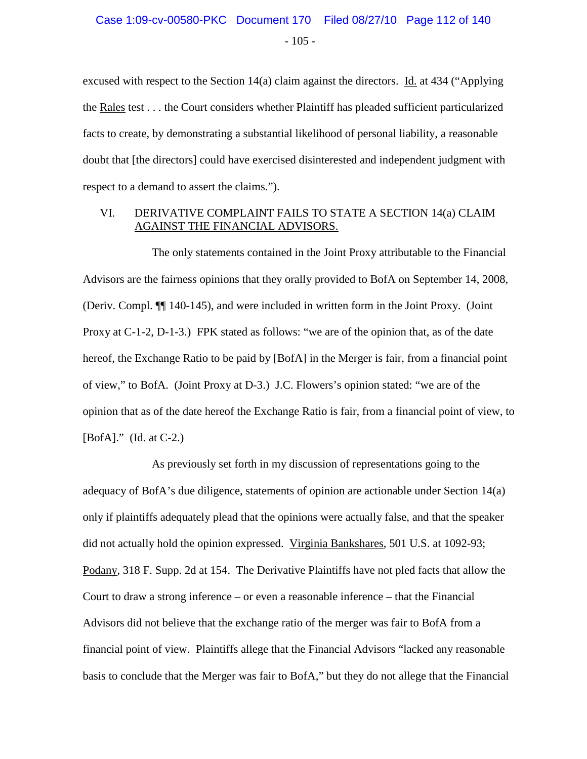excused with respect to the Section 14(a) claim against the directors. Id. at 434 ("Applying the Rales test . . . the Court considers whether Plaintiff has pleaded sufficient particularized facts to create, by demonstrating a substantial likelihood of personal liability, a reasonable doubt that [the directors] could have exercised disinterested and independent judgment with respect to a demand to assert the claims.").

## VI. DERIVATIVE COMPLAINT FAILS TO STATE A SECTION 14(a) CLAIM AGAINST THE FINANCIAL ADVISORS.

The only statements contained in the Joint Proxy attributable to the Financial Advisors are the fairness opinions that they orally provided to BofA on September 14, 2008, (Deriv. Compl. ¶¶ 140-145), and were included in written form in the Joint Proxy. (Joint Proxy at C-1-2, D-1-3.) FPK stated as follows: "we are of the opinion that, as of the date hereof, the Exchange Ratio to be paid by [BofA] in the Merger is fair, from a financial point of view," to BofA. (Joint Proxy at D-3.) J.C. Flowers's opinion stated: "we are of the opinion that as of the date hereof the Exchange Ratio is fair, from a financial point of view, to [BofA]." (Id. at C-2.)

As previously set forth in my discussion of representations going to the adequacy of BofA's due diligence, statements of opinion are actionable under Section 14(a) only if plaintiffs adequately plead that the opinions were actually false, and that the speaker did not actually hold the opinion expressed. Virginia Bankshares, 501 U.S. at 1092-93; Podany, 318 F. Supp. 2d at 154. The Derivative Plaintiffs have not pled facts that allow the Court to draw a strong inference – or even a reasonable inference – that the Financial Advisors did not believe that the exchange ratio of the merger was fair to BofA from a financial point of view. Plaintiffs allege that the Financial Advisors "lacked any reasonable basis to conclude that the Merger was fair to BofA," but they do not allege that the Financial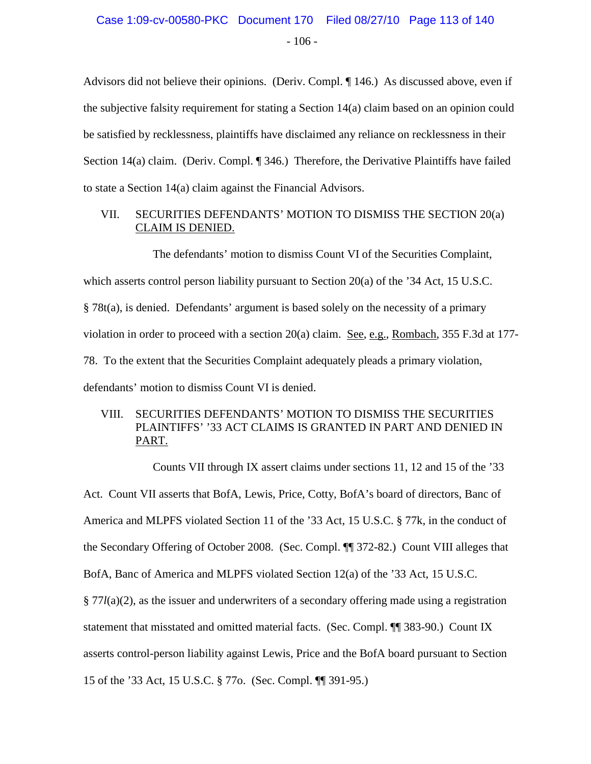Advisors did not believe their opinions. (Deriv. Compl. ¶ 146.) As discussed above, even if the subjective falsity requirement for stating a Section 14(a) claim based on an opinion could be satisfied by recklessness, plaintiffs have disclaimed any reliance on recklessness in their Section 14(a) claim. (Deriv. Compl. ¶ 346.) Therefore, the Derivative Plaintiffs have failed to state a Section 14(a) claim against the Financial Advisors.

## VII. SECURITIES DEFENDANTS' MOTION TO DISMISS THE SECTION 20(a) CLAIM IS DENIED.

The defendants' motion to dismiss Count VI of the Securities Complaint, which asserts control person liability pursuant to Section 20(a) of the '34 Act, 15 U.S.C. § 78t(a), is denied. Defendants' argument is based solely on the necessity of a primary violation in order to proceed with a section 20(a) claim. See, e.g., Rombach, 355 F.3d at 177-78. To the extent that the Securities Complaint adequately pleads a primary violation, defendants' motion to dismiss Count VI is denied.

## VIII. SECURITIES DEFENDANTS' MOTION TO DISMISS THE SECURITIES PLAINTIFFS' '33 ACT CLAIMS IS GRANTED IN PART AND DENIED IN PART.

Counts VII through IX assert claims under sections 11, 12 and 15 of the '33 Act. Count VII asserts that BofA, Lewis, Price, Cotty, BofA's board of directors, Banc of America and MLPFS violated Section 11 of the '33 Act, 15 U.S.C. § 77k, in the conduct of the Secondary Offering of October 2008. (Sec. Compl. ¶¶ 372-82.) Count VIII alleges that BofA, Banc of America and MLPFS violated Section 12(a) of the '33 Act, 15 U.S.C. § 77*l*(a)(2), as the issuer and underwriters of a secondary offering made using a registration statement that misstated and omitted material facts. (Sec. Compl. ¶¶ 383-90.) Count IX asserts control-person liability against Lewis, Price and the BofA board pursuant to Section 15 of the '33 Act, 15 U.S.C. § 77o. (Sec. Compl. ¶¶ 391-95.)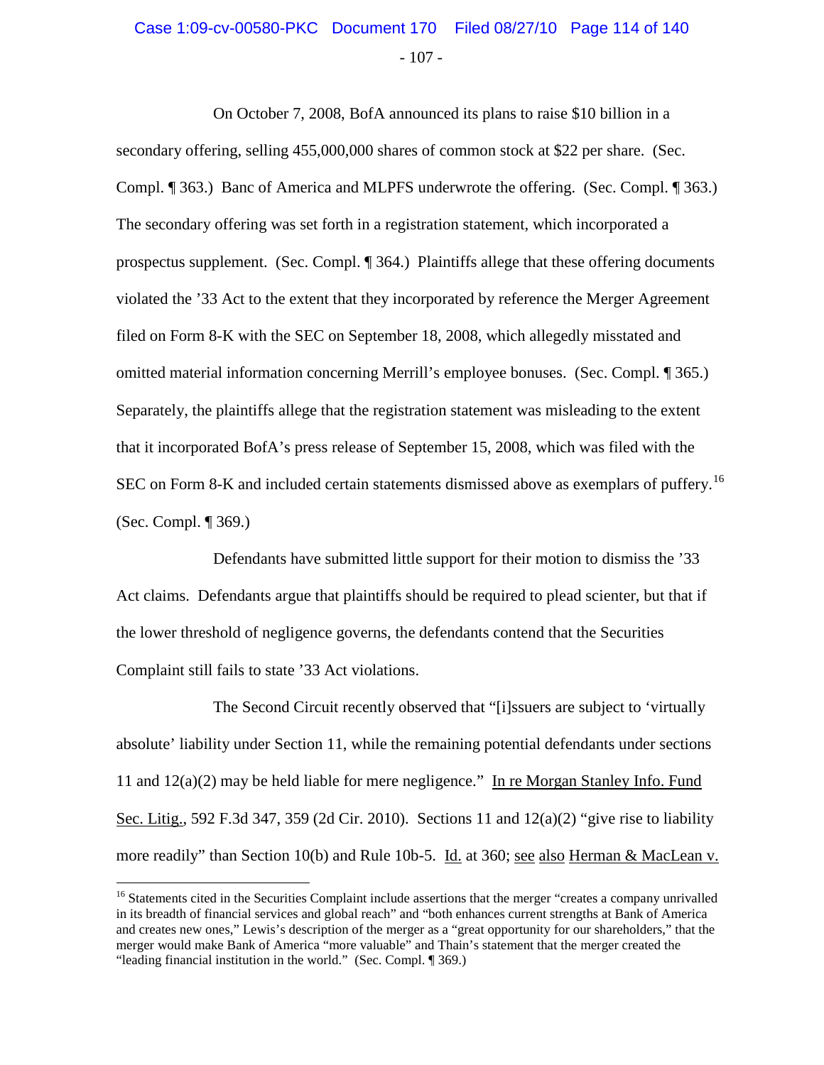On October 7, 2008, BofA announced its plans to raise $10 billion in a secondary offering, selling 455,000,000 shares of common stock at $22 per share. (Sec. Compl. ¶ 363.) Banc of America and MLPFS underwrote the offering. (Sec. Compl. ¶ 363.) The secondary offering was set forth in a registration statement, which incorporated a prospectus supplement. (Sec. Compl. ¶ 364.) Plaintiffs allege that these offering documents violated the '33 Act to the extent that they incorporated by reference the Merger Agreement filed on Form 8-K with the SEC on September 18, 2008, which allegedly misstated and omitted material information concerning Merrill's employee bonuses. (Sec. Compl. ¶ 365.) Separately, the plaintiffs allege that the registration statement was misleading to the extent that it incorporated BofA's press release of September 15, 2008, which was filed with the SEC on Form 8-K and included certain statements dismissed above as exemplars of puffery.[16] (Sec. Compl. ¶ 369.)

Defendants have submitted little support for their motion to dismiss the '33 Act claims. Defendants argue that plaintiffs should be required to plead scienter, but that if the lower threshold of negligence governs, the defendants contend that the Securities Complaint still fails to state '33 Act violations.

The Second Circuit recently observed that "[i]ssuers are subject to 'virtually absolute' liability under Section 11, while the remaining potential defendants under sections 11 and 12(a)(2) may be held liable for mere negligence." In re Morgan Stanley Info. Fund Sec. Litig., 592 F.3d 347, 359 (2d Cir. 2010). Sections 11 and 12(a)(2) "give rise to liability more readily" than Section 10(b) and Rule 10b-5. Id. at 360; see also Herman & MacLean v.

---

[16] Statements cited in the Securities Complaint include assertions that the merger "creates a company unrivalled in its breadth of financial services and global reach" and "both enhances current strengths at Bank of America and creates new ones," Lewis's description of the merger as a "great opportunity for our shareholders," that the merger would make Bank of America "more valuable" and Thain's statement that the merger created the "leading financial institution in the world." (Sec. Compl. ¶ 369.)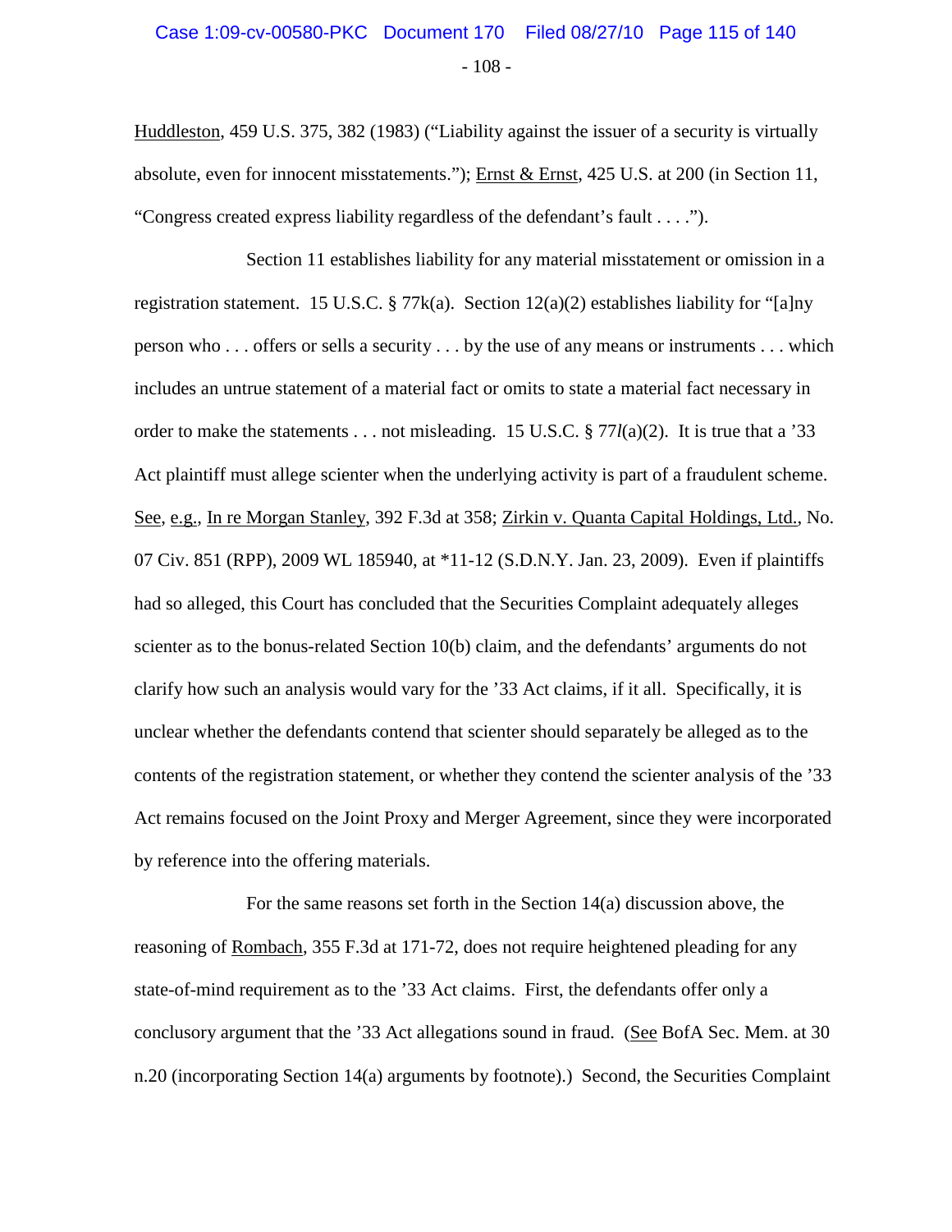Huddleston, 459 U.S. 375, 382 (1983) ("Liability against the issuer of a security is virtually absolute, even for innocent misstatements."); Ernst & Ernst, 425 U.S. at 200 (in Section 11, "Congress created express liability regardless of the defendant's fault . . . .").

Section 11 establishes liability for any material misstatement or omission in a registration statement. 15 U.S.C. § 77k(a). Section 12(a)(2) establishes liability for "[a]ny person who . . . offers or sells a security . . . by the use of any means or instruments . . . which includes an untrue statement of a material fact or omits to state a material fact necessary in order to make the statements . . . not misleading. 15 U.S.C. § 77*l*(a)(2). It is true that a '33 Act plaintiff must allege scienter when the underlying activity is part of a fraudulent scheme. See, e.g., In re Morgan Stanley, 392 F.3d at 358; Zirkin v. Quanta Capital Holdings, Ltd., No. 07 Civ. 851 (RPP), 2009 WL 185940, at *11-12 (S.D.N.Y. Jan. 23, 2009). Even if plaintiffs had so alleged, this Court has concluded that the Securities Complaint adequately alleges scienter as to the bonus-related Section 10(b) claim, and the defendants' arguments do not clarify how such an analysis would vary for the '33 Act claims, if it all. Specifically, it is unclear whether the defendants contend that scienter should separately be alleged as to the contents of the registration statement, or whether they contend the scienter analysis of the '33 Act remains focused on the Joint Proxy and Merger Agreement, since they were incorporated by reference into the offering materials.

For the same reasons set forth in the Section 14(a) discussion above, the reasoning of Rombach, 355 F.3d at 171-72, does not require heightened pleading for any state-of-mind requirement as to the '33 Act claims. First, the defendants offer only a conclusory argument that the '33 Act allegations sound in fraud. (See BofA Sec. Mem. at 30 n.20 (incorporating Section 14(a) arguments by footnote).) Second, the Securities Complaint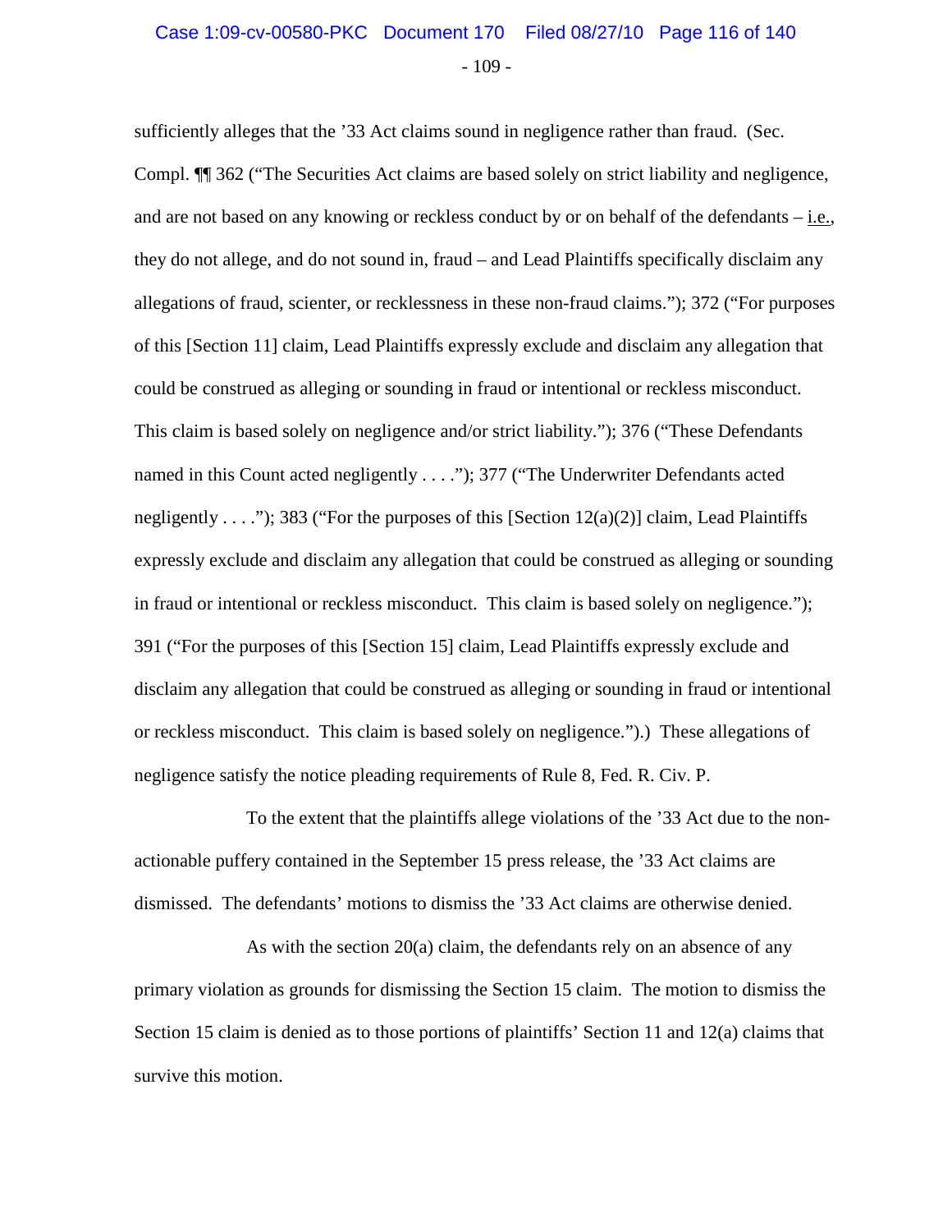sufficiently alleges that the '33 Act claims sound in negligence rather than fraud. (Sec. Compl. ¶¶ 362 ("The Securities Act claims are based solely on strict liability and negligence, and are not based on any knowing or reckless conduct by or on behalf of the defendants – i.e., they do not allege, and do not sound in, fraud – and Lead Plaintiffs specifically disclaim any allegations of fraud, scienter, or recklessness in these non-fraud claims."); 372 ("For purposes of this [Section 11] claim, Lead Plaintiffs expressly exclude and disclaim any allegation that could be construed as alleging or sounding in fraud or intentional or reckless misconduct. This claim is based solely on negligence and/or strict liability."); 376 ("These Defendants named in this Count acted negligently . . . ."); 377 ("The Underwriter Defendants acted negligently . . . ."); 383 ("For the purposes of this [Section 12(a)(2)] claim, Lead Plaintiffs expressly exclude and disclaim any allegation that could be construed as alleging or sounding in fraud or intentional or reckless misconduct. This claim is based solely on negligence."); 391 ("For the purposes of this [Section 15] claim, Lead Plaintiffs expressly exclude and disclaim any allegation that could be construed as alleging or sounding in fraud or intentional or reckless misconduct. This claim is based solely on negligence.").) These allegations of negligence satisfy the notice pleading requirements of Rule 8, Fed. R. Civ. P.

To the extent that the plaintiffs allege violations of the '33 Act due to the non-actionable puffery contained in the September 15 press release, the '33 Act claims are dismissed. The defendants' motions to dismiss the '33 Act claims are otherwise denied.

As with the section 20(a) claim, the defendants rely on an absence of any primary violation as grounds for dismissing the Section 15 claim. The motion to dismiss the Section 15 claim is denied as to those portions of plaintiffs' Section 11 and 12(a) claims that survive this motion.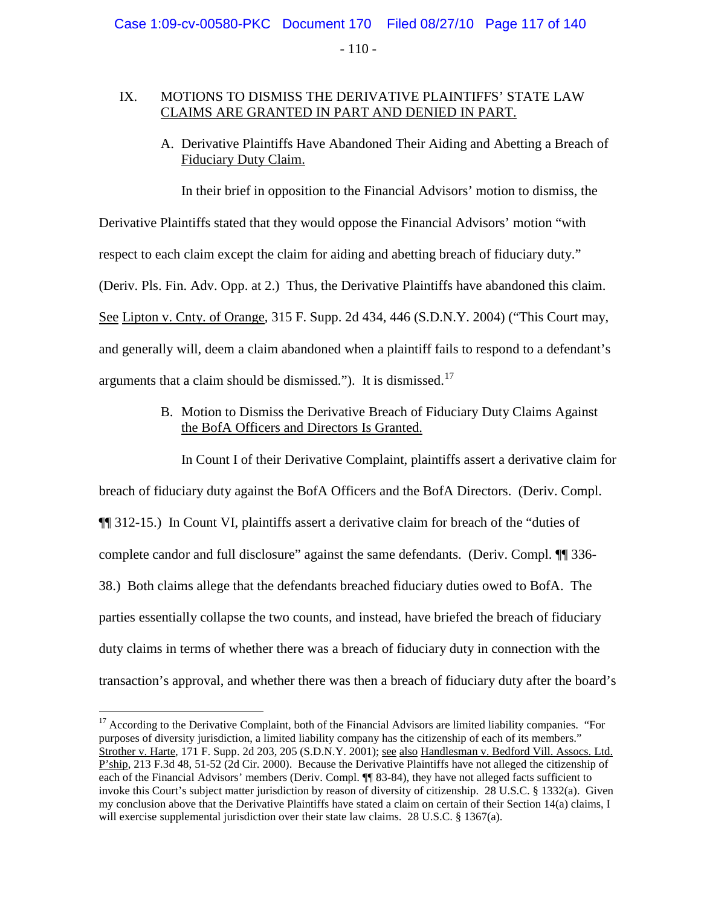## IX. MOTIONS TO DISMISS THE DERIVATIVE PLAINTIFFS' STATE LAW CLAIMS ARE GRANTED IN PART AND DENIED IN PART.

### A. Derivative Plaintiffs Have Abandoned Their Aiding and Abetting a Breach of Fiduciary Duty Claim.

In their brief in opposition to the Financial Advisors' motion to dismiss, the Derivative Plaintiffs stated that they would oppose the Financial Advisors' motion "with respect to each claim except the claim for aiding and abetting breach of fiduciary duty." (Deriv. Pls. Fin. Adv. Opp. at 2.) Thus, the Derivative Plaintiffs have abandoned this claim. See Lipton v. Cnty. of Orange, 315 F. Supp. 2d 434, 446 (S.D.N.Y. 2004) ("This Court may, and generally will, deem a claim abandoned when a plaintiff fails to respond to a defendant's arguments that a claim should be dismissed."). It is dismissed.[17]

### B. Motion to Dismiss the Derivative Breach of Fiduciary Duty Claims Against the BofA Officers and Directors Is Granted.

In Count I of their Derivative Complaint, plaintiffs assert a derivative claim for breach of fiduciary duty against the BofA Officers and the BofA Directors. (Deriv. Compl. ¶¶ 312-15.) In Count VI, plaintiffs assert a derivative claim for breach of the "duties of complete candor and full disclosure" against the same defendants. (Deriv. Compl. ¶¶ 336-38.) Both claims allege that the defendants breached fiduciary duties owed to BofA. The parties essentially collapse the two counts, and instead, have briefed the breach of fiduciary duty claims in terms of whether there was a breach of fiduciary duty in connection with the transaction's approval, and whether there was then a breach of fiduciary duty after the board's

---

[17] According to the Derivative Complaint, both of the Financial Advisors are limited liability companies. "For purposes of diversity jurisdiction, a limited liability company has the citizenship of each of its members." Strother v. Harte, 171 F. Supp. 2d 203, 205 (S.D.N.Y. 2001); see also Handlesman v. Bedford Vill. Assocs. Ltd. P'ship, 213 F.3d 48, 51-52 (2d Cir. 2000). Because the Derivative Plaintiffs have not alleged the citizenship of each of the Financial Advisors' members (Deriv. Compl. ¶¶ 83-84), they have not alleged facts sufficient to invoke this Court's subject matter jurisdiction by reason of diversity of citizenship. 28 U.S.C. § 1332(a). Given my conclusion above that the Derivative Plaintiffs have stated a claim on certain of their Section 14(a) claims, I will exercise supplemental jurisdiction over their state law claims. 28 U.S.C. § 1367(a).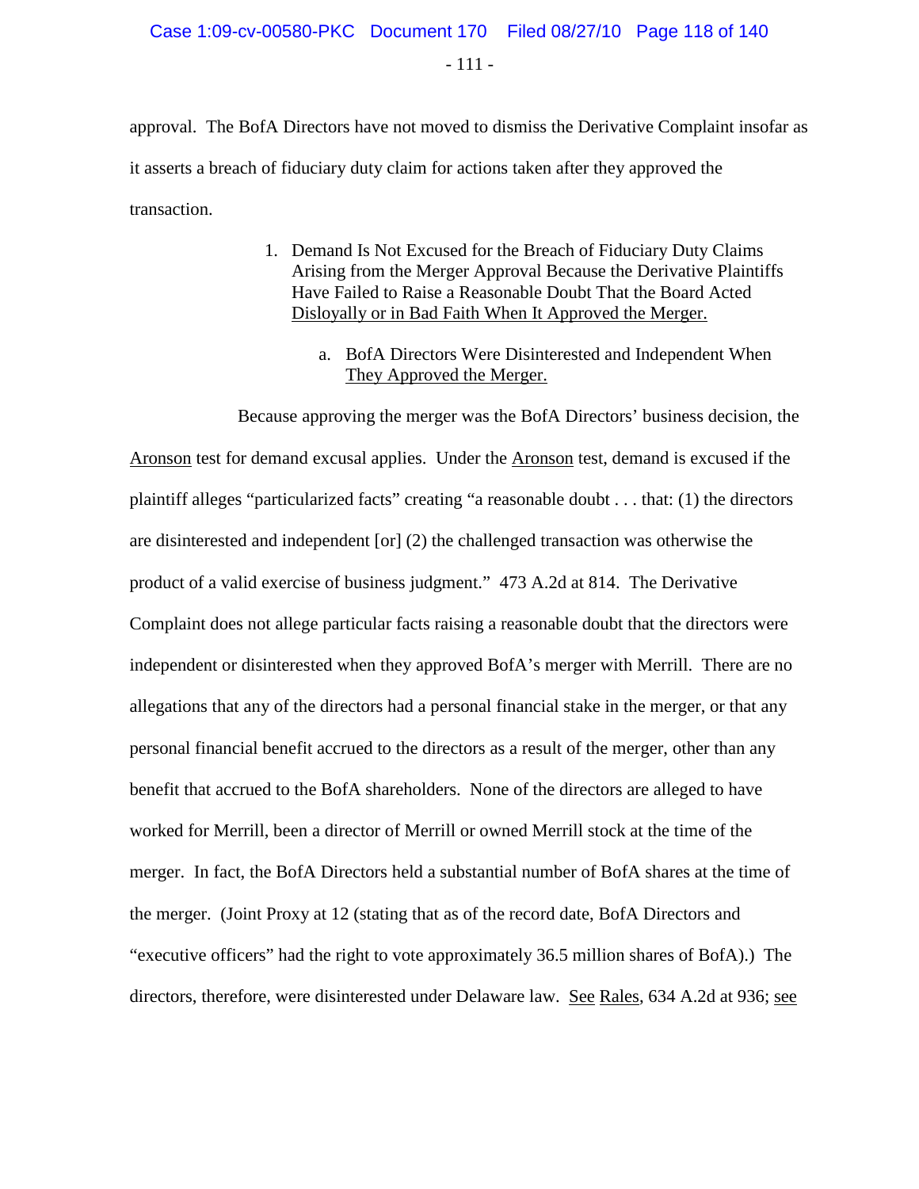approval. The BofA Directors have not moved to dismiss the Derivative Complaint insofar as it asserts a breach of fiduciary duty claim for actions taken after they approved the transaction.

1. Demand Is Not Excused for the Breach of Fiduciary Duty Claims Arising from the Merger Approval Because the Derivative Plaintiffs Have Failed to Raise a Reasonable Doubt That the Board Acted Disloyally or in Bad Faith When It Approved the Merger.

   a. BofA Directors Were Disinterested and Independent When They Approved the Merger.

Because approving the merger was the BofA Directors' business decision, the Aronson test for demand excusal applies. Under the Aronson test, demand is excused if the plaintiff alleges "particularized facts" creating "a reasonable doubt . . . that: (1) the directors are disinterested and independent [or] (2) the challenged transaction was otherwise the product of a valid exercise of business judgment." 473 A.2d at 814. The Derivative Complaint does not allege particular facts raising a reasonable doubt that the directors were independent or disinterested when they approved BofA's merger with Merrill. There are no allegations that any of the directors had a personal financial stake in the merger, or that any personal financial benefit accrued to the directors as a result of the merger, other than any benefit that accrued to the BofA shareholders. None of the directors are alleged to have worked for Merrill, been a director of Merrill or owned Merrill stock at the time of the merger. In fact, the BofA Directors held a substantial number of BofA shares at the time of the merger. (Joint Proxy at 12 (stating that as of the record date, BofA Directors and "executive officers" had the right to vote approximately 36.5 million shares of BofA).) The directors, therefore, were disinterested under Delaware law. See Rales, 634 A.2d at 936; see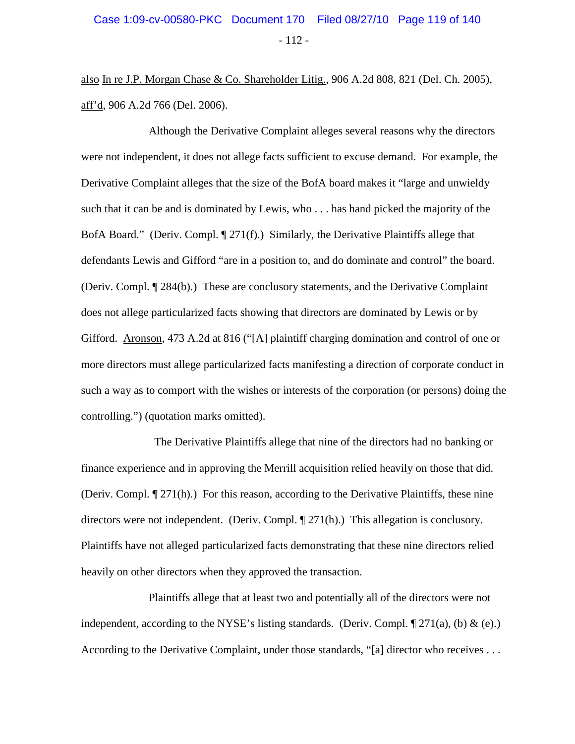also In re J.P. Morgan Chase & Co. Shareholder Litig., 906 A.2d 808, 821 (Del. Ch. 2005), aff'd, 906 A.2d 766 (Del. 2006).

Although the Derivative Complaint alleges several reasons why the directors were not independent, it does not allege facts sufficient to excuse demand. For example, the Derivative Complaint alleges that the size of the BofA board makes it "large and unwieldy such that it can be and is dominated by Lewis, who . . . has hand picked the majority of the BofA Board." (Deriv. Compl. ¶ 271(f).) Similarly, the Derivative Plaintiffs allege that defendants Lewis and Gifford "are in a position to, and do dominate and control" the board. (Deriv. Compl. ¶ 284(b).) These are conclusory statements, and the Derivative Complaint does not allege particularized facts showing that directors are dominated by Lewis or by Gifford. Aronson, 473 A.2d at 816 ("[A] plaintiff charging domination and control of one or more directors must allege particularized facts manifesting a direction of corporate conduct in such a way as to comport with the wishes or interests of the corporation (or persons) doing the controlling.") (quotation marks omitted).

The Derivative Plaintiffs allege that nine of the directors had no banking or finance experience and in approving the Merrill acquisition relied heavily on those that did. (Deriv. Compl. ¶ 271(h).) For this reason, according to the Derivative Plaintiffs, these nine directors were not independent. (Deriv. Compl. ¶ 271(h).) This allegation is conclusory. Plaintiffs have not alleged particularized facts demonstrating that these nine directors relied heavily on other directors when they approved the transaction.

Plaintiffs allege that at least two and potentially all of the directors were not independent, according to the NYSE's listing standards. (Deriv. Compl. ¶ 271(a), (b) & (e).) According to the Derivative Complaint, under those standards, "[a] director who receives . . .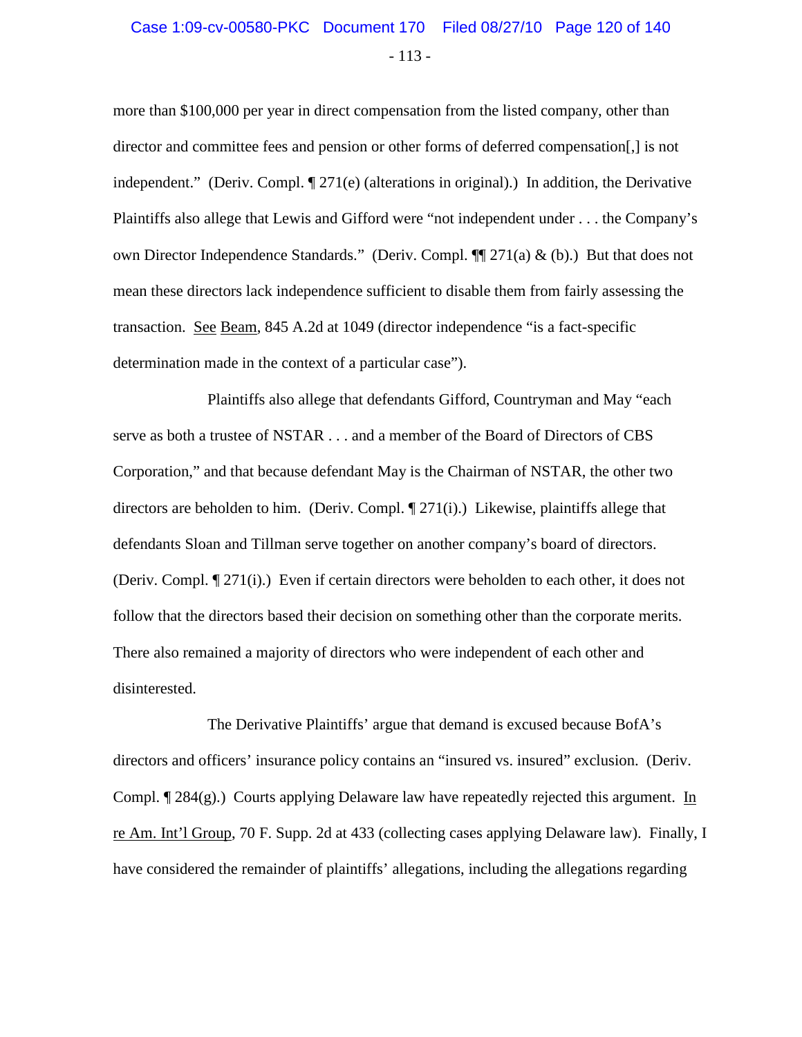more than $100,000 per year in direct compensation from the listed company, other than director and committee fees and pension or other forms of deferred compensation[,] is not independent." (Deriv. Compl. ¶ 271(e) (alterations in original).) In addition, the Derivative Plaintiffs also allege that Lewis and Gifford were "not independent under . . . the Company's own Director Independence Standards." (Deriv. Compl. ¶¶ 271(a) & (b).) But that does not mean these directors lack independence sufficient to disable them from fairly assessing the transaction. See Beam, 845 A.2d at 1049 (director independence "is a fact-specific determination made in the context of a particular case").

Plaintiffs also allege that defendants Gifford, Countryman and May "each serve as both a trustee of NSTAR . . . and a member of the Board of Directors of CBS Corporation," and that because defendant May is the Chairman of NSTAR, the other two directors are beholden to him. (Deriv. Compl. ¶ 271(i).) Likewise, plaintiffs allege that defendants Sloan and Tillman serve together on another company's board of directors. (Deriv. Compl. ¶ 271(i).) Even if certain directors were beholden to each other, it does not follow that the directors based their decision on something other than the corporate merits. There also remained a majority of directors who were independent of each other and disinterested.

The Derivative Plaintiffs' argue that demand is excused because BofA's directors and officers' insurance policy contains an "insured vs. insured" exclusion. (Deriv. Compl. ¶ 284(g).) Courts applying Delaware law have repeatedly rejected this argument. In re Am. Int'l Group, 70 F. Supp. 2d at 433 (collecting cases applying Delaware law). Finally, I have considered the remainder of plaintiffs' allegations, including the allegations regarding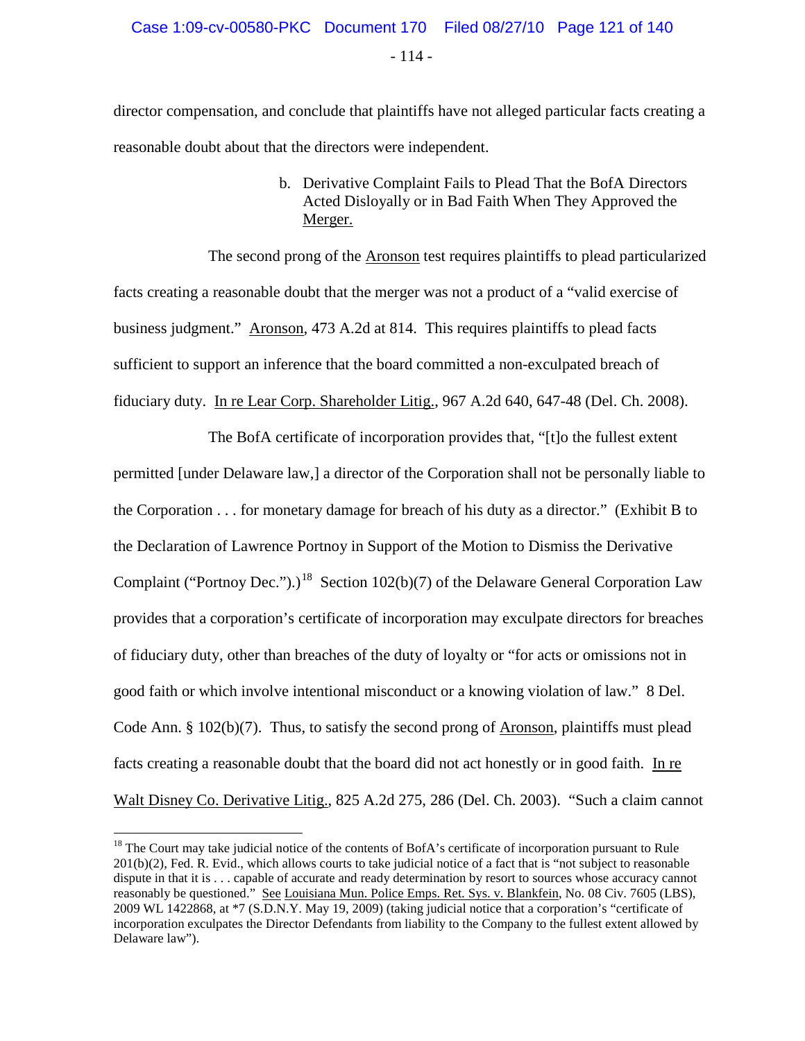director compensation, and conclude that plaintiffs have not alleged particular facts creating a reasonable doubt about that the directors were independent.

b. Derivative Complaint Fails to Plead That the BofA Directors Acted Disloyally or in Bad Faith When They Approved the Merger.

The second prong of the Aronson test requires plaintiffs to plead particularized facts creating a reasonable doubt that the merger was not a product of a "valid exercise of business judgment." Aronson, 473 A.2d at 814. This requires plaintiffs to plead facts sufficient to support an inference that the board committed a non-exculpated breach of fiduciary duty. In re Lear Corp. Shareholder Litig., 967 A.2d 640, 647-48 (Del. Ch. 2008).

The BofA certificate of incorporation provides that, "[t]o the fullest extent permitted [under Delaware law,] a director of the Corporation shall not be personally liable to the Corporation . . . for monetary damage for breach of his duty as a director." (Exhibit B to the Declaration of Lawrence Portnoy in Support of the Motion to Dismiss the Derivative Complaint ("Portnoy Dec.").)[18] Section 102(b)(7) of the Delaware General Corporation Law provides that a corporation's certificate of incorporation may exculpate directors for breaches of fiduciary duty, other than breaches of the duty of loyalty or "for acts or omissions not in good faith or which involve intentional misconduct or a knowing violation of law." 8 Del. Code Ann. § 102(b)(7). Thus, to satisfy the second prong of Aronson, plaintiffs must plead facts creating a reasonable doubt that the board did not act honestly or in good faith. In re Walt Disney Co. Derivative Litig., 825 A.2d 275, 286 (Del. Ch. 2003). "Such a claim cannot

[18] The Court may take judicial notice of the contents of BofA's certificate of incorporation pursuant to Rule 201(b)(2), Fed. R. Evid., which allows courts to take judicial notice of a fact that is "not subject to reasonable dispute in that it is . . . capable of accurate and ready determination by resort to sources whose accuracy cannot reasonably be questioned." See Louisiana Mun. Police Emps. Ret. Sys. v. Blankfein, No. 08 Civ. 7605 (LBS), 2009 WL 1422868, at *7 (S.D.N.Y. May 19, 2009) (taking judicial notice that a corporation's "certificate of incorporation exculpates the Director Defendants from liability to the Company to the fullest extent allowed by Delaware law").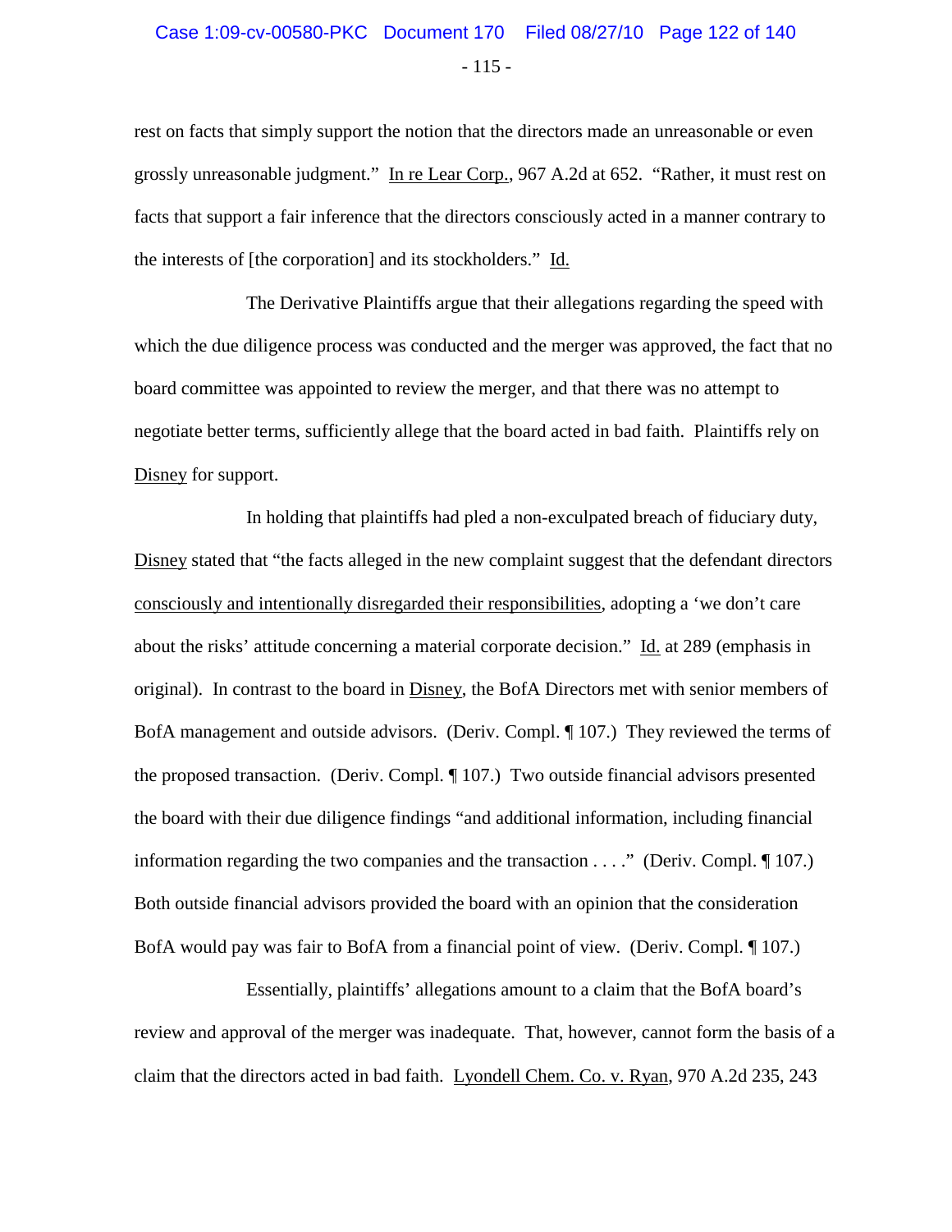rest on facts that simply support the notion that the directors made an unreasonable or even grossly unreasonable judgment." In re Lear Corp., 967 A.2d at 652. "Rather, it must rest on facts that support a fair inference that the directors consciously acted in a manner contrary to the interests of [the corporation] and its stockholders." Id.

The Derivative Plaintiffs argue that their allegations regarding the speed with which the due diligence process was conducted and the merger was approved, the fact that no board committee was appointed to review the merger, and that there was no attempt to negotiate better terms, sufficiently allege that the board acted in bad faith. Plaintiffs rely on Disney for support.

In holding that plaintiffs had pled a non-exculpated breach of fiduciary duty, Disney stated that "the facts alleged in the new complaint suggest that the defendant directors consciously and intentionally disregarded their responsibilities, adopting a 'we don't care about the risks' attitude concerning a material corporate decision." Id. at 289 (emphasis in original). In contrast to the board in Disney, the BofA Directors met with senior members of BofA management and outside advisors. (Deriv. Compl. ¶ 107.) They reviewed the terms of the proposed transaction. (Deriv. Compl. ¶ 107.) Two outside financial advisors presented the board with their due diligence findings "and additional information, including financial information regarding the two companies and the transaction . . . ." (Deriv. Compl. ¶ 107.) Both outside financial advisors provided the board with an opinion that the consideration BofA would pay was fair to BofA from a financial point of view. (Deriv. Compl. ¶ 107.)

Essentially, plaintiffs' allegations amount to a claim that the BofA board's review and approval of the merger was inadequate. That, however, cannot form the basis of a claim that the directors acted in bad faith. Lyondell Chem. Co. v. Ryan, 970 A.2d 235, 243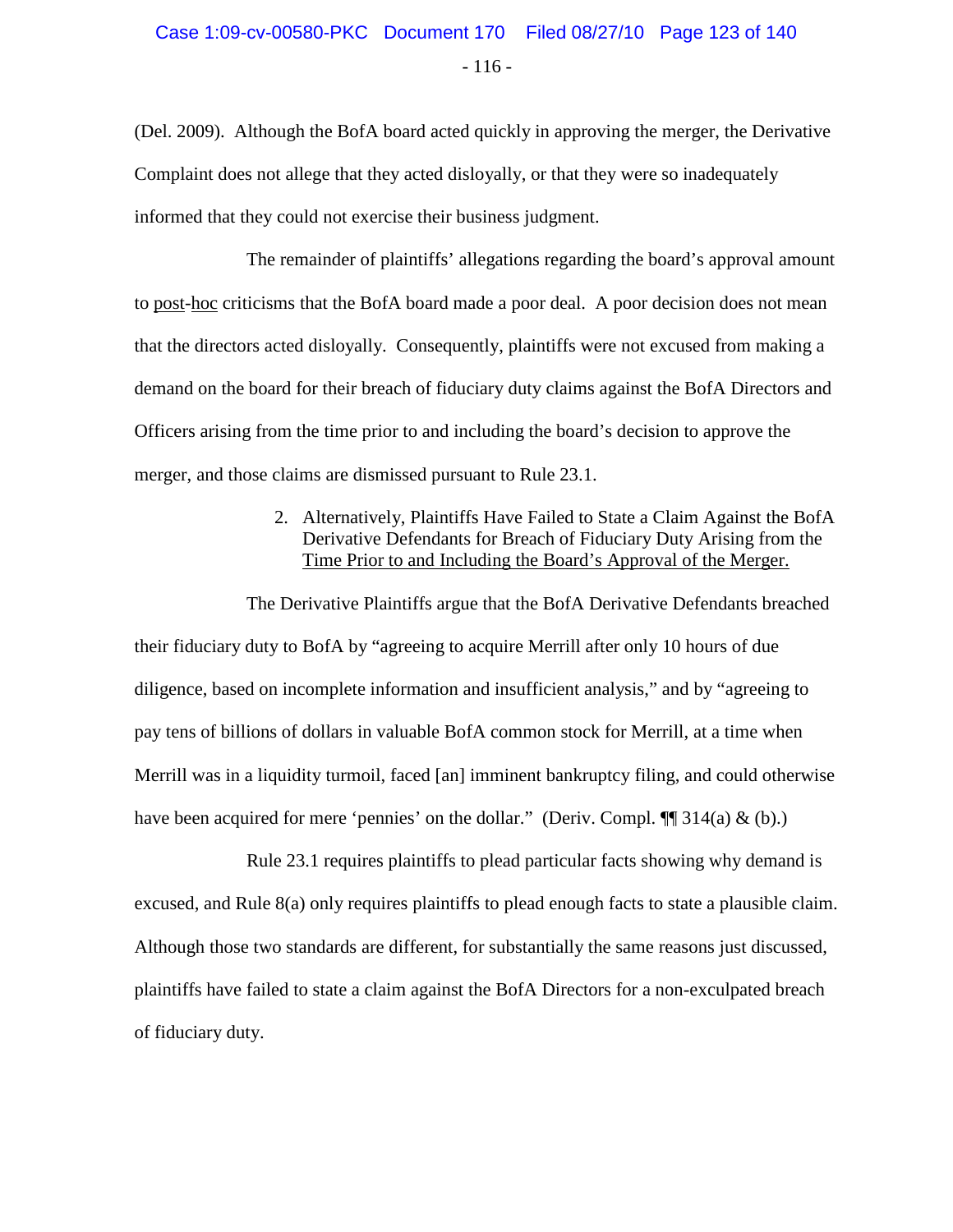(Del. 2009). Although the BofA board acted quickly in approving the merger, the Derivative Complaint does not allege that they acted disloyally, or that they were so inadequately informed that they could not exercise their business judgment.

The remainder of plaintiffs' allegations regarding the board's approval amount to post-hoc criticisms that the BofA board made a poor deal. A poor decision does not mean that the directors acted disloyally. Consequently, plaintiffs were not excused from making a demand on the board for their breach of fiduciary duty claims against the BofA Directors and Officers arising from the time prior to and including the board's decision to approve the merger, and those claims are dismissed pursuant to Rule 23.1.

2. Alternatively, Plaintiffs Have Failed to State a Claim Against the BofA Derivative Defendants for Breach of Fiduciary Duty Arising from the Time Prior to and Including the Board's Approval of the Merger.

The Derivative Plaintiffs argue that the BofA Derivative Defendants breached their fiduciary duty to BofA by "agreeing to acquire Merrill after only 10 hours of due diligence, based on incomplete information and insufficient analysis," and by "agreeing to pay tens of billions of dollars in valuable BofA common stock for Merrill, at a time when Merrill was in a liquidity turmoil, faced [an] imminent bankruptcy filing, and could otherwise have been acquired for mere 'pennies' on the dollar." (Deriv. Compl. ¶¶ 314(a) & (b).)

Rule 23.1 requires plaintiffs to plead particular facts showing why demand is excused, and Rule 8(a) only requires plaintiffs to plead enough facts to state a plausible claim. Although those two standards are different, for substantially the same reasons just discussed, plaintiffs have failed to state a claim against the BofA Directors for a non-exculpated breach of fiduciary duty.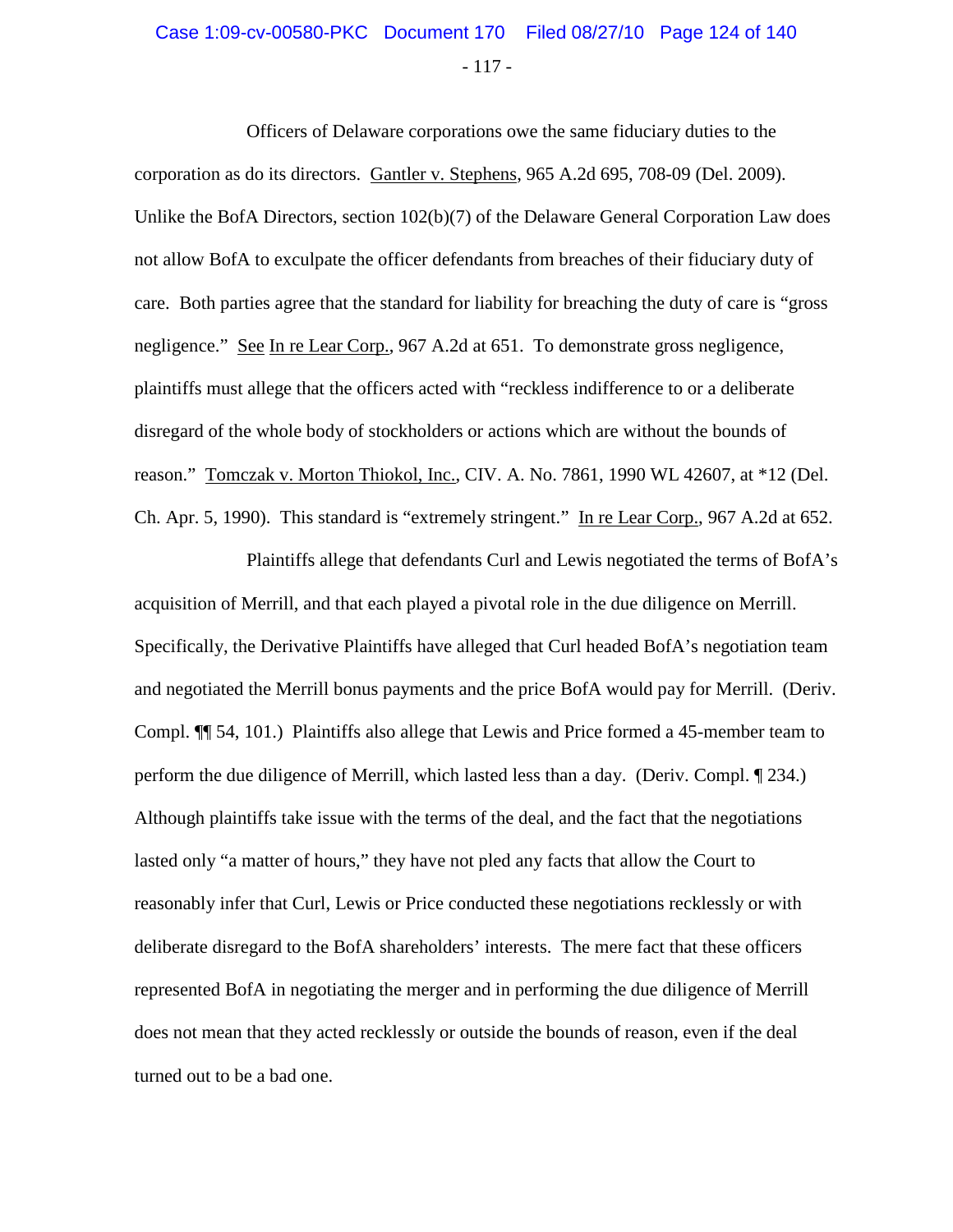Officers of Delaware corporations owe the same fiduciary duties to the corporation as do its directors. Gantler v. Stephens, 965 A.2d 695, 708-09 (Del. 2009). Unlike the BofA Directors, section 102(b)(7) of the Delaware General Corporation Law does not allow BofA to exculpate the officer defendants from breaches of their fiduciary duty of care. Both parties agree that the standard for liability for breaching the duty of care is "gross negligence." See In re Lear Corp., 967 A.2d at 651. To demonstrate gross negligence, plaintiffs must allege that the officers acted with "reckless indifference to or a deliberate disregard of the whole body of stockholders or actions which are without the bounds of reason." Tomczak v. Morton Thiokol, Inc., CIV. A. No. 7861, 1990 WL 42607, at *12 (Del. Ch. Apr. 5, 1990). This standard is "extremely stringent." In re Lear Corp., 967 A.2d at 652.

Plaintiffs allege that defendants Curl and Lewis negotiated the terms of BofA's acquisition of Merrill, and that each played a pivotal role in the due diligence on Merrill. Specifically, the Derivative Plaintiffs have alleged that Curl headed BofA's negotiation team and negotiated the Merrill bonus payments and the price BofA would pay for Merrill. (Deriv. Compl. ¶¶ 54, 101.) Plaintiffs also allege that Lewis and Price formed a 45-member team to perform the due diligence of Merrill, which lasted less than a day. (Deriv. Compl. ¶ 234.) Although plaintiffs take issue with the terms of the deal, and the fact that the negotiations lasted only "a matter of hours," they have not pled any facts that allow the Court to reasonably infer that Curl, Lewis or Price conducted these negotiations recklessly or with deliberate disregard to the BofA shareholders' interests. The mere fact that these officers represented BofA in negotiating the merger and in performing the due diligence of Merrill does not mean that they acted recklessly or outside the bounds of reason, even if the deal turned out to be a bad one.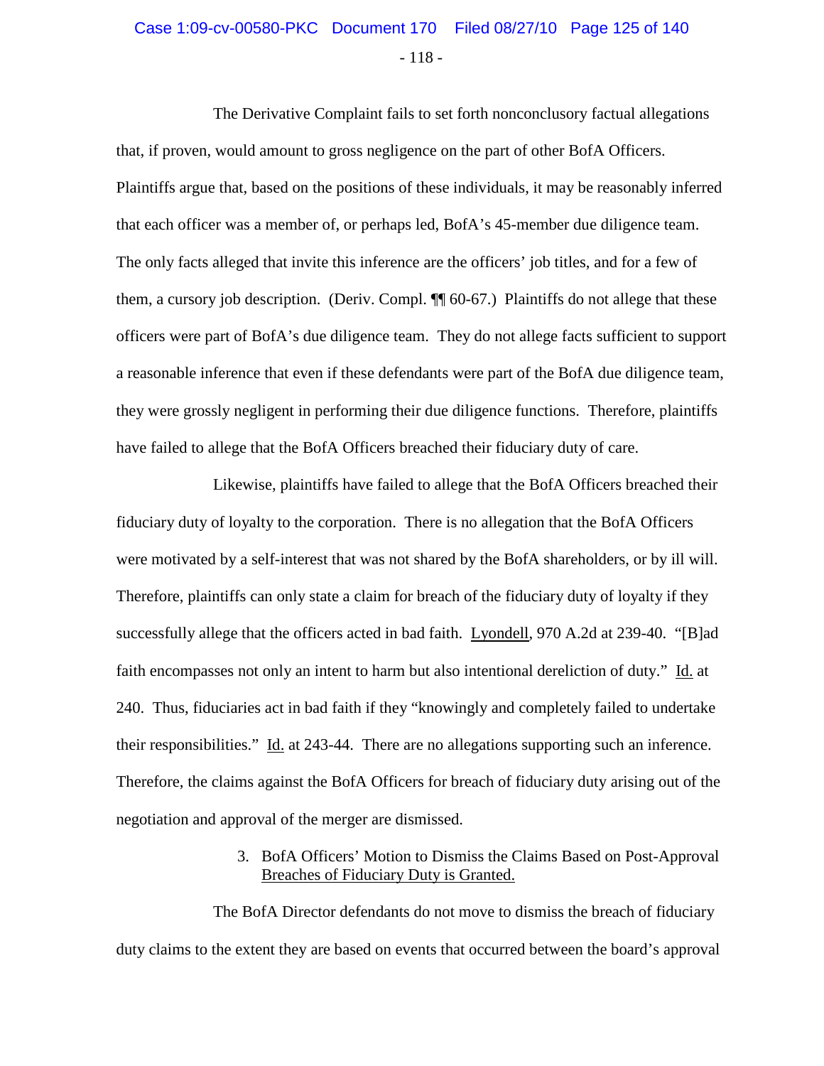The Derivative Complaint fails to set forth nonconclusory factual allegations that, if proven, would amount to gross negligence on the part of other BofA Officers. Plaintiffs argue that, based on the positions of these individuals, it may be reasonably inferred that each officer was a member of, or perhaps led, BofA's 45-member due diligence team. The only facts alleged that invite this inference are the officers' job titles, and for a few of them, a cursory job description. (Deriv. Compl. ¶¶ 60-67.) Plaintiffs do not allege that these officers were part of BofA's due diligence team. They do not allege facts sufficient to support a reasonable inference that even if these defendants were part of the BofA due diligence team, they were grossly negligent in performing their due diligence functions. Therefore, plaintiffs have failed to allege that the BofA Officers breached their fiduciary duty of care.

Likewise, plaintiffs have failed to allege that the BofA Officers breached their fiduciary duty of loyalty to the corporation. There is no allegation that the BofA Officers were motivated by a self-interest that was not shared by the BofA shareholders, or by ill will. Therefore, plaintiffs can only state a claim for breach of the fiduciary duty of loyalty if they successfully allege that the officers acted in bad faith. Lyondell, 970 A.2d at 239-40. "[B]ad faith encompasses not only an intent to harm but also intentional dereliction of duty." Id. at 240. Thus, fiduciaries act in bad faith if they "knowingly and completely failed to undertake their responsibilities." Id. at 243-44. There are no allegations supporting such an inference. Therefore, the claims against the BofA Officers for breach of fiduciary duty arising out of the negotiation and approval of the merger are dismissed.

3. BofA Officers' Motion to Dismiss the Claims Based on Post-Approval Breaches of Fiduciary Duty is Granted.

The BofA Director defendants do not move to dismiss the breach of fiduciary duty claims to the extent they are based on events that occurred between the board's approval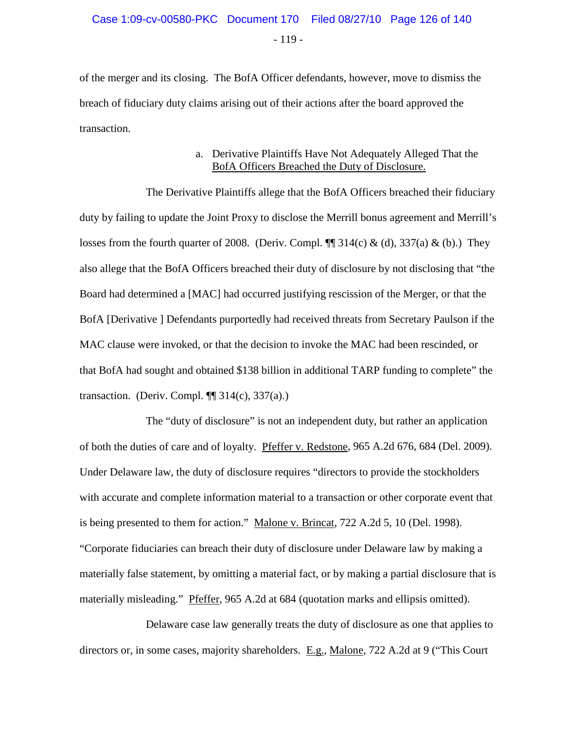of the merger and its closing. The BofA Officer defendants, however, move to dismiss the breach of fiduciary duty claims arising out of their actions after the board approved the transaction.

a. Derivative Plaintiffs Have Not Adequately Alleged That the BofA Officers Breached the Duty of Disclosure.

The Derivative Plaintiffs allege that the BofA Officers breached their fiduciary duty by failing to update the Joint Proxy to disclose the Merrill bonus agreement and Merrill's losses from the fourth quarter of 2008. (Deriv. Compl. ¶¶ 314(c) & (d), 337(a) & (b).) They also allege that the BofA Officers breached their duty of disclosure by not disclosing that "the Board had determined a [MAC] had occurred justifying rescission of the Merger, or that the BofA [Derivative ] Defendants purportedly had received threats from Secretary Paulson if the MAC clause were invoked, or that the decision to invoke the MAC had been rescinded, or that BofA had sought and obtained $138 billion in additional TARP funding to complete" the transaction. (Deriv. Compl. ¶¶ 314(c), 337(a).)

The "duty of disclosure" is not an independent duty, but rather an application of both the duties of care and of loyalty. Pfeffer v. Redstone, 965 A.2d 676, 684 (Del. 2009). Under Delaware law, the duty of disclosure requires "directors to provide the stockholders with accurate and complete information material to a transaction or other corporate event that is being presented to them for action." Malone v. Brincat, 722 A.2d 5, 10 (Del. 1998). "Corporate fiduciaries can breach their duty of disclosure under Delaware law by making a materially false statement, by omitting a material fact, or by making a partial disclosure that is materially misleading." Pfeffer, 965 A.2d at 684 (quotation marks and ellipsis omitted).

Delaware case law generally treats the duty of disclosure as one that applies to directors or, in some cases, majority shareholders. E.g., Malone, 722 A.2d at 9 ("This Court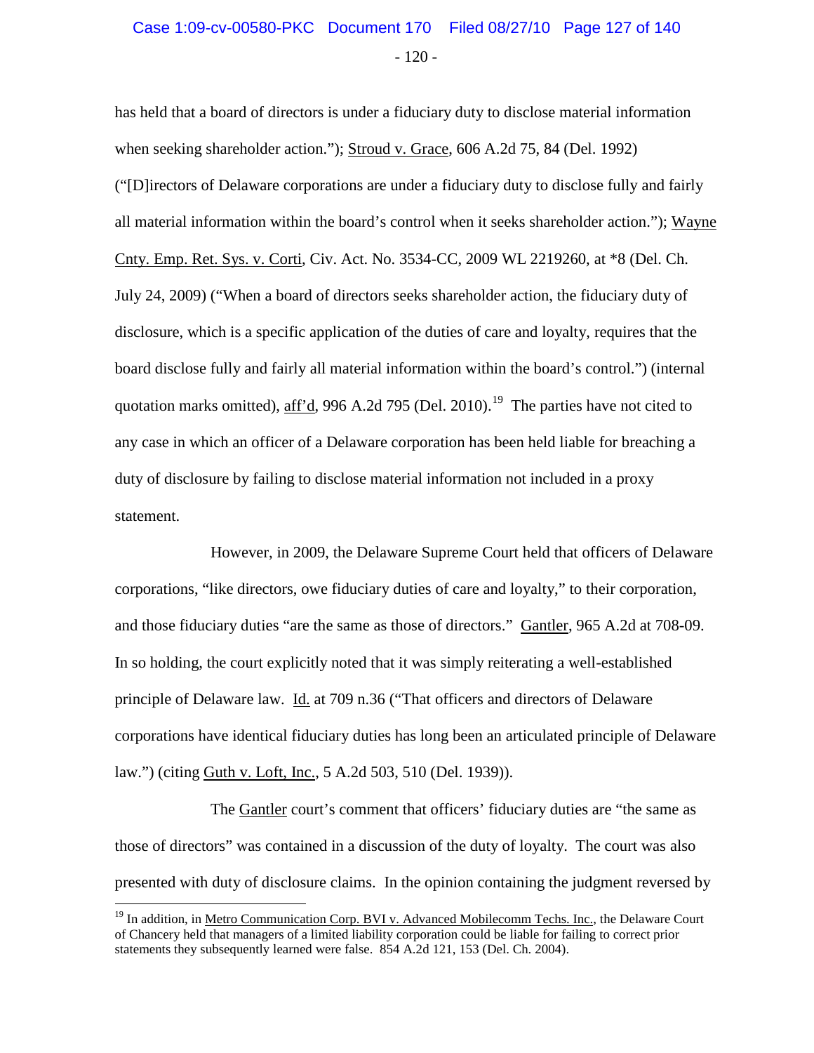has held that a board of directors is under a fiduciary duty to disclose material information when seeking shareholder action."); Stroud v. Grace, 606 A.2d 75, 84 (Del. 1992) ("[D]irectors of Delaware corporations are under a fiduciary duty to disclose fully and fairly all material information within the board's control when it seeks shareholder action."); Wayne Cnty. Emp. Ret. Sys. v. Corti, Civ. Act. No. 3534-CC, 2009 WL 2219260, at *8 (Del. Ch. July 24, 2009) ("When a board of directors seeks shareholder action, the fiduciary duty of disclosure, which is a specific application of the duties of care and loyalty, requires that the board disclose fully and fairly all material information within the board's control.") (internal quotation marks omitted), aff'd, 996 A.2d 795 (Del. 2010).[19] The parties have not cited to any case in which an officer of a Delaware corporation has been held liable for breaching a duty of disclosure by failing to disclose material information not included in a proxy statement.

However, in 2009, the Delaware Supreme Court held that officers of Delaware corporations, "like directors, owe fiduciary duties of care and loyalty," to their corporation, and those fiduciary duties "are the same as those of directors." Gantler, 965 A.2d at 708-09. In so holding, the court explicitly noted that it was simply reiterating a well-established principle of Delaware law. Id. at 709 n.36 ("That officers and directors of Delaware corporations have identical fiduciary duties has long been an articulated principle of Delaware law.") (citing Guth v. Loft, Inc., 5 A.2d 503, 510 (Del. 1939)).

The Gantler court's comment that officers' fiduciary duties are "the same as those of directors" was contained in a discussion of the duty of loyalty. The court was also presented with duty of disclosure claims. In the opinion containing the judgment reversed by

[19] In addition, in Metro Communication Corp. BVI v. Advanced Mobilecomm Techs. Inc., the Delaware Court of Chancery held that managers of a limited liability corporation could be liable for failing to correct prior statements they subsequently learned were false. 854 A.2d 121, 153 (Del. Ch. 2004).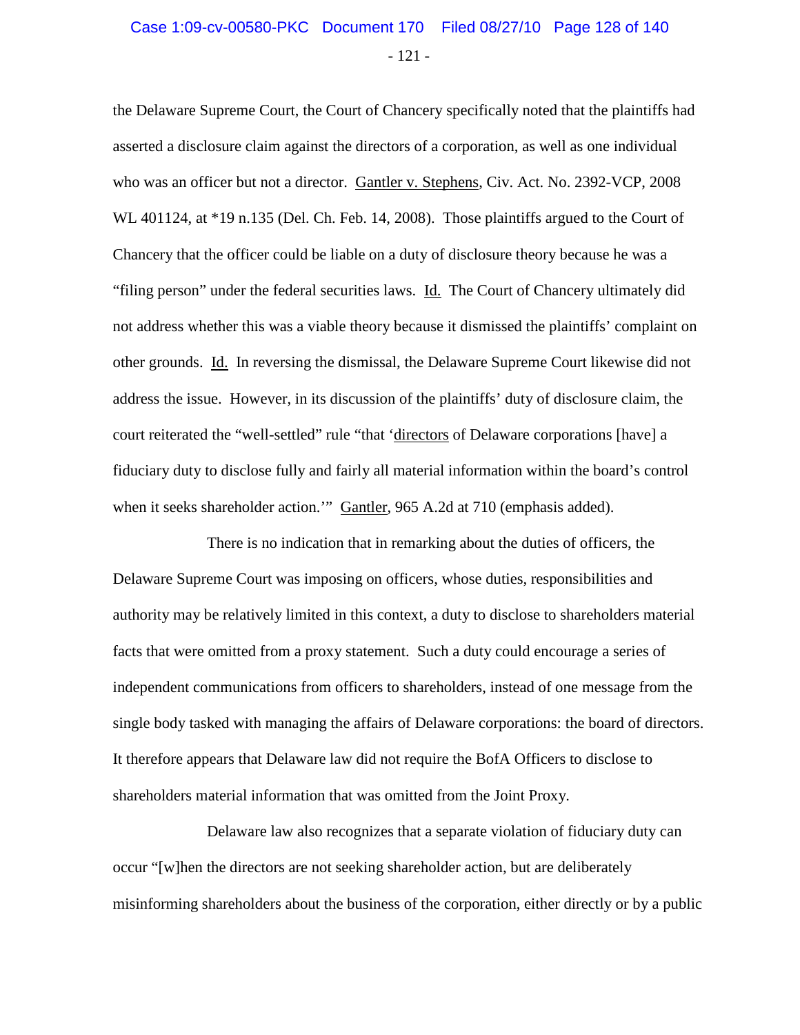the Delaware Supreme Court, the Court of Chancery specifically noted that the plaintiffs had asserted a disclosure claim against the directors of a corporation, as well as one individual who was an officer but not a director. Gantler v. Stephens, Civ. Act. No. 2392-VCP, 2008 WL 401124, at *19 n.135 (Del. Ch. Feb. 14, 2008). Those plaintiffs argued to the Court of Chancery that the officer could be liable on a duty of disclosure theory because he was a "filing person" under the federal securities laws. Id. The Court of Chancery ultimately did not address whether this was a viable theory because it dismissed the plaintiffs' complaint on other grounds. Id. In reversing the dismissal, the Delaware Supreme Court likewise did not address the issue. However, in its discussion of the plaintiffs' duty of disclosure claim, the court reiterated the "well-settled" rule "that 'directors of Delaware corporations [have] a fiduciary duty to disclose fully and fairly all material information within the board's control when it seeks shareholder action.'" Gantler, 965 A.2d at 710 (emphasis added).

There is no indication that in remarking about the duties of officers, the Delaware Supreme Court was imposing on officers, whose duties, responsibilities and authority may be relatively limited in this context, a duty to disclose to shareholders material facts that were omitted from a proxy statement. Such a duty could encourage a series of independent communications from officers to shareholders, instead of one message from the single body tasked with managing the affairs of Delaware corporations: the board of directors. It therefore appears that Delaware law did not require the BofA Officers to disclose to shareholders material information that was omitted from the Joint Proxy.

Delaware law also recognizes that a separate violation of fiduciary duty can occur "[w]hen the directors are not seeking shareholder action, but are deliberately misinforming shareholders about the business of the corporation, either directly or by a public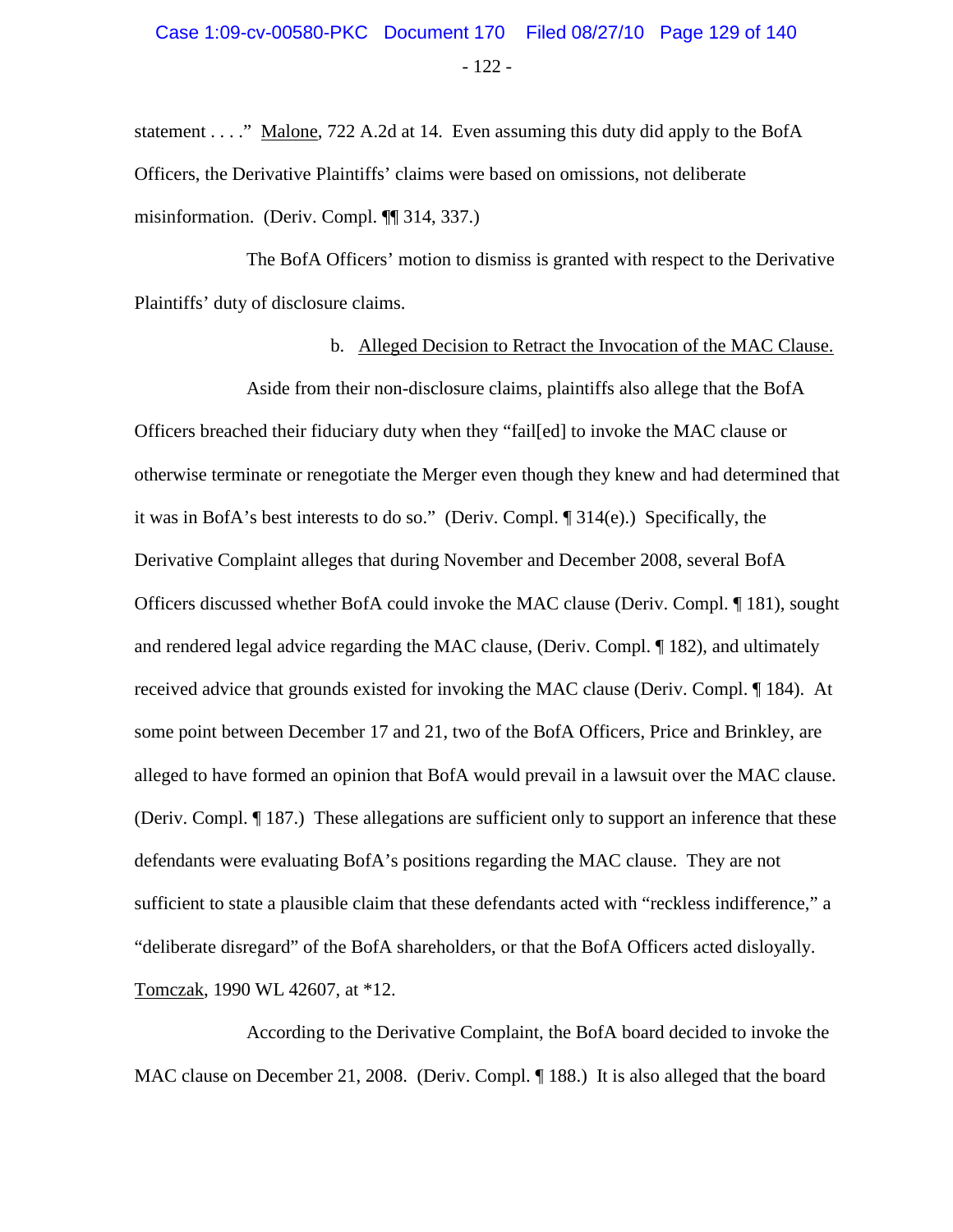statement . . . ." Malone, 722 A.2d at 14. Even assuming this duty did apply to the BofA Officers, the Derivative Plaintiffs' claims were based on omissions, not deliberate misinformation. (Deriv. Compl. ¶¶ 314, 337.)

The BofA Officers' motion to dismiss is granted with respect to the Derivative Plaintiffs' duty of disclosure claims.

b. Alleged Decision to Retract the Invocation of the MAC Clause.

Aside from their non-disclosure claims, plaintiffs also allege that the BofA Officers breached their fiduciary duty when they "fail[ed] to invoke the MAC clause or otherwise terminate or renegotiate the Merger even though they knew and had determined that it was in BofA's best interests to do so." (Deriv. Compl. ¶ 314(e).) Specifically, the Derivative Complaint alleges that during November and December 2008, several BofA Officers discussed whether BofA could invoke the MAC clause (Deriv. Compl. ¶ 181), sought and rendered legal advice regarding the MAC clause, (Deriv. Compl. ¶ 182), and ultimately received advice that grounds existed for invoking the MAC clause (Deriv. Compl. ¶ 184). At some point between December 17 and 21, two of the BofA Officers, Price and Brinkley, are alleged to have formed an opinion that BofA would prevail in a lawsuit over the MAC clause. (Deriv. Compl. ¶ 187.) These allegations are sufficient only to support an inference that these defendants were evaluating BofA's positions regarding the MAC clause. They are not sufficient to state a plausible claim that these defendants acted with "reckless indifference," a "deliberate disregard" of the BofA shareholders, or that the BofA Officers acted disloyally. Tomczak, 1990 WL 42607, at *12.

According to the Derivative Complaint, the BofA board decided to invoke the MAC clause on December 21, 2008. (Deriv. Compl. ¶ 188.) It is also alleged that the board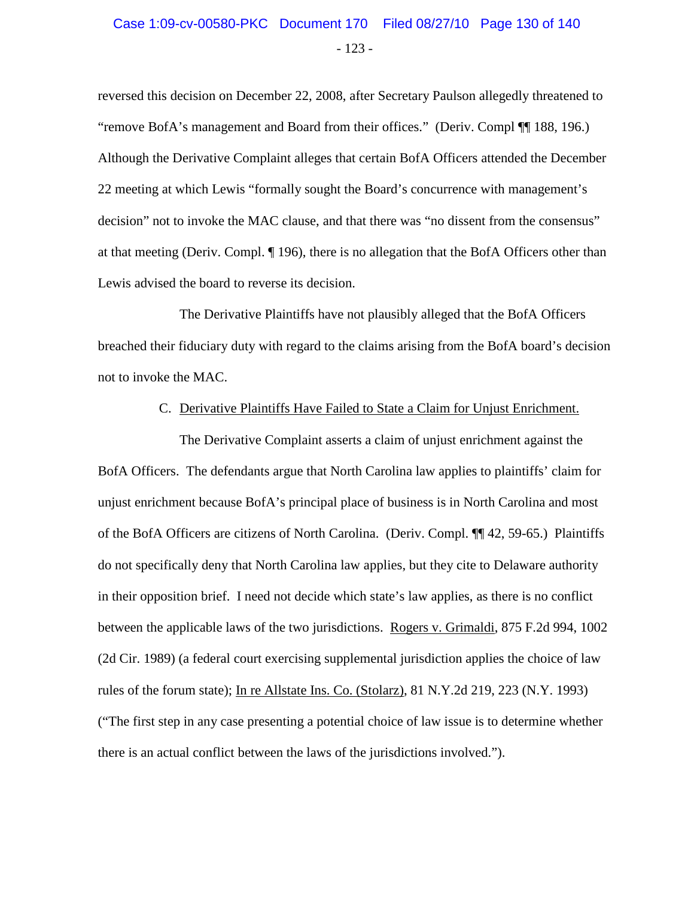reversed this decision on December 22, 2008, after Secretary Paulson allegedly threatened to "remove BofA's management and Board from their offices." (Deriv. Compl ¶¶ 188, 196.) Although the Derivative Complaint alleges that certain BofA Officers attended the December 22 meeting at which Lewis "formally sought the Board's concurrence with management's decision" not to invoke the MAC clause, and that there was "no dissent from the consensus" at that meeting (Deriv. Compl. ¶ 196), there is no allegation that the BofA Officers other than Lewis advised the board to reverse its decision.

The Derivative Plaintiffs have not plausibly alleged that the BofA Officers breached their fiduciary duty with regard to the claims arising from the BofA board's decision not to invoke the MAC.

C. Derivative Plaintiffs Have Failed to State a Claim for Unjust Enrichment.

The Derivative Complaint asserts a claim of unjust enrichment against the BofA Officers. The defendants argue that North Carolina law applies to plaintiffs' claim for unjust enrichment because BofA's principal place of business is in North Carolina and most of the BofA Officers are citizens of North Carolina. (Deriv. Compl. ¶¶ 42, 59-65.) Plaintiffs do not specifically deny that North Carolina law applies, but they cite to Delaware authority in their opposition brief. I need not decide which state's law applies, as there is no conflict between the applicable laws of the two jurisdictions. Rogers v. Grimaldi, 875 F.2d 994, 1002 (2d Cir. 1989) (a federal court exercising supplemental jurisdiction applies the choice of law rules of the forum state); In re Allstate Ins. Co. (Stolarz), 81 N.Y.2d 219, 223 (N.Y. 1993) ("The first step in any case presenting a potential choice of law issue is to determine whether there is an actual conflict between the laws of the jurisdictions involved.").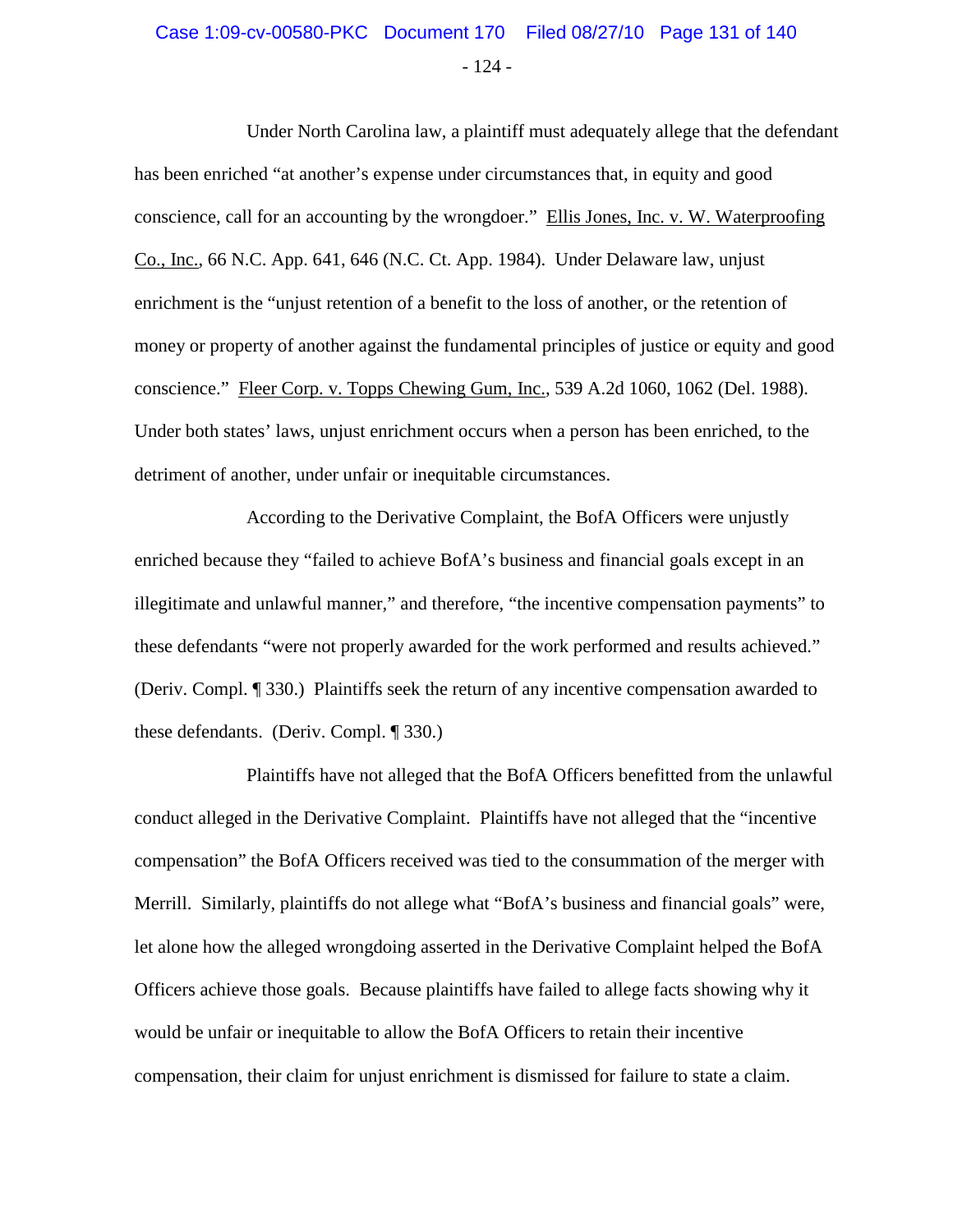Under North Carolina law, a plaintiff must adequately allege that the defendant has been enriched "at another's expense under circumstances that, in equity and good conscience, call for an accounting by the wrongdoer." Ellis Jones, Inc. v. W. Waterproofing Co., Inc., 66 N.C. App. 641, 646 (N.C. Ct. App. 1984). Under Delaware law, unjust enrichment is the "unjust retention of a benefit to the loss of another, or the retention of money or property of another against the fundamental principles of justice or equity and good conscience." Fleer Corp. v. Topps Chewing Gum, Inc., 539 A.2d 1060, 1062 (Del. 1988). Under both states' laws, unjust enrichment occurs when a person has been enriched, to the detriment of another, under unfair or inequitable circumstances.

According to the Derivative Complaint, the BofA Officers were unjustly enriched because they "failed to achieve BofA's business and financial goals except in an illegitimate and unlawful manner," and therefore, "the incentive compensation payments" to these defendants "were not properly awarded for the work performed and results achieved." (Deriv. Compl. ¶ 330.) Plaintiffs seek the return of any incentive compensation awarded to these defendants. (Deriv. Compl. ¶ 330.)

Plaintiffs have not alleged that the BofA Officers benefitted from the unlawful conduct alleged in the Derivative Complaint. Plaintiffs have not alleged that the "incentive compensation" the BofA Officers received was tied to the consummation of the merger with Merrill. Similarly, plaintiffs do not allege what "BofA's business and financial goals" were, let alone how the alleged wrongdoing asserted in the Derivative Complaint helped the BofA Officers achieve those goals. Because plaintiffs have failed to allege facts showing why it would be unfair or inequitable to allow the BofA Officers to retain their incentive compensation, their claim for unjust enrichment is dismissed for failure to state a claim.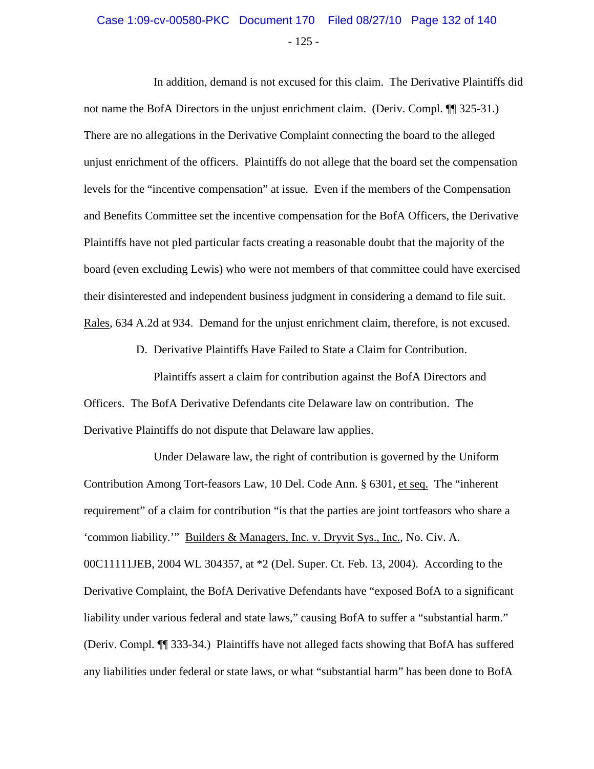In addition, demand is not excused for this claim. The Derivative Plaintiffs did not name the BofA Directors in the unjust enrichment claim. (Deriv. Compl. ¶¶ 325-31.) There are no allegations in the Derivative Complaint connecting the board to the alleged unjust enrichment of the officers. Plaintiffs do not allege that the board set the compensation levels for the "incentive compensation" at issue. Even if the members of the Compensation and Benefits Committee set the incentive compensation for the BofA Officers, the Derivative Plaintiffs have not pled particular facts creating a reasonable doubt that the majority of the board (even excluding Lewis) who were not members of that committee could have exercised their disinterested and independent business judgment in considering a demand to file suit. Rales, 634 A.2d at 934. Demand for the unjust enrichment claim, therefore, is not excused.

D. Derivative Plaintiffs Have Failed to State a Claim for Contribution.

Plaintiffs assert a claim for contribution against the BofA Directors and Officers. The BofA Derivative Defendants cite Delaware law on contribution. The Derivative Plaintiffs do not dispute that Delaware law applies.

Under Delaware law, the right of contribution is governed by the Uniform Contribution Among Tort-feasors Law, 10 Del. Code Ann. § 6301, et seq. The "inherent requirement" of a claim for contribution "is that the parties are joint tortfeasors who share a 'common liability.'" Builders & Managers, Inc. v. Dryvit Sys., Inc., No. Civ. A. 00C11111JEB, 2004 WL 304357, at *2 (Del. Super. Ct. Feb. 13, 2004). According to the Derivative Complaint, the BofA Derivative Defendants have "exposed BofA to a significant liability under various federal and state laws," causing BofA to suffer a "substantial harm." (Deriv. Compl. ¶¶ 333-34.) Plaintiffs have not alleged facts showing that BofA has suffered any liabilities under federal or state laws, or what "substantial harm" has been done to BofA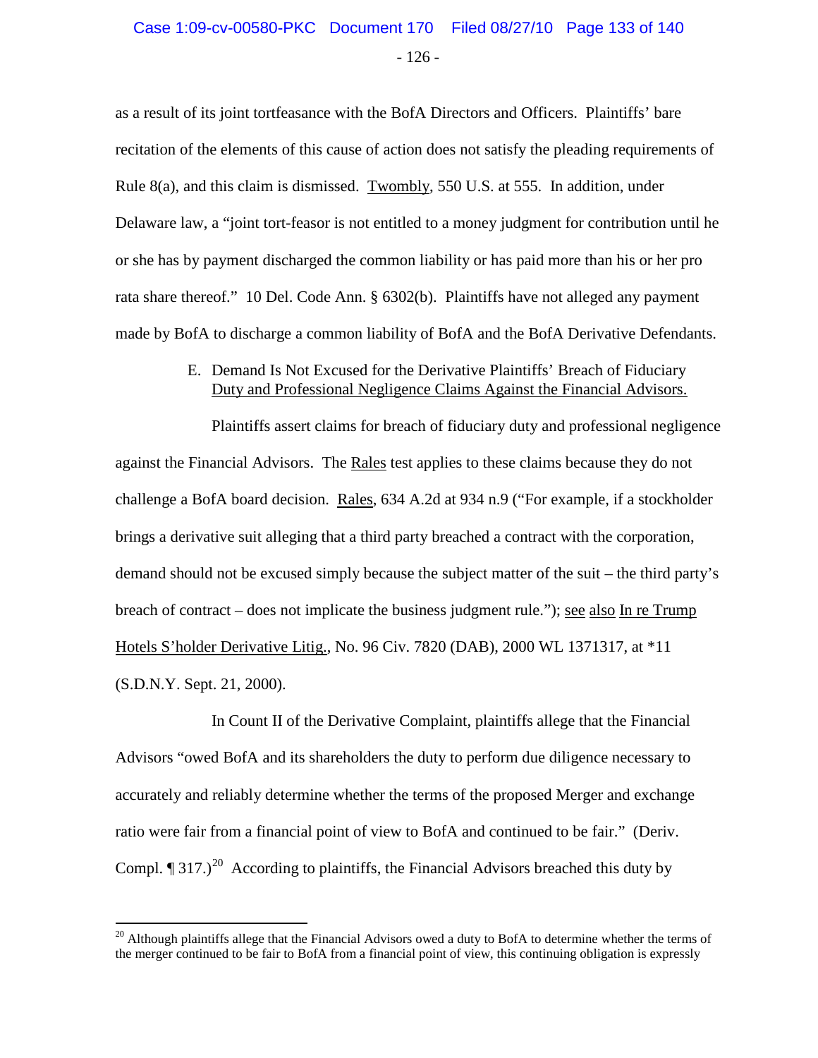as a result of its joint tortfeasance with the BofA Directors and Officers. Plaintiffs' bare recitation of the elements of this cause of action does not satisfy the pleading requirements of Rule 8(a), and this claim is dismissed. Twombly, 550 U.S. at 555. In addition, under Delaware law, a "joint tort-feasor is not entitled to a money judgment for contribution until he or she has by payment discharged the common liability or has paid more than his or her pro rata share thereof." 10 Del. Code Ann. § 6302(b). Plaintiffs have not alleged any payment made by BofA to discharge a common liability of BofA and the BofA Derivative Defendants.

### E. Demand Is Not Excused for the Derivative Plaintiffs' Breach of Fiduciary Duty and Professional Negligence Claims Against the Financial Advisors.

Plaintiffs assert claims for breach of fiduciary duty and professional negligence against the Financial Advisors. The Rales test applies to these claims because they do not challenge a BofA board decision. Rales, 634 A.2d at 934 n.9 ("For example, if a stockholder brings a derivative suit alleging that a third party breached a contract with the corporation, demand should not be excused simply because the subject matter of the suit – the third party's breach of contract – does not implicate the business judgment rule."); see also In re Trump Hotels S'holder Derivative Litig., No. 96 Civ. 7820 (DAB), 2000 WL 1371317, at *11 (S.D.N.Y. Sept. 21, 2000).

In Count II of the Derivative Complaint, plaintiffs allege that the Financial Advisors "owed BofA and its shareholders the duty to perform due diligence necessary to accurately and reliably determine whether the terms of the proposed Merger and exchange ratio were fair from a financial point of view to BofA and continued to be fair." (Deriv. Compl. ¶ 317.)[20] According to plaintiffs, the Financial Advisors breached this duty by

---

[20] Although plaintiffs allege that the Financial Advisors owed a duty to BofA to determine whether the terms of the merger continued to be fair to BofA from a financial point of view, this continuing obligation is expressly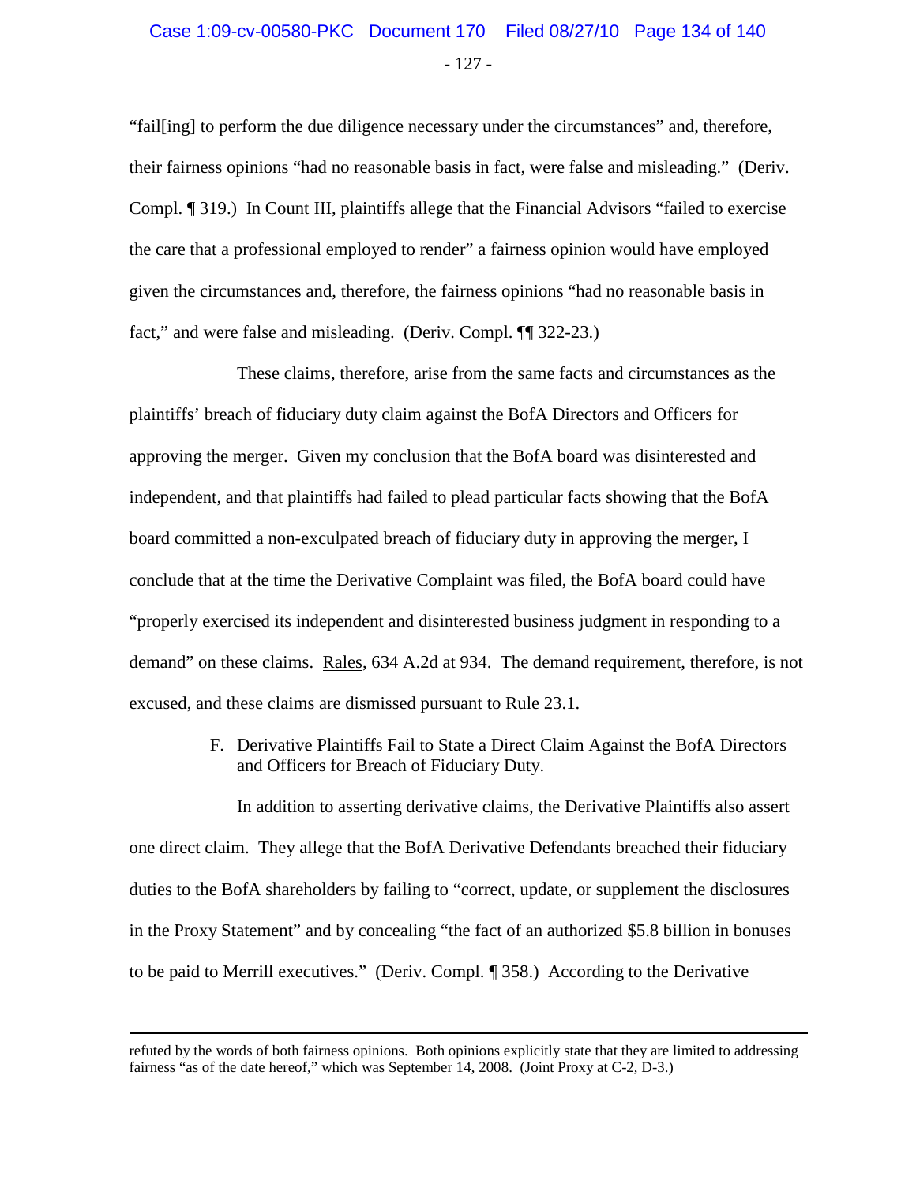"fail[ing] to perform the due diligence necessary under the circumstances" and, therefore, their fairness opinions "had no reasonable basis in fact, were false and misleading." (Deriv. Compl. ¶ 319.) In Count III, plaintiffs allege that the Financial Advisors "failed to exercise the care that a professional employed to render" a fairness opinion would have employed given the circumstances and, therefore, the fairness opinions "had no reasonable basis in fact," and were false and misleading. (Deriv. Compl. ¶¶ 322-23.)

These claims, therefore, arise from the same facts and circumstances as the plaintiffs' breach of fiduciary duty claim against the BofA Directors and Officers for approving the merger. Given my conclusion that the BofA board was disinterested and independent, and that plaintiffs had failed to plead particular facts showing that the BofA board committed a non-exculpated breach of fiduciary duty in approving the merger, I conclude that at the time the Derivative Complaint was filed, the BofA board could have "properly exercised its independent and disinterested business judgment in responding to a demand" on these claims. Rales, 634 A.2d at 934. The demand requirement, therefore, is not excused, and these claims are dismissed pursuant to Rule 23.1.

### F. Derivative Plaintiffs Fail to State a Direct Claim Against the BofA Directors and Officers for Breach of Fiduciary Duty.

In addition to asserting derivative claims, the Derivative Plaintiffs also assert one direct claim. They allege that the BofA Derivative Defendants breached their fiduciary duties to the BofA shareholders by failing to "correct, update, or supplement the disclosures in the Proxy Statement" and by concealing "the fact of an authorized $5.8 billion in bonuses to be paid to Merrill executives." (Deriv. Compl. ¶ 358.) According to the Derivative

---

refuted by the words of both fairness opinions. Both opinions explicitly state that they are limited to addressing fairness "as of the date hereof," which was September 14, 2008. (Joint Proxy at C-2, D-3.)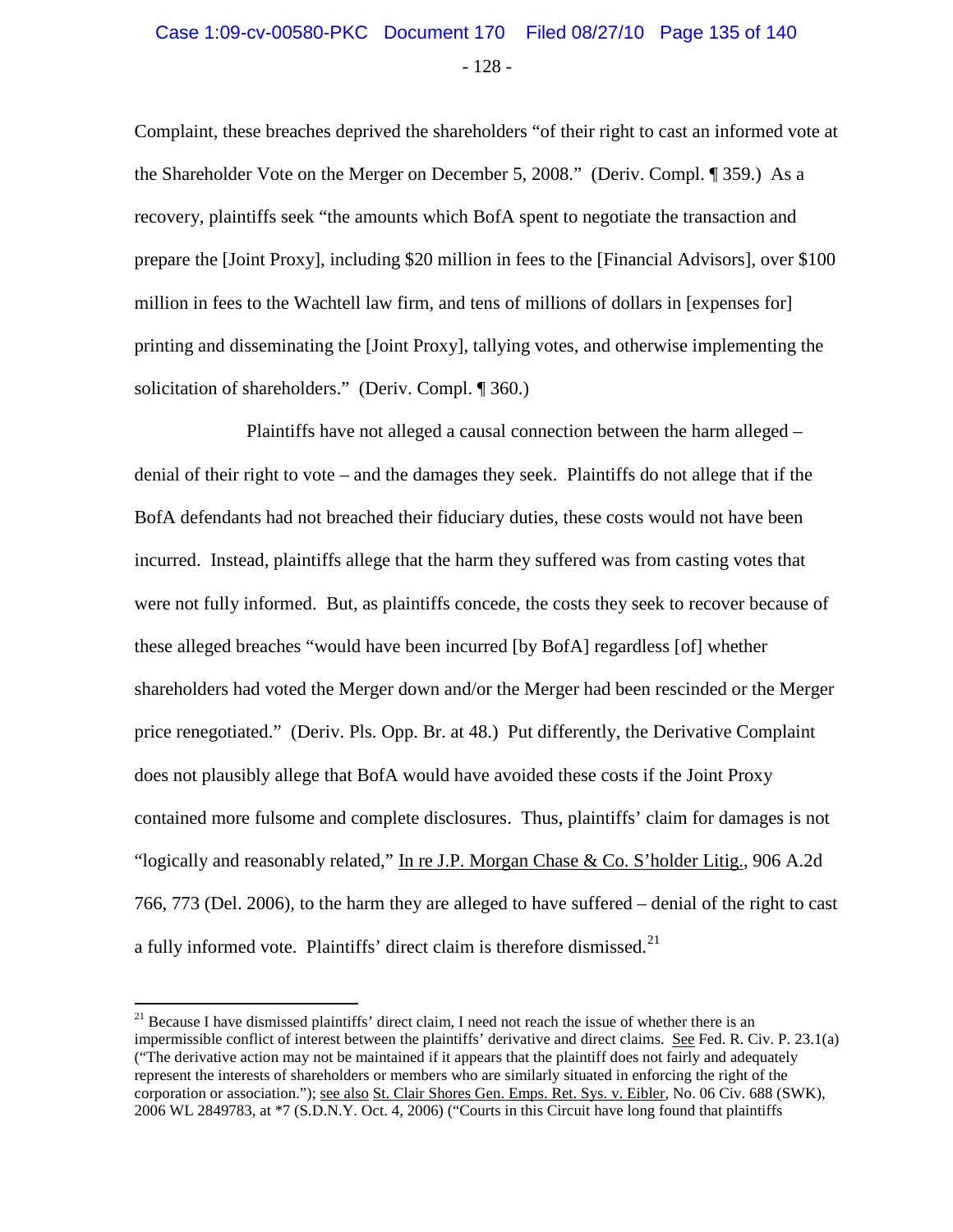Complaint, these breaches deprived the shareholders "of their right to cast an informed vote at the Shareholder Vote on the Merger on December 5, 2008." (Deriv. Compl. ¶ 359.) As a recovery, plaintiffs seek "the amounts which BofA spent to negotiate the transaction and prepare the [Joint Proxy], including $20 million in fees to the [Financial Advisors], over $100 million in fees to the Wachtell law firm, and tens of millions of dollars in [expenses for] printing and disseminating the [Joint Proxy], tallying votes, and otherwise implementing the solicitation of shareholders." (Deriv. Compl. ¶ 360.)

Plaintiffs have not alleged a causal connection between the harm alleged – denial of their right to vote – and the damages they seek. Plaintiffs do not allege that if the BofA defendants had not breached their fiduciary duties, these costs would not have been incurred. Instead, plaintiffs allege that the harm they suffered was from casting votes that were not fully informed. But, as plaintiffs concede, the costs they seek to recover because of these alleged breaches "would have been incurred [by BofA] regardless [of] whether shareholders had voted the Merger down and/or the Merger had been rescinded or the Merger price renegotiated." (Deriv. Pls. Opp. Br. at 48.) Put differently, the Derivative Complaint does not plausibly allege that BofA would have avoided these costs if the Joint Proxy contained more fulsome and complete disclosures. Thus, plaintiffs' claim for damages is not "logically and reasonably related," In re J.P. Morgan Chase & Co. S'holder Litig., 906 A.2d 766, 773 (Del. 2006), to the harm they are alleged to have suffered – denial of the right to cast a fully informed vote. Plaintiffs' direct claim is therefore dismissed.[21]

---

[21] Because I have dismissed plaintiffs' direct claim, I need not reach the issue of whether there is an impermissible conflict of interest between the plaintiffs' derivative and direct claims. See Fed. R. Civ. P. 23.1(a) ("The derivative action may not be maintained if it appears that the plaintiff does not fairly and adequately represent the interests of shareholders or members who are similarly situated in enforcing the right of the corporation or association."); see also St. Clair Shores Gen. Emps. Ret. Sys. v. Eibler, No. 06 Civ. 688 (SWK), 2006 WL 2849783, at *7 (S.D.N.Y. Oct. 4, 2006) ("Courts in this Circuit have long found that plaintiffs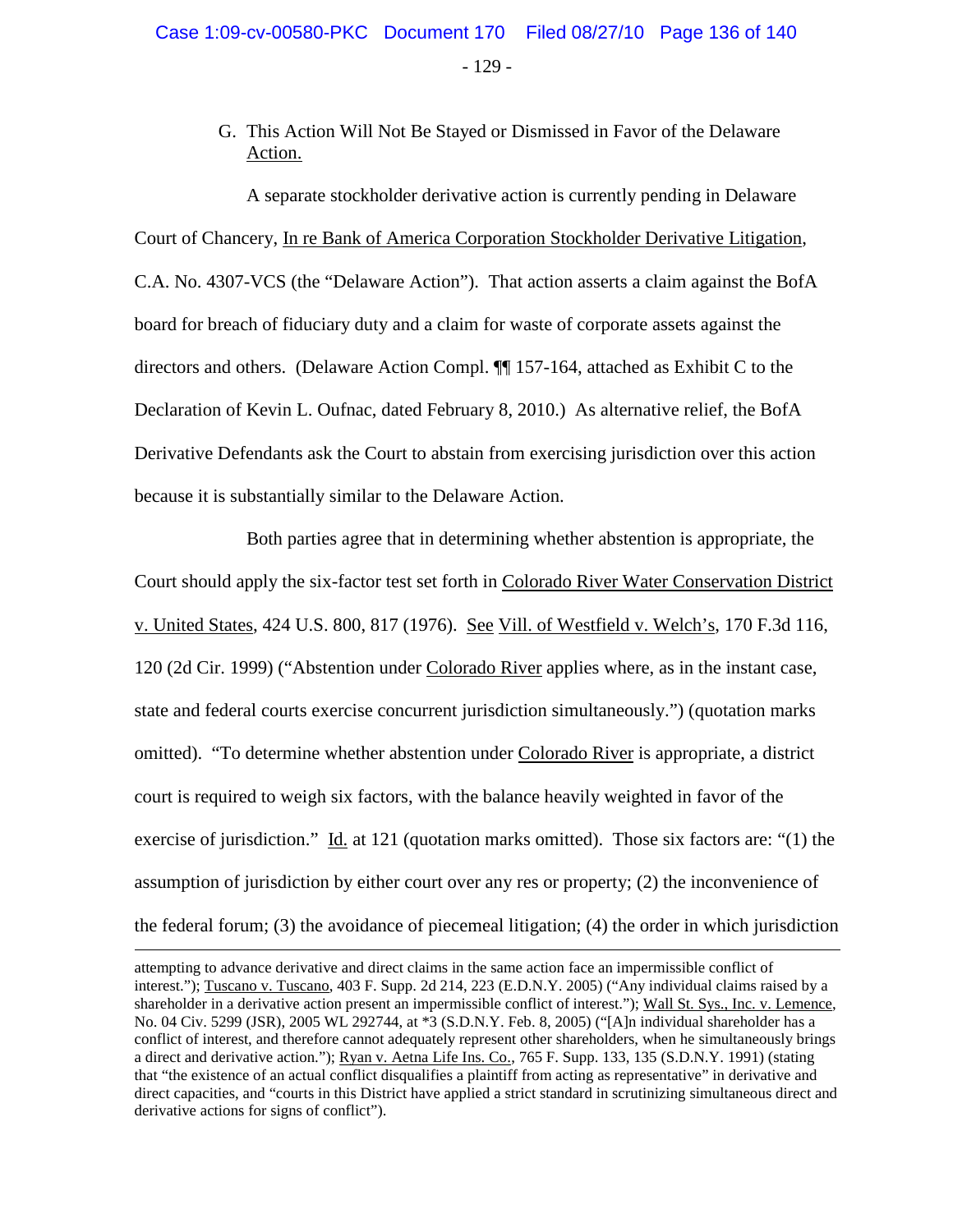G. This Action Will Not Be Stayed or Dismissed in Favor of the Delaware Action.

A separate stockholder derivative action is currently pending in Delaware Court of Chancery, In re Bank of America Corporation Stockholder Derivative Litigation, C.A. No. 4307-VCS (the "Delaware Action"). That action asserts a claim against the BofA board for breach of fiduciary duty and a claim for waste of corporate assets against the directors and others. (Delaware Action Compl. ¶¶ 157-164, attached as Exhibit C to the Declaration of Kevin L. Oufnac, dated February 8, 2010.) As alternative relief, the BofA Derivative Defendants ask the Court to abstain from exercising jurisdiction over this action because it is substantially similar to the Delaware Action.

Both parties agree that in determining whether abstention is appropriate, the Court should apply the six-factor test set forth in Colorado River Water Conservation District v. United States, 424 U.S. 800, 817 (1976). See Vill. of Westfield v. Welch's, 170 F.3d 116, 120 (2d Cir. 1999) ("Abstention under Colorado River applies where, as in the instant case, state and federal courts exercise concurrent jurisdiction simultaneously.") (quotation marks omitted). "To determine whether abstention under Colorado River is appropriate, a district court is required to weigh six factors, with the balance heavily weighted in favor of the exercise of jurisdiction." Id. at 121 (quotation marks omitted). Those six factors are: "(1) the assumption of jurisdiction by either court over any res or property; (2) the inconvenience of the federal forum; (3) the avoidance of piecemeal litigation; (4) the order in which jurisdiction

---

attempting to advance derivative and direct claims in the same action face an impermissible conflict of interest."); Tuscano v. Tuscano, 403 F. Supp. 2d 214, 223 (E.D.N.Y. 2005) ("Any individual claims raised by a shareholder in a derivative action present an impermissible conflict of interest."); Wall St. Sys., Inc. v. Lemence, No. 04 Civ. 5299 (JSR), 2005 WL 292744, at *3 (S.D.N.Y. Feb. 8, 2005) ("[A]n individual shareholder has a conflict of interest, and therefore cannot adequately represent other shareholders, when he simultaneously brings a direct and derivative action."); Ryan v. Aetna Life Ins. Co., 765 F. Supp. 133, 135 (S.D.N.Y. 1991) (stating that "the existence of an actual conflict disqualifies a plaintiff from acting as representative" in derivative and direct capacities, and "courts in this District have applied a strict standard in scrutinizing simultaneous direct and derivative actions for signs of conflict").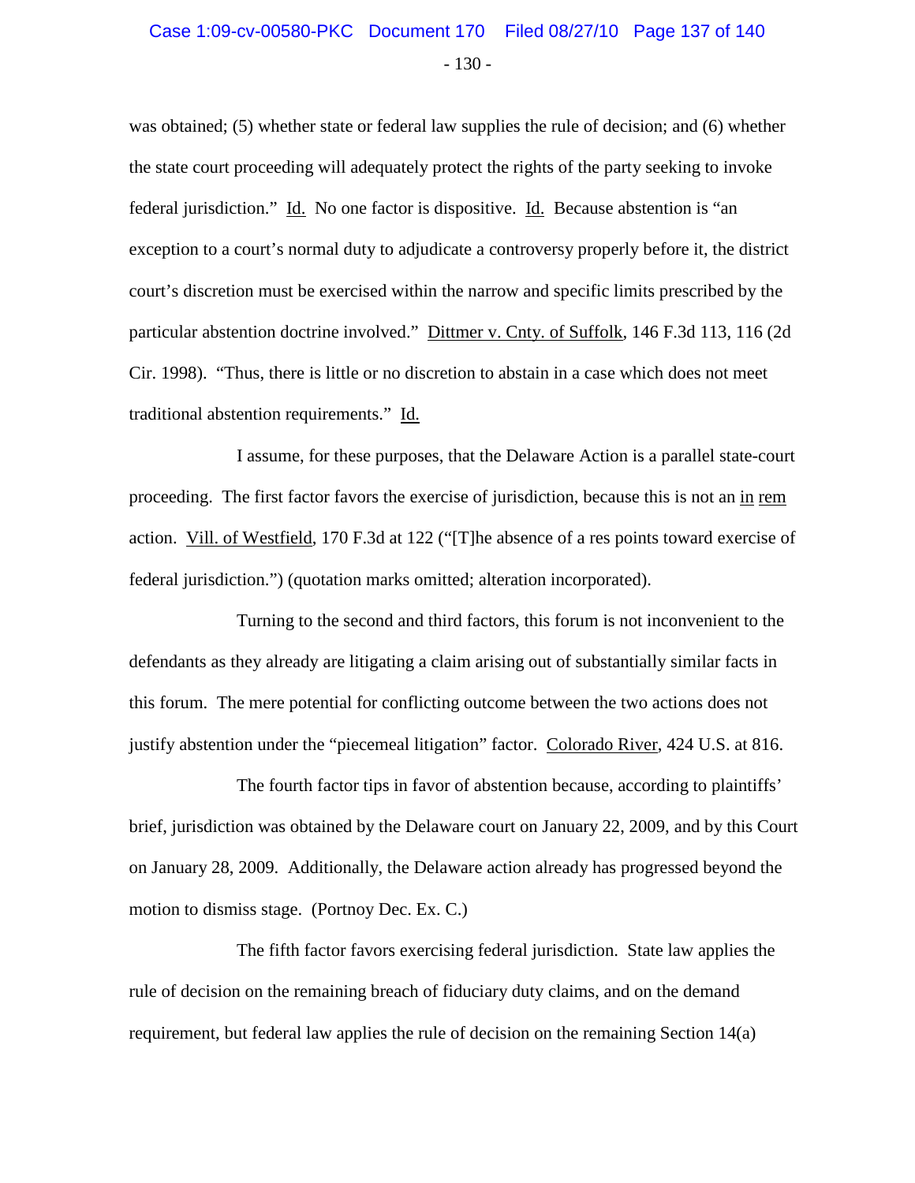was obtained; (5) whether state or federal law supplies the rule of decision; and (6) whether the state court proceeding will adequately protect the rights of the party seeking to invoke federal jurisdiction." Id. No one factor is dispositive. Id. Because abstention is "an exception to a court's normal duty to adjudicate a controversy properly before it, the district court's discretion must be exercised within the narrow and specific limits prescribed by the particular abstention doctrine involved." Dittmer v. Cnty. of Suffolk, 146 F.3d 113, 116 (2d Cir. 1998). "Thus, there is little or no discretion to abstain in a case which does not meet traditional abstention requirements." Id.

I assume, for these purposes, that the Delaware Action is a parallel state-court proceeding. The first factor favors the exercise of jurisdiction, because this is not an in rem action. Vill. of Westfield, 170 F.3d at 122 ("[T]he absence of a res points toward exercise of federal jurisdiction.") (quotation marks omitted; alteration incorporated).

Turning to the second and third factors, this forum is not inconvenient to the defendants as they already are litigating a claim arising out of substantially similar facts in this forum. The mere potential for conflicting outcome between the two actions does not justify abstention under the "piecemeal litigation" factor. Colorado River, 424 U.S. at 816.

The fourth factor tips in favor of abstention because, according to plaintiffs' brief, jurisdiction was obtained by the Delaware court on January 22, 2009, and by this Court on January 28, 2009. Additionally, the Delaware action already has progressed beyond the motion to dismiss stage. (Portnoy Dec. Ex. C.)

The fifth factor favors exercising federal jurisdiction. State law applies the rule of decision on the remaining breach of fiduciary duty claims, and on the demand requirement, but federal law applies the rule of decision on the remaining Section 14(a)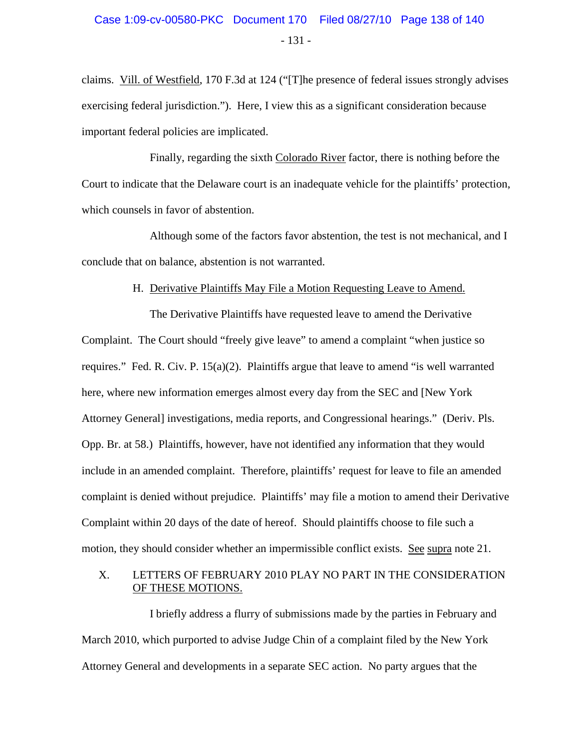claims. Vill. of Westfield, 170 F.3d at 124 ("[T]he presence of federal issues strongly advises exercising federal jurisdiction."). Here, I view this as a significant consideration because important federal policies are implicated.

Finally, regarding the sixth Colorado River factor, there is nothing before the Court to indicate that the Delaware court is an inadequate vehicle for the plaintiffs' protection, which counsels in favor of abstention.

Although some of the factors favor abstention, the test is not mechanical, and I conclude that on balance, abstention is not warranted.

### H. Derivative Plaintiffs May File a Motion Requesting Leave to Amend.

The Derivative Plaintiffs have requested leave to amend the Derivative Complaint. The Court should "freely give leave" to amend a complaint "when justice so requires." Fed. R. Civ. P. 15(a)(2). Plaintiffs argue that leave to amend "is well warranted here, where new information emerges almost every day from the SEC and [New York Attorney General] investigations, media reports, and Congressional hearings." (Deriv. Pls. Opp. Br. at 58.) Plaintiffs, however, have not identified any information that they would include in an amended complaint. Therefore, plaintiffs' request for leave to file an amended complaint is denied without prejudice. Plaintiffs' may file a motion to amend their Derivative Complaint within 20 days of the date of hereof. Should plaintiffs choose to file such a motion, they should consider whether an impermissible conflict exists. See supra note 21.

## X. LETTERS OF FEBRUARY 2010 PLAY NO PART IN THE CONSIDERATION OF THESE MOTIONS.

I briefly address a flurry of submissions made by the parties in February and March 2010, which purported to advise Judge Chin of a complaint filed by the New York Attorney General and developments in a separate SEC action. No party argues that the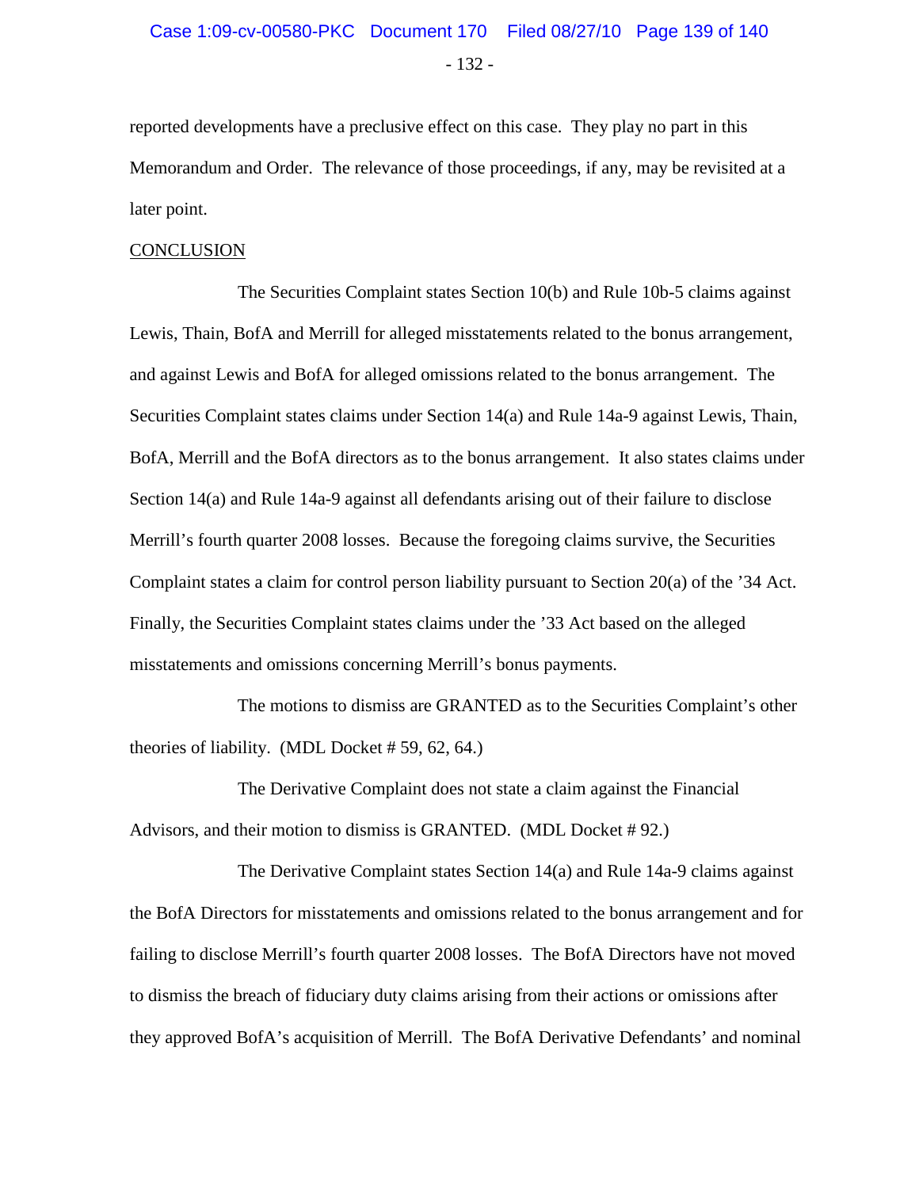reported developments have a preclusive effect on this case. They play no part in this Memorandum and Order. The relevance of those proceedings, if any, may be revisited at a later point.

## CONCLUSION

The Securities Complaint states Section 10(b) and Rule 10b-5 claims against Lewis, Thain, BofA and Merrill for alleged misstatements related to the bonus arrangement, and against Lewis and BofA for alleged omissions related to the bonus arrangement. The Securities Complaint states claims under Section 14(a) and Rule 14a-9 against Lewis, Thain, BofA, Merrill and the BofA directors as to the bonus arrangement. It also states claims under Section 14(a) and Rule 14a-9 against all defendants arising out of their failure to disclose Merrill's fourth quarter 2008 losses. Because the foregoing claims survive, the Securities Complaint states a claim for control person liability pursuant to Section 20(a) of the '34 Act. Finally, the Securities Complaint states claims under the '33 Act based on the alleged misstatements and omissions concerning Merrill's bonus payments.

The motions to dismiss are GRANTED as to the Securities Complaint's other theories of liability. (MDL Docket # 59, 62, 64.)

The Derivative Complaint does not state a claim against the Financial Advisors, and their motion to dismiss is GRANTED. (MDL Docket # 92.)

The Derivative Complaint states Section 14(a) and Rule 14a-9 claims against the BofA Directors for misstatements and omissions related to the bonus arrangement and for failing to disclose Merrill's fourth quarter 2008 losses. The BofA Directors have not moved to dismiss the breach of fiduciary duty claims arising from their actions or omissions after they approved BofA's acquisition of Merrill. The BofA Derivative Defendants' and nominal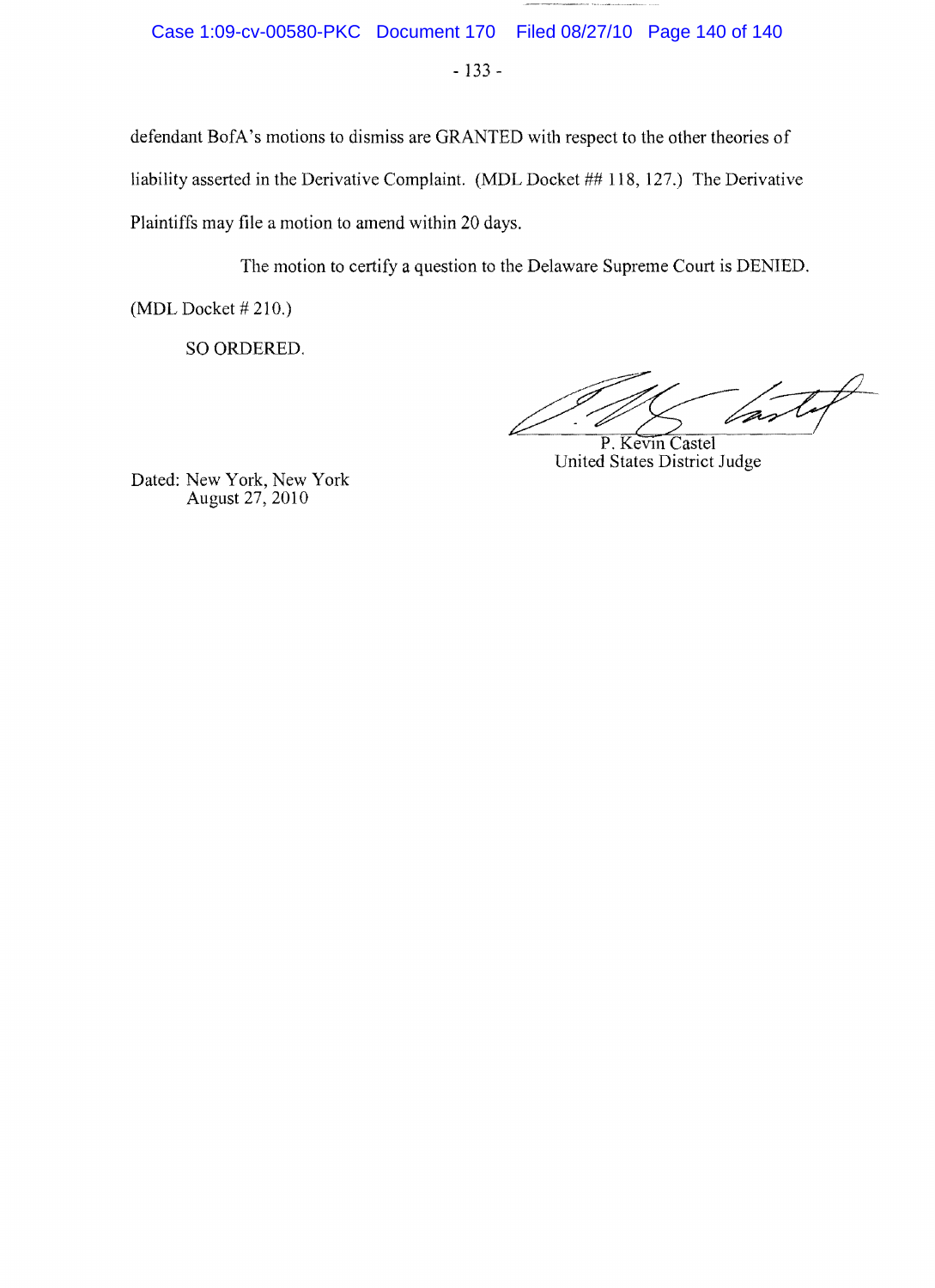defendant BofA's motions to dismiss are GRANTED with respect to the other theories of liability asserted in the Derivative Complaint. (MDL Docket ## 118, 127.) The Derivative Plaintiffs may file a motion to amend within 20 days.

The motion to certify a question to the Delaware Supreme Court is DENIED. (MDL Docket # 210.)

SO ORDERED.

P. Kevin Castel
United States District Judge

Dated: New York, New York
August 27, 2010